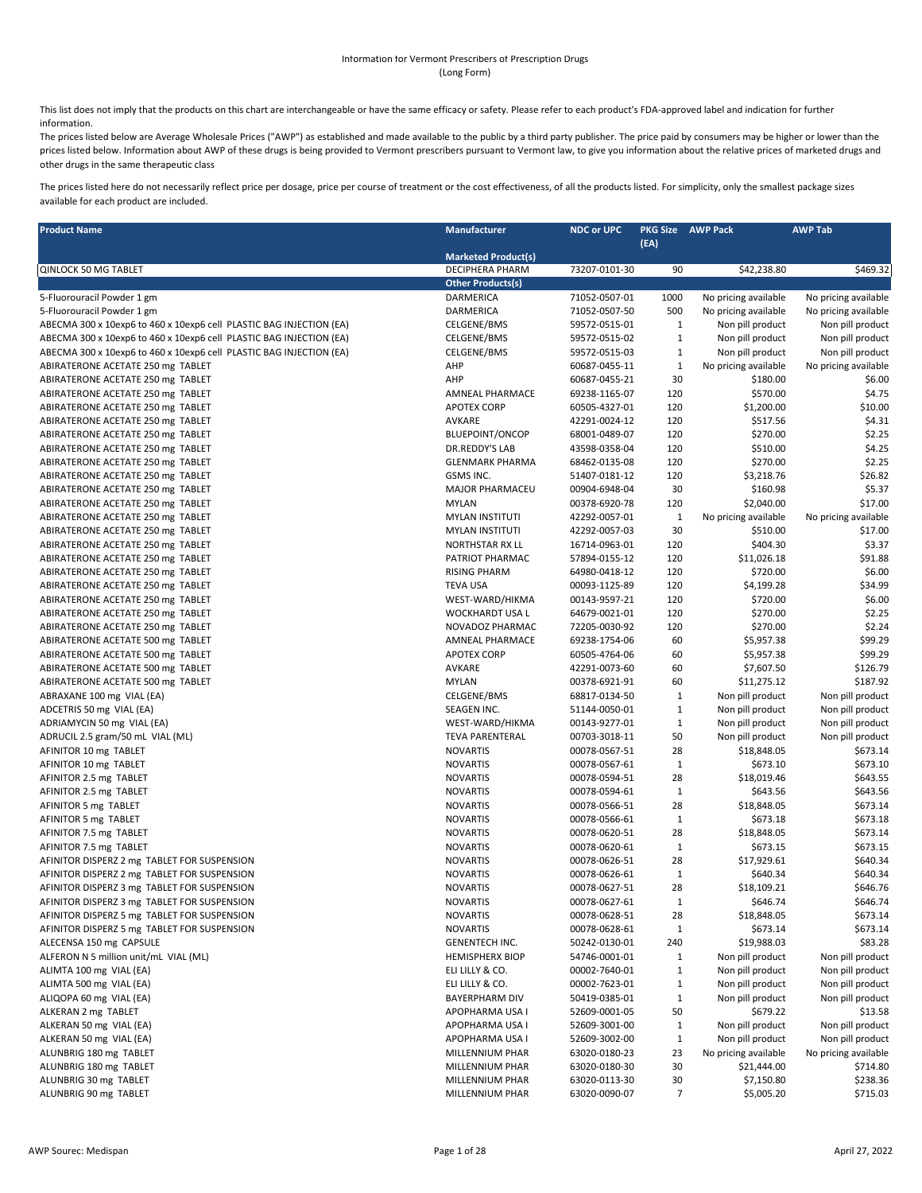Information for Vermont Prescribers of Prescription Drugs
(Long Form)

This list does not imply that the products on this chart are interchangeable or have the same efficacy or safety. Please refer to each product's FDA-approved label and indication for further information.

The prices listed below are Average Wholesale Prices ("AWP") as established and made available to the public by a third party publisher. The price paid by consumers may be higher or lower than the prices listed below. Information about AWP of these drugs is being provided to Vermont prescribers pursuant to Vermont law, to give you information about the relative prices of marketed drugs and other drugs in the same therapeutic class

The prices listed here do not necessarily reflect price per dosage, price per course of treatment or the cost effectiveness, of all the products listed. For simplicity, only the smallest package sizes available for each product are included.

| Product Name | Manufacturer | NDC or UPC | PKG Size (EA) | AWP Pack | AWP Tab |
|---|---|---|---|---|---|
| | **Marketed Product(s)** | | | | |
| QINLOCK 50 MG TABLET | DECIPHERA PHARM | 73207-0101-30 | 90 | $42,238.80 | $469.32 |
| | **Other Products(s)** | | | | |
| 5-Fluorouracil Powder 1 gm | DARMERICA | 71052-0507-01 | 1000 | No pricing available | No pricing available |
| 5-Fluorouracil Powder 1 gm | DARMERICA | 71052-0507-50 | 500 | No pricing available | No pricing available |
| ABECMA 300 x 10exp6 to 460 x 10exp6 cell PLASTIC BAG INJECTION (EA) | CELGENE/BMS | 59572-0515-01 | 1 | Non pill product | Non pill product |
| ABECMA 300 x 10exp6 to 460 x 10exp6 cell PLASTIC BAG INJECTION (EA) | CELGENE/BMS | 59572-0515-02 | 1 | Non pill product | Non pill product |
| ABECMA 300 x 10exp6 to 460 x 10exp6 cell PLASTIC BAG INJECTION (EA) | CELGENE/BMS | 59572-0515-03 | 1 | Non pill product | Non pill product |
| ABIRATERONE ACETATE 250 mg TABLET | AHP | 60687-0455-11 | 1 | No pricing available | No pricing available |
| ABIRATERONE ACETATE 250 mg TABLET | AHP | 60687-0455-21 | 30 | $180.00 | $6.00 |
| ABIRATERONE ACETATE 250 mg TABLET | AMNEAL PHARMACE | 69238-1165-07 | 120 | $570.00 | $4.75 |
| ABIRATERONE ACETATE 250 mg TABLET | APOTEX CORP | 60505-4327-01 | 120 | $1,200.00 | $10.00 |
| ABIRATERONE ACETATE 250 mg TABLET | AVKARE | 42291-0024-12 | 120 | $517.56 | $4.31 |
| ABIRATERONE ACETATE 250 mg TABLET | BLUEPOINT/ONCOP | 68001-0489-07 | 120 | $270.00 | $2.25 |
| ABIRATERONE ACETATE 250 mg TABLET | DR.REDDY'S LAB | 43598-0358-04 | 120 | $510.00 | $4.25 |
| ABIRATERONE ACETATE 250 mg TABLET | GLENMARK PHARMA | 68462-0135-08 | 120 | $270.00 | $2.25 |
| ABIRATERONE ACETATE 250 mg TABLET | GSMS INC. | 51407-0181-12 | 120 | $3,218.76 | $26.82 |
| ABIRATERONE ACETATE 250 mg TABLET | MAJOR PHARMACEU | 00904-6948-04 | 30 | $160.98 | $5.37 |
| ABIRATERONE ACETATE 250 mg TABLET | MYLAN | 00378-6920-78 | 120 | $2,040.00 | $17.00 |
| ABIRATERONE ACETATE 250 mg TABLET | MYLAN INSTITUTI | 42292-0057-01 | 1 | No pricing available | No pricing available |
| ABIRATERONE ACETATE 250 mg TABLET | MYLAN INSTITUTI | 42292-0057-03 | 30 | $510.00 | $17.00 |
| ABIRATERONE ACETATE 250 mg TABLET | NORTHSTAR RX LL | 16714-0963-01 | 120 | $404.30 | $3.37 |
| ABIRATERONE ACETATE 250 mg TABLET | PATRIOT PHARMAC | 57894-0155-12 | 120 | $11,026.18 | $91.88 |
| ABIRATERONE ACETATE 250 mg TABLET | RISING PHARM | 64980-0418-12 | 120 | $720.00 | $6.00 |
| ABIRATERONE ACETATE 250 mg TABLET | TEVA USA | 00093-1125-89 | 120 | $4,199.28 | $34.99 |
| ABIRATERONE ACETATE 250 mg TABLET | WEST-WARD/HIKMA | 00143-9597-21 | 120 | $720.00 | $6.00 |
| ABIRATERONE ACETATE 250 mg TABLET | WOCKHARDT USA L | 64679-0021-01 | 120 | $270.00 | $2.25 |
| ABIRATERONE ACETATE 250 mg TABLET | NOVADOZ PHARMAC | 72205-0030-92 | 120 | $270.00 | $2.24 |
| ABIRATERONE ACETATE 500 mg TABLET | AMNEAL PHARMACE | 69238-1754-06 | 60 | $5,957.38 | $99.29 |
| ABIRATERONE ACETATE 500 mg TABLET | APOTEX CORP | 60505-4764-06 | 60 | $5,957.38 | $99.29 |
| ABIRATERONE ACETATE 500 mg TABLET | AVKARE | 42291-0073-60 | 60 | $7,607.50 | $126.79 |
| ABIRATERONE ACETATE 500 mg TABLET | MYLAN | 00378-6921-91 | 60 | $11,275.12 | $187.92 |
| ABRAXANE 100 mg VIAL (EA) | CELGENE/BMS | 68817-0134-50 | 1 | Non pill product | Non pill product |
| ADCETRIS 50 mg VIAL (EA) | SEAGEN INC. | 51144-0050-01 | 1 | Non pill product | Non pill product |
| ADRIAMYCIN 50 mg VIAL (EA) | WEST-WARD/HIKMA | 00143-9277-01 | 1 | Non pill product | Non pill product |
| ADRUCIL 2.5 gram/50 mL VIAL (ML) | TEVA PARENTERAL | 00703-3018-11 | 50 | Non pill product | Non pill product |
| AFINITOR 10 mg TABLET | NOVARTIS | 00078-0567-51 | 28 | $18,848.05 | $673.14 |
| AFINITOR 10 mg TABLET | NOVARTIS | 00078-0567-61 | 1 | $673.10 | $673.10 |
| AFINITOR 2.5 mg TABLET | NOVARTIS | 00078-0594-51 | 28 | $18,019.46 | $643.55 |
| AFINITOR 2.5 mg TABLET | NOVARTIS | 00078-0594-61 | 1 | $643.56 | $643.56 |
| AFINITOR 5 mg TABLET | NOVARTIS | 00078-0566-51 | 28 | $18,848.05 | $673.14 |
| AFINITOR 5 mg TABLET | NOVARTIS | 00078-0566-61 | 1 | $673.18 | $673.18 |
| AFINITOR 7.5 mg TABLET | NOVARTIS | 00078-0620-51 | 28 | $18,848.05 | $673.14 |
| AFINITOR 7.5 mg TABLET | NOVARTIS | 00078-0620-61 | 1 | $673.15 | $673.15 |
| AFINITOR DISPERZ 2 mg TABLET FOR SUSPENSION | NOVARTIS | 00078-0626-51 | 28 | $17,929.61 | $640.34 |
| AFINITOR DISPERZ 2 mg TABLET FOR SUSPENSION | NOVARTIS | 00078-0626-61 | 1 | $640.34 | $640.34 |
| AFINITOR DISPERZ 3 mg TABLET FOR SUSPENSION | NOVARTIS | 00078-0627-51 | 28 | $18,109.21 | $646.76 |
| AFINITOR DISPERZ 3 mg TABLET FOR SUSPENSION | NOVARTIS | 00078-0627-61 | 1 | $646.74 | $646.74 |
| AFINITOR DISPERZ 5 mg TABLET FOR SUSPENSION | NOVARTIS | 00078-0628-51 | 28 | $18,848.05 | $673.14 |
| AFINITOR DISPERZ 5 mg TABLET FOR SUSPENSION | NOVARTIS | 00078-0628-61 | 1 | $673.14 | $673.14 |
| ALECENSA 150 mg CAPSULE | GENENTECH INC. | 50242-0130-01 | 240 | $19,988.03 | $83.28 |
| ALFERON N 5 million unit/mL VIAL (ML) | HEMISPHERX BIOP | 54746-0001-01 | 1 | Non pill product | Non pill product |
| ALIMTA 100 mg VIAL (EA) | ELI LILLY & CO. | 00002-7640-01 | 1 | Non pill product | Non pill product |
| ALIMTA 500 mg VIAL (EA) | ELI LILLY & CO. | 00002-7623-01 | 1 | Non pill product | Non pill product |
| ALIQOPA 60 mg VIAL (EA) | BAYERPHARM DIV | 50419-0385-01 | 1 | Non pill product | Non pill product |
| ALKERAN 2 mg TABLET | APOPHARMA USA I | 52609-0001-05 | 50 | $679.22 | $13.58 |
| ALKERAN 50 mg VIAL (EA) | APOPHARMA USA I | 52609-3001-00 | 1 | Non pill product | Non pill product |
| ALKERAN 50 mg VIAL (EA) | APOPHARMA USA I | 52609-3002-00 | 1 | Non pill product | Non pill product |
| ALUNBRIG 180 mg TABLET | MILLENNIUM PHAR | 63020-0180-23 | 23 | No pricing available | No pricing available |
| ALUNBRIG 180 mg TABLET | MILLENNIUM PHAR | 63020-0180-30 | 30 | $21,444.00 | $714.80 |
| ALUNBRIG 30 mg TABLET | MILLENNIUM PHAR | 63020-0113-30 | 30 | $7,150.80 | $238.36 |
| ALUNBRIG 90 mg TABLET | MILLENNIUM PHAR | 63020-0090-07 | 7 | $5,005.20 | $715.03 |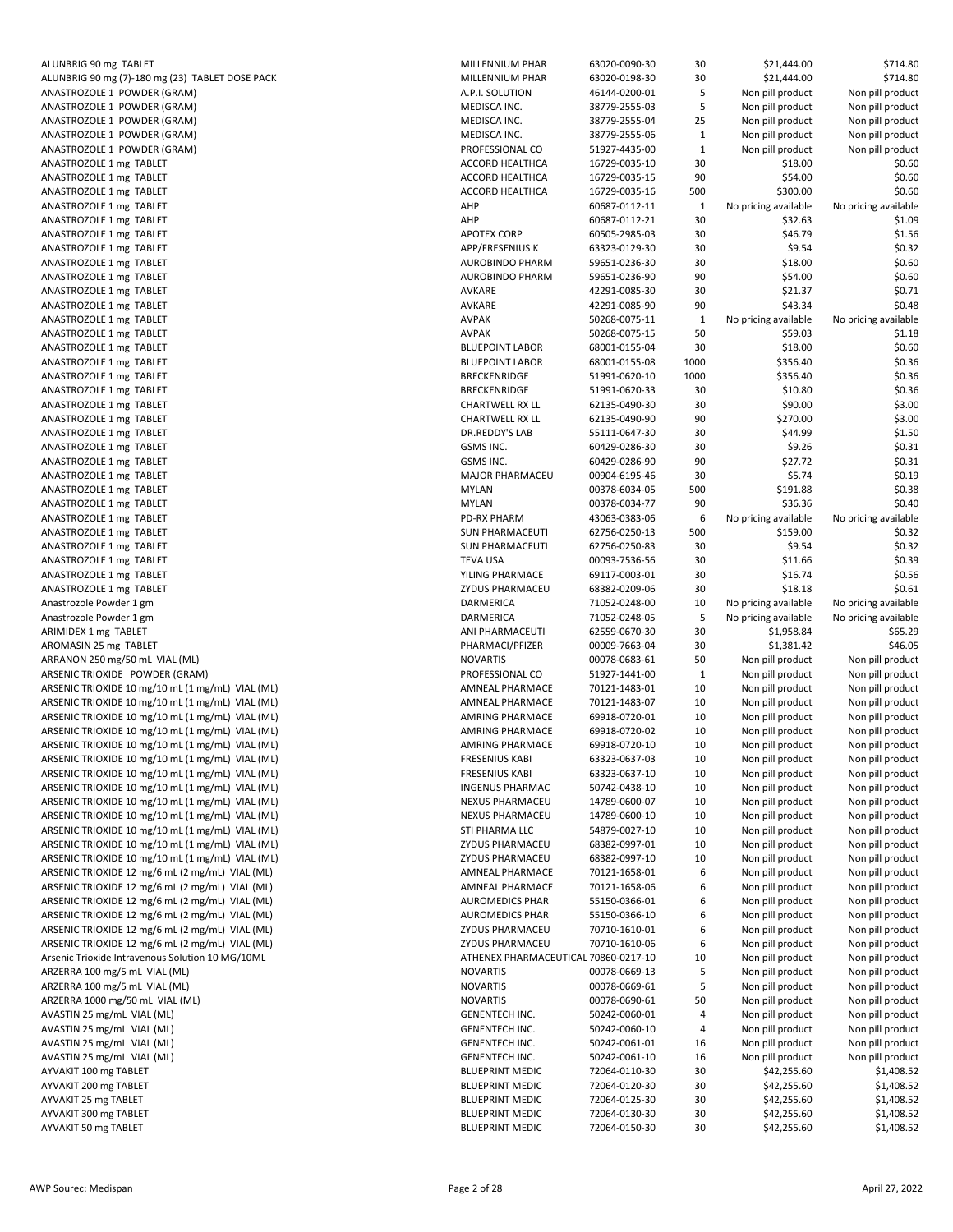| | | | | | |
|---|---|---|---|---|---|
| ALUNBRIG 90 mg TABLET | MILLENNIUM PHAR | 63020-0090-30 | 30 | $21,444.00 | $714.80 |
| ALUNBRIG 90 mg (7)-180 mg (23) TABLET DOSE PACK | MILLENNIUM PHAR | 63020-0198-30 | 30 | $21,444.00 | $714.80 |
| ANASTROZOLE 1 POWDER (GRAM) | A.P.I. SOLUTION | 46144-0200-01 | 5 | Non pill product | Non pill product |
| ANASTROZOLE 1 POWDER (GRAM) | MEDISCA INC. | 38779-2555-03 | 5 | Non pill product | Non pill product |
| ANASTROZOLE 1 POWDER (GRAM) | MEDISCA INC. | 38779-2555-04 | 25 | Non pill product | Non pill product |
| ANASTROZOLE 1 POWDER (GRAM) | MEDISCA INC. | 38779-2555-06 | 1 | Non pill product | Non pill product |
| ANASTROZOLE 1 POWDER (GRAM) | PROFESSIONAL CO | 51927-4435-00 | 1 | Non pill product | Non pill product |
| ANASTROZOLE 1 mg TABLET | ACCORD HEALTHCA | 16729-0035-10 | 30 | $18.00 | $0.60 |
| ANASTROZOLE 1 mg TABLET | ACCORD HEALTHCA | 16729-0035-15 | 90 | $54.00 | $0.60 |
| ANASTROZOLE 1 mg TABLET | ACCORD HEALTHCA | 16729-0035-16 | 500 | $300.00 | $0.60 |
| ANASTROZOLE 1 mg TABLET | AHP | 60687-0112-11 | 1 | No pricing available | No pricing available |
| ANASTROZOLE 1 mg TABLET | AHP | 60687-0112-21 | 30 | $32.63 | $1.09 |
| ANASTROZOLE 1 mg TABLET | APOTEX CORP | 60505-2985-03 | 30 | $46.79 | $1.56 |
| ANASTROZOLE 1 mg TABLET | APP/FRESENIUS K | 63323-0129-30 | 30 | $9.54 | $0.32 |
| ANASTROZOLE 1 mg TABLET | AUROBINDO PHARM | 59651-0236-30 | 30 | $18.00 | $0.60 |
| ANASTROZOLE 1 mg TABLET | AUROBINDO PHARM | 59651-0236-90 | 90 | $54.00 | $0.60 |
| ANASTROZOLE 1 mg TABLET | AVKARE | 42291-0085-30 | 30 | $21.37 | $0.71 |
| ANASTROZOLE 1 mg TABLET | AVKARE | 42291-0085-90 | 90 | $43.34 | $0.48 |
| ANASTROZOLE 1 mg TABLET | AVPAK | 50268-0075-11 | 1 | No pricing available | No pricing available |
| ANASTROZOLE 1 mg TABLET | AVPAK | 50268-0075-15 | 50 | $59.03 | $1.18 |
| ANASTROZOLE 1 mg TABLET | BLUEPOINT LABOR | 68001-0155-04 | 30 | $18.00 | $0.60 |
| ANASTROZOLE 1 mg TABLET | BLUEPOINT LABOR | 68001-0155-08 | 1000 | $356.40 | $0.36 |
| ANASTROZOLE 1 mg TABLET | BRECKENRIDGE | 51991-0620-10 | 1000 | $356.40 | $0.36 |
| ANASTROZOLE 1 mg TABLET | BRECKENRIDGE | 51991-0620-33 | 30 | $10.80 | $0.36 |
| ANASTROZOLE 1 mg TABLET | CHARTWELL RX LL | 62135-0490-30 | 30 | $90.00 | $3.00 |
| ANASTROZOLE 1 mg TABLET | CHARTWELL RX LL | 62135-0490-90 | 90 | $270.00 | $3.00 |
| ANASTROZOLE 1 mg TABLET | DR.REDDY'S LAB | 55111-0647-30 | 30 | $44.99 | $1.50 |
| ANASTROZOLE 1 mg TABLET | GSMS INC. | 60429-0286-30 | 30 | $9.26 | $0.31 |
| ANASTROZOLE 1 mg TABLET | GSMS INC. | 60429-0286-90 | 90 | $27.72 | $0.31 |
| ANASTROZOLE 1 mg TABLET | MAJOR PHARMACEU | 00904-6195-46 | 30 | $5.74 | $0.19 |
| ANASTROZOLE 1 mg TABLET | MYLAN | 00378-6034-05 | 500 | $191.88 | $0.38 |
| ANASTROZOLE 1 mg TABLET | MYLAN | 00378-6034-77 | 90 | $36.36 | $0.40 |
| ANASTROZOLE 1 mg TABLET | PD-RX PHARM | 43063-0383-06 | 6 | No pricing available | No pricing available |
| ANASTROZOLE 1 mg TABLET | SUN PHARMACEUTI | 62756-0250-13 | 500 | $159.00 | $0.32 |
| ANASTROZOLE 1 mg TABLET | SUN PHARMACEUTI | 62756-0250-83 | 30 | $9.54 | $0.32 |
| ANASTROZOLE 1 mg TABLET | TEVA USA | 00093-7536-56 | 30 | $11.66 | $0.39 |
| ANASTROZOLE 1 mg TABLET | YILING PHARMACE | 69117-0003-01 | 30 | $16.74 | $0.56 |
| ANASTROZOLE 1 mg TABLET | ZYDUS PHARMACEU | 68382-0209-06 | 30 | $18.18 | $0.61 |
| Anastrozole Powder 1 gm | DARMERICA | 71052-0248-00 | 10 | No pricing available | No pricing available |
| Anastrozole Powder 1 gm | DARMERICA | 71052-0248-05 | 5 | No pricing available | No pricing available |
| ARIMIDEX 1 mg TABLET | ANI PHARMACEUTI | 62559-0670-30 | 30 | $1,958.84 | $65.29 |
| AROMASIN 25 mg TABLET | PHARMACI/PFIZER | 00009-7663-04 | 30 | $1,381.42 | $46.05 |
| ARRANON 250 mg/50 mL VIAL (ML) | NOVARTIS | 00078-0683-61 | 50 | Non pill product | Non pill product |
| ARSENIC TRIOXIDE POWDER (GRAM) | PROFESSIONAL CO | 51927-1441-00 | 1 | Non pill product | Non pill product |
| ARSENIC TRIOXIDE 10 mg/10 mL (1 mg/mL) VIAL (ML) | AMNEAL PHARMACE | 70121-1483-01 | 10 | Non pill product | Non pill product |
| ARSENIC TRIOXIDE 10 mg/10 mL (1 mg/mL) VIAL (ML) | AMNEAL PHARMACE | 70121-1483-07 | 10 | Non pill product | Non pill product |
| ARSENIC TRIOXIDE 10 mg/10 mL (1 mg/mL) VIAL (ML) | AMRING PHARMACE | 69918-0720-01 | 10 | Non pill product | Non pill product |
| ARSENIC TRIOXIDE 10 mg/10 mL (1 mg/mL) VIAL (ML) | AMRING PHARMACE | 69918-0720-02 | 10 | Non pill product | Non pill product |
| ARSENIC TRIOXIDE 10 mg/10 mL (1 mg/mL) VIAL (ML) | AMRING PHARMACE | 69918-0720-10 | 10 | Non pill product | Non pill product |
| ARSENIC TRIOXIDE 10 mg/10 mL (1 mg/mL) VIAL (ML) | FRESENIUS KABI | 63323-0637-03 | 10 | Non pill product | Non pill product |
| ARSENIC TRIOXIDE 10 mg/10 mL (1 mg/mL) VIAL (ML) | FRESENIUS KABI | 63323-0637-10 | 10 | Non pill product | Non pill product |
| ARSENIC TRIOXIDE 10 mg/10 mL (1 mg/mL) VIAL (ML) | INGENUS PHARMAC | 50742-0438-10 | 10 | Non pill product | Non pill product |
| ARSENIC TRIOXIDE 10 mg/10 mL (1 mg/mL) VIAL (ML) | NEXUS PHARMACEU | 14789-0600-07 | 10 | Non pill product | Non pill product |
| ARSENIC TRIOXIDE 10 mg/10 mL (1 mg/mL) VIAL (ML) | NEXUS PHARMACEU | 14789-0600-10 | 10 | Non pill product | Non pill product |
| ARSENIC TRIOXIDE 10 mg/10 mL (1 mg/mL) VIAL (ML) | STI PHARMA LLC | 54879-0027-10 | 10 | Non pill product | Non pill product |
| ARSENIC TRIOXIDE 10 mg/10 mL (1 mg/mL) VIAL (ML) | ZYDUS PHARMACEU | 68382-0997-01 | 10 | Non pill product | Non pill product |
| ARSENIC TRIOXIDE 10 mg/10 mL (1 mg/mL) VIAL (ML) | ZYDUS PHARMACEU | 68382-0997-10 | 10 | Non pill product | Non pill product |
| ARSENIC TRIOXIDE 12 mg/6 mL (2 mg/mL) VIAL (ML) | AMNEAL PHARMACE | 70121-1658-01 | 6 | Non pill product | Non pill product |
| ARSENIC TRIOXIDE 12 mg/6 mL (2 mg/mL) VIAL (ML) | AMNEAL PHARMACE | 70121-1658-06 | 6 | Non pill product | Non pill product |
| ARSENIC TRIOXIDE 12 mg/6 mL (2 mg/mL) VIAL (ML) | AUROMEDICS PHAR | 55150-0366-01 | 6 | Non pill product | Non pill product |
| ARSENIC TRIOXIDE 12 mg/6 mL (2 mg/mL) VIAL (ML) | AUROMEDICS PHAR | 55150-0366-10 | 6 | Non pill product | Non pill product |
| ARSENIC TRIOXIDE 12 mg/6 mL (2 mg/mL) VIAL (ML) | ZYDUS PHARMACEU | 70710-1610-01 | 6 | Non pill product | Non pill product |
| ARSENIC TRIOXIDE 12 mg/6 mL (2 mg/mL) VIAL (ML) | ZYDUS PHARMACEU | 70710-1610-06 | 6 | Non pill product | Non pill product |
| Arsenic Trioxide Intravenous Solution 10 MG/10ML | ATHENEX PHARMACEUTICAL | 70860-0217-10 | 10 | Non pill product | Non pill product |
| ARZERRA 100 mg/5 mL VIAL (ML) | NOVARTIS | 00078-0669-13 | 5 | Non pill product | Non pill product |
| ARZERRA 100 mg/5 mL VIAL (ML) | NOVARTIS | 00078-0669-61 | 5 | Non pill product | Non pill product |
| ARZERRA 1000 mg/50 mL VIAL (ML) | NOVARTIS | 00078-0690-61 | 50 | Non pill product | Non pill product |
| AVASTIN 25 mg/mL VIAL (ML) | GENENTECH INC. | 50242-0060-01 | 4 | Non pill product | Non pill product |
| AVASTIN 25 mg/mL VIAL (ML) | GENENTECH INC. | 50242-0060-10 | 4 | Non pill product | Non pill product |
| AVASTIN 25 mg/mL VIAL (ML) | GENENTECH INC. | 50242-0061-01 | 16 | Non pill product | Non pill product |
| AVASTIN 25 mg/mL VIAL (ML) | GENENTECH INC. | 50242-0061-10 | 16 | Non pill product | Non pill product |
| AYVAKIT 100 mg TABLET | BLUEPRINT MEDIC | 72064-0110-30 | 30 | $42,255.60 | $1,408.52 |
| AYVAKIT 200 mg TABLET | BLUEPRINT MEDIC | 72064-0120-30 | 30 | $42,255.60 | $1,408.52 |
| AYVAKIT 25 mg TABLET | BLUEPRINT MEDIC | 72064-0125-30 | 30 | $42,255.60 | $1,408.52 |
| AYVAKIT 300 mg TABLET | BLUEPRINT MEDIC | 72064-0130-30 | 30 | $42,255.60 | $1,408.52 |
| AYVAKIT 50 mg TABLET | BLUEPRINT MEDIC | 72064-0150-30 | 30 | $42,255.60 | $1,408.52 |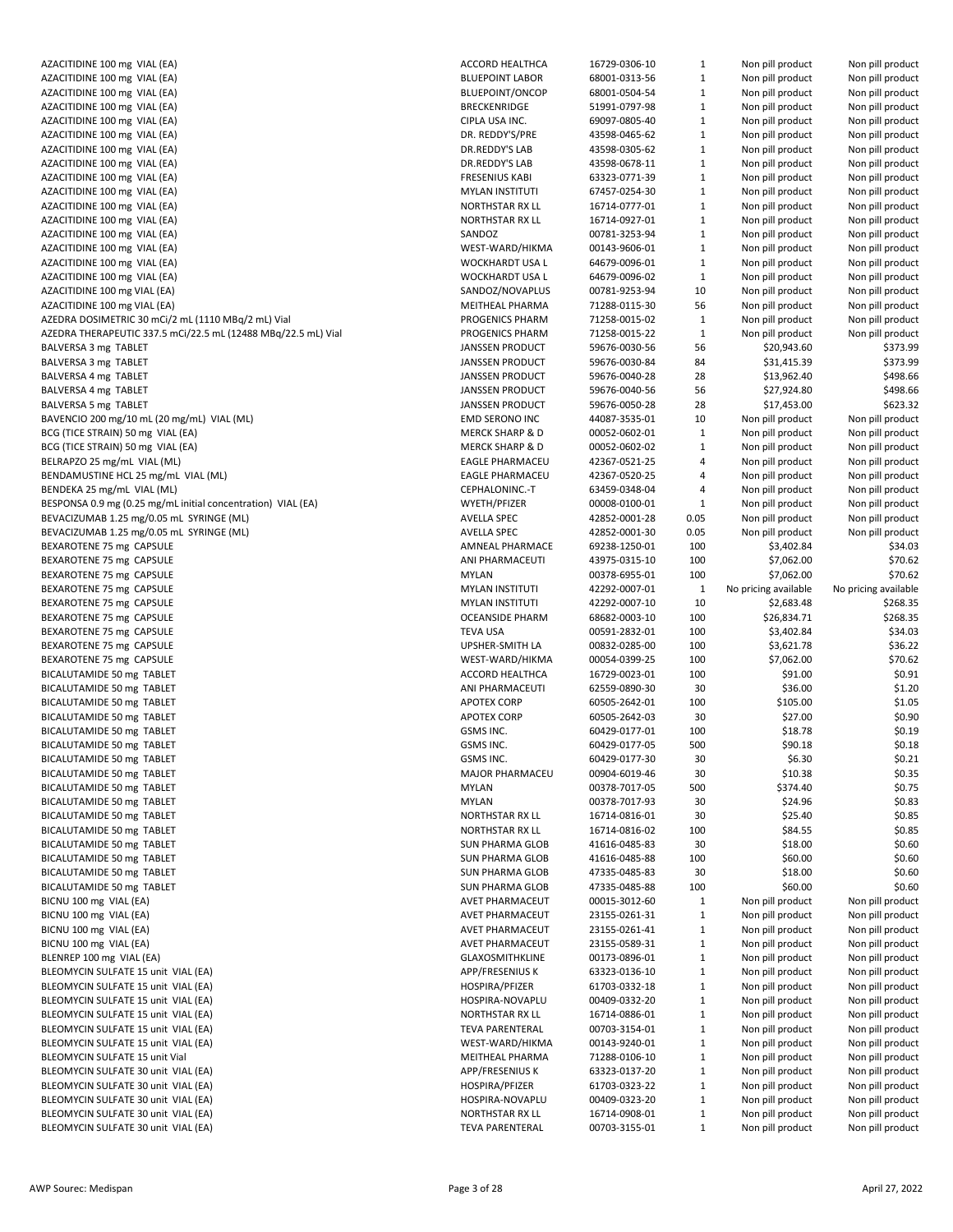| | | | | | |
|---|---|---|---|---|---|
| AZACITIDINE 100 mg VIAL (EA) | ACCORD HEALTHCA | 16729-0306-10 | 1 | Non pill product | Non pill product |
| AZACITIDINE 100 mg VIAL (EA) | BLUEPOINT LABOR | 68001-0313-56 | 1 | Non pill product | Non pill product |
| AZACITIDINE 100 mg VIAL (EA) | BLUEPOINT/ONCOP | 68001-0504-54 | 1 | Non pill product | Non pill product |
| AZACITIDINE 100 mg VIAL (EA) | BRECKENRIDGE | 51991-0797-98 | 1 | Non pill product | Non pill product |
| AZACITIDINE 100 mg VIAL (EA) | CIPLA USA INC. | 69097-0805-40 | 1 | Non pill product | Non pill product |
| AZACITIDINE 100 mg VIAL (EA) | DR. REDDY'S/PRE | 43598-0465-62 | 1 | Non pill product | Non pill product |
| AZACITIDINE 100 mg VIAL (EA) | DR.REDDY'S LAB | 43598-0305-62 | 1 | Non pill product | Non pill product |
| AZACITIDINE 100 mg VIAL (EA) | DR.REDDY'S LAB | 43598-0678-11 | 1 | Non pill product | Non pill product |
| AZACITIDINE 100 mg VIAL (EA) | FRESENIUS KABI | 63323-0771-39 | 1 | Non pill product | Non pill product |
| AZACITIDINE 100 mg VIAL (EA) | MYLAN INSTITUTI | 67457-0254-30 | 1 | Non pill product | Non pill product |
| AZACITIDINE 100 mg VIAL (EA) | NORTHSTAR RX LL | 16714-0777-01 | 1 | Non pill product | Non pill product |
| AZACITIDINE 100 mg VIAL (EA) | NORTHSTAR RX LL | 16714-0927-01 | 1 | Non pill product | Non pill product |
| AZACITIDINE 100 mg VIAL (EA) | SANDOZ | 00781-3253-94 | 1 | Non pill product | Non pill product |
| AZACITIDINE 100 mg VIAL (EA) | WEST-WARD/HIKMA | 00143-9606-01 | 1 | Non pill product | Non pill product |
| AZACITIDINE 100 mg VIAL (EA) | WOCKHARDT USA L | 64679-0096-01 | 1 | Non pill product | Non pill product |
| AZACITIDINE 100 mg VIAL (EA) | WOCKHARDT USA L | 64679-0096-02 | 1 | Non pill product | Non pill product |
| AZACITIDINE 100 mg VIAL (EA) | SANDOZ/NOVAPLUS | 00781-9253-94 | 10 | Non pill product | Non pill product |
| AZACITIDINE 100 mg VIAL (EA) | MEITHEAL PHARMA | 71288-0115-30 | 56 | Non pill product | Non pill product |
| AZEDRA DOSIMETRIC 30 mCi/2 mL (1110 MBq/2 mL) Vial | PROGENICS PHARM | 71258-0015-02 | 1 | Non pill product | Non pill product |
| AZEDRA THERAPEUTIC 337.5 mCi/22.5 mL (12488 MBq/22.5 mL) Vial | PROGENICS PHARM | 71258-0015-22 | 1 | Non pill product | Non pill product |
| BALVERSA 3 mg TABLET | JANSSEN PRODUCT | 59676-0030-56 | 56 | $20,943.60 | $373.99 |
| BALVERSA 3 mg TABLET | JANSSEN PRODUCT | 59676-0030-84 | 84 | $31,415.39 | $373.99 |
| BALVERSA 4 mg TABLET | JANSSEN PRODUCT | 59676-0040-28 | 28 | $13,962.40 | $498.66 |
| BALVERSA 4 mg TABLET | JANSSEN PRODUCT | 59676-0040-56 | 56 | $27,924.80 | $498.66 |
| BALVERSA 5 mg TABLET | JANSSEN PRODUCT | 59676-0050-28 | 28 | $17,453.00 | $623.32 |
| BAVENCIO 200 mg/10 mL (20 mg/mL) VIAL (ML) | EMD SERONO INC | 44087-3535-01 | 10 | Non pill product | Non pill product |
| BCG (TICE STRAIN) 50 mg VIAL (EA) | MERCK SHARP & D | 00052-0602-01 | 1 | Non pill product | Non pill product |
| BCG (TICE STRAIN) 50 mg VIAL (EA) | MERCK SHARP & D | 00052-0602-02 | 1 | Non pill product | Non pill product |
| BELRAPZO 25 mg/mL VIAL (ML) | EAGLE PHARMACEU | 42367-0521-25 | 4 | Non pill product | Non pill product |
| BENDAMUSTINE HCL 25 mg/mL VIAL (ML) | EAGLE PHARMACEU | 42367-0520-25 | 4 | Non pill product | Non pill product |
| BENDEKA 25 mg/mL VIAL (ML) | CEPHALONINC.-T | 63459-0348-04 | 4 | Non pill product | Non pill product |
| BESPONSA 0.9 mg (0.25 mg/mL initial concentration) VIAL (EA) | WYETH/PFIZER | 00008-0100-01 | 1 | Non pill product | Non pill product |
| BEVACIZUMAB 1.25 mg/0.05 mL SYRINGE (ML) | AVELLA SPEC | 42852-0001-28 | 0.05 | Non pill product | Non pill product |
| BEVACIZUMAB 1.25 mg/0.05 mL SYRINGE (ML) | AVELLA SPEC | 42852-0001-30 | 0.05 | Non pill product | Non pill product |
| BEXAROTENE 75 mg CAPSULE | AMNEAL PHARMACE | 69238-1250-01 | 100 | $3,402.84 | $34.03 |
| BEXAROTENE 75 mg CAPSULE | ANI PHARMACEUTI | 43975-0315-10 | 100 | $7,062.00 | $70.62 |
| BEXAROTENE 75 mg CAPSULE | MYLAN | 00378-6955-01 | 100 | $7,062.00 | $70.62 |
| BEXAROTENE 75 mg CAPSULE | MYLAN INSTITUTI | 42292-0007-01 | 1 | No pricing available | No pricing available |
| BEXAROTENE 75 mg CAPSULE | MYLAN INSTITUTI | 42292-0007-10 | 10 | $2,683.48 | $268.35 |
| BEXAROTENE 75 mg CAPSULE | OCEANSIDE PHARM | 68682-0003-10 | 100 | $26,834.71 | $268.35 |
| BEXAROTENE 75 mg CAPSULE | TEVA USA | 00591-2832-01 | 100 | $3,402.84 | $34.03 |
| BEXAROTENE 75 mg CAPSULE | UPSHER-SMITH LA | 00832-0285-00 | 100 | $3,621.78 | $36.22 |
| BEXAROTENE 75 mg CAPSULE | WEST-WARD/HIKMA | 00054-0399-25 | 100 | $7,062.00 | $70.62 |
| BICALUTAMIDE 50 mg TABLET | ACCORD HEALTHCA | 16729-0023-01 | 100 | $91.00 | $0.91 |
| BICALUTAMIDE 50 mg TABLET | ANI PHARMACEUTI | 62559-0890-30 | 30 | $36.00 | $1.20 |
| BICALUTAMIDE 50 mg TABLET | APOTEX CORP | 60505-2642-01 | 100 | $105.00 | $1.05 |
| BICALUTAMIDE 50 mg TABLET | APOTEX CORP | 60505-2642-03 | 30 | $27.00 | $0.90 |
| BICALUTAMIDE 50 mg TABLET | GSMS INC. | 60429-0177-01 | 100 | $18.78 | $0.19 |
| BICALUTAMIDE 50 mg TABLET | GSMS INC. | 60429-0177-05 | 500 | $90.18 | $0.18 |
| BICALUTAMIDE 50 mg TABLET | GSMS INC. | 60429-0177-30 | 30 | $6.30 | $0.21 |
| BICALUTAMIDE 50 mg TABLET | MAJOR PHARMACEU | 00904-6019-46 | 30 | $10.38 | $0.35 |
| BICALUTAMIDE 50 mg TABLET | MYLAN | 00378-7017-05 | 500 | $374.40 | $0.75 |
| BICALUTAMIDE 50 mg TABLET | MYLAN | 00378-7017-93 | 30 | $24.96 | $0.83 |
| BICALUTAMIDE 50 mg TABLET | NORTHSTAR RX LL | 16714-0816-01 | 30 | $25.40 | $0.85 |
| BICALUTAMIDE 50 mg TABLET | NORTHSTAR RX LL | 16714-0816-02 | 100 | $84.55 | $0.85 |
| BICALUTAMIDE 50 mg TABLET | SUN PHARMA GLOB | 41616-0485-83 | 30 | $18.00 | $0.60 |
| BICALUTAMIDE 50 mg TABLET | SUN PHARMA GLOB | 41616-0485-88 | 100 | $60.00 | $0.60 |
| BICALUTAMIDE 50 mg TABLET | SUN PHARMA GLOB | 47335-0485-83 | 30 | $18.00 | $0.60 |
| BICALUTAMIDE 50 mg TABLET | SUN PHARMA GLOB | 47335-0485-88 | 100 | $60.00 | $0.60 |
| BICNU 100 mg VIAL (EA) | AVET PHARMACEUT | 00015-3012-60 | 1 | Non pill product | Non pill product |
| BICNU 100 mg VIAL (EA) | AVET PHARMACEUT | 23155-0261-31 | 1 | Non pill product | Non pill product |
| BICNU 100 mg VIAL (EA) | AVET PHARMACEUT | 23155-0261-41 | 1 | Non pill product | Non pill product |
| BICNU 100 mg VIAL (EA) | AVET PHARMACEUT | 23155-0589-31 | 1 | Non pill product | Non pill product |
| BLENREP 100 mg VIAL (EA) | GLAXOSMITHKLINE | 00173-0896-01 | 1 | Non pill product | Non pill product |
| BLEOMYCIN SULFATE 15 unit VIAL (EA) | APP/FRESENIUS K | 63323-0136-10 | 1 | Non pill product | Non pill product |
| BLEOMYCIN SULFATE 15 unit VIAL (EA) | HOSPIRA/PFIZER | 61703-0332-18 | 1 | Non pill product | Non pill product |
| BLEOMYCIN SULFATE 15 unit VIAL (EA) | HOSPIRA-NOVAPLU | 00409-0332-20 | 1 | Non pill product | Non pill product |
| BLEOMYCIN SULFATE 15 unit VIAL (EA) | NORTHSTAR RX LL | 16714-0886-01 | 1 | Non pill product | Non pill product |
| BLEOMYCIN SULFATE 15 unit VIAL (EA) | TEVA PARENTERAL | 00703-3154-01 | 1 | Non pill product | Non pill product |
| BLEOMYCIN SULFATE 15 unit VIAL (EA) | WEST-WARD/HIKMA | 00143-9240-01 | 1 | Non pill product | Non pill product |
| BLEOMYCIN SULFATE 15 unit Vial | MEITHEAL PHARMA | 71288-0106-10 | 1 | Non pill product | Non pill product |
| BLEOMYCIN SULFATE 30 unit VIAL (EA) | APP/FRESENIUS K | 63323-0137-20 | 1 | Non pill product | Non pill product |
| BLEOMYCIN SULFATE 30 unit VIAL (EA) | HOSPIRA/PFIZER | 61703-0323-22 | 1 | Non pill product | Non pill product |
| BLEOMYCIN SULFATE 30 unit VIAL (EA) | HOSPIRA-NOVAPLU | 00409-0323-20 | 1 | Non pill product | Non pill product |
| BLEOMYCIN SULFATE 30 unit VIAL (EA) | NORTHSTAR RX LL | 16714-0908-01 | 1 | Non pill product | Non pill product |
| BLEOMYCIN SULFATE 30 unit VIAL (EA) | TEVA PARENTERAL | 00703-3155-01 | 1 | Non pill product | Non pill product |

AWP Sourec: Medispan

April 27, 2022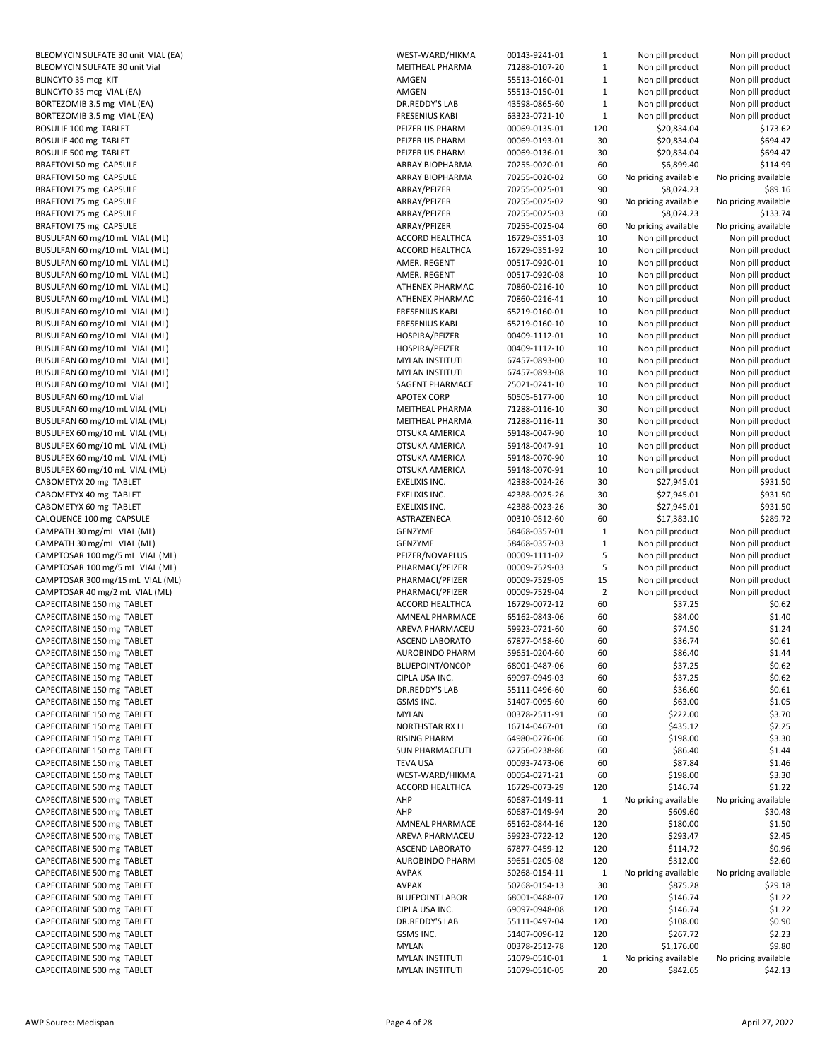| | | | | | |
|---|---|---|---|---|---|
| BLEOMYCIN SULFATE 30 unit VIAL (EA) | WEST-WARD/HIKMA | 00143-9241-01 | 1 | Non pill product | Non pill product |
| BLEOMYCIN SULFATE 30 unit Vial | MEITHEAL PHARMA | 71288-0107-20 | 1 | Non pill product | Non pill product |
| BLINCYTO 35 mcg KIT | AMGEN | 55513-0160-01 | 1 | Non pill product | Non pill product |
| BLINCYTO 35 mcg VIAL (EA) | AMGEN | 55513-0150-01 | 1 | Non pill product | Non pill product |
| BORTEZOMIB 3.5 mg VIAL (EA) | DR.REDDY'S LAB | 43598-0865-60 | 1 | Non pill product | Non pill product |
| BORTEZOMIB 3.5 mg VIAL (EA) | FRESENIUS KABI | 63323-0721-10 | 1 | Non pill product | Non pill product |
| BOSULIF 100 mg TABLET | PFIZER US PHARM | 00069-0135-01 | 120 | $20,834.04 | $173.62 |
| BOSULIF 400 mg TABLET | PFIZER US PHARM | 00069-0193-01 | 30 | $20,834.04 | $694.47 |
| BOSULIF 500 mg TABLET | PFIZER US PHARM | 00069-0136-01 | 30 | $20,834.04 | $694.47 |
| BRAFTOVI 50 mg CAPSULE | ARRAY BIOPHARMA | 70255-0020-01 | 60 | $6,899.40 | $114.99 |
| BRAFTOVI 50 mg CAPSULE | ARRAY BIOPHARMA | 70255-0020-02 | 60 | No pricing available | No pricing available |
| BRAFTOVI 75 mg CAPSULE | ARRAY/PFIZER | 70255-0025-01 | 90 | $8,024.23 | $89.16 |
| BRAFTOVI 75 mg CAPSULE | ARRAY/PFIZER | 70255-0025-02 | 90 | No pricing available | No pricing available |
| BRAFTOVI 75 mg CAPSULE | ARRAY/PFIZER | 70255-0025-03 | 60 | $8,024.23 | $133.74 |
| BRAFTOVI 75 mg CAPSULE | ARRAY/PFIZER | 70255-0025-04 | 60 | No pricing available | No pricing available |
| BUSULFAN 60 mg/10 mL VIAL (ML) | ACCORD HEALTHCA | 16729-0351-03 | 10 | Non pill product | Non pill product |
| BUSULFAN 60 mg/10 mL VIAL (ML) | ACCORD HEALTHCA | 16729-0351-92 | 10 | Non pill product | Non pill product |
| BUSULFAN 60 mg/10 mL VIAL (ML) | AMER. REGENT | 00517-0920-01 | 10 | Non pill product | Non pill product |
| BUSULFAN 60 mg/10 mL VIAL (ML) | AMER. REGENT | 00517-0920-08 | 10 | Non pill product | Non pill product |
| BUSULFAN 60 mg/10 mL VIAL (ML) | ATHENEX PHARMAC | 70860-0216-10 | 10 | Non pill product | Non pill product |
| BUSULFAN 60 mg/10 mL VIAL (ML) | ATHENEX PHARMAC | 70860-0216-41 | 10 | Non pill product | Non pill product |
| BUSULFAN 60 mg/10 mL VIAL (ML) | FRESENIUS KABI | 65219-0160-01 | 10 | Non pill product | Non pill product |
| BUSULFAN 60 mg/10 mL VIAL (ML) | FRESENIUS KABI | 65219-0160-10 | 10 | Non pill product | Non pill product |
| BUSULFAN 60 mg/10 mL VIAL (ML) | HOSPIRA/PFIZER | 00409-1112-01 | 10 | Non pill product | Non pill product |
| BUSULFAN 60 mg/10 mL VIAL (ML) | HOSPIRA/PFIZER | 00409-1112-10 | 10 | Non pill product | Non pill product |
| BUSULFAN 60 mg/10 mL VIAL (ML) | MYLAN INSTITUTI | 67457-0893-00 | 10 | Non pill product | Non pill product |
| BUSULFAN 60 mg/10 mL VIAL (ML) | MYLAN INSTITUTI | 67457-0893-08 | 10 | Non pill product | Non pill product |
| BUSULFAN 60 mg/10 mL VIAL (ML) | SAGENT PHARMACE | 25021-0241-10 | 10 | Non pill product | Non pill product |
| BUSULFAN 60 mg/10 mL Vial | APOTEX CORP | 60505-6177-00 | 10 | Non pill product | Non pill product |
| BUSULFAN 60 mg/10 mL VIAL (ML) | MEITHEAL PHARMA | 71288-0116-10 | 30 | Non pill product | Non pill product |
| BUSULFAN 60 mg/10 mL VIAL (ML) | MEITHEAL PHARMA | 71288-0116-11 | 30 | Non pill product | Non pill product |
| BUSULFEX 60 mg/10 mL VIAL (ML) | OTSUKA AMERICA | 59148-0047-90 | 10 | Non pill product | Non pill product |
| BUSULFEX 60 mg/10 mL VIAL (ML) | OTSUKA AMERICA | 59148-0047-91 | 10 | Non pill product | Non pill product |
| BUSULFEX 60 mg/10 mL VIAL (ML) | OTSUKA AMERICA | 59148-0070-90 | 10 | Non pill product | Non pill product |
| BUSULFEX 60 mg/10 mL VIAL (ML) | OTSUKA AMERICA | 59148-0070-91 | 10 | Non pill product | Non pill product |
| CABOMETYX 20 mg TABLET | EXELIXIS INC. | 42388-0024-26 | 30 | $27,945.01 | $931.50 |
| CABOMETYX 40 mg TABLET | EXELIXIS INC. | 42388-0025-26 | 30 | $27,945.01 | $931.50 |
| CABOMETYX 60 mg TABLET | EXELIXIS INC. | 42388-0023-26 | 30 | $27,945.01 | $931.50 |
| CALQUENCE 100 mg CAPSULE | ASTRAZENECA | 00310-0512-60 | 60 | $17,383.10 | $289.72 |
| CAMPATH 30 mg/mL VIAL (ML) | GENZYME | 58468-0357-01 | 1 | Non pill product | Non pill product |
| CAMPATH 30 mg/mL VIAL (ML) | GENZYME | 58468-0357-03 | 1 | Non pill product | Non pill product |
| CAMPTOSAR 100 mg/5 mL VIAL (ML) | PFIZER/NOVAPLUS | 00009-1111-02 | 5 | Non pill product | Non pill product |
| CAMPTOSAR 100 mg/5 mL VIAL (ML) | PHARMACI/PFIZER | 00009-7529-03 | 5 | Non pill product | Non pill product |
| CAMPTOSAR 300 mg/15 mL VIAL (ML) | PHARMACI/PFIZER | 00009-7529-05 | 15 | Non pill product | Non pill product |
| CAMPTOSAR 40 mg/2 mL VIAL (ML) | PHARMACI/PFIZER | 00009-7529-04 | 2 | Non pill product | Non pill product |
| CAPECITABINE 150 mg TABLET | ACCORD HEALTHCA | 16729-0072-12 | 60 | $37.25 | $0.62 |
| CAPECITABINE 150 mg TABLET | AMNEAL PHARMACE | 65162-0843-06 | 60 | $84.00 | $1.40 |
| CAPECITABINE 150 mg TABLET | AREVA PHARMACEU | 59923-0721-60 | 60 | $74.50 | $1.24 |
| CAPECITABINE 150 mg TABLET | ASCEND LABORATO | 67877-0458-60 | 60 | $36.74 | $0.61 |
| CAPECITABINE 150 mg TABLET | AUROBINDO PHARM | 59651-0204-60 | 60 | $86.40 | $1.44 |
| CAPECITABINE 150 mg TABLET | BLUEPOINT/ONCOP | 68001-0487-06 | 60 | $37.25 | $0.62 |
| CAPECITABINE 150 mg TABLET | CIPLA USA INC. | 69097-0949-03 | 60 | $37.25 | $0.62 |
| CAPECITABINE 150 mg TABLET | DR.REDDY'S LAB | 55111-0496-60 | 60 | $36.60 | $0.61 |
| CAPECITABINE 150 mg TABLET | GSMS INC. | 51407-0095-60 | 60 | $63.00 | $1.05 |
| CAPECITABINE 150 mg TABLET | MYLAN | 00378-2511-91 | 60 | $222.00 | $3.70 |
| CAPECITABINE 150 mg TABLET | NORTHSTAR RX LL | 16714-0467-01 | 60 | $435.12 | $7.25 |
| CAPECITABINE 150 mg TABLET | RISING PHARM | 64980-0276-06 | 60 | $198.00 | $3.30 |
| CAPECITABINE 150 mg TABLET | SUN PHARMACEUTI | 62756-0238-86 | 60 | $86.40 | $1.44 |
| CAPECITABINE 150 mg TABLET | TEVA USA | 00093-7473-06 | 60 | $87.84 | $1.46 |
| CAPECITABINE 150 mg TABLET | WEST-WARD/HIKMA | 00054-0271-21 | 60 | $198.00 | $3.30 |
| CAPECITABINE 500 mg TABLET | ACCORD HEALTHCA | 16729-0073-29 | 120 | $146.74 | $1.22 |
| CAPECITABINE 500 mg TABLET | AHP | 60687-0149-11 | 1 | No pricing available | No pricing available |
| CAPECITABINE 500 mg TABLET | AHP | 60687-0149-94 | 20 | $609.60 | $30.48 |
| CAPECITABINE 500 mg TABLET | AMNEAL PHARMACE | 65162-0844-16 | 120 | $180.00 | $1.50 |
| CAPECITABINE 500 mg TABLET | AREVA PHARMACEU | 59923-0722-12 | 120 | $293.47 | $2.45 |
| CAPECITABINE 500 mg TABLET | ASCEND LABORATO | 67877-0459-12 | 120 | $114.72 | $0.96 |
| CAPECITABINE 500 mg TABLET | AUROBINDO PHARM | 59651-0205-08 | 120 | $312.00 | $2.60 |
| CAPECITABINE 500 mg TABLET | AVPAK | 50268-0154-11 | 1 | No pricing available | No pricing available |
| CAPECITABINE 500 mg TABLET | AVPAK | 50268-0154-13 | 30 | $875.28 | $29.18 |
| CAPECITABINE 500 mg TABLET | BLUEPOINT LABOR | 68001-0488-07 | 120 | $146.74 | $1.22 |
| CAPECITABINE 500 mg TABLET | CIPLA USA INC. | 69097-0948-08 | 120 | $146.74 | $1.22 |
| CAPECITABINE 500 mg TABLET | DR.REDDY'S LAB | 55111-0497-04 | 120 | $108.00 | $0.90 |
| CAPECITABINE 500 mg TABLET | GSMS INC. | 51407-0096-12 | 120 | $267.72 | $2.23 |
| CAPECITABINE 500 mg TABLET | MYLAN | 00378-2512-78 | 120 | $1,176.00 | $9.80 |
| CAPECITABINE 500 mg TABLET | MYLAN INSTITUTI | 51079-0510-01 | 1 | No pricing available | No pricing available |
| CAPECITABINE 500 mg TABLET | MYLAN INSTITUTI | 51079-0510-05 | 20 | $842.65 | $42.13 |

AWP Sourec: Medispan

April 27, 2022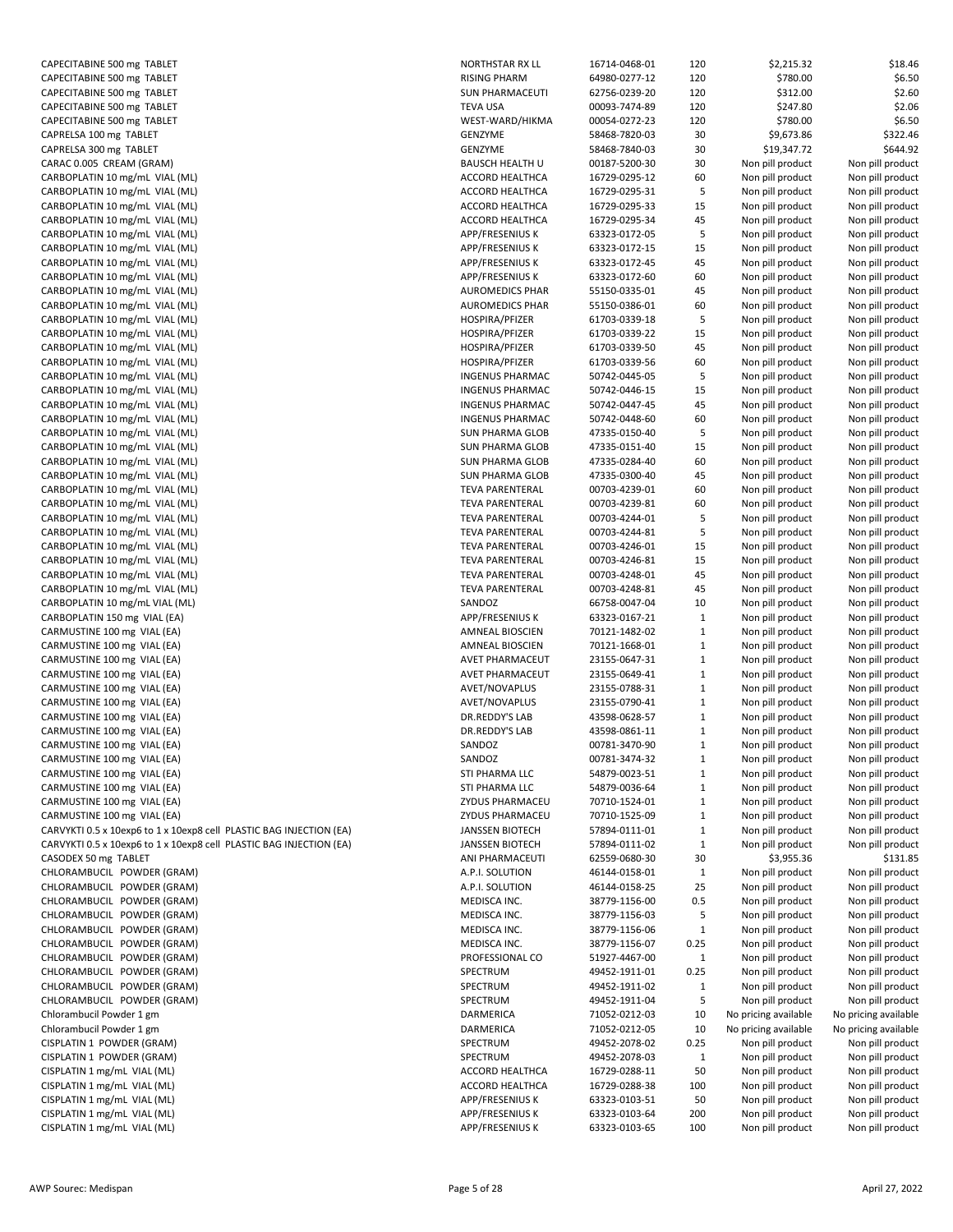| | | | | | |
|---|---|---|---|---|---|
| CAPECITABINE 500 mg TABLET | NORTHSTAR RX LL | 16714-0468-01 | 120 | $2,215.32 | $18.46 |
| CAPECITABINE 500 mg TABLET | RISING PHARM | 64980-0277-12 | 120 | $780.00 | $6.50 |
| CAPECITABINE 500 mg TABLET | SUN PHARMACEUTI | 62756-0239-20 | 120 | $312.00 | $2.60 |
| CAPECITABINE 500 mg TABLET | TEVA USA | 00093-7474-89 | 120 | $247.80 | $2.06 |
| CAPECITABINE 500 mg TABLET | WEST-WARD/HIKMA | 00054-0272-23 | 120 | $780.00 | $6.50 |
| CAPRELSA 100 mg TABLET | GENZYME | 58468-7820-03 | 30 | $9,673.86 | $322.46 |
| CAPRELSA 300 mg TABLET | GENZYME | 58468-7840-03 | 30 | $19,347.72 | $644.92 |
| CARAC 0.005 CREAM (GRAM) | BAUSCH HEALTH U | 00187-5200-30 | 30 | Non pill product | Non pill product |
| CARBOPLATIN 10 mg/mL VIAL (ML) | ACCORD HEALTHCA | 16729-0295-12 | 60 | Non pill product | Non pill product |
| CARBOPLATIN 10 mg/mL VIAL (ML) | ACCORD HEALTHCA | 16729-0295-31 | 5 | Non pill product | Non pill product |
| CARBOPLATIN 10 mg/mL VIAL (ML) | ACCORD HEALTHCA | 16729-0295-33 | 15 | Non pill product | Non pill product |
| CARBOPLATIN 10 mg/mL VIAL (ML) | ACCORD HEALTHCA | 16729-0295-34 | 45 | Non pill product | Non pill product |
| CARBOPLATIN 10 mg/mL VIAL (ML) | APP/FRESENIUS K | 63323-0172-05 | 5 | Non pill product | Non pill product |
| CARBOPLATIN 10 mg/mL VIAL (ML) | APP/FRESENIUS K | 63323-0172-15 | 15 | Non pill product | Non pill product |
| CARBOPLATIN 10 mg/mL VIAL (ML) | APP/FRESENIUS K | 63323-0172-45 | 45 | Non pill product | Non pill product |
| CARBOPLATIN 10 mg/mL VIAL (ML) | APP/FRESENIUS K | 63323-0172-60 | 60 | Non pill product | Non pill product |
| CARBOPLATIN 10 mg/mL VIAL (ML) | AUROMEDICS PHAR | 55150-0335-01 | 45 | Non pill product | Non pill product |
| CARBOPLATIN 10 mg/mL VIAL (ML) | AUROMEDICS PHAR | 55150-0386-01 | 60 | Non pill product | Non pill product |
| CARBOPLATIN 10 mg/mL VIAL (ML) | HOSPIRA/PFIZER | 61703-0339-18 | 5 | Non pill product | Non pill product |
| CARBOPLATIN 10 mg/mL VIAL (ML) | HOSPIRA/PFIZER | 61703-0339-22 | 15 | Non pill product | Non pill product |
| CARBOPLATIN 10 mg/mL VIAL (ML) | HOSPIRA/PFIZER | 61703-0339-50 | 45 | Non pill product | Non pill product |
| CARBOPLATIN 10 mg/mL VIAL (ML) | HOSPIRA/PFIZER | 61703-0339-56 | 60 | Non pill product | Non pill product |
| CARBOPLATIN 10 mg/mL VIAL (ML) | INGENUS PHARMAC | 50742-0445-05 | 5 | Non pill product | Non pill product |
| CARBOPLATIN 10 mg/mL VIAL (ML) | INGENUS PHARMAC | 50742-0446-15 | 15 | Non pill product | Non pill product |
| CARBOPLATIN 10 mg/mL VIAL (ML) | INGENUS PHARMAC | 50742-0447-45 | 45 | Non pill product | Non pill product |
| CARBOPLATIN 10 mg/mL VIAL (ML) | INGENUS PHARMAC | 50742-0448-60 | 60 | Non pill product | Non pill product |
| CARBOPLATIN 10 mg/mL VIAL (ML) | SUN PHARMA GLOB | 47335-0150-40 | 5 | Non pill product | Non pill product |
| CARBOPLATIN 10 mg/mL VIAL (ML) | SUN PHARMA GLOB | 47335-0151-40 | 15 | Non pill product | Non pill product |
| CARBOPLATIN 10 mg/mL VIAL (ML) | SUN PHARMA GLOB | 47335-0284-40 | 60 | Non pill product | Non pill product |
| CARBOPLATIN 10 mg/mL VIAL (ML) | SUN PHARMA GLOB | 47335-0300-40 | 45 | Non pill product | Non pill product |
| CARBOPLATIN 10 mg/mL VIAL (ML) | TEVA PARENTERAL | 00703-4239-01 | 60 | Non pill product | Non pill product |
| CARBOPLATIN 10 mg/mL VIAL (ML) | TEVA PARENTERAL | 00703-4239-81 | 60 | Non pill product | Non pill product |
| CARBOPLATIN 10 mg/mL VIAL (ML) | TEVA PARENTERAL | 00703-4244-01 | 5 | Non pill product | Non pill product |
| CARBOPLATIN 10 mg/mL VIAL (ML) | TEVA PARENTERAL | 00703-4244-81 | 5 | Non pill product | Non pill product |
| CARBOPLATIN 10 mg/mL VIAL (ML) | TEVA PARENTERAL | 00703-4246-01 | 15 | Non pill product | Non pill product |
| CARBOPLATIN 10 mg/mL VIAL (ML) | TEVA PARENTERAL | 00703-4246-81 | 15 | Non pill product | Non pill product |
| CARBOPLATIN 10 mg/mL VIAL (ML) | TEVA PARENTERAL | 00703-4248-01 | 45 | Non pill product | Non pill product |
| CARBOPLATIN 10 mg/mL VIAL (ML) | TEVA PARENTERAL | 00703-4248-81 | 45 | Non pill product | Non pill product |
| CARBOPLATIN 10 mg/mL VIAL (ML) | SANDOZ | 66758-0047-04 | 10 | Non pill product | Non pill product |
| CARBOPLATIN 150 mg VIAL (EA) | APP/FRESENIUS K | 63323-0167-21 | 1 | Non pill product | Non pill product |
| CARMUSTINE 100 mg VIAL (EA) | AMNEAL BIOSCIEN | 70121-1482-02 | 1 | Non pill product | Non pill product |
| CARMUSTINE 100 mg VIAL (EA) | AMNEAL BIOSCIEN | 70121-1668-01 | 1 | Non pill product | Non pill product |
| CARMUSTINE 100 mg VIAL (EA) | AVET PHARMACEUT | 23155-0647-31 | 1 | Non pill product | Non pill product |
| CARMUSTINE 100 mg VIAL (EA) | AVET PHARMACEUT | 23155-0649-41 | 1 | Non pill product | Non pill product |
| CARMUSTINE 100 mg VIAL (EA) | AVET/NOVAPLUS | 23155-0788-31 | 1 | Non pill product | Non pill product |
| CARMUSTINE 100 mg VIAL (EA) | AVET/NOVAPLUS | 23155-0790-41 | 1 | Non pill product | Non pill product |
| CARMUSTINE 100 mg VIAL (EA) | DR.REDDY'S LAB | 43598-0628-57 | 1 | Non pill product | Non pill product |
| CARMUSTINE 100 mg VIAL (EA) | DR.REDDY'S LAB | 43598-0861-11 | 1 | Non pill product | Non pill product |
| CARMUSTINE 100 mg VIAL (EA) | SANDOZ | 00781-3470-90 | 1 | Non pill product | Non pill product |
| CARMUSTINE 100 mg VIAL (EA) | SANDOZ | 00781-3474-32 | 1 | Non pill product | Non pill product |
| CARMUSTINE 100 mg VIAL (EA) | STI PHARMA LLC | 54879-0023-51 | 1 | Non pill product | Non pill product |
| CARMUSTINE 100 mg VIAL (EA) | STI PHARMA LLC | 54879-0036-64 | 1 | Non pill product | Non pill product |
| CARMUSTINE 100 mg VIAL (EA) | ZYDUS PHARMACEU | 70710-1524-01 | 1 | Non pill product | Non pill product |
| CARMUSTINE 100 mg VIAL (EA) | ZYDUS PHARMACEU | 70710-1525-09 | 1 | Non pill product | Non pill product |
| CARVYKTI 0.5 x 10exp6 to 1 x 10exp8 cell PLASTIC BAG INJECTION (EA) | JANSSEN BIOTECH | 57894-0111-01 | 1 | Non pill product | Non pill product |
| CARVYKTI 0.5 x 10exp6 to 1 x 10exp8 cell PLASTIC BAG INJECTION (EA) | JANSSEN BIOTECH | 57894-0111-02 | 1 | Non pill product | Non pill product |
| CASODEX 50 mg TABLET | ANI PHARMACEUTI | 62559-0680-30 | 30 | $3,955.36 | $131.85 |
| CHLORAMBUCIL POWDER (GRAM) | A.P.I. SOLUTION | 46144-0158-01 | 1 | Non pill product | Non pill product |
| CHLORAMBUCIL POWDER (GRAM) | A.P.I. SOLUTION | 46144-0158-25 | 25 | Non pill product | Non pill product |
| CHLORAMBUCIL POWDER (GRAM) | MEDISCA INC. | 38779-1156-00 | 0.5 | Non pill product | Non pill product |
| CHLORAMBUCIL POWDER (GRAM) | MEDISCA INC. | 38779-1156-03 | 5 | Non pill product | Non pill product |
| CHLORAMBUCIL POWDER (GRAM) | MEDISCA INC. | 38779-1156-06 | 1 | Non pill product | Non pill product |
| CHLORAMBUCIL POWDER (GRAM) | MEDISCA INC. | 38779-1156-07 | 0.25 | Non pill product | Non pill product |
| CHLORAMBUCIL POWDER (GRAM) | PROFESSIONAL CO | 51927-4467-00 | 1 | Non pill product | Non pill product |
| CHLORAMBUCIL POWDER (GRAM) | SPECTRUM | 49452-1911-01 | 0.25 | Non pill product | Non pill product |
| CHLORAMBUCIL POWDER (GRAM) | SPECTRUM | 49452-1911-02 | 1 | Non pill product | Non pill product |
| CHLORAMBUCIL POWDER (GRAM) | SPECTRUM | 49452-1911-04 | 5 | Non pill product | Non pill product |
| Chlorambucil Powder 1 gm | DARMERICA | 71052-0212-03 | 10 | No pricing available | No pricing available |
| Chlorambucil Powder 1 gm | DARMERICA | 71052-0212-05 | 10 | No pricing available | No pricing available |
| CISPLATIN 1 POWDER (GRAM) | SPECTRUM | 49452-2078-02 | 0.25 | Non pill product | Non pill product |
| CISPLATIN 1 POWDER (GRAM) | SPECTRUM | 49452-2078-03 | 1 | Non pill product | Non pill product |
| CISPLATIN 1 mg/mL VIAL (ML) | ACCORD HEALTHCA | 16729-0288-11 | 50 | Non pill product | Non pill product |
| CISPLATIN 1 mg/mL VIAL (ML) | ACCORD HEALTHCA | 16729-0288-38 | 100 | Non pill product | Non pill product |
| CISPLATIN 1 mg/mL VIAL (ML) | APP/FRESENIUS K | 63323-0103-51 | 50 | Non pill product | Non pill product |
| CISPLATIN 1 mg/mL VIAL (ML) | APP/FRESENIUS K | 63323-0103-64 | 200 | Non pill product | Non pill product |
| CISPLATIN 1 mg/mL VIAL (ML) | APP/FRESENIUS K | 63323-0103-65 | 100 | Non pill product | Non pill product |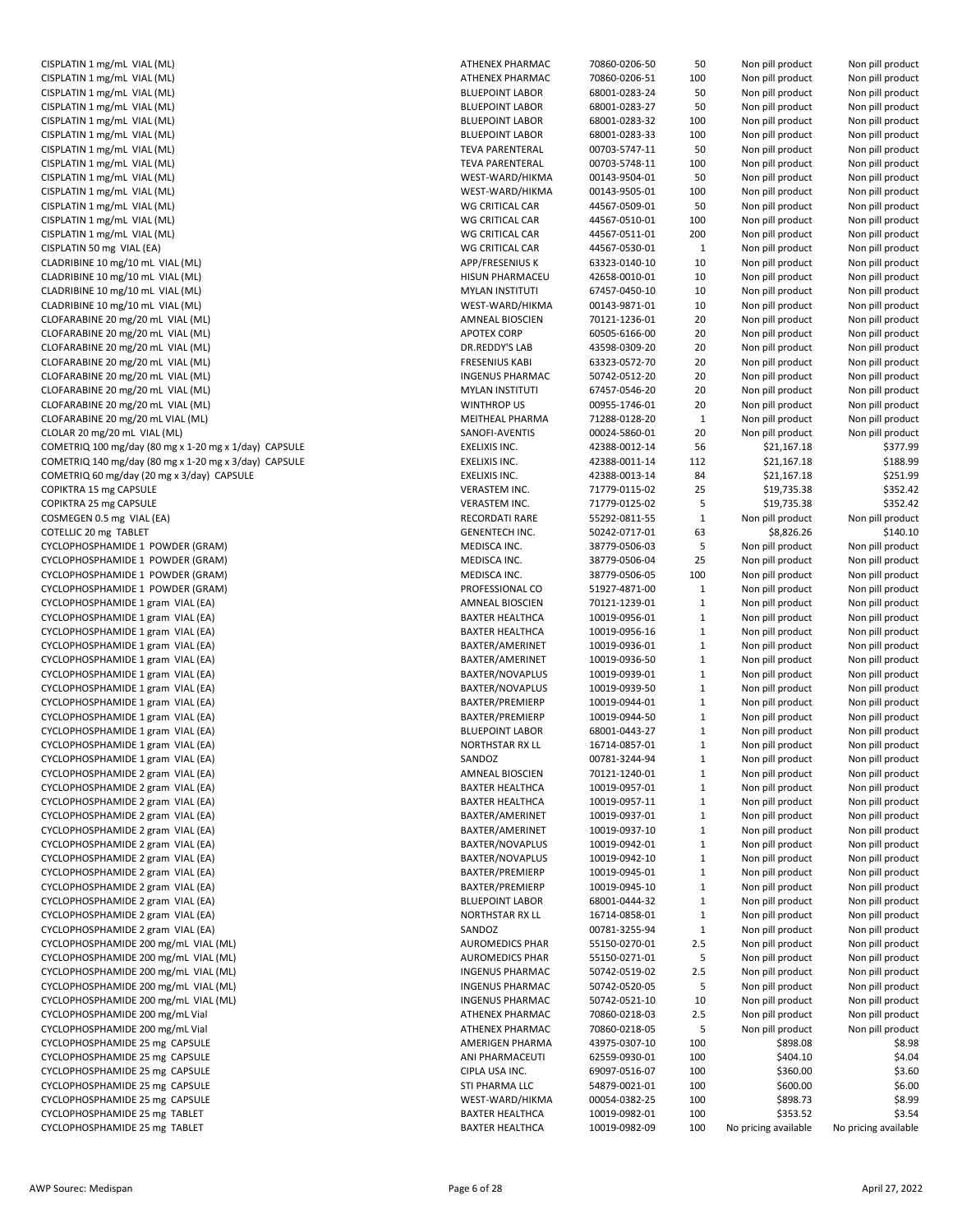| | | | | | |
|---|---|---|---|---|---|
| CISPLATIN 1 mg/mL VIAL (ML) | ATHENEX PHARMAC | 70860-0206-50 | 50 | Non pill product | Non pill product |
| CISPLATIN 1 mg/mL VIAL (ML) | ATHENEX PHARMAC | 70860-0206-51 | 100 | Non pill product | Non pill product |
| CISPLATIN 1 mg/mL VIAL (ML) | BLUEPOINT LABOR | 68001-0283-24 | 50 | Non pill product | Non pill product |
| CISPLATIN 1 mg/mL VIAL (ML) | BLUEPOINT LABOR | 68001-0283-27 | 50 | Non pill product | Non pill product |
| CISPLATIN 1 mg/mL VIAL (ML) | BLUEPOINT LABOR | 68001-0283-32 | 100 | Non pill product | Non pill product |
| CISPLATIN 1 mg/mL VIAL (ML) | BLUEPOINT LABOR | 68001-0283-33 | 100 | Non pill product | Non pill product |
| CISPLATIN 1 mg/mL VIAL (ML) | TEVA PARENTERAL | 00703-5747-11 | 50 | Non pill product | Non pill product |
| CISPLATIN 1 mg/mL VIAL (ML) | TEVA PARENTERAL | 00703-5748-11 | 100 | Non pill product | Non pill product |
| CISPLATIN 1 mg/mL VIAL (ML) | WEST-WARD/HIKMA | 00143-9504-01 | 50 | Non pill product | Non pill product |
| CISPLATIN 1 mg/mL VIAL (ML) | WEST-WARD/HIKMA | 00143-9505-01 | 100 | Non pill product | Non pill product |
| CISPLATIN 1 mg/mL VIAL (ML) | WG CRITICAL CAR | 44567-0509-01 | 50 | Non pill product | Non pill product |
| CISPLATIN 1 mg/mL VIAL (ML) | WG CRITICAL CAR | 44567-0510-01 | 100 | Non pill product | Non pill product |
| CISPLATIN 1 mg/mL VIAL (ML) | WG CRITICAL CAR | 44567-0511-01 | 200 | Non pill product | Non pill product |
| CISPLATIN 50 mg VIAL (EA) | WG CRITICAL CAR | 44567-0530-01 | 1 | Non pill product | Non pill product |
| CLADRIBINE 10 mg/10 mL VIAL (ML) | APP/FRESENIUS K | 63323-0140-10 | 10 | Non pill product | Non pill product |
| CLADRIBINE 10 mg/10 mL VIAL (ML) | HISUN PHARMACEU | 42658-0010-01 | 10 | Non pill product | Non pill product |
| CLADRIBINE 10 mg/10 mL VIAL (ML) | MYLAN INSTITUTI | 67457-0450-10 | 10 | Non pill product | Non pill product |
| CLADRIBINE 10 mg/10 mL VIAL (ML) | WEST-WARD/HIKMA | 00143-9871-01 | 10 | Non pill product | Non pill product |
| CLOFARABINE 20 mg/20 mL VIAL (ML) | AMNEAL BIOSCIEN | 70121-1236-01 | 20 | Non pill product | Non pill product |
| CLOFARABINE 20 mg/20 mL VIAL (ML) | APOTEX CORP | 60505-6166-00 | 20 | Non pill product | Non pill product |
| CLOFARABINE 20 mg/20 mL VIAL (ML) | DR.REDDY'S LAB | 43598-0309-20 | 20 | Non pill product | Non pill product |
| CLOFARABINE 20 mg/20 mL VIAL (ML) | FRESENIUS KABI | 63323-0572-70 | 20 | Non pill product | Non pill product |
| CLOFARABINE 20 mg/20 mL VIAL (ML) | INGENUS PHARMAC | 50742-0512-20 | 20 | Non pill product | Non pill product |
| CLOFARABINE 20 mg/20 mL VIAL (ML) | MYLAN INSTITUTI | 67457-0546-20 | 20 | Non pill product | Non pill product |
| CLOFARABINE 20 mg/20 mL VIAL (ML) | WINTHROP US | 00955-1746-01 | 20 | Non pill product | Non pill product |
| CLOFARABINE 20 mg/20 mL VIAL (ML) | MEITHEAL PHARMA | 71288-0128-20 | 1 | Non pill product | Non pill product |
| CLOLAR 20 mg/20 mL VIAL (ML) | SANOFI-AVENTIS | 00024-5860-01 | 20 | Non pill product | Non pill product |
| COMETRIQ 100 mg/day (80 mg x 1-20 mg x 1/day) CAPSULE | EXELIXIS INC. | 42388-0012-14 | 56 | $21,167.18 | $377.99 |
| COMETRIQ 140 mg/day (80 mg x 1-20 mg x 3/day) CAPSULE | EXELIXIS INC. | 42388-0011-14 | 112 | $21,167.18 | $188.99 |
| COMETRIQ 60 mg/day (20 mg x 3/day) CAPSULE | EXELIXIS INC. | 42388-0013-14 | 84 | $21,167.18 | $251.99 |
| COPIKTRA 15 mg CAPSULE | VERASTEM INC. | 71779-0115-02 | 25 | $19,735.38 | $352.42 |
| COPIKTRA 25 mg CAPSULE | VERASTEM INC. | 71779-0125-02 | 5 | $19,735.38 | $352.42 |
| COSMEGEN 0.5 mg VIAL (EA) | RECORDATI RARE | 55292-0811-55 | 1 | Non pill product | Non pill product |
| COTELLIC 20 mg TABLET | GENENTECH INC. | 50242-0717-01 | 63 | $8,826.26 | $140.10 |
| CYCLOPHOSPHAMIDE 1 POWDER (GRAM) | MEDISCA INC. | 38779-0506-03 | 5 | Non pill product | Non pill product |
| CYCLOPHOSPHAMIDE 1 POWDER (GRAM) | MEDISCA INC. | 38779-0506-04 | 25 | Non pill product | Non pill product |
| CYCLOPHOSPHAMIDE 1 POWDER (GRAM) | MEDISCA INC. | 38779-0506-05 | 100 | Non pill product | Non pill product |
| CYCLOPHOSPHAMIDE 1 POWDER (GRAM) | PROFESSIONAL CO | 51927-4871-00 | 1 | Non pill product | Non pill product |
| CYCLOPHOSPHAMIDE 1 gram VIAL (EA) | AMNEAL BIOSCIEN | 70121-1239-01 | 1 | Non pill product | Non pill product |
| CYCLOPHOSPHAMIDE 1 gram VIAL (EA) | BAXTER HEALTHCA | 10019-0956-01 | 1 | Non pill product | Non pill product |
| CYCLOPHOSPHAMIDE 1 gram VIAL (EA) | BAXTER HEALTHCA | 10019-0956-16 | 1 | Non pill product | Non pill product |
| CYCLOPHOSPHAMIDE 1 gram VIAL (EA) | BAXTER/AMERINET | 10019-0936-01 | 1 | Non pill product | Non pill product |
| CYCLOPHOSPHAMIDE 1 gram VIAL (EA) | BAXTER/AMERINET | 10019-0936-50 | 1 | Non pill product | Non pill product |
| CYCLOPHOSPHAMIDE 1 gram VIAL (EA) | BAXTER/NOVAPLUS | 10019-0939-01 | 1 | Non pill product | Non pill product |
| CYCLOPHOSPHAMIDE 1 gram VIAL (EA) | BAXTER/NOVAPLUS | 10019-0939-50 | 1 | Non pill product | Non pill product |
| CYCLOPHOSPHAMIDE 1 gram VIAL (EA) | BAXTER/PREMIERP | 10019-0944-01 | 1 | Non pill product | Non pill product |
| CYCLOPHOSPHAMIDE 1 gram VIAL (EA) | BAXTER/PREMIERP | 10019-0944-50 | 1 | Non pill product | Non pill product |
| CYCLOPHOSPHAMIDE 1 gram VIAL (EA) | BLUEPOINT LABOR | 68001-0443-27 | 1 | Non pill product | Non pill product |
| CYCLOPHOSPHAMIDE 1 gram VIAL (EA) | NORTHSTAR RX LL | 16714-0857-01 | 1 | Non pill product | Non pill product |
| CYCLOPHOSPHAMIDE 1 gram VIAL (EA) | SANDOZ | 00781-3244-94 | 1 | Non pill product | Non pill product |
| CYCLOPHOSPHAMIDE 2 gram VIAL (EA) | AMNEAL BIOSCIEN | 70121-1240-01 | 1 | Non pill product | Non pill product |
| CYCLOPHOSPHAMIDE 2 gram VIAL (EA) | BAXTER HEALTHCA | 10019-0957-01 | 1 | Non pill product | Non pill product |
| CYCLOPHOSPHAMIDE 2 gram VIAL (EA) | BAXTER HEALTHCA | 10019-0957-11 | 1 | Non pill product | Non pill product |
| CYCLOPHOSPHAMIDE 2 gram VIAL (EA) | BAXTER/AMERINET | 10019-0937-01 | 1 | Non pill product | Non pill product |
| CYCLOPHOSPHAMIDE 2 gram VIAL (EA) | BAXTER/AMERINET | 10019-0937-10 | 1 | Non pill product | Non pill product |
| CYCLOPHOSPHAMIDE 2 gram VIAL (EA) | BAXTER/NOVAPLUS | 10019-0942-01 | 1 | Non pill product | Non pill product |
| CYCLOPHOSPHAMIDE 2 gram VIAL (EA) | BAXTER/NOVAPLUS | 10019-0942-10 | 1 | Non pill product | Non pill product |
| CYCLOPHOSPHAMIDE 2 gram VIAL (EA) | BAXTER/PREMIERP | 10019-0945-01 | 1 | Non pill product | Non pill product |
| CYCLOPHOSPHAMIDE 2 gram VIAL (EA) | BAXTER/PREMIERP | 10019-0945-10 | 1 | Non pill product | Non pill product |
| CYCLOPHOSPHAMIDE 2 gram VIAL (EA) | BLUEPOINT LABOR | 68001-0444-32 | 1 | Non pill product | Non pill product |
| CYCLOPHOSPHAMIDE 2 gram VIAL (EA) | NORTHSTAR RX LL | 16714-0858-01 | 1 | Non pill product | Non pill product |
| CYCLOPHOSPHAMIDE 2 gram VIAL (EA) | SANDOZ | 00781-3255-94 | 1 | Non pill product | Non pill product |
| CYCLOPHOSPHAMIDE 200 mg/mL VIAL (ML) | AUROMEDICS PHAR | 55150-0270-01 | 2.5 | Non pill product | Non pill product |
| CYCLOPHOSPHAMIDE 200 mg/mL VIAL (ML) | AUROMEDICS PHAR | 55150-0271-01 | 5 | Non pill product | Non pill product |
| CYCLOPHOSPHAMIDE 200 mg/mL VIAL (ML) | INGENUS PHARMAC | 50742-0519-02 | 2.5 | Non pill product | Non pill product |
| CYCLOPHOSPHAMIDE 200 mg/mL VIAL (ML) | INGENUS PHARMAC | 50742-0520-05 | 5 | Non pill product | Non pill product |
| CYCLOPHOSPHAMIDE 200 mg/mL VIAL (ML) | INGENUS PHARMAC | 50742-0521-10 | 10 | Non pill product | Non pill product |
| CYCLOPHOSPHAMIDE 200 mg/mL Vial | ATHENEX PHARMAC | 70860-0218-03 | 2.5 | Non pill product | Non pill product |
| CYCLOPHOSPHAMIDE 200 mg/mL Vial | ATHENEX PHARMAC | 70860-0218-05 | 5 | Non pill product | Non pill product |
| CYCLOPHOSPHAMIDE 25 mg CAPSULE | AMERIGEN PHARMA | 43975-0307-10 | 100 | $898.08 | $8.98 |
| CYCLOPHOSPHAMIDE 25 mg CAPSULE | ANI PHARMACEUTI | 62559-0930-01 | 100 | $404.10 | $4.04 |
| CYCLOPHOSPHAMIDE 25 mg CAPSULE | CIPLA USA INC. | 69097-0516-07 | 100 | $360.00 | $3.60 |
| CYCLOPHOSPHAMIDE 25 mg CAPSULE | STI PHARMA LLC | 54879-0021-01 | 100 | $600.00 | $6.00 |
| CYCLOPHOSPHAMIDE 25 mg CAPSULE | WEST-WARD/HIKMA | 00054-0382-25 | 100 | $898.73 | $8.99 |
| CYCLOPHOSPHAMIDE 25 mg TABLET | BAXTER HEALTHCA | 10019-0982-01 | 100 | $353.52 | $3.54 |
| CYCLOPHOSPHAMIDE 25 mg TABLET | BAXTER HEALTHCA | 10019-0982-09 | 100 | No pricing available | No pricing available |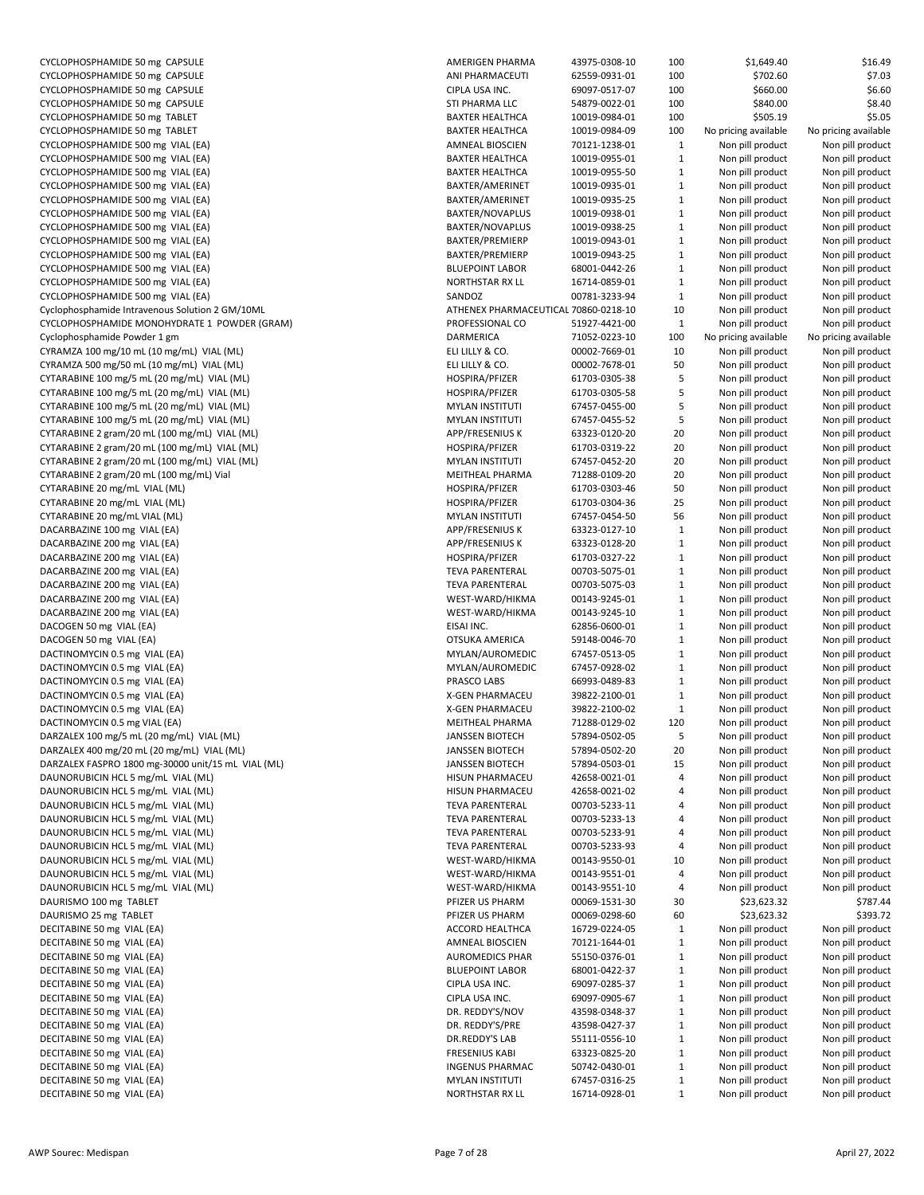| | | | | | |
|---|---|---|---|---|---|
| CYCLOPHOSPHAMIDE 50 mg CAPSULE | AMERIGEN PHARMA | 43975-0308-10 | 100 | $1,649.40 | $16.49 |
| CYCLOPHOSPHAMIDE 50 mg CAPSULE | ANI PHARMACEUTI | 62559-0931-01 | 100 | $702.60 | $7.03 |
| CYCLOPHOSPHAMIDE 50 mg CAPSULE | CIPLA USA INC. | 69097-0517-07 | 100 | $660.00 | $6.60 |
| CYCLOPHOSPHAMIDE 50 mg CAPSULE | STI PHARMA LLC | 54879-0022-01 | 100 | $840.00 | $8.40 |
| CYCLOPHOSPHAMIDE 50 mg TABLET | BAXTER HEALTHCA | 10019-0984-01 | 100 | $505.19 | $5.05 |
| CYCLOPHOSPHAMIDE 50 mg TABLET | BAXTER HEALTHCA | 10019-0984-09 | 100 | No pricing available | No pricing available |
| CYCLOPHOSPHAMIDE 500 mg VIAL (EA) | AMNEAL BIOSCIEN | 70121-1238-01 | 1 | Non pill product | Non pill product |
| CYCLOPHOSPHAMIDE 500 mg VIAL (EA) | BAXTER HEALTHCA | 10019-0955-01 | 1 | Non pill product | Non pill product |
| CYCLOPHOSPHAMIDE 500 mg VIAL (EA) | BAXTER HEALTHCA | 10019-0955-50 | 1 | Non pill product | Non pill product |
| CYCLOPHOSPHAMIDE 500 mg VIAL (EA) | BAXTER/AMERINET | 10019-0935-01 | 1 | Non pill product | Non pill product |
| CYCLOPHOSPHAMIDE 500 mg VIAL (EA) | BAXTER/AMERINET | 10019-0935-25 | 1 | Non pill product | Non pill product |
| CYCLOPHOSPHAMIDE 500 mg VIAL (EA) | BAXTER/NOVAPLUS | 10019-0938-01 | 1 | Non pill product | Non pill product |
| CYCLOPHOSPHAMIDE 500 mg VIAL (EA) | BAXTER/NOVAPLUS | 10019-0938-25 | 1 | Non pill product | Non pill product |
| CYCLOPHOSPHAMIDE 500 mg VIAL (EA) | BAXTER/PREMIERP | 10019-0943-01 | 1 | Non pill product | Non pill product |
| CYCLOPHOSPHAMIDE 500 mg VIAL (EA) | BAXTER/PREMIERP | 10019-0943-25 | 1 | Non pill product | Non pill product |
| CYCLOPHOSPHAMIDE 500 mg VIAL (EA) | BLUEPOINT LABOR | 68001-0442-26 | 1 | Non pill product | Non pill product |
| CYCLOPHOSPHAMIDE 500 mg VIAL (EA) | NORTHSTAR RX LL | 16714-0859-01 | 1 | Non pill product | Non pill product |
| CYCLOPHOSPHAMIDE 500 mg VIAL (EA) | SANDOZ | 00781-3233-94 | 1 | Non pill product | Non pill product |
| Cyclophosphamide Intravenous Solution 2 GM/10ML | ATHENEX PHARMACEUTICAL | 70860-0218-10 | 10 | Non pill product | Non pill product |
| CYCLOPHOSPHAMIDE MONOHYDRATE 1 POWDER (GRAM) | PROFESSIONAL CO | 51927-4421-00 | 1 | Non pill product | Non pill product |
| Cyclophosphamide Powder 1 gm | DARMERICA | 71052-0223-10 | 100 | No pricing available | No pricing available |
| CYRAMZA 100 mg/10 mL (10 mg/mL) VIAL (ML) | ELI LILLY & CO. | 00002-7669-01 | 10 | Non pill product | Non pill product |
| CYRAMZA 500 mg/50 mL (10 mg/mL) VIAL (ML) | ELI LILLY & CO. | 00002-7678-01 | 50 | Non pill product | Non pill product |
| CYTARABINE 100 mg/5 mL (20 mg/mL) VIAL (ML) | HOSPIRA/PFIZER | 61703-0305-38 | 5 | Non pill product | Non pill product |
| CYTARABINE 100 mg/5 mL (20 mg/mL) VIAL (ML) | HOSPIRA/PFIZER | 61703-0305-58 | 5 | Non pill product | Non pill product |
| CYTARABINE 100 mg/5 mL (20 mg/mL) VIAL (ML) | MYLAN INSTITUTI | 67457-0455-00 | 5 | Non pill product | Non pill product |
| CYTARABINE 100 mg/5 mL (20 mg/mL) VIAL (ML) | MYLAN INSTITUTI | 67457-0455-52 | 5 | Non pill product | Non pill product |
| CYTARABINE 2 gram/20 mL (100 mg/mL) VIAL (ML) | APP/FRESENIUS K | 63323-0120-20 | 20 | Non pill product | Non pill product |
| CYTARABINE 2 gram/20 mL (100 mg/mL) VIAL (ML) | HOSPIRA/PFIZER | 61703-0319-22 | 20 | Non pill product | Non pill product |
| CYTARABINE 2 gram/20 mL (100 mg/mL) VIAL (ML) | MYLAN INSTITUTI | 67457-0452-20 | 20 | Non pill product | Non pill product |
| CYTARABINE 2 gram/20 mL (100 mg/mL) Vial | MEITHEAL PHARMA | 71288-0109-20 | 20 | Non pill product | Non pill product |
| CYTARABINE 20 mg/mL VIAL (ML) | HOSPIRA/PFIZER | 61703-0303-46 | 50 | Non pill product | Non pill product |
| CYTARABINE 20 mg/mL VIAL (ML) | HOSPIRA/PFIZER | 61703-0304-36 | 25 | Non pill product | Non pill product |
| CYTARABINE 20 mg/mL VIAL (ML) | MYLAN INSTITUTI | 67457-0454-50 | 56 | Non pill product | Non pill product |
| DACARBAZINE 100 mg VIAL (EA) | APP/FRESENIUS K | 63323-0127-10 | 1 | Non pill product | Non pill product |
| DACARBAZINE 200 mg VIAL (EA) | APP/FRESENIUS K | 63323-0128-20 | 1 | Non pill product | Non pill product |
| DACARBAZINE 200 mg VIAL (EA) | HOSPIRA/PFIZER | 61703-0327-22 | 1 | Non pill product | Non pill product |
| DACARBAZINE 200 mg VIAL (EA) | TEVA PARENTERAL | 00703-5075-01 | 1 | Non pill product | Non pill product |
| DACARBAZINE 200 mg VIAL (EA) | TEVA PARENTERAL | 00703-5075-03 | 1 | Non pill product | Non pill product |
| DACARBAZINE 200 mg VIAL (EA) | WEST-WARD/HIKMA | 00143-9245-01 | 1 | Non pill product | Non pill product |
| DACARBAZINE 200 mg VIAL (EA) | WEST-WARD/HIKMA | 00143-9245-10 | 1 | Non pill product | Non pill product |
| DACOGEN 50 mg VIAL (EA) | EISAI INC. | 62856-0600-01 | 1 | Non pill product | Non pill product |
| DACOGEN 50 mg VIAL (EA) | OTSUKA AMERICA | 59148-0046-70 | 1 | Non pill product | Non pill product |
| DACTINOMYCIN 0.5 mg VIAL (EA) | MYLAN/AUROMEDIC | 67457-0513-05 | 1 | Non pill product | Non pill product |
| DACTINOMYCIN 0.5 mg VIAL (EA) | MYLAN/AUROMEDIC | 67457-0928-02 | 1 | Non pill product | Non pill product |
| DACTINOMYCIN 0.5 mg VIAL (EA) | PRASCO LABS | 66993-0489-83 | 1 | Non pill product | Non pill product |
| DACTINOMYCIN 0.5 mg VIAL (EA) | X-GEN PHARMACEU | 39822-2100-01 | 1 | Non pill product | Non pill product |
| DACTINOMYCIN 0.5 mg VIAL (EA) | X-GEN PHARMACEU | 39822-2100-02 | 1 | Non pill product | Non pill product |
| DACTINOMYCIN 0.5 mg VIAL (EA) | MEITHEAL PHARMA | 71288-0129-02 | 120 | Non pill product | Non pill product |
| DARZALEX 100 mg/5 mL (20 mg/mL) VIAL (ML) | JANSSEN BIOTECH | 57894-0502-05 | 5 | Non pill product | Non pill product |
| DARZALEX 400 mg/20 mL (20 mg/mL) VIAL (ML) | JANSSEN BIOTECH | 57894-0502-20 | 20 | Non pill product | Non pill product |
| DARZALEX FASPRO 1800 mg-30000 unit/15 mL VIAL (ML) | JANSSEN BIOTECH | 57894-0503-01 | 15 | Non pill product | Non pill product |
| DAUNORUBICIN HCL 5 mg/mL VIAL (ML) | HISUN PHARMACEU | 42658-0021-01 | 4 | Non pill product | Non pill product |
| DAUNORUBICIN HCL 5 mg/mL VIAL (ML) | HISUN PHARMACEU | 42658-0021-02 | 4 | Non pill product | Non pill product |
| DAUNORUBICIN HCL 5 mg/mL VIAL (ML) | TEVA PARENTERAL | 00703-5233-11 | 4 | Non pill product | Non pill product |
| DAUNORUBICIN HCL 5 mg/mL VIAL (ML) | TEVA PARENTERAL | 00703-5233-13 | 4 | Non pill product | Non pill product |
| DAUNORUBICIN HCL 5 mg/mL VIAL (ML) | TEVA PARENTERAL | 00703-5233-91 | 4 | Non pill product | Non pill product |
| DAUNORUBICIN HCL 5 mg/mL VIAL (ML) | TEVA PARENTERAL | 00703-5233-93 | 4 | Non pill product | Non pill product |
| DAUNORUBICIN HCL 5 mg/mL VIAL (ML) | WEST-WARD/HIKMA | 00143-9550-01 | 10 | Non pill product | Non pill product |
| DAUNORUBICIN HCL 5 mg/mL VIAL (ML) | WEST-WARD/HIKMA | 00143-9551-01 | 4 | Non pill product | Non pill product |
| DAUNORUBICIN HCL 5 mg/mL VIAL (ML) | WEST-WARD/HIKMA | 00143-9551-10 | 4 | Non pill product | Non pill product |
| DAURISMO 100 mg TABLET | PFIZER US PHARM | 00069-1531-30 | 30 | $23,623.32 | $787.44 |
| DAURISMO 25 mg TABLET | PFIZER US PHARM | 00069-0298-60 | 60 | $23,623.32 | $393.72 |
| DECITABINE 50 mg VIAL (EA) | ACCORD HEALTHCA | 16729-0224-05 | 1 | Non pill product | Non pill product |
| DECITABINE 50 mg VIAL (EA) | AMNEAL BIOSCIEN | 70121-1644-01 | 1 | Non pill product | Non pill product |
| DECITABINE 50 mg VIAL (EA) | AUROMEDICS PHAR | 55150-0376-01 | 1 | Non pill product | Non pill product |
| DECITABINE 50 mg VIAL (EA) | BLUEPOINT LABOR | 68001-0422-37 | 1 | Non pill product | Non pill product |
| DECITABINE 50 mg VIAL (EA) | CIPLA USA INC. | 69097-0285-37 | 1 | Non pill product | Non pill product |
| DECITABINE 50 mg VIAL (EA) | CIPLA USA INC. | 69097-0905-67 | 1 | Non pill product | Non pill product |
| DECITABINE 50 mg VIAL (EA) | DR. REDDY'S/NOV | 43598-0348-37 | 1 | Non pill product | Non pill product |
| DECITABINE 50 mg VIAL (EA) | DR. REDDY'S/PRE | 43598-0427-37 | 1 | Non pill product | Non pill product |
| DECITABINE 50 mg VIAL (EA) | DR.REDDY'S LAB | 55111-0556-10 | 1 | Non pill product | Non pill product |
| DECITABINE 50 mg VIAL (EA) | FRESENIUS KABI | 63323-0825-20 | 1 | Non pill product | Non pill product |
| DECITABINE 50 mg VIAL (EA) | INGENUS PHARMAC | 50742-0430-01 | 1 | Non pill product | Non pill product |
| DECITABINE 50 mg VIAL (EA) | MYLAN INSTITUTI | 67457-0316-25 | 1 | Non pill product | Non pill product |
| DECITABINE 50 mg VIAL (EA) | NORTHSTAR RX LL | 16714-0928-01 | 1 | Non pill product | Non pill product |

AWP Sourec: Medispan April 27, 2022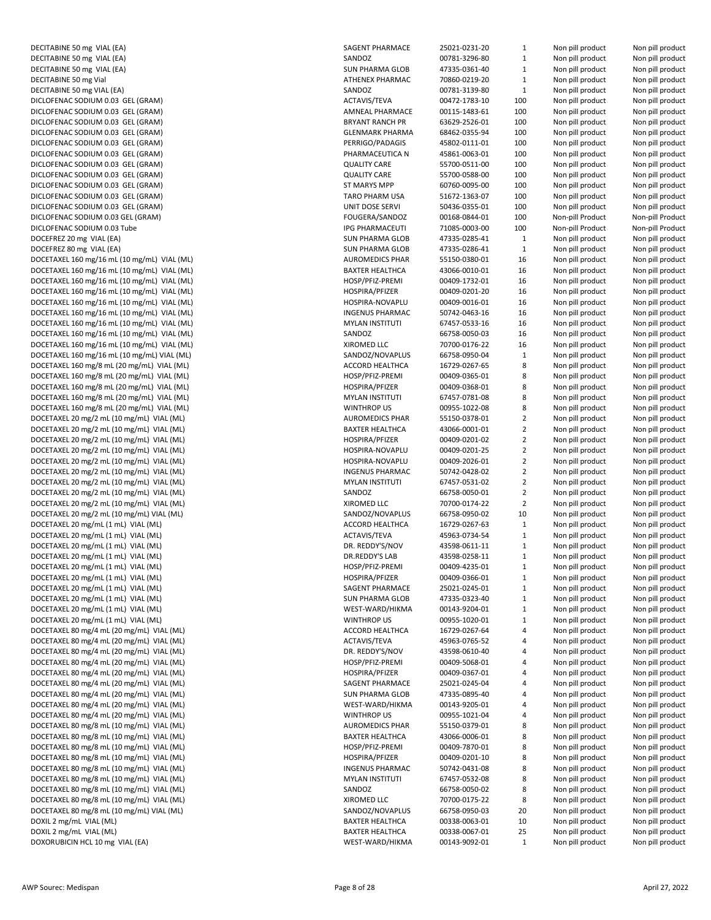| | | | | | |
|---|---|---|---|---|---|
| DECITABINE 50 mg VIAL (EA) | SAGENT PHARMACE | 25021-0231-20 | 1 | Non pill product | Non pill product |
| DECITABINE 50 mg VIAL (EA) | SANDOZ | 00781-3296-80 | 1 | Non pill product | Non pill product |
| DECITABINE 50 mg VIAL (EA) | SUN PHARMA GLOB | 47335-0361-40 | 1 | Non pill product | Non pill product |
| DECITABINE 50 mg Vial | ATHENEX PHARMAC | 70860-0219-20 | 1 | Non pill product | Non pill product |
| DECITABINE 50 mg VIAL (EA) | SANDOZ | 00781-3139-80 | 1 | Non pill product | Non pill product |
| DICLOFENAC SODIUM 0.03 GEL (GRAM) | ACTAVIS/TEVA | 00472-1783-10 | 100 | Non pill product | Non pill product |
| DICLOFENAC SODIUM 0.03 GEL (GRAM) | AMNEAL PHARMACE | 00115-1483-61 | 100 | Non pill product | Non pill product |
| DICLOFENAC SODIUM 0.03 GEL (GRAM) | BRYANT RANCH PR | 63629-2526-01 | 100 | Non pill product | Non pill product |
| DICLOFENAC SODIUM 0.03 GEL (GRAM) | GLENMARK PHARMA | 68462-0355-94 | 100 | Non pill product | Non pill product |
| DICLOFENAC SODIUM 0.03 GEL (GRAM) | PERRIGO/PADAGIS | 45802-0111-01 | 100 | Non pill product | Non pill product |
| DICLOFENAC SODIUM 0.03 GEL (GRAM) | PHARMACEUTICA N | 45861-0063-01 | 100 | Non pill product | Non pill product |
| DICLOFENAC SODIUM 0.03 GEL (GRAM) | QUALITY CARE | 55700-0511-00 | 100 | Non pill product | Non pill product |
| DICLOFENAC SODIUM 0.03 GEL (GRAM) | QUALITY CARE | 55700-0588-00 | 100 | Non pill product | Non pill product |
| DICLOFENAC SODIUM 0.03 GEL (GRAM) | ST MARYS MPP | 60760-0095-00 | 100 | Non pill product | Non pill product |
| DICLOFENAC SODIUM 0.03 GEL (GRAM) | TARO PHARM USA | 51672-1363-07 | 100 | Non pill product | Non pill product |
| DICLOFENAC SODIUM 0.03 GEL (GRAM) | UNIT DOSE SERVI | 50436-0355-01 | 100 | Non pill product | Non pill product |
| DICLOFENAC SODIUM 0.03 GEL (GRAM) | FOUGERA/SANDOZ | 00168-0844-01 | 100 | Non-pill Product | Non-pill Product |
| DICLOFENAC SODIUM 0.03 Tube | IPG PHARMACEUTI | 71085-0003-00 | 100 | Non-pill Product | Non-pill Product |
| DOCEFREZ 20 mg VIAL (EA) | SUN PHARMA GLOB | 47335-0285-41 | 1 | Non pill product | Non pill product |
| DOCEFREZ 80 mg VIAL (EA) | SUN PHARMA GLOB | 47335-0286-41 | 1 | Non pill product | Non pill product |
| DOCETAXEL 160 mg/16 mL (10 mg/mL) VIAL (ML) | AUROMEDICS PHAR | 55150-0380-01 | 16 | Non pill product | Non pill product |
| DOCETAXEL 160 mg/16 mL (10 mg/mL) VIAL (ML) | BAXTER HEALTHCA | 43066-0010-01 | 16 | Non pill product | Non pill product |
| DOCETAXEL 160 mg/16 mL (10 mg/mL) VIAL (ML) | HOSP/PFIZ-PREMI | 00409-1732-01 | 16 | Non pill product | Non pill product |
| DOCETAXEL 160 mg/16 mL (10 mg/mL) VIAL (ML) | HOSPIRA/PFIZER | 00409-0201-20 | 16 | Non pill product | Non pill product |
| DOCETAXEL 160 mg/16 mL (10 mg/mL) VIAL (ML) | HOSPIRA-NOVAPLU | 00409-0016-01 | 16 | Non pill product | Non pill product |
| DOCETAXEL 160 mg/16 mL (10 mg/mL) VIAL (ML) | INGENUS PHARMAC | 50742-0463-16 | 16 | Non pill product | Non pill product |
| DOCETAXEL 160 mg/16 mL (10 mg/mL) VIAL (ML) | MYLAN INSTITUTI | 67457-0533-16 | 16 | Non pill product | Non pill product |
| DOCETAXEL 160 mg/16 mL (10 mg/mL) VIAL (ML) | SANDOZ | 66758-0050-03 | 16 | Non pill product | Non pill product |
| DOCETAXEL 160 mg/16 mL (10 mg/mL) VIAL (ML) | XIROMED LLC | 70700-0176-22 | 16 | Non pill product | Non pill product |
| DOCETAXEL 160 mg/16 mL (10 mg/mL) VIAL (ML) | SANDOZ/NOVAPLUS | 66758-0950-04 | 1 | Non pill product | Non pill product |
| DOCETAXEL 160 mg/8 mL (20 mg/mL) VIAL (ML) | ACCORD HEALTHCA | 16729-0267-65 | 8 | Non pill product | Non pill product |
| DOCETAXEL 160 mg/8 mL (20 mg/mL) VIAL (ML) | HOSP/PFIZ-PREMI | 00409-0365-01 | 8 | Non pill product | Non pill product |
| DOCETAXEL 160 mg/8 mL (20 mg/mL) VIAL (ML) | HOSPIRA/PFIZER | 00409-0368-01 | 8 | Non pill product | Non pill product |
| DOCETAXEL 160 mg/8 mL (20 mg/mL) VIAL (ML) | MYLAN INSTITUTI | 67457-0781-08 | 8 | Non pill product | Non pill product |
| DOCETAXEL 160 mg/8 mL (20 mg/mL) VIAL (ML) | WINTHROP US | 00955-1022-08 | 8 | Non pill product | Non pill product |
| DOCETAXEL 20 mg/2 mL (10 mg/mL) VIAL (ML) | AUROMEDICS PHAR | 55150-0378-01 | 2 | Non pill product | Non pill product |
| DOCETAXEL 20 mg/2 mL (10 mg/mL) VIAL (ML) | BAXTER HEALTHCA | 43066-0001-01 | 2 | Non pill product | Non pill product |
| DOCETAXEL 20 mg/2 mL (10 mg/mL) VIAL (ML) | HOSPIRA/PFIZER | 00409-0201-02 | 2 | Non pill product | Non pill product |
| DOCETAXEL 20 mg/2 mL (10 mg/mL) VIAL (ML) | HOSPIRA-NOVAPLU | 00409-0201-25 | 2 | Non pill product | Non pill product |
| DOCETAXEL 20 mg/2 mL (10 mg/mL) VIAL (ML) | HOSPIRA-NOVAPLU | 00409-2026-01 | 2 | Non pill product | Non pill product |
| DOCETAXEL 20 mg/2 mL (10 mg/mL) VIAL (ML) | INGENUS PHARMAC | 50742-0428-02 | 2 | Non pill product | Non pill product |
| DOCETAXEL 20 mg/2 mL (10 mg/mL) VIAL (ML) | MYLAN INSTITUTI | 67457-0531-02 | 2 | Non pill product | Non pill product |
| DOCETAXEL 20 mg/2 mL (10 mg/mL) VIAL (ML) | SANDOZ | 66758-0050-01 | 2 | Non pill product | Non pill product |
| DOCETAXEL 20 mg/2 mL (10 mg/mL) VIAL (ML) | XIROMED LLC | 70700-0174-22 | 2 | Non pill product | Non pill product |
| DOCETAXEL 20 mg/2 mL (10 mg/mL) VIAL (ML) | SANDOZ/NOVAPLUS | 66758-0950-02 | 10 | Non pill product | Non pill product |
| DOCETAXEL 20 mg/mL (1 mL) VIAL (ML) | ACCORD HEALTHCA | 16729-0267-63 | 1 | Non pill product | Non pill product |
| DOCETAXEL 20 mg/mL (1 mL) VIAL (ML) | ACTAVIS/TEVA | 45963-0734-54 | 1 | Non pill product | Non pill product |
| DOCETAXEL 20 mg/mL (1 mL) VIAL (ML) | DR. REDDY'S/NOV | 43598-0611-11 | 1 | Non pill product | Non pill product |
| DOCETAXEL 20 mg/mL (1 mL) VIAL (ML) | DR.REDDY'S LAB | 43598-0258-11 | 1 | Non pill product | Non pill product |
| DOCETAXEL 20 mg/mL (1 mL) VIAL (ML) | HOSP/PFIZ-PREMI | 00409-4235-01 | 1 | Non pill product | Non pill product |
| DOCETAXEL 20 mg/mL (1 mL) VIAL (ML) | HOSPIRA/PFIZER | 00409-0366-01 | 1 | Non pill product | Non pill product |
| DOCETAXEL 20 mg/mL (1 mL) VIAL (ML) | SAGENT PHARMACE | 25021-0245-01 | 1 | Non pill product | Non pill product |
| DOCETAXEL 20 mg/mL (1 mL) VIAL (ML) | SUN PHARMA GLOB | 47335-0323-40 | 1 | Non pill product | Non pill product |
| DOCETAXEL 20 mg/mL (1 mL) VIAL (ML) | WEST-WARD/HIKMA | 00143-9204-01 | 1 | Non pill product | Non pill product |
| DOCETAXEL 20 mg/mL (1 mL) VIAL (ML) | WINTHROP US | 00955-1020-01 | 1 | Non pill product | Non pill product |
| DOCETAXEL 80 mg/4 mL (20 mg/mL) VIAL (ML) | ACCORD HEALTHCA | 16729-0267-64 | 4 | Non pill product | Non pill product |
| DOCETAXEL 80 mg/4 mL (20 mg/mL) VIAL (ML) | ACTAVIS/TEVA | 45963-0765-52 | 4 | Non pill product | Non pill product |
| DOCETAXEL 80 mg/4 mL (20 mg/mL) VIAL (ML) | DR. REDDY'S/NOV | 43598-0610-40 | 4 | Non pill product | Non pill product |
| DOCETAXEL 80 mg/4 mL (20 mg/mL) VIAL (ML) | HOSP/PFIZ-PREMI | 00409-5068-01 | 4 | Non pill product | Non pill product |
| DOCETAXEL 80 mg/4 mL (20 mg/mL) VIAL (ML) | HOSPIRA/PFIZER | 00409-0367-01 | 4 | Non pill product | Non pill product |
| DOCETAXEL 80 mg/4 mL (20 mg/mL) VIAL (ML) | SAGENT PHARMACE | 25021-0245-04 | 4 | Non pill product | Non pill product |
| DOCETAXEL 80 mg/4 mL (20 mg/mL) VIAL (ML) | SUN PHARMA GLOB | 47335-0895-40 | 4 | Non pill product | Non pill product |
| DOCETAXEL 80 mg/4 mL (20 mg/mL) VIAL (ML) | WEST-WARD/HIKMA | 00143-9205-01 | 4 | Non pill product | Non pill product |
| DOCETAXEL 80 mg/4 mL (20 mg/mL) VIAL (ML) | WINTHROP US | 00955-1021-04 | 4 | Non pill product | Non pill product |
| DOCETAXEL 80 mg/8 mL (10 mg/mL) VIAL (ML) | AUROMEDICS PHAR | 55150-0379-01 | 8 | Non pill product | Non pill product |
| DOCETAXEL 80 mg/8 mL (10 mg/mL) VIAL (ML) | BAXTER HEALTHCA | 43066-0006-01 | 8 | Non pill product | Non pill product |
| DOCETAXEL 80 mg/8 mL (10 mg/mL) VIAL (ML) | HOSP/PFIZ-PREMI | 00409-7870-01 | 8 | Non pill product | Non pill product |
| DOCETAXEL 80 mg/8 mL (10 mg/mL) VIAL (ML) | HOSPIRA/PFIZER | 00409-0201-10 | 8 | Non pill product | Non pill product |
| DOCETAXEL 80 mg/8 mL (10 mg/mL) VIAL (ML) | INGENUS PHARMAC | 50742-0431-08 | 8 | Non pill product | Non pill product |
| DOCETAXEL 80 mg/8 mL (10 mg/mL) VIAL (ML) | MYLAN INSTITUTI | 67457-0532-08 | 8 | Non pill product | Non pill product |
| DOCETAXEL 80 mg/8 mL (10 mg/mL) VIAL (ML) | SANDOZ | 66758-0050-02 | 8 | Non pill product | Non pill product |
| DOCETAXEL 80 mg/8 mL (10 mg/mL) VIAL (ML) | XIROMED LLC | 70700-0175-22 | 8 | Non pill product | Non pill product |
| DOCETAXEL 80 mg/8 mL (10 mg/mL) VIAL (ML) | SANDOZ/NOVAPLUS | 66758-0950-03 | 20 | Non pill product | Non pill product |
| DOXIL 2 mg/mL VIAL (ML) | BAXTER HEALTHCA | 00338-0063-01 | 10 | Non pill product | Non pill product |
| DOXIL 2 mg/mL VIAL (ML) | BAXTER HEALTHCA | 00338-0067-01 | 25 | Non pill product | Non pill product |
| DOXORUBICIN HCL 10 mg VIAL (EA) | WEST-WARD/HIKMA | 00143-9092-01 | 1 | Non pill product | Non pill product |

AWP Sourec: Medispan

April 27, 2022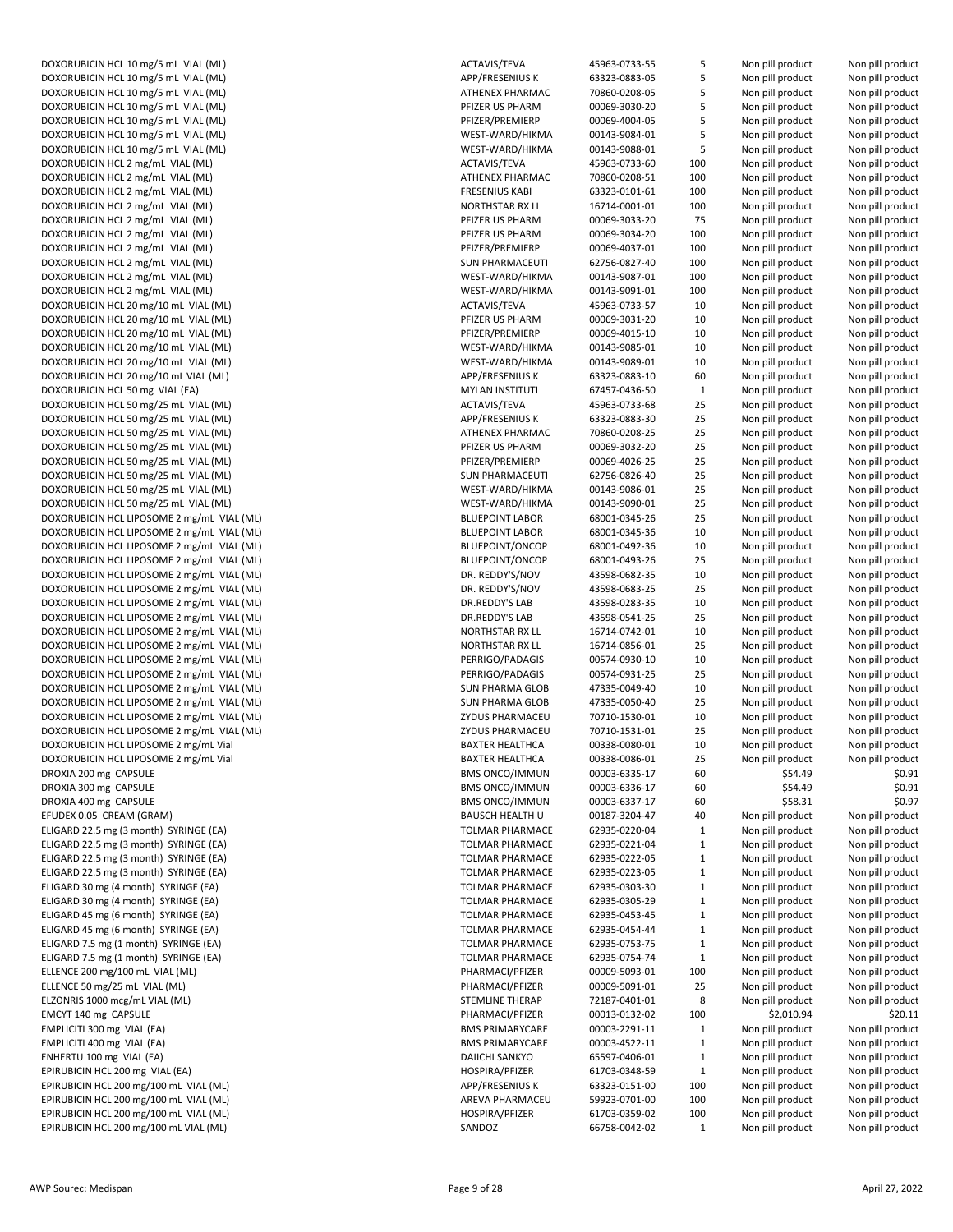| | | | | | |
|---|---|---|---|---|---|
| DOXORUBICIN HCL 10 mg/5 mL VIAL (ML) | ACTAVIS/TEVA | 45963-0733-55 | 5 | Non pill product | Non pill product |
| DOXORUBICIN HCL 10 mg/5 mL VIAL (ML) | APP/FRESENIUS K | 63323-0883-05 | 5 | Non pill product | Non pill product |
| DOXORUBICIN HCL 10 mg/5 mL VIAL (ML) | ATHENEX PHARMAC | 70860-0208-05 | 5 | Non pill product | Non pill product |
| DOXORUBICIN HCL 10 mg/5 mL VIAL (ML) | PFIZER US PHARM | 00069-3030-20 | 5 | Non pill product | Non pill product |
| DOXORUBICIN HCL 10 mg/5 mL VIAL (ML) | PFIZER/PREMIERP | 00069-4004-05 | 5 | Non pill product | Non pill product |
| DOXORUBICIN HCL 10 mg/5 mL VIAL (ML) | WEST-WARD/HIKMA | 00143-9084-01 | 5 | Non pill product | Non pill product |
| DOXORUBICIN HCL 10 mg/5 mL VIAL (ML) | WEST-WARD/HIKMA | 00143-9088-01 | 5 | Non pill product | Non pill product |
| DOXORUBICIN HCL 2 mg/mL VIAL (ML) | ACTAVIS/TEVA | 45963-0733-60 | 100 | Non pill product | Non pill product |
| DOXORUBICIN HCL 2 mg/mL VIAL (ML) | ATHENEX PHARMAC | 70860-0208-51 | 100 | Non pill product | Non pill product |
| DOXORUBICIN HCL 2 mg/mL VIAL (ML) | FRESENIUS KABI | 63323-0101-61 | 100 | Non pill product | Non pill product |
| DOXORUBICIN HCL 2 mg/mL VIAL (ML) | NORTHSTAR RX LL | 16714-0001-01 | 100 | Non pill product | Non pill product |
| DOXORUBICIN HCL 2 mg/mL VIAL (ML) | PFIZER US PHARM | 00069-3033-20 | 75 | Non pill product | Non pill product |
| DOXORUBICIN HCL 2 mg/mL VIAL (ML) | PFIZER US PHARM | 00069-3034-20 | 100 | Non pill product | Non pill product |
| DOXORUBICIN HCL 2 mg/mL VIAL (ML) | PFIZER/PREMIERP | 00069-4037-01 | 100 | Non pill product | Non pill product |
| DOXORUBICIN HCL 2 mg/mL VIAL (ML) | SUN PHARMACEUTI | 62756-0827-40 | 100 | Non pill product | Non pill product |
| DOXORUBICIN HCL 2 mg/mL VIAL (ML) | WEST-WARD/HIKMA | 00143-9087-01 | 100 | Non pill product | Non pill product |
| DOXORUBICIN HCL 2 mg/mL VIAL (ML) | WEST-WARD/HIKMA | 00143-9091-01 | 100 | Non pill product | Non pill product |
| DOXORUBICIN HCL 20 mg/10 mL VIAL (ML) | ACTAVIS/TEVA | 45963-0733-57 | 10 | Non pill product | Non pill product |
| DOXORUBICIN HCL 20 mg/10 mL VIAL (ML) | PFIZER US PHARM | 00069-3031-20 | 10 | Non pill product | Non pill product |
| DOXORUBICIN HCL 20 mg/10 mL VIAL (ML) | PFIZER/PREMIERP | 00069-4015-10 | 10 | Non pill product | Non pill product |
| DOXORUBICIN HCL 20 mg/10 mL VIAL (ML) | WEST-WARD/HIKMA | 00143-9085-01 | 10 | Non pill product | Non pill product |
| DOXORUBICIN HCL 20 mg/10 mL VIAL (ML) | WEST-WARD/HIKMA | 00143-9089-01 | 10 | Non pill product | Non pill product |
| DOXORUBICIN HCL 20 mg/10 mL VIAL (ML) | APP/FRESENIUS K | 63323-0883-10 | 60 | Non pill product | Non pill product |
| DOXORUBICIN HCL 50 mg VIAL (EA) | MYLAN INSTITUTI | 67457-0436-50 | 1 | Non pill product | Non pill product |
| DOXORUBICIN HCL 50 mg/25 mL VIAL (ML) | ACTAVIS/TEVA | 45963-0733-68 | 25 | Non pill product | Non pill product |
| DOXORUBICIN HCL 50 mg/25 mL VIAL (ML) | APP/FRESENIUS K | 63323-0883-30 | 25 | Non pill product | Non pill product |
| DOXORUBICIN HCL 50 mg/25 mL VIAL (ML) | ATHENEX PHARMAC | 70860-0208-25 | 25 | Non pill product | Non pill product |
| DOXORUBICIN HCL 50 mg/25 mL VIAL (ML) | PFIZER US PHARM | 00069-3032-20 | 25 | Non pill product | Non pill product |
| DOXORUBICIN HCL 50 mg/25 mL VIAL (ML) | PFIZER/PREMIERP | 00069-4026-25 | 25 | Non pill product | Non pill product |
| DOXORUBICIN HCL 50 mg/25 mL VIAL (ML) | SUN PHARMACEUTI | 62756-0826-40 | 25 | Non pill product | Non pill product |
| DOXORUBICIN HCL 50 mg/25 mL VIAL (ML) | WEST-WARD/HIKMA | 00143-9086-01 | 25 | Non pill product | Non pill product |
| DOXORUBICIN HCL 50 mg/25 mL VIAL (ML) | WEST-WARD/HIKMA | 00143-9090-01 | 25 | Non pill product | Non pill product |
| DOXORUBICIN HCL LIPOSOME 2 mg/mL VIAL (ML) | BLUEPOINT LABOR | 68001-0345-26 | 25 | Non pill product | Non pill product |
| DOXORUBICIN HCL LIPOSOME 2 mg/mL VIAL (ML) | BLUEPOINT LABOR | 68001-0345-36 | 10 | Non pill product | Non pill product |
| DOXORUBICIN HCL LIPOSOME 2 mg/mL VIAL (ML) | BLUEPOINT/ONCOP | 68001-0492-36 | 10 | Non pill product | Non pill product |
| DOXORUBICIN HCL LIPOSOME 2 mg/mL VIAL (ML) | BLUEPOINT/ONCOP | 68001-0493-26 | 25 | Non pill product | Non pill product |
| DOXORUBICIN HCL LIPOSOME 2 mg/mL VIAL (ML) | DR. REDDY'S/NOV | 43598-0682-35 | 10 | Non pill product | Non pill product |
| DOXORUBICIN HCL LIPOSOME 2 mg/mL VIAL (ML) | DR. REDDY'S/NOV | 43598-0683-25 | 25 | Non pill product | Non pill product |
| DOXORUBICIN HCL LIPOSOME 2 mg/mL VIAL (ML) | DR.REDDY'S LAB | 43598-0283-35 | 10 | Non pill product | Non pill product |
| DOXORUBICIN HCL LIPOSOME 2 mg/mL VIAL (ML) | DR.REDDY'S LAB | 43598-0541-25 | 25 | Non pill product | Non pill product |
| DOXORUBICIN HCL LIPOSOME 2 mg/mL VIAL (ML) | NORTHSTAR RX LL | 16714-0742-01 | 10 | Non pill product | Non pill product |
| DOXORUBICIN HCL LIPOSOME 2 mg/mL VIAL (ML) | NORTHSTAR RX LL | 16714-0856-01 | 25 | Non pill product | Non pill product |
| DOXORUBICIN HCL LIPOSOME 2 mg/mL VIAL (ML) | PERRIGO/PADAGIS | 00574-0930-10 | 10 | Non pill product | Non pill product |
| DOXORUBICIN HCL LIPOSOME 2 mg/mL VIAL (ML) | PERRIGO/PADAGIS | 00574-0931-25 | 25 | Non pill product | Non pill product |
| DOXORUBICIN HCL LIPOSOME 2 mg/mL VIAL (ML) | SUN PHARMA GLOB | 47335-0049-40 | 10 | Non pill product | Non pill product |
| DOXORUBICIN HCL LIPOSOME 2 mg/mL VIAL (ML) | SUN PHARMA GLOB | 47335-0050-40 | 25 | Non pill product | Non pill product |
| DOXORUBICIN HCL LIPOSOME 2 mg/mL VIAL (ML) | ZYDUS PHARMACEU | 70710-1530-01 | 10 | Non pill product | Non pill product |
| DOXORUBICIN HCL LIPOSOME 2 mg/mL VIAL (ML) | ZYDUS PHARMACEU | 70710-1531-01 | 25 | Non pill product | Non pill product |
| DOXORUBICIN HCL LIPOSOME 2 mg/mL Vial | BAXTER HEALTHCA | 00338-0080-01 | 10 | Non pill product | Non pill product |
| DOXORUBICIN HCL LIPOSOME 2 mg/mL Vial | BAXTER HEALTHCA | 00338-0086-01 | 25 | Non pill product | Non pill product |
| DROXIA 200 mg CAPSULE | BMS ONCO/IMMUN | 00003-6335-17 | 60 | $54.49 | $0.91 |
| DROXIA 300 mg CAPSULE | BMS ONCO/IMMUN | 00003-6336-17 | 60 | $54.49 | $0.91 |
| DROXIA 400 mg CAPSULE | BMS ONCO/IMMUN | 00003-6337-17 | 60 | $58.31 | $0.97 |
| EFUDEX 0.05 CREAM (GRAM) | BAUSCH HEALTH U | 00187-3204-47 | 40 | Non pill product | Non pill product |
| ELIGARD 22.5 mg (3 month) SYRINGE (EA) | TOLMAR PHARMACE | 62935-0220-04 | 1 | Non pill product | Non pill product |
| ELIGARD 22.5 mg (3 month) SYRINGE (EA) | TOLMAR PHARMACE | 62935-0221-04 | 1 | Non pill product | Non pill product |
| ELIGARD 22.5 mg (3 month) SYRINGE (EA) | TOLMAR PHARMACE | 62935-0222-05 | 1 | Non pill product | Non pill product |
| ELIGARD 22.5 mg (3 month) SYRINGE (EA) | TOLMAR PHARMACE | 62935-0223-05 | 1 | Non pill product | Non pill product |
| ELIGARD 30 mg (4 month) SYRINGE (EA) | TOLMAR PHARMACE | 62935-0303-30 | 1 | Non pill product | Non pill product |
| ELIGARD 30 mg (4 month) SYRINGE (EA) | TOLMAR PHARMACE | 62935-0305-29 | 1 | Non pill product | Non pill product |
| ELIGARD 45 mg (6 month) SYRINGE (EA) | TOLMAR PHARMACE | 62935-0453-45 | 1 | Non pill product | Non pill product |
| ELIGARD 45 mg (6 month) SYRINGE (EA) | TOLMAR PHARMACE | 62935-0454-44 | 1 | Non pill product | Non pill product |
| ELIGARD 7.5 mg (1 month) SYRINGE (EA) | TOLMAR PHARMACE | 62935-0753-75 | 1 | Non pill product | Non pill product |
| ELIGARD 7.5 mg (1 month) SYRINGE (EA) | TOLMAR PHARMACE | 62935-0754-74 | 1 | Non pill product | Non pill product |
| ELLENCE 200 mg/100 mL VIAL (ML) | PHARMACI/PFIZER | 00009-5093-01 | 100 | Non pill product | Non pill product |
| ELLENCE 50 mg/25 mL VIAL (ML) | PHARMACI/PFIZER | 00009-5091-01 | 25 | Non pill product | Non pill product |
| ELZONRIS 1000 mcg/mL VIAL (ML) | STEMLINE THERAP | 72187-0401-01 | 8 | Non pill product | Non pill product |
| EMCYT 140 mg CAPSULE | PHARMACI/PFIZER | 00013-0132-02 | 100 | $2,010.94 | $20.11 |
| EMPLICITI 300 mg VIAL (EA) | BMS PRIMARYCARE | 00003-2291-11 | 1 | Non pill product | Non pill product |
| EMPLICITI 400 mg VIAL (EA) | BMS PRIMARYCARE | 00003-4522-11 | 1 | Non pill product | Non pill product |
| ENHERTU 100 mg VIAL (EA) | DAIICHI SANKYO | 65597-0406-01 | 1 | Non pill product | Non pill product |
| EPIRUBICIN HCL 200 mg VIAL (EA) | HOSPIRA/PFIZER | 61703-0348-59 | 1 | Non pill product | Non pill product |
| EPIRUBICIN HCL 200 mg/100 mL VIAL (ML) | APP/FRESENIUS K | 63323-0151-00 | 100 | Non pill product | Non pill product |
| EPIRUBICIN HCL 200 mg/100 mL VIAL (ML) | AREVA PHARMACEU | 59923-0701-00 | 100 | Non pill product | Non pill product |
| EPIRUBICIN HCL 200 mg/100 mL VIAL (ML) | HOSPIRA/PFIZER | 61703-0359-02 | 100 | Non pill product | Non pill product |
| EPIRUBICIN HCL 200 mg/100 mL VIAL (ML) | SANDOZ | 66758-0042-02 | 1 | Non pill product | Non pill product |

AWP Sourec: Medispan

April 27, 2022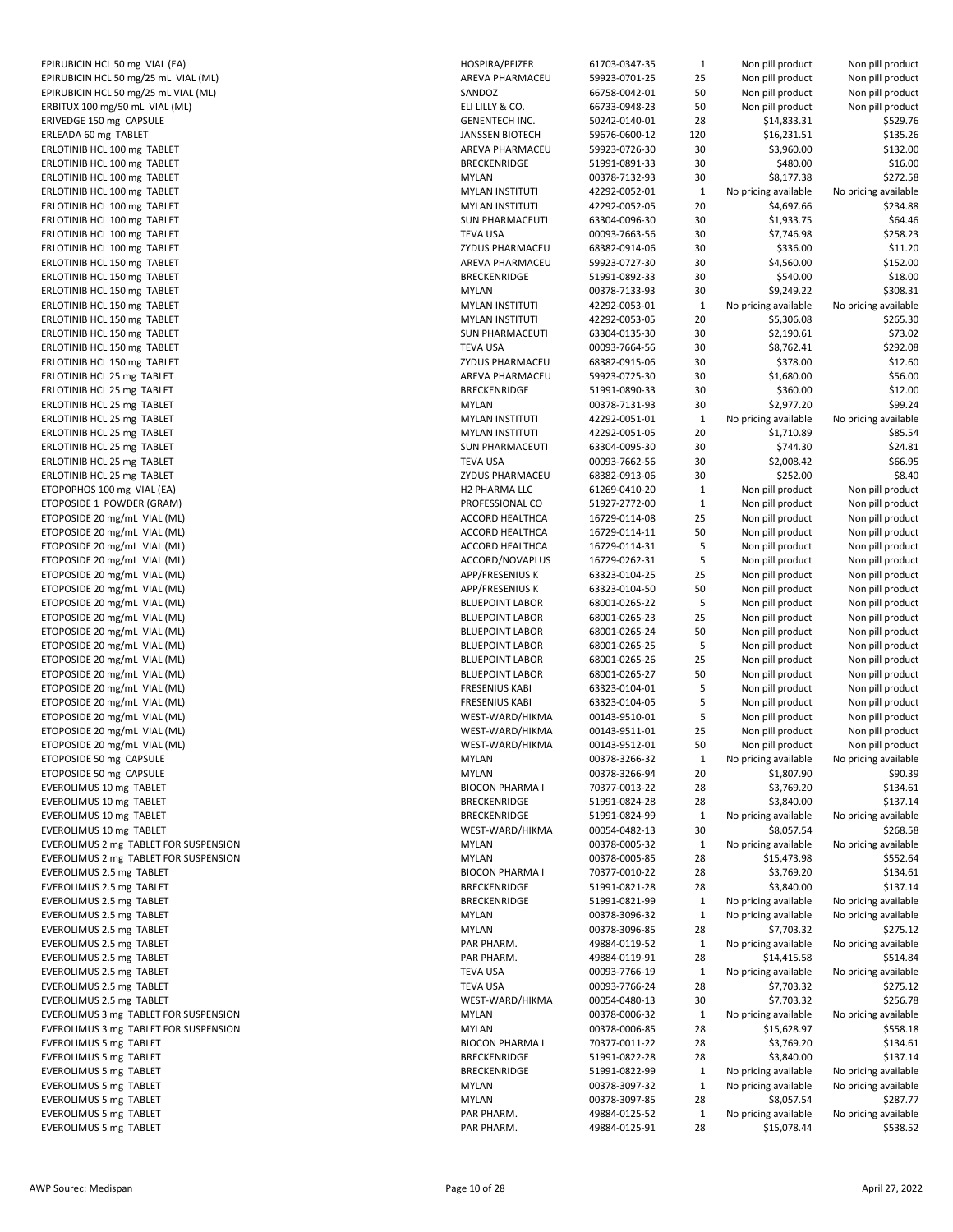| | | | | | |
|---|---|---|---|---|---|
| EPIRUBICIN HCL 50 mg VIAL (EA) | HOSPIRA/PFIZER | 61703-0347-35 | 1 | Non pill product | Non pill product |
| EPIRUBICIN HCL 50 mg/25 mL VIAL (ML) | AREVA PHARMACEU | 59923-0701-25 | 25 | Non pill product | Non pill product |
| EPIRUBICIN HCL 50 mg/25 mL VIAL (ML) | SANDOZ | 66758-0042-01 | 50 | Non pill product | Non pill product |
| ERBITUX 100 mg/50 mL VIAL (ML) | ELI LILLY & CO. | 66733-0948-23 | 50 | Non pill product | Non pill product |
| ERIVEDGE 150 mg CAPSULE | GENENTECH INC. | 50242-0140-01 | 28 | $14,833.31 | $529.76 |
| ERLEADA 60 mg TABLET | JANSSEN BIOTECH | 59676-0600-12 | 120 | $16,231.51 | $135.26 |
| ERLOTINIB HCL 100 mg TABLET | AREVA PHARMACEU | 59923-0726-30 | 30 | $3,960.00 | $132.00 |
| ERLOTINIB HCL 100 mg TABLET | BRECKENRIDGE | 51991-0891-33 | 30 | $480.00 | $16.00 |
| ERLOTINIB HCL 100 mg TABLET | MYLAN | 00378-7132-93 | 30 | $8,177.38 | $272.58 |
| ERLOTINIB HCL 100 mg TABLET | MYLAN INSTITUTI | 42292-0052-01 | 1 | No pricing available | No pricing available |
| ERLOTINIB HCL 100 mg TABLET | MYLAN INSTITUTI | 42292-0052-05 | 20 | $4,697.66 | $234.88 |
| ERLOTINIB HCL 100 mg TABLET | SUN PHARMACEUTI | 63304-0096-30 | 30 | $1,933.75 | $64.46 |
| ERLOTINIB HCL 100 mg TABLET | TEVA USA | 00093-7663-56 | 30 | $7,746.98 | $258.23 |
| ERLOTINIB HCL 100 mg TABLET | ZYDUS PHARMACEU | 68382-0914-06 | 30 | $336.00 | $11.20 |
| ERLOTINIB HCL 150 mg TABLET | AREVA PHARMACEU | 59923-0727-30 | 30 | $4,560.00 | $152.00 |
| ERLOTINIB HCL 150 mg TABLET | BRECKENRIDGE | 51991-0892-33 | 30 | $540.00 | $18.00 |
| ERLOTINIB HCL 150 mg TABLET | MYLAN | 00378-7133-93 | 30 | $9,249.22 | $308.31 |
| ERLOTINIB HCL 150 mg TABLET | MYLAN INSTITUTI | 42292-0053-01 | 1 | No pricing available | No pricing available |
| ERLOTINIB HCL 150 mg TABLET | MYLAN INSTITUTI | 42292-0053-05 | 20 | $5,306.08 | $265.30 |
| ERLOTINIB HCL 150 mg TABLET | SUN PHARMACEUTI | 63304-0135-30 | 30 | $2,190.61 | $73.02 |
| ERLOTINIB HCL 150 mg TABLET | TEVA USA | 00093-7664-56 | 30 | $8,762.41 | $292.08 |
| ERLOTINIB HCL 150 mg TABLET | ZYDUS PHARMACEU | 68382-0915-06 | 30 | $378.00 | $12.60 |
| ERLOTINIB HCL 25 mg TABLET | AREVA PHARMACEU | 59923-0725-30 | 30 | $1,680.00 | $56.00 |
| ERLOTINIB HCL 25 mg TABLET | BRECKENRIDGE | 51991-0890-33 | 30 | $360.00 | $12.00 |
| ERLOTINIB HCL 25 mg TABLET | MYLAN | 00378-7131-93 | 30 | $2,977.20 | $99.24 |
| ERLOTINIB HCL 25 mg TABLET | MYLAN INSTITUTI | 42292-0051-01 | 1 | No pricing available | No pricing available |
| ERLOTINIB HCL 25 mg TABLET | MYLAN INSTITUTI | 42292-0051-05 | 20 | $1,710.89 | $85.54 |
| ERLOTINIB HCL 25 mg TABLET | SUN PHARMACEUTI | 63304-0095-30 | 30 | $744.30 | $24.81 |
| ERLOTINIB HCL 25 mg TABLET | TEVA USA | 00093-7662-56 | 30 | $2,008.42 | $66.95 |
| ERLOTINIB HCL 25 mg TABLET | ZYDUS PHARMACEU | 68382-0913-06 | 30 | $252.00 | $8.40 |
| ETOPOPHOS 100 mg VIAL (EA) | H2 PHARMA LLC | 61269-0410-20 | 1 | Non pill product | Non pill product |
| ETOPOSIDE 1 POWDER (GRAM) | PROFESSIONAL CO | 51927-2772-00 | 1 | Non pill product | Non pill product |
| ETOPOSIDE 20 mg/mL VIAL (ML) | ACCORD HEALTHCA | 16729-0114-08 | 25 | Non pill product | Non pill product |
| ETOPOSIDE 20 mg/mL VIAL (ML) | ACCORD HEALTHCA | 16729-0114-11 | 50 | Non pill product | Non pill product |
| ETOPOSIDE 20 mg/mL VIAL (ML) | ACCORD HEALTHCA | 16729-0114-31 | 5 | Non pill product | Non pill product |
| ETOPOSIDE 20 mg/mL VIAL (ML) | ACCORD/NOVAPLUS | 16729-0262-31 | 5 | Non pill product | Non pill product |
| ETOPOSIDE 20 mg/mL VIAL (ML) | APP/FRESENIUS K | 63323-0104-25 | 25 | Non pill product | Non pill product |
| ETOPOSIDE 20 mg/mL VIAL (ML) | APP/FRESENIUS K | 63323-0104-50 | 50 | Non pill product | Non pill product |
| ETOPOSIDE 20 mg/mL VIAL (ML) | BLUEPOINT LABOR | 68001-0265-22 | 5 | Non pill product | Non pill product |
| ETOPOSIDE 20 mg/mL VIAL (ML) | BLUEPOINT LABOR | 68001-0265-23 | 25 | Non pill product | Non pill product |
| ETOPOSIDE 20 mg/mL VIAL (ML) | BLUEPOINT LABOR | 68001-0265-24 | 50 | Non pill product | Non pill product |
| ETOPOSIDE 20 mg/mL VIAL (ML) | BLUEPOINT LABOR | 68001-0265-25 | 5 | Non pill product | Non pill product |
| ETOPOSIDE 20 mg/mL VIAL (ML) | BLUEPOINT LABOR | 68001-0265-26 | 25 | Non pill product | Non pill product |
| ETOPOSIDE 20 mg/mL VIAL (ML) | BLUEPOINT LABOR | 68001-0265-27 | 50 | Non pill product | Non pill product |
| ETOPOSIDE 20 mg/mL VIAL (ML) | FRESENIUS KABI | 63323-0104-01 | 5 | Non pill product | Non pill product |
| ETOPOSIDE 20 mg/mL VIAL (ML) | FRESENIUS KABI | 63323-0104-05 | 5 | Non pill product | Non pill product |
| ETOPOSIDE 20 mg/mL VIAL (ML) | WEST-WARD/HIKMA | 00143-9510-01 | 5 | Non pill product | Non pill product |
| ETOPOSIDE 20 mg/mL VIAL (ML) | WEST-WARD/HIKMA | 00143-9511-01 | 25 | Non pill product | Non pill product |
| ETOPOSIDE 20 mg/mL VIAL (ML) | WEST-WARD/HIKMA | 00143-9512-01 | 50 | Non pill product | Non pill product |
| ETOPOSIDE 50 mg CAPSULE | MYLAN | 00378-3266-32 | 1 | No pricing available | No pricing available |
| ETOPOSIDE 50 mg CAPSULE | MYLAN | 00378-3266-94 | 20 | $1,807.90 | $90.39 |
| EVEROLIMUS 10 mg TABLET | BIOCON PHARMA I | 70377-0013-22 | 28 | $3,769.20 | $134.61 |
| EVEROLIMUS 10 mg TABLET | BRECKENRIDGE | 51991-0824-28 | 28 | $3,840.00 | $137.14 |
| EVEROLIMUS 10 mg TABLET | BRECKENRIDGE | 51991-0824-99 | 1 | No pricing available | No pricing available |
| EVEROLIMUS 10 mg TABLET | WEST-WARD/HIKMA | 00054-0482-13 | 30 | $8,057.54 | $268.58 |
| EVEROLIMUS 2 mg TABLET FOR SUSPENSION | MYLAN | 00378-0005-32 | 1 | No pricing available | No pricing available |
| EVEROLIMUS 2 mg TABLET FOR SUSPENSION | MYLAN | 00378-0005-85 | 28 | $15,473.98 | $552.64 |
| EVEROLIMUS 2.5 mg TABLET | BIOCON PHARMA I | 70377-0010-22 | 28 | $3,769.20 | $134.61 |
| EVEROLIMUS 2.5 mg TABLET | BRECKENRIDGE | 51991-0821-28 | 28 | $3,840.00 | $137.14 |
| EVEROLIMUS 2.5 mg TABLET | BRECKENRIDGE | 51991-0821-99 | 1 | No pricing available | No pricing available |
| EVEROLIMUS 2.5 mg TABLET | MYLAN | 00378-3096-32 | 1 | No pricing available | No pricing available |
| EVEROLIMUS 2.5 mg TABLET | MYLAN | 00378-3096-85 | 28 | $7,703.32 | $275.12 |
| EVEROLIMUS 2.5 mg TABLET | PAR PHARM. | 49884-0119-52 | 1 | No pricing available | No pricing available |
| EVEROLIMUS 2.5 mg TABLET | PAR PHARM. | 49884-0119-91 | 28 | $14,415.58 | $514.84 |
| EVEROLIMUS 2.5 mg TABLET | TEVA USA | 00093-7766-19 | 1 | No pricing available | No pricing available |
| EVEROLIMUS 2.5 mg TABLET | TEVA USA | 00093-7766-24 | 28 | $7,703.32 | $275.12 |
| EVEROLIMUS 2.5 mg TABLET | WEST-WARD/HIKMA | 00054-0480-13 | 30 | $7,703.32 | $256.78 |
| EVEROLIMUS 3 mg TABLET FOR SUSPENSION | MYLAN | 00378-0006-32 | 1 | No pricing available | No pricing available |
| EVEROLIMUS 3 mg TABLET FOR SUSPENSION | MYLAN | 00378-0006-85 | 28 | $15,628.97 | $558.18 |
| EVEROLIMUS 5 mg TABLET | BIOCON PHARMA I | 70377-0011-22 | 28 | $3,769.20 | $134.61 |
| EVEROLIMUS 5 mg TABLET | BRECKENRIDGE | 51991-0822-28 | 28 | $3,840.00 | $137.14 |
| EVEROLIMUS 5 mg TABLET | BRECKENRIDGE | 51991-0822-99 | 1 | No pricing available | No pricing available |
| EVEROLIMUS 5 mg TABLET | MYLAN | 00378-3097-32 | 1 | No pricing available | No pricing available |
| EVEROLIMUS 5 mg TABLET | MYLAN | 00378-3097-85 | 28 | $8,057.54 | $287.77 |
| EVEROLIMUS 5 mg TABLET | PAR PHARM. | 49884-0125-52 | 1 | No pricing available | No pricing available |
| EVEROLIMUS 5 mg TABLET | PAR PHARM. | 49884-0125-91 | 28 | $15,078.44 | $538.52 |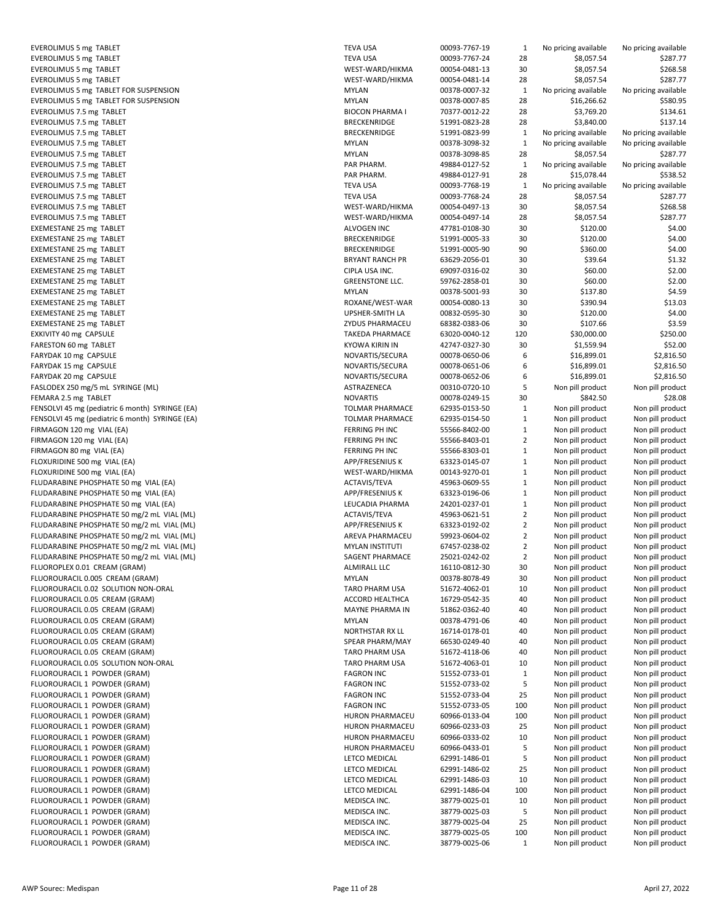| | | | | | |
|---|---|---|---|---|---|
| EVEROLIMUS 5 mg TABLET | TEVA USA | 00093-7767-19 | 1 | No pricing available | No pricing available |
| EVEROLIMUS 5 mg TABLET | TEVA USA | 00093-7767-24 | 28 | $8,057.54 | $287.77 |
| EVEROLIMUS 5 mg TABLET | WEST-WARD/HIKMA | 00054-0481-13 | 30 | $8,057.54 | $268.58 |
| EVEROLIMUS 5 mg TABLET | WEST-WARD/HIKMA | 00054-0481-14 | 28 | $8,057.54 | $287.77 |
| EVEROLIMUS 5 mg TABLET FOR SUSPENSION | MYLAN | 00378-0007-32 | 1 | No pricing available | No pricing available |
| EVEROLIMUS 5 mg TABLET FOR SUSPENSION | MYLAN | 00378-0007-85 | 28 | $16,266.62 | $580.95 |
| EVEROLIMUS 7.5 mg TABLET | BIOCON PHARMA I | 70377-0012-22 | 28 | $3,769.20 | $134.61 |
| EVEROLIMUS 7.5 mg TABLET | BRECKENRIDGE | 51991-0823-28 | 28 | $3,840.00 | $137.14 |
| EVEROLIMUS 7.5 mg TABLET | BRECKENRIDGE | 51991-0823-99 | 1 | No pricing available | No pricing available |
| EVEROLIMUS 7.5 mg TABLET | MYLAN | 00378-3098-32 | 1 | No pricing available | No pricing available |
| EVEROLIMUS 7.5 mg TABLET | MYLAN | 00378-3098-85 | 28 | $8,057.54 | $287.77 |
| EVEROLIMUS 7.5 mg TABLET | PAR PHARM. | 49884-0127-52 | 1 | No pricing available | No pricing available |
| EVEROLIMUS 7.5 mg TABLET | PAR PHARM. | 49884-0127-91 | 28 | $15,078.44 | $538.52 |
| EVEROLIMUS 7.5 mg TABLET | TEVA USA | 00093-7768-19 | 1 | No pricing available | No pricing available |
| EVEROLIMUS 7.5 mg TABLET | TEVA USA | 00093-7768-24 | 28 | $8,057.54 | $287.77 |
| EVEROLIMUS 7.5 mg TABLET | WEST-WARD/HIKMA | 00054-0497-13 | 30 | $8,057.54 | $268.58 |
| EVEROLIMUS 7.5 mg TABLET | WEST-WARD/HIKMA | 00054-0497-14 | 28 | $8,057.54 | $287.77 |
| EXEMESTANE 25 mg TABLET | ALVOGEN INC | 47781-0108-30 | 30 | $120.00 | $4.00 |
| EXEMESTANE 25 mg TABLET | BRECKENRIDGE | 51991-0005-33 | 30 | $120.00 | $4.00 |
| EXEMESTANE 25 mg TABLET | BRECKENRIDGE | 51991-0005-90 | 90 | $360.00 | $4.00 |
| EXEMESTANE 25 mg TABLET | BRYANT RANCH PR | 63629-2056-01 | 30 | $39.64 | $1.32 |
| EXEMESTANE 25 mg TABLET | CIPLA USA INC. | 69097-0316-02 | 30 | $60.00 | $2.00 |
| EXEMESTANE 25 mg TABLET | GREENSTONE LLC. | 59762-2858-01 | 30 | $60.00 | $2.00 |
| EXEMESTANE 25 mg TABLET | MYLAN | 00378-5001-93 | 30 | $137.80 | $4.59 |
| EXEMESTANE 25 mg TABLET | ROXANE/WEST-WAR | 00054-0080-13 | 30 | $390.94 | $13.03 |
| EXEMESTANE 25 mg TABLET | UPSHER-SMITH LA | 00832-0595-30 | 30 | $120.00 | $4.00 |
| EXEMESTANE 25 mg TABLET | ZYDUS PHARMACEU | 68382-0383-06 | 30 | $107.66 | $3.59 |
| EXKIVITY 40 mg CAPSULE | TAKEDA PHARMACE | 63020-0040-12 | 120 | $30,000.00 | $250.00 |
| FARESTON 60 mg TABLET | KYOWA KIRIN IN | 42747-0327-30 | 30 | $1,559.94 | $52.00 |
| FARYDAK 10 mg CAPSULE | NOVARTIS/SECURA | 00078-0650-06 | 6 | $16,899.01 | $2,816.50 |
| FARYDAK 15 mg CAPSULE | NOVARTIS/SECURA | 00078-0651-06 | 6 | $16,899.01 | $2,816.50 |
| FARYDAK 20 mg CAPSULE | NOVARTIS/SECURA | 00078-0652-06 | 6 | $16,899.01 | $2,816.50 |
| FASLODEX 250 mg/5 mL SYRINGE (ML) | ASTRAZENECA | 00310-0720-10 | 5 | Non pill product | Non pill product |
| FEMARA 2.5 mg TABLET | NOVARTIS | 00078-0249-15 | 30 | $842.50 | $28.08 |
| FENSOLVI 45 mg (pediatric 6 month) SYRINGE (EA) | TOLMAR PHARMACE | 62935-0153-50 | 1 | Non pill product | Non pill product |
| FENSOLVI 45 mg (pediatric 6 month) SYRINGE (EA) | TOLMAR PHARMACE | 62935-0154-50 | 1 | Non pill product | Non pill product |
| FIRMAGON 120 mg VIAL (EA) | FERRING PH INC | 55566-8402-00 | 1 | Non pill product | Non pill product |
| FIRMAGON 120 mg VIAL (EA) | FERRING PH INC | 55566-8403-01 | 2 | Non pill product | Non pill product |
| FIRMAGON 80 mg VIAL (EA) | FERRING PH INC | 55566-8303-01 | 1 | Non pill product | Non pill product |
| FLOXURIDINE 500 mg VIAL (EA) | APP/FRESENIUS K | 63323-0145-07 | 1 | Non pill product | Non pill product |
| FLOXURIDINE 500 mg VIAL (EA) | WEST-WARD/HIKMA | 00143-9270-01 | 1 | Non pill product | Non pill product |
| FLUDARABINE PHOSPHATE 50 mg VIAL (EA) | ACTAVIS/TEVA | 45963-0609-55 | 1 | Non pill product | Non pill product |
| FLUDARABINE PHOSPHATE 50 mg VIAL (EA) | APP/FRESENIUS K | 63323-0196-06 | 1 | Non pill product | Non pill product |
| FLUDARABINE PHOSPHATE 50 mg VIAL (EA) | LEUCADIA PHARMA | 24201-0237-01 | 1 | Non pill product | Non pill product |
| FLUDARABINE PHOSPHATE 50 mg/2 mL VIAL (ML) | ACTAVIS/TEVA | 45963-0621-51 | 2 | Non pill product | Non pill product |
| FLUDARABINE PHOSPHATE 50 mg/2 mL VIAL (ML) | APP/FRESENIUS K | 63323-0192-02 | 2 | Non pill product | Non pill product |
| FLUDARABINE PHOSPHATE 50 mg/2 mL VIAL (ML) | AREVA PHARMACEU | 59923-0604-02 | 2 | Non pill product | Non pill product |
| FLUDARABINE PHOSPHATE 50 mg/2 mL VIAL (ML) | MYLAN INSTITUTI | 67457-0238-02 | 2 | Non pill product | Non pill product |
| FLUDARABINE PHOSPHATE 50 mg/2 mL VIAL (ML) | SAGENT PHARMACE | 25021-0242-02 | 2 | Non pill product | Non pill product |
| FLUOROPLEX 0.01 CREAM (GRAM) | ALMIRALL LLC | 16110-0812-30 | 30 | Non pill product | Non pill product |
| FLUOROURACIL 0.005 CREAM (GRAM) | MYLAN | 00378-8078-49 | 30 | Non pill product | Non pill product |
| FLUOROURACIL 0.02 SOLUTION NON-ORAL | TARO PHARM USA | 51672-4062-01 | 10 | Non pill product | Non pill product |
| FLUOROURACIL 0.05 CREAM (GRAM) | ACCORD HEALTHCA | 16729-0542-35 | 40 | Non pill product | Non pill product |
| FLUOROURACIL 0.05 CREAM (GRAM) | MAYNE PHARMA IN | 51862-0362-40 | 40 | Non pill product | Non pill product |
| FLUOROURACIL 0.05 CREAM (GRAM) | MYLAN | 00378-4791-06 | 40 | Non pill product | Non pill product |
| FLUOROURACIL 0.05 CREAM (GRAM) | NORTHSTAR RX LL | 16714-0178-01 | 40 | Non pill product | Non pill product |
| FLUOROURACIL 0.05 CREAM (GRAM) | SPEAR PHARM/MAY | 66530-0249-40 | 40 | Non pill product | Non pill product |
| FLUOROURACIL 0.05 CREAM (GRAM) | TARO PHARM USA | 51672-4118-06 | 40 | Non pill product | Non pill product |
| FLUOROURACIL 0.05 SOLUTION NON-ORAL | TARO PHARM USA | 51672-4063-01 | 10 | Non pill product | Non pill product |
| FLUOROURACIL 1 POWDER (GRAM) | FAGRON INC | 51552-0733-01 | 1 | Non pill product | Non pill product |
| FLUOROURACIL 1 POWDER (GRAM) | FAGRON INC | 51552-0733-02 | 5 | Non pill product | Non pill product |
| FLUOROURACIL 1 POWDER (GRAM) | FAGRON INC | 51552-0733-04 | 25 | Non pill product | Non pill product |
| FLUOROURACIL 1 POWDER (GRAM) | FAGRON INC | 51552-0733-05 | 100 | Non pill product | Non pill product |
| FLUOROURACIL 1 POWDER (GRAM) | HURON PHARMACEU | 60966-0133-04 | 100 | Non pill product | Non pill product |
| FLUOROURACIL 1 POWDER (GRAM) | HURON PHARMACEU | 60966-0233-03 | 25 | Non pill product | Non pill product |
| FLUOROURACIL 1 POWDER (GRAM) | HURON PHARMACEU | 60966-0333-02 | 10 | Non pill product | Non pill product |
| FLUOROURACIL 1 POWDER (GRAM) | HURON PHARMACEU | 60966-0433-01 | 5 | Non pill product | Non pill product |
| FLUOROURACIL 1 POWDER (GRAM) | LETCO MEDICAL | 62991-1486-01 | 5 | Non pill product | Non pill product |
| FLUOROURACIL 1 POWDER (GRAM) | LETCO MEDICAL | 62991-1486-02 | 25 | Non pill product | Non pill product |
| FLUOROURACIL 1 POWDER (GRAM) | LETCO MEDICAL | 62991-1486-03 | 10 | Non pill product | Non pill product |
| FLUOROURACIL 1 POWDER (GRAM) | LETCO MEDICAL | 62991-1486-04 | 100 | Non pill product | Non pill product |
| FLUOROURACIL 1 POWDER (GRAM) | MEDISCA INC. | 38779-0025-01 | 10 | Non pill product | Non pill product |
| FLUOROURACIL 1 POWDER (GRAM) | MEDISCA INC. | 38779-0025-03 | 5 | Non pill product | Non pill product |
| FLUOROURACIL 1 POWDER (GRAM) | MEDISCA INC. | 38779-0025-04 | 25 | Non pill product | Non pill product |
| FLUOROURACIL 1 POWDER (GRAM) | MEDISCA INC. | 38779-0025-05 | 100 | Non pill product | Non pill product |
| FLUOROURACIL 1 POWDER (GRAM) | MEDISCA INC. | 38779-0025-06 | 1 | Non pill product | Non pill product |

AWP Sourec: Medispan

April 27, 2022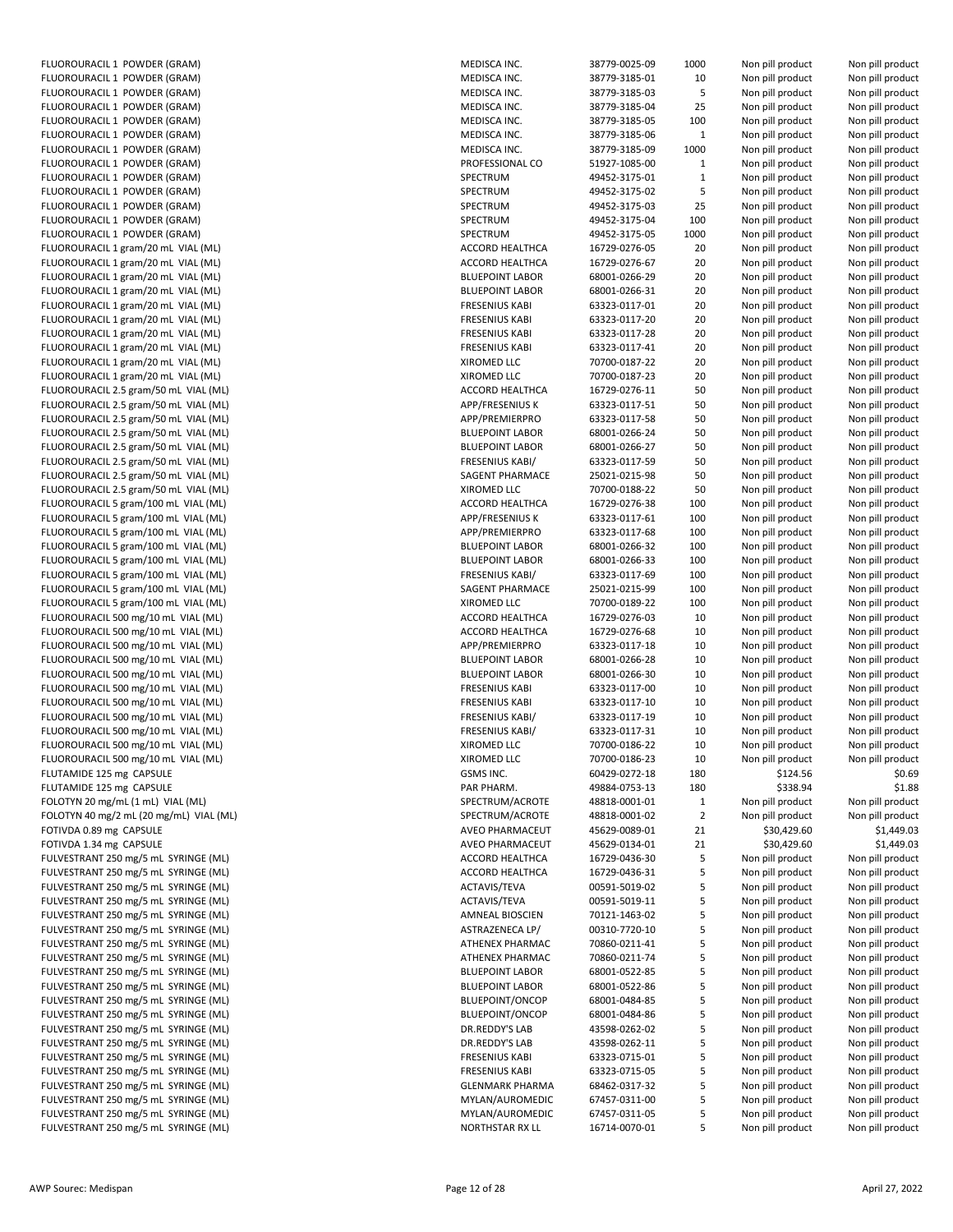| | | | | | |
|---|---|---|---|---|---|
| FLUOROURACIL 1 POWDER (GRAM) | MEDISCA INC. | 38779-0025-09 | 1000 | Non pill product | Non pill product |
| FLUOROURACIL 1 POWDER (GRAM) | MEDISCA INC. | 38779-3185-01 | 10 | Non pill product | Non pill product |
| FLUOROURACIL 1 POWDER (GRAM) | MEDISCA INC. | 38779-3185-03 | 5 | Non pill product | Non pill product |
| FLUOROURACIL 1 POWDER (GRAM) | MEDISCA INC. | 38779-3185-04 | 25 | Non pill product | Non pill product |
| FLUOROURACIL 1 POWDER (GRAM) | MEDISCA INC. | 38779-3185-05 | 100 | Non pill product | Non pill product |
| FLUOROURACIL 1 POWDER (GRAM) | MEDISCA INC. | 38779-3185-06 | 1 | Non pill product | Non pill product |
| FLUOROURACIL 1 POWDER (GRAM) | MEDISCA INC. | 38779-3185-09 | 1000 | Non pill product | Non pill product |
| FLUOROURACIL 1 POWDER (GRAM) | PROFESSIONAL CO | 51927-1085-00 | 1 | Non pill product | Non pill product |
| FLUOROURACIL 1 POWDER (GRAM) | SPECTRUM | 49452-3175-01 | 1 | Non pill product | Non pill product |
| FLUOROURACIL 1 POWDER (GRAM) | SPECTRUM | 49452-3175-02 | 5 | Non pill product | Non pill product |
| FLUOROURACIL 1 POWDER (GRAM) | SPECTRUM | 49452-3175-03 | 25 | Non pill product | Non pill product |
| FLUOROURACIL 1 POWDER (GRAM) | SPECTRUM | 49452-3175-04 | 100 | Non pill product | Non pill product |
| FLUOROURACIL 1 POWDER (GRAM) | SPECTRUM | 49452-3175-05 | 1000 | Non pill product | Non pill product |
| FLUOROURACIL 1 gram/20 mL VIAL (ML) | ACCORD HEALTHCA | 16729-0276-05 | 20 | Non pill product | Non pill product |
| FLUOROURACIL 1 gram/20 mL VIAL (ML) | ACCORD HEALTHCA | 16729-0276-67 | 20 | Non pill product | Non pill product |
| FLUOROURACIL 1 gram/20 mL VIAL (ML) | BLUEPOINT LABOR | 68001-0266-29 | 20 | Non pill product | Non pill product |
| FLUOROURACIL 1 gram/20 mL VIAL (ML) | BLUEPOINT LABOR | 68001-0266-31 | 20 | Non pill product | Non pill product |
| FLUOROURACIL 1 gram/20 mL VIAL (ML) | FRESENIUS KABI | 63323-0117-01 | 20 | Non pill product | Non pill product |
| FLUOROURACIL 1 gram/20 mL VIAL (ML) | FRESENIUS KABI | 63323-0117-20 | 20 | Non pill product | Non pill product |
| FLUOROURACIL 1 gram/20 mL VIAL (ML) | FRESENIUS KABI | 63323-0117-28 | 20 | Non pill product | Non pill product |
| FLUOROURACIL 1 gram/20 mL VIAL (ML) | FRESENIUS KABI | 63323-0117-41 | 20 | Non pill product | Non pill product |
| FLUOROURACIL 1 gram/20 mL VIAL (ML) | XIROMED LLC | 70700-0187-22 | 20 | Non pill product | Non pill product |
| FLUOROURACIL 1 gram/20 mL VIAL (ML) | XIROMED LLC | 70700-0187-23 | 20 | Non pill product | Non pill product |
| FLUOROURACIL 2.5 gram/50 mL VIAL (ML) | ACCORD HEALTHCA | 16729-0276-11 | 50 | Non pill product | Non pill product |
| FLUOROURACIL 2.5 gram/50 mL VIAL (ML) | APP/FRESENIUS K | 63323-0117-51 | 50 | Non pill product | Non pill product |
| FLUOROURACIL 2.5 gram/50 mL VIAL (ML) | APP/PREMIERPRO | 63323-0117-58 | 50 | Non pill product | Non pill product |
| FLUOROURACIL 2.5 gram/50 mL VIAL (ML) | BLUEPOINT LABOR | 68001-0266-24 | 50 | Non pill product | Non pill product |
| FLUOROURACIL 2.5 gram/50 mL VIAL (ML) | BLUEPOINT LABOR | 68001-0266-27 | 50 | Non pill product | Non pill product |
| FLUOROURACIL 2.5 gram/50 mL VIAL (ML) | FRESENIUS KABI/ | 63323-0117-59 | 50 | Non pill product | Non pill product |
| FLUOROURACIL 2.5 gram/50 mL VIAL (ML) | SAGENT PHARMACE | 25021-0215-98 | 50 | Non pill product | Non pill product |
| FLUOROURACIL 2.5 gram/50 mL VIAL (ML) | XIROMED LLC | 70700-0188-22 | 50 | Non pill product | Non pill product |
| FLUOROURACIL 5 gram/100 mL VIAL (ML) | ACCORD HEALTHCA | 16729-0276-38 | 100 | Non pill product | Non pill product |
| FLUOROURACIL 5 gram/100 mL VIAL (ML) | APP/FRESENIUS K | 63323-0117-61 | 100 | Non pill product | Non pill product |
| FLUOROURACIL 5 gram/100 mL VIAL (ML) | APP/PREMIERPRO | 63323-0117-68 | 100 | Non pill product | Non pill product |
| FLUOROURACIL 5 gram/100 mL VIAL (ML) | BLUEPOINT LABOR | 68001-0266-32 | 100 | Non pill product | Non pill product |
| FLUOROURACIL 5 gram/100 mL VIAL (ML) | BLUEPOINT LABOR | 68001-0266-33 | 100 | Non pill product | Non pill product |
| FLUOROURACIL 5 gram/100 mL VIAL (ML) | FRESENIUS KABI/ | 63323-0117-69 | 100 | Non pill product | Non pill product |
| FLUOROURACIL 5 gram/100 mL VIAL (ML) | SAGENT PHARMACE | 25021-0215-99 | 100 | Non pill product | Non pill product |
| FLUOROURACIL 5 gram/100 mL VIAL (ML) | XIROMED LLC | 70700-0189-22 | 100 | Non pill product | Non pill product |
| FLUOROURACIL 500 mg/10 mL VIAL (ML) | ACCORD HEALTHCA | 16729-0276-03 | 10 | Non pill product | Non pill product |
| FLUOROURACIL 500 mg/10 mL VIAL (ML) | ACCORD HEALTHCA | 16729-0276-68 | 10 | Non pill product | Non pill product |
| FLUOROURACIL 500 mg/10 mL VIAL (ML) | APP/PREMIERPRO | 63323-0117-18 | 10 | Non pill product | Non pill product |
| FLUOROURACIL 500 mg/10 mL VIAL (ML) | BLUEPOINT LABOR | 68001-0266-28 | 10 | Non pill product | Non pill product |
| FLUOROURACIL 500 mg/10 mL VIAL (ML) | BLUEPOINT LABOR | 68001-0266-30 | 10 | Non pill product | Non pill product |
| FLUOROURACIL 500 mg/10 mL VIAL (ML) | FRESENIUS KABI | 63323-0117-00 | 10 | Non pill product | Non pill product |
| FLUOROURACIL 500 mg/10 mL VIAL (ML) | FRESENIUS KABI | 63323-0117-10 | 10 | Non pill product | Non pill product |
| FLUOROURACIL 500 mg/10 mL VIAL (ML) | FRESENIUS KABI/ | 63323-0117-19 | 10 | Non pill product | Non pill product |
| FLUOROURACIL 500 mg/10 mL VIAL (ML) | FRESENIUS KABI/ | 63323-0117-31 | 10 | Non pill product | Non pill product |
| FLUOROURACIL 500 mg/10 mL VIAL (ML) | XIROMED LLC | 70700-0186-22 | 10 | Non pill product | Non pill product |
| FLUOROURACIL 500 mg/10 mL VIAL (ML) | XIROMED LLC | 70700-0186-23 | 10 | Non pill product | Non pill product |
| FLUTAMIDE 125 mg CAPSULE | GSMS INC. | 60429-0272-18 | 180 | $124.56 | $0.69 |
| FLUTAMIDE 125 mg CAPSULE | PAR PHARM. | 49884-0753-13 | 180 | $338.94 | $1.88 |
| FOLOTYN 20 mg/mL (1 mL) VIAL (ML) | SPECTRUM/ACROTE | 48818-0001-01 | 1 | Non pill product | Non pill product |
| FOLOTYN 40 mg/2 mL (20 mg/mL) VIAL (ML) | SPECTRUM/ACROTE | 48818-0001-02 | 2 | Non pill product | Non pill product |
| FOTIVDA 0.89 mg CAPSULE | AVEO PHARMACEUT | 45629-0089-01 | 21 | $30,429.60 | $1,449.03 |
| FOTIVDA 1.34 mg CAPSULE | AVEO PHARMACEUT | 45629-0134-01 | 21 | $30,429.60 | $1,449.03 |
| FULVESTRANT 250 mg/5 mL SYRINGE (ML) | ACCORD HEALTHCA | 16729-0436-30 | 5 | Non pill product | Non pill product |
| FULVESTRANT 250 mg/5 mL SYRINGE (ML) | ACCORD HEALTHCA | 16729-0436-31 | 5 | Non pill product | Non pill product |
| FULVESTRANT 250 mg/5 mL SYRINGE (ML) | ACTAVIS/TEVA | 00591-5019-02 | 5 | Non pill product | Non pill product |
| FULVESTRANT 250 mg/5 mL SYRINGE (ML) | ACTAVIS/TEVA | 00591-5019-11 | 5 | Non pill product | Non pill product |
| FULVESTRANT 250 mg/5 mL SYRINGE (ML) | AMNEAL BIOSCIEN | 70121-1463-02 | 5 | Non pill product | Non pill product |
| FULVESTRANT 250 mg/5 mL SYRINGE (ML) | ASTRAZENECA LP/ | 00310-7720-10 | 5 | Non pill product | Non pill product |
| FULVESTRANT 250 mg/5 mL SYRINGE (ML) | ATHENEX PHARMAC | 70860-0211-41 | 5 | Non pill product | Non pill product |
| FULVESTRANT 250 mg/5 mL SYRINGE (ML) | ATHENEX PHARMAC | 70860-0211-74 | 5 | Non pill product | Non pill product |
| FULVESTRANT 250 mg/5 mL SYRINGE (ML) | BLUEPOINT LABOR | 68001-0522-85 | 5 | Non pill product | Non pill product |
| FULVESTRANT 250 mg/5 mL SYRINGE (ML) | BLUEPOINT LABOR | 68001-0522-86 | 5 | Non pill product | Non pill product |
| FULVESTRANT 250 mg/5 mL SYRINGE (ML) | BLUEPOINT/ONCOP | 68001-0484-85 | 5 | Non pill product | Non pill product |
| FULVESTRANT 250 mg/5 mL SYRINGE (ML) | BLUEPOINT/ONCOP | 68001-0484-86 | 5 | Non pill product | Non pill product |
| FULVESTRANT 250 mg/5 mL SYRINGE (ML) | DR.REDDY'S LAB | 43598-0262-02 | 5 | Non pill product | Non pill product |
| FULVESTRANT 250 mg/5 mL SYRINGE (ML) | DR.REDDY'S LAB | 43598-0262-11 | 5 | Non pill product | Non pill product |
| FULVESTRANT 250 mg/5 mL SYRINGE (ML) | FRESENIUS KABI | 63323-0715-01 | 5 | Non pill product | Non pill product |
| FULVESTRANT 250 mg/5 mL SYRINGE (ML) | FRESENIUS KABI | 63323-0715-05 | 5 | Non pill product | Non pill product |
| FULVESTRANT 250 mg/5 mL SYRINGE (ML) | GLENMARK PHARMA | 68462-0317-32 | 5 | Non pill product | Non pill product |
| FULVESTRANT 250 mg/5 mL SYRINGE (ML) | MYLAN/AUROMEDIC | 67457-0311-00 | 5 | Non pill product | Non pill product |
| FULVESTRANT 250 mg/5 mL SYRINGE (ML) | MYLAN/AUROMEDIC | 67457-0311-05 | 5 | Non pill product | Non pill product |
| FULVESTRANT 250 mg/5 mL SYRINGE (ML) | NORTHSTAR RX LL | 16714-0070-01 | 5 | Non pill product | Non pill product |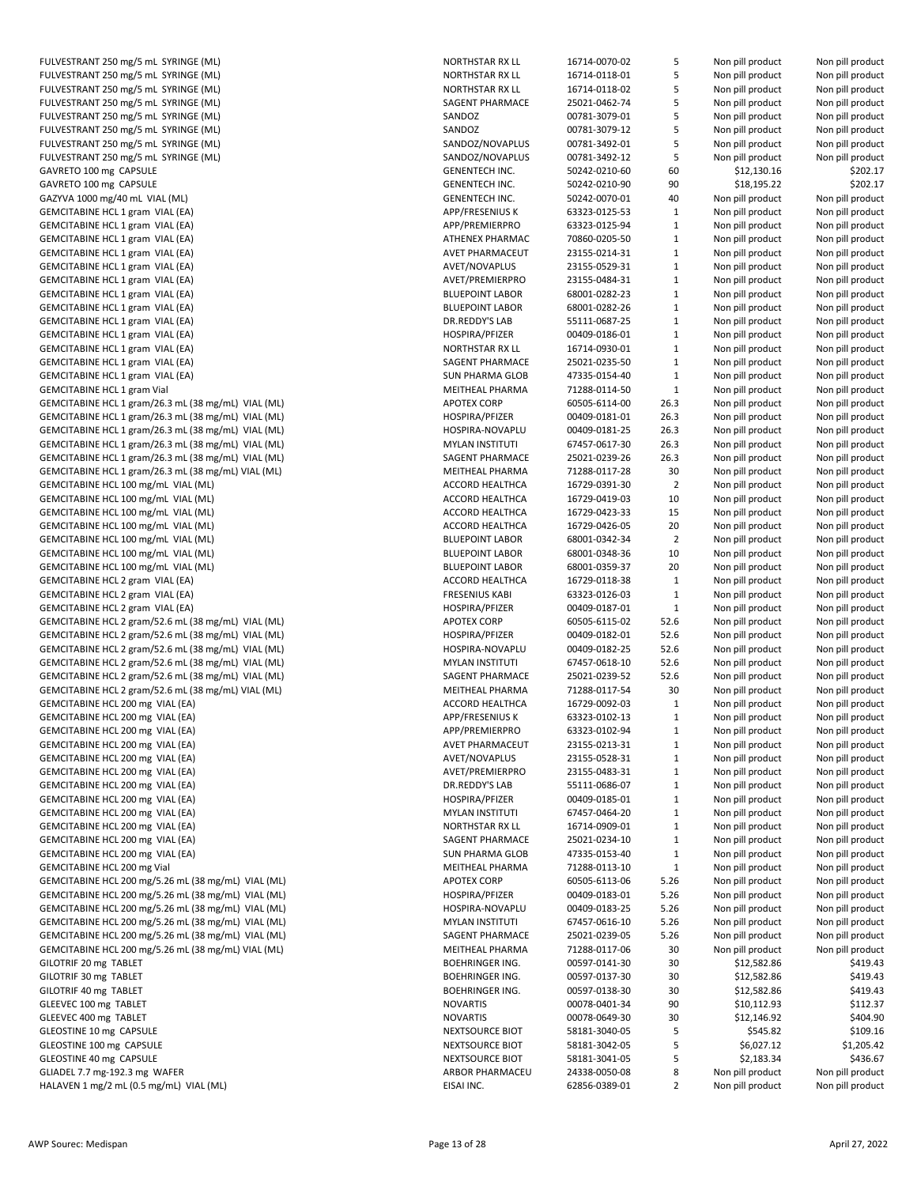| | | | | | |
|---|---|---|---|---|---|
| FULVESTRANT 250 mg/5 mL SYRINGE (ML) | NORTHSTAR RX LL | 16714-0070-02 | 5 | Non pill product | Non pill product |
| FULVESTRANT 250 mg/5 mL SYRINGE (ML) | NORTHSTAR RX LL | 16714-0118-01 | 5 | Non pill product | Non pill product |
| FULVESTRANT 250 mg/5 mL SYRINGE (ML) | NORTHSTAR RX LL | 16714-0118-02 | 5 | Non pill product | Non pill product |
| FULVESTRANT 250 mg/5 mL SYRINGE (ML) | SAGENT PHARMACE | 25021-0462-74 | 5 | Non pill product | Non pill product |
| FULVESTRANT 250 mg/5 mL SYRINGE (ML) | SANDOZ | 00781-3079-01 | 5 | Non pill product | Non pill product |
| FULVESTRANT 250 mg/5 mL SYRINGE (ML) | SANDOZ | 00781-3079-12 | 5 | Non pill product | Non pill product |
| FULVESTRANT 250 mg/5 mL SYRINGE (ML) | SANDOZ/NOVAPLUS | 00781-3492-01 | 5 | Non pill product | Non pill product |
| FULVESTRANT 250 mg/5 mL SYRINGE (ML) | SANDOZ/NOVAPLUS | 00781-3492-12 | 5 | Non pill product | Non pill product |
| GAVRETO 100 mg CAPSULE | GENENTECH INC. | 50242-0210-60 | 60 | $12,130.16 | $202.17 |
| GAVRETO 100 mg CAPSULE | GENENTECH INC. | 50242-0210-90 | 90 | $18,195.22 | $202.17 |
| GAZYVA 1000 mg/40 mL VIAL (ML) | GENENTECH INC. | 50242-0070-01 | 40 | Non pill product | Non pill product |
| GEMCITABINE HCL 1 gram VIAL (EA) | APP/FRESENIUS K | 63323-0125-53 | 1 | Non pill product | Non pill product |
| GEMCITABINE HCL 1 gram VIAL (EA) | APP/PREMIERPRO | 63323-0125-94 | 1 | Non pill product | Non pill product |
| GEMCITABINE HCL 1 gram VIAL (EA) | ATHENEX PHARMAC | 70860-0205-50 | 1 | Non pill product | Non pill product |
| GEMCITABINE HCL 1 gram VIAL (EA) | AVET PHARMACEUT | 23155-0214-31 | 1 | Non pill product | Non pill product |
| GEMCITABINE HCL 1 gram VIAL (EA) | AVET/NOVAPLUS | 23155-0529-31 | 1 | Non pill product | Non pill product |
| GEMCITABINE HCL 1 gram VIAL (EA) | AVET/PREMIERPRO | 23155-0484-31 | 1 | Non pill product | Non pill product |
| GEMCITABINE HCL 1 gram VIAL (EA) | BLUEPOINT LABOR | 68001-0282-23 | 1 | Non pill product | Non pill product |
| GEMCITABINE HCL 1 gram VIAL (EA) | BLUEPOINT LABOR | 68001-0282-26 | 1 | Non pill product | Non pill product |
| GEMCITABINE HCL 1 gram VIAL (EA) | DR.REDDY'S LAB | 55111-0687-25 | 1 | Non pill product | Non pill product |
| GEMCITABINE HCL 1 gram VIAL (EA) | HOSPIRA/PFIZER | 00409-0186-01 | 1 | Non pill product | Non pill product |
| GEMCITABINE HCL 1 gram VIAL (EA) | NORTHSTAR RX LL | 16714-0930-01 | 1 | Non pill product | Non pill product |
| GEMCITABINE HCL 1 gram VIAL (EA) | SAGENT PHARMACE | 25021-0235-50 | 1 | Non pill product | Non pill product |
| GEMCITABINE HCL 1 gram VIAL (EA) | SUN PHARMA GLOB | 47335-0154-40 | 1 | Non pill product | Non pill product |
| GEMCITABINE HCL 1 gram Vial | MEITHEAL PHARMA | 71288-0114-50 | 1 | Non pill product | Non pill product |
| GEMCITABINE HCL 1 gram/26.3 mL (38 mg/mL) VIAL (ML) | APOTEX CORP | 60505-6114-00 | 26.3 | Non pill product | Non pill product |
| GEMCITABINE HCL 1 gram/26.3 mL (38 mg/mL) VIAL (ML) | HOSPIRA/PFIZER | 00409-0181-01 | 26.3 | Non pill product | Non pill product |
| GEMCITABINE HCL 1 gram/26.3 mL (38 mg/mL) VIAL (ML) | HOSPIRA-NOVAPLU | 00409-0181-25 | 26.3 | Non pill product | Non pill product |
| GEMCITABINE HCL 1 gram/26.3 mL (38 mg/mL) VIAL (ML) | MYLAN INSTITUTI | 67457-0617-30 | 26.3 | Non pill product | Non pill product |
| GEMCITABINE HCL 1 gram/26.3 mL (38 mg/mL) VIAL (ML) | SAGENT PHARMACE | 25021-0239-26 | 26.3 | Non pill product | Non pill product |
| GEMCITABINE HCL 1 gram/26.3 mL (38 mg/mL) VIAL (ML) | MEITHEAL PHARMA | 71288-0117-28 | 30 | Non pill product | Non pill product |
| GEMCITABINE HCL 100 mg/mL VIAL (ML) | ACCORD HEALTHCA | 16729-0391-30 | 2 | Non pill product | Non pill product |
| GEMCITABINE HCL 100 mg/mL VIAL (ML) | ACCORD HEALTHCA | 16729-0419-03 | 10 | Non pill product | Non pill product |
| GEMCITABINE HCL 100 mg/mL VIAL (ML) | ACCORD HEALTHCA | 16729-0423-33 | 15 | Non pill product | Non pill product |
| GEMCITABINE HCL 100 mg/mL VIAL (ML) | ACCORD HEALTHCA | 16729-0426-05 | 20 | Non pill product | Non pill product |
| GEMCITABINE HCL 100 mg/mL VIAL (ML) | BLUEPOINT LABOR | 68001-0342-34 | 2 | Non pill product | Non pill product |
| GEMCITABINE HCL 100 mg/mL VIAL (ML) | BLUEPOINT LABOR | 68001-0348-36 | 10 | Non pill product | Non pill product |
| GEMCITABINE HCL 100 mg/mL VIAL (ML) | BLUEPOINT LABOR | 68001-0359-37 | 20 | Non pill product | Non pill product |
| GEMCITABINE HCL 2 gram VIAL (EA) | ACCORD HEALTHCA | 16729-0118-38 | 1 | Non pill product | Non pill product |
| GEMCITABINE HCL 2 gram VIAL (EA) | FRESENIUS KABI | 63323-0126-03 | 1 | Non pill product | Non pill product |
| GEMCITABINE HCL 2 gram VIAL (EA) | HOSPIRA/PFIZER | 00409-0187-01 | 1 | Non pill product | Non pill product |
| GEMCITABINE HCL 2 gram/52.6 mL (38 mg/mL) VIAL (ML) | APOTEX CORP | 60505-6115-02 | 52.6 | Non pill product | Non pill product |
| GEMCITABINE HCL 2 gram/52.6 mL (38 mg/mL) VIAL (ML) | HOSPIRA/PFIZER | 00409-0182-01 | 52.6 | Non pill product | Non pill product |
| GEMCITABINE HCL 2 gram/52.6 mL (38 mg/mL) VIAL (ML) | HOSPIRA-NOVAPLU | 00409-0182-25 | 52.6 | Non pill product | Non pill product |
| GEMCITABINE HCL 2 gram/52.6 mL (38 mg/mL) VIAL (ML) | MYLAN INSTITUTI | 67457-0618-10 | 52.6 | Non pill product | Non pill product |
| GEMCITABINE HCL 2 gram/52.6 mL (38 mg/mL) VIAL (ML) | SAGENT PHARMACE | 25021-0239-52 | 52.6 | Non pill product | Non pill product |
| GEMCITABINE HCL 2 gram/52.6 mL (38 mg/mL) VIAL (ML) | MEITHEAL PHARMA | 71288-0117-54 | 30 | Non pill product | Non pill product |
| GEMCITABINE HCL 200 mg VIAL (EA) | ACCORD HEALTHCA | 16729-0092-03 | 1 | Non pill product | Non pill product |
| GEMCITABINE HCL 200 mg VIAL (EA) | APP/FRESENIUS K | 63323-0102-13 | 1 | Non pill product | Non pill product |
| GEMCITABINE HCL 200 mg VIAL (EA) | APP/PREMIERPRO | 63323-0102-94 | 1 | Non pill product | Non pill product |
| GEMCITABINE HCL 200 mg VIAL (EA) | AVET PHARMACEUT | 23155-0213-31 | 1 | Non pill product | Non pill product |
| GEMCITABINE HCL 200 mg VIAL (EA) | AVET/NOVAPLUS | 23155-0528-31 | 1 | Non pill product | Non pill product |
| GEMCITABINE HCL 200 mg VIAL (EA) | AVET/PREMIERPRO | 23155-0483-31 | 1 | Non pill product | Non pill product |
| GEMCITABINE HCL 200 mg VIAL (EA) | DR.REDDY'S LAB | 55111-0686-07 | 1 | Non pill product | Non pill product |
| GEMCITABINE HCL 200 mg VIAL (EA) | HOSPIRA/PFIZER | 00409-0185-01 | 1 | Non pill product | Non pill product |
| GEMCITABINE HCL 200 mg VIAL (EA) | MYLAN INSTITUTI | 67457-0464-20 | 1 | Non pill product | Non pill product |
| GEMCITABINE HCL 200 mg VIAL (EA) | NORTHSTAR RX LL | 16714-0909-01 | 1 | Non pill product | Non pill product |
| GEMCITABINE HCL 200 mg VIAL (EA) | SAGENT PHARMACE | 25021-0234-10 | 1 | Non pill product | Non pill product |
| GEMCITABINE HCL 200 mg VIAL (EA) | SUN PHARMA GLOB | 47335-0153-40 | 1 | Non pill product | Non pill product |
| GEMCITABINE HCL 200 mg Vial | MEITHEAL PHARMA | 71288-0113-10 | 1 | Non pill product | Non pill product |
| GEMCITABINE HCL 200 mg/5.26 mL (38 mg/mL) VIAL (ML) | APOTEX CORP | 60505-6113-06 | 5.26 | Non pill product | Non pill product |
| GEMCITABINE HCL 200 mg/5.26 mL (38 mg/mL) VIAL (ML) | HOSPIRA/PFIZER | 00409-0183-01 | 5.26 | Non pill product | Non pill product |
| GEMCITABINE HCL 200 mg/5.26 mL (38 mg/mL) VIAL (ML) | HOSPIRA-NOVAPLU | 00409-0183-25 | 5.26 | Non pill product | Non pill product |
| GEMCITABINE HCL 200 mg/5.26 mL (38 mg/mL) VIAL (ML) | MYLAN INSTITUTI | 67457-0616-10 | 5.26 | Non pill product | Non pill product |
| GEMCITABINE HCL 200 mg/5.26 mL (38 mg/mL) VIAL (ML) | SAGENT PHARMACE | 25021-0239-05 | 5.26 | Non pill product | Non pill product |
| GEMCITABINE HCL 200 mg/5.26 mL (38 mg/mL) VIAL (ML) | MEITHEAL PHARMA | 71288-0117-06 | 30 | Non pill product | Non pill product |
| GILOTRIF 20 mg TABLET | BOEHRINGER ING. | 00597-0141-30 | 30 | $12,582.86 | $419.43 |
| GILOTRIF 30 mg TABLET | BOEHRINGER ING. | 00597-0137-30 | 30 | $12,582.86 | $419.43 |
| GILOTRIF 40 mg TABLET | BOEHRINGER ING. | 00597-0138-30 | 30 | $12,582.86 | $419.43 |
| GLEEVEC 100 mg TABLET | NOVARTIS | 00078-0401-34 | 90 | $10,112.93 | $112.37 |
| GLEEVEC 400 mg TABLET | NOVARTIS | 00078-0649-30 | 30 | $12,146.92 | $404.90 |
| GLEOSTINE 10 mg CAPSULE | NEXTSOURCE BIOT | 58181-3040-05 | 5 | $545.82 | $109.16 |
| GLEOSTINE 100 mg CAPSULE | NEXTSOURCE BIOT | 58181-3042-05 | 5 | $6,027.12 | $1,205.42 |
| GLEOSTINE 40 mg CAPSULE | NEXTSOURCE BIOT | 58181-3041-05 | 5 | $2,183.34 | $436.67 |
| GLIADEL 7.7 mg-192.3 mg WAFER | ARBOR PHARMACEU | 24338-0050-08 | 8 | Non pill product | Non pill product |
| HALAVEN 1 mg/2 mL (0.5 mg/mL) VIAL (ML) | EISAI INC. | 62856-0389-01 | 2 | Non pill product | Non pill product |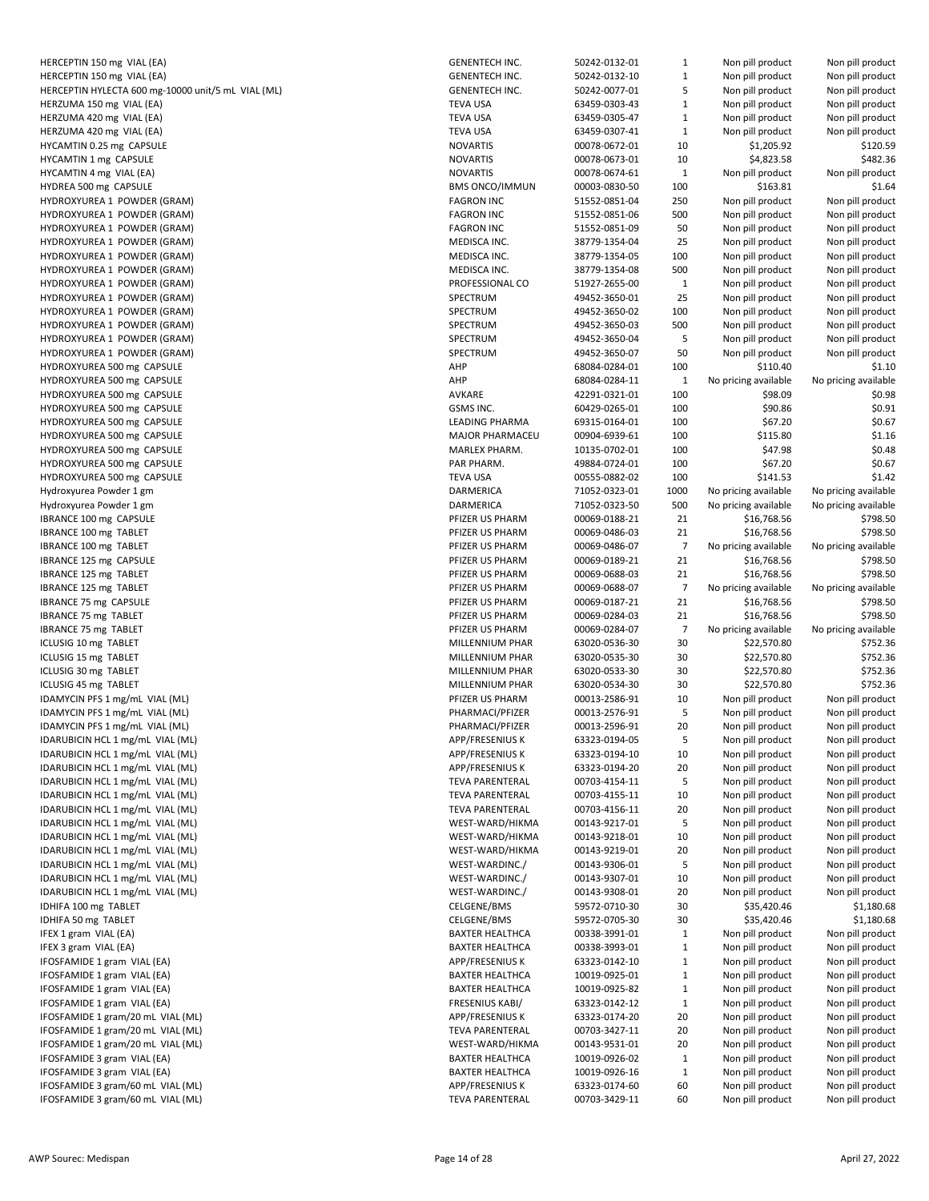| | | | | | |
|---|---|---|---|---|---|
| HERCEPTIN 150 mg VIAL (EA) | GENENTECH INC. | 50242-0132-01 | 1 | Non pill product | Non pill product |
| HERCEPTIN 150 mg VIAL (EA) | GENENTECH INC. | 50242-0132-10 | 1 | Non pill product | Non pill product |
| HERCEPTIN HYLECTA 600 mg-10000 unit/5 mL VIAL (ML) | GENENTECH INC. | 50242-0077-01 | 5 | Non pill product | Non pill product |
| HERZUMA 150 mg VIAL (EA) | TEVA USA | 63459-0303-43 | 1 | Non pill product | Non pill product |
| HERZUMA 420 mg VIAL (EA) | TEVA USA | 63459-0305-47 | 1 | Non pill product | Non pill product |
| HERZUMA 420 mg VIAL (EA) | TEVA USA | 63459-0307-41 | 1 | Non pill product | Non pill product |
| HYCAMTIN 0.25 mg CAPSULE | NOVARTIS | 00078-0672-01 | 10 | $1,205.92 | $120.59 |
| HYCAMTIN 1 mg CAPSULE | NOVARTIS | 00078-0673-01 | 10 | $4,823.58 | $482.36 |
| HYCAMTIN 4 mg VIAL (EA) | NOVARTIS | 00078-0674-61 | 1 | Non pill product | Non pill product |
| HYDREA 500 mg CAPSULE | BMS ONCO/IMMUN | 00003-0830-50 | 100 | $163.81 | $1.64 |
| HYDROXYUREA 1 POWDER (GRAM) | FAGRON INC | 51552-0851-04 | 250 | Non pill product | Non pill product |
| HYDROXYUREA 1 POWDER (GRAM) | FAGRON INC | 51552-0851-06 | 500 | Non pill product | Non pill product |
| HYDROXYUREA 1 POWDER (GRAM) | FAGRON INC | 51552-0851-09 | 50 | Non pill product | Non pill product |
| HYDROXYUREA 1 POWDER (GRAM) | MEDISCA INC. | 38779-1354-04 | 25 | Non pill product | Non pill product |
| HYDROXYUREA 1 POWDER (GRAM) | MEDISCA INC. | 38779-1354-05 | 100 | Non pill product | Non pill product |
| HYDROXYUREA 1 POWDER (GRAM) | MEDISCA INC. | 38779-1354-08 | 500 | Non pill product | Non pill product |
| HYDROXYUREA 1 POWDER (GRAM) | PROFESSIONAL CO | 51927-2655-00 | 1 | Non pill product | Non pill product |
| HYDROXYUREA 1 POWDER (GRAM) | SPECTRUM | 49452-3650-01 | 25 | Non pill product | Non pill product |
| HYDROXYUREA 1 POWDER (GRAM) | SPECTRUM | 49452-3650-02 | 100 | Non pill product | Non pill product |
| HYDROXYUREA 1 POWDER (GRAM) | SPECTRUM | 49452-3650-03 | 500 | Non pill product | Non pill product |
| HYDROXYUREA 1 POWDER (GRAM) | SPECTRUM | 49452-3650-04 | 5 | Non pill product | Non pill product |
| HYDROXYUREA 1 POWDER (GRAM) | SPECTRUM | 49452-3650-07 | 50 | Non pill product | Non pill product |
| HYDROXYUREA 500 mg CAPSULE | AHP | 68084-0284-01 | 100 | $110.40 | $1.10 |
| HYDROXYUREA 500 mg CAPSULE | AHP | 68084-0284-11 | 1 | No pricing available | No pricing available |
| HYDROXYUREA 500 mg CAPSULE | AVKARE | 42291-0321-01 | 100 | $98.09 | $0.98 |
| HYDROXYUREA 500 mg CAPSULE | GSMS INC. | 60429-0265-01 | 100 | $90.86 | $0.91 |
| HYDROXYUREA 500 mg CAPSULE | LEADING PHARMA | 69315-0164-01 | 100 | $67.20 | $0.67 |
| HYDROXYUREA 500 mg CAPSULE | MAJOR PHARMACEU | 00904-6939-61 | 100 | $115.80 | $1.16 |
| HYDROXYUREA 500 mg CAPSULE | MARLEX PHARM. | 10135-0702-01 | 100 | $47.98 | $0.48 |
| HYDROXYUREA 500 mg CAPSULE | PAR PHARM. | 49884-0724-01 | 100 | $67.20 | $0.67 |
| HYDROXYUREA 500 mg CAPSULE | TEVA USA | 00555-0882-02 | 100 | $141.53 | $1.42 |
| Hydroxyurea Powder 1 gm | DARMERICA | 71052-0323-01 | 1000 | No pricing available | No pricing available |
| Hydroxyurea Powder 1 gm | DARMERICA | 71052-0323-50 | 500 | No pricing available | No pricing available |
| IBRANCE 100 mg CAPSULE | PFIZER US PHARM | 00069-0188-21 | 21 | $16,768.56 | $798.50 |
| IBRANCE 100 mg TABLET | PFIZER US PHARM | 00069-0486-03 | 21 | $16,768.56 | $798.50 |
| IBRANCE 100 mg TABLET | PFIZER US PHARM | 00069-0486-07 | 7 | No pricing available | No pricing available |
| IBRANCE 125 mg CAPSULE | PFIZER US PHARM | 00069-0189-21 | 21 | $16,768.56 | $798.50 |
| IBRANCE 125 mg TABLET | PFIZER US PHARM | 00069-0688-03 | 21 | $16,768.56 | $798.50 |
| IBRANCE 125 mg TABLET | PFIZER US PHARM | 00069-0688-07 | 7 | No pricing available | No pricing available |
| IBRANCE 75 mg CAPSULE | PFIZER US PHARM | 00069-0187-21 | 21 | $16,768.56 | $798.50 |
| IBRANCE 75 mg TABLET | PFIZER US PHARM | 00069-0284-03 | 21 | $16,768.56 | $798.50 |
| IBRANCE 75 mg TABLET | PFIZER US PHARM | 00069-0284-07 | 7 | No pricing available | No pricing available |
| ICLUSIG 10 mg TABLET | MILLENNIUM PHAR | 63020-0536-30 | 30 | $22,570.80 | $752.36 |
| ICLUSIG 15 mg TABLET | MILLENNIUM PHAR | 63020-0535-30 | 30 | $22,570.80 | $752.36 |
| ICLUSIG 30 mg TABLET | MILLENNIUM PHAR | 63020-0533-30 | 30 | $22,570.80 | $752.36 |
| ICLUSIG 45 mg TABLET | MILLENNIUM PHAR | 63020-0534-30 | 30 | $22,570.80 | $752.36 |
| IDAMYCIN PFS 1 mg/mL VIAL (ML) | PFIZER US PHARM | 00013-2586-91 | 10 | Non pill product | Non pill product |
| IDAMYCIN PFS 1 mg/mL VIAL (ML) | PHARMACI/PFIZER | 00013-2576-91 | 5 | Non pill product | Non pill product |
| IDAMYCIN PFS 1 mg/mL VIAL (ML) | PHARMACI/PFIZER | 00013-2596-91 | 20 | Non pill product | Non pill product |
| IDARUBICIN HCL 1 mg/mL VIAL (ML) | APP/FRESENIUS K | 63323-0194-05 | 5 | Non pill product | Non pill product |
| IDARUBICIN HCL 1 mg/mL VIAL (ML) | APP/FRESENIUS K | 63323-0194-10 | 10 | Non pill product | Non pill product |
| IDARUBICIN HCL 1 mg/mL VIAL (ML) | APP/FRESENIUS K | 63323-0194-20 | 20 | Non pill product | Non pill product |
| IDARUBICIN HCL 1 mg/mL VIAL (ML) | TEVA PARENTERAL | 00703-4154-11 | 5 | Non pill product | Non pill product |
| IDARUBICIN HCL 1 mg/mL VIAL (ML) | TEVA PARENTERAL | 00703-4155-11 | 10 | Non pill product | Non pill product |
| IDARUBICIN HCL 1 mg/mL VIAL (ML) | TEVA PARENTERAL | 00703-4156-11 | 20 | Non pill product | Non pill product |
| IDARUBICIN HCL 1 mg/mL VIAL (ML) | WEST-WARD/HIKMA | 00143-9217-01 | 5 | Non pill product | Non pill product |
| IDARUBICIN HCL 1 mg/mL VIAL (ML) | WEST-WARD/HIKMA | 00143-9218-01 | 10 | Non pill product | Non pill product |
| IDARUBICIN HCL 1 mg/mL VIAL (ML) | WEST-WARD/HIKMA | 00143-9219-01 | 20 | Non pill product | Non pill product |
| IDARUBICIN HCL 1 mg/mL VIAL (ML) | WEST-WARDINC./ | 00143-9306-01 | 5 | Non pill product | Non pill product |
| IDARUBICIN HCL 1 mg/mL VIAL (ML) | WEST-WARDINC./ | 00143-9307-01 | 10 | Non pill product | Non pill product |
| IDARUBICIN HCL 1 mg/mL VIAL (ML) | WEST-WARDINC./ | 00143-9308-01 | 20 | Non pill product | Non pill product |
| IDHIFA 100 mg TABLET | CELGENE/BMS | 59572-0710-30 | 30 | $35,420.46 | $1,180.68 |
| IDHIFA 50 mg TABLET | CELGENE/BMS | 59572-0705-30 | 30 | $35,420.46 | $1,180.68 |
| IFEX 1 gram VIAL (EA) | BAXTER HEALTHCA | 00338-3991-01 | 1 | Non pill product | Non pill product |
| IFEX 3 gram VIAL (EA) | BAXTER HEALTHCA | 00338-3993-01 | 1 | Non pill product | Non pill product |
| IFOSFAMIDE 1 gram VIAL (EA) | APP/FRESENIUS K | 63323-0142-10 | 1 | Non pill product | Non pill product |
| IFOSFAMIDE 1 gram VIAL (EA) | BAXTER HEALTHCA | 10019-0925-01 | 1 | Non pill product | Non pill product |
| IFOSFAMIDE 1 gram VIAL (EA) | BAXTER HEALTHCA | 10019-0925-82 | 1 | Non pill product | Non pill product |
| IFOSFAMIDE 1 gram VIAL (EA) | FRESENIUS KABI/ | 63323-0142-12 | 1 | Non pill product | Non pill product |
| IFOSFAMIDE 1 gram/20 mL VIAL (ML) | APP/FRESENIUS K | 63323-0174-20 | 20 | Non pill product | Non pill product |
| IFOSFAMIDE 1 gram/20 mL VIAL (ML) | TEVA PARENTERAL | 00703-3427-11 | 20 | Non pill product | Non pill product |
| IFOSFAMIDE 1 gram/20 mL VIAL (ML) | WEST-WARD/HIKMA | 00143-9531-01 | 20 | Non pill product | Non pill product |
| IFOSFAMIDE 3 gram VIAL (EA) | BAXTER HEALTHCA | 10019-0926-02 | 1 | Non pill product | Non pill product |
| IFOSFAMIDE 3 gram VIAL (EA) | BAXTER HEALTHCA | 10019-0926-16 | 1 | Non pill product | Non pill product |
| IFOSFAMIDE 3 gram/60 mL VIAL (ML) | APP/FRESENIUS K | 63323-0174-60 | 60 | Non pill product | Non pill product |
| IFOSFAMIDE 3 gram/60 mL VIAL (ML) | TEVA PARENTERAL | 00703-3429-11 | 60 | Non pill product | Non pill product |

AWP Sourec: Medispan

April 27, 2022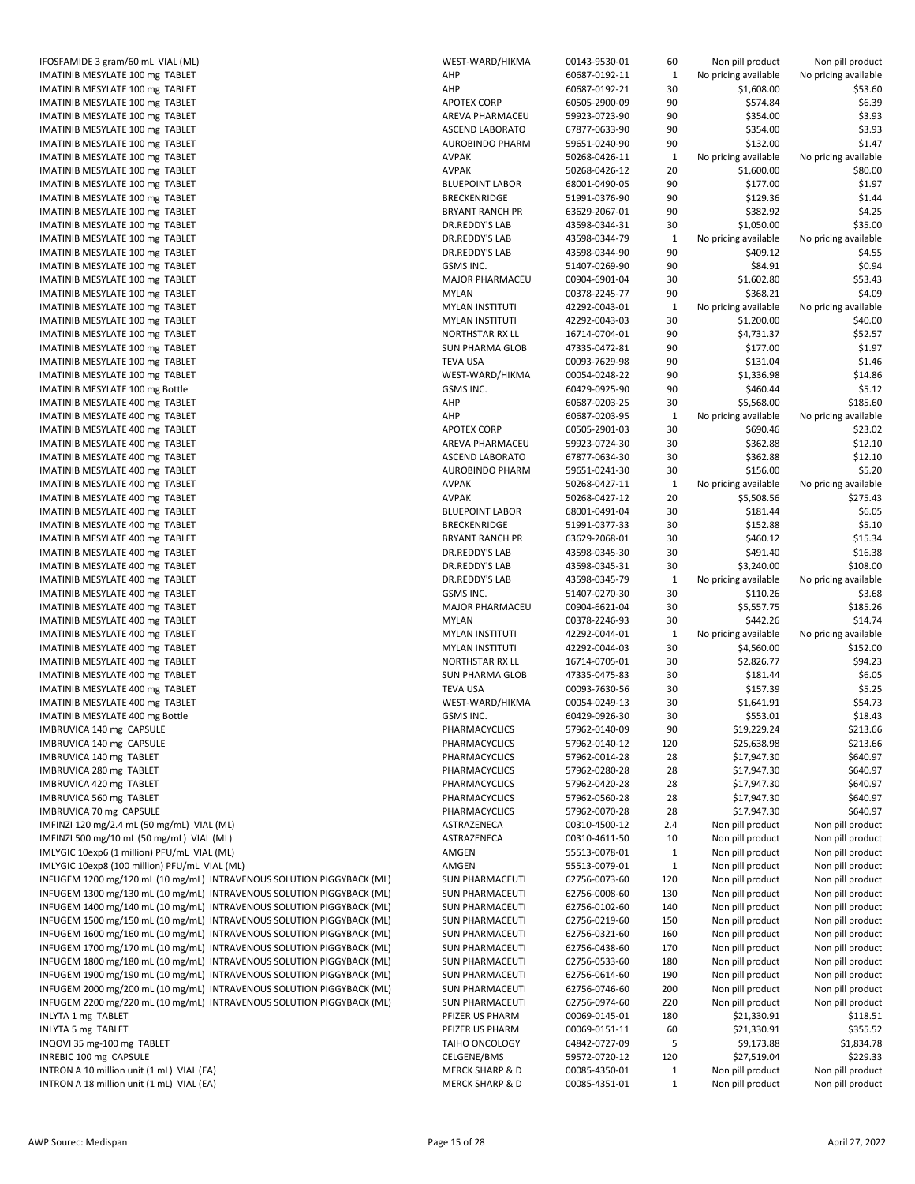| | | | | | |
|---|---|---|---|---|---|
| IFOSFAMIDE 3 gram/60 mL VIAL (ML) | WEST-WARD/HIKMA | 00143-9530-01 | 60 | Non pill product | Non pill product |
| IMATINIB MESYLATE 100 mg TABLET | AHP | 60687-0192-11 | 1 | No pricing available | No pricing available |
| IMATINIB MESYLATE 100 mg TABLET | AHP | 60687-0192-21 | 30 | $1,608.00 | $53.60 |
| IMATINIB MESYLATE 100 mg TABLET | APOTEX CORP | 60505-2900-09 | 90 | $574.84 | $6.39 |
| IMATINIB MESYLATE 100 mg TABLET | AREVA PHARMACEU | 59923-0723-90 | 90 | $354.00 | $3.93 |
| IMATINIB MESYLATE 100 mg TABLET | ASCEND LABORATO | 67877-0633-90 | 90 | $354.00 | $3.93 |
| IMATINIB MESYLATE 100 mg TABLET | AUROBINDO PHARM | 59651-0240-90 | 90 | $132.00 | $1.47 |
| IMATINIB MESYLATE 100 mg TABLET | AVPAK | 50268-0426-11 | 1 | No pricing available | No pricing available |
| IMATINIB MESYLATE 100 mg TABLET | AVPAK | 50268-0426-12 | 20 | $1,600.00 | $80.00 |
| IMATINIB MESYLATE 100 mg TABLET | BLUEPOINT LABOR | 68001-0490-05 | 90 | $177.00 | $1.97 |
| IMATINIB MESYLATE 100 mg TABLET | BRECKENRIDGE | 51991-0376-90 | 90 | $129.36 | $1.44 |
| IMATINIB MESYLATE 100 mg TABLET | BRYANT RANCH PR | 63629-2067-01 | 90 | $382.92 | $4.25 |
| IMATINIB MESYLATE 100 mg TABLET | DR.REDDY'S LAB | 43598-0344-31 | 30 | $1,050.00 | $35.00 |
| IMATINIB MESYLATE 100 mg TABLET | DR.REDDY'S LAB | 43598-0344-79 | 1 | No pricing available | No pricing available |
| IMATINIB MESYLATE 100 mg TABLET | DR.REDDY'S LAB | 43598-0344-90 | 90 | $409.12 | $4.55 |
| IMATINIB MESYLATE 100 mg TABLET | GSMS INC. | 51407-0269-90 | 90 | $84.91 | $0.94 |
| IMATINIB MESYLATE 100 mg TABLET | MAJOR PHARMACEU | 00904-6901-04 | 30 | $1,602.80 | $53.43 |
| IMATINIB MESYLATE 100 mg TABLET | MYLAN | 00378-2245-77 | 90 | $368.21 | $4.09 |
| IMATINIB MESYLATE 100 mg TABLET | MYLAN INSTITUTI | 42292-0043-01 | 1 | No pricing available | No pricing available |
| IMATINIB MESYLATE 100 mg TABLET | MYLAN INSTITUTI | 42292-0043-03 | 30 | $1,200.00 | $40.00 |
| IMATINIB MESYLATE 100 mg TABLET | NORTHSTAR RX LL | 16714-0704-01 | 90 | $4,731.37 | $52.57 |
| IMATINIB MESYLATE 100 mg TABLET | SUN PHARMA GLOB | 47335-0472-81 | 90 | $177.00 | $1.97 |
| IMATINIB MESYLATE 100 mg TABLET | TEVA USA | 00093-7629-98 | 90 | $131.04 | $1.46 |
| IMATINIB MESYLATE 100 mg TABLET | WEST-WARD/HIKMA | 00054-0248-22 | 90 | $1,336.98 | $14.86 |
| IMATINIB MESYLATE 100 mg Bottle | GSMS INC. | 60429-0925-90 | 90 | $460.44 | $5.12 |
| IMATINIB MESYLATE 400 mg TABLET | AHP | 60687-0203-25 | 30 | $5,568.00 | $185.60 |
| IMATINIB MESYLATE 400 mg TABLET | AHP | 60687-0203-95 | 1 | No pricing available | No pricing available |
| IMATINIB MESYLATE 400 mg TABLET | APOTEX CORP | 60505-2901-03 | 30 | $690.46 | $23.02 |
| IMATINIB MESYLATE 400 mg TABLET | AREVA PHARMACEU | 59923-0724-30 | 30 | $362.88 | $12.10 |
| IMATINIB MESYLATE 400 mg TABLET | ASCEND LABORATO | 67877-0634-30 | 30 | $362.88 | $12.10 |
| IMATINIB MESYLATE 400 mg TABLET | AUROBINDO PHARM | 59651-0241-30 | 30 | $156.00 | $5.20 |
| IMATINIB MESYLATE 400 mg TABLET | AVPAK | 50268-0427-11 | 1 | No pricing available | No pricing available |
| IMATINIB MESYLATE 400 mg TABLET | AVPAK | 50268-0427-12 | 20 | $5,508.56 | $275.43 |
| IMATINIB MESYLATE 400 mg TABLET | BLUEPOINT LABOR | 68001-0491-04 | 30 | $181.44 | $6.05 |
| IMATINIB MESYLATE 400 mg TABLET | BRECKENRIDGE | 51991-0377-33 | 30 | $152.88 | $5.10 |
| IMATINIB MESYLATE 400 mg TABLET | BRYANT RANCH PR | 63629-2068-01 | 30 | $460.12 | $15.34 |
| IMATINIB MESYLATE 400 mg TABLET | DR.REDDY'S LAB | 43598-0345-30 | 30 | $491.40 | $16.38 |
| IMATINIB MESYLATE 400 mg TABLET | DR.REDDY'S LAB | 43598-0345-31 | 30 | $3,240.00 | $108.00 |
| IMATINIB MESYLATE 400 mg TABLET | DR.REDDY'S LAB | 43598-0345-79 | 1 | No pricing available | No pricing available |
| IMATINIB MESYLATE 400 mg TABLET | GSMS INC. | 51407-0270-30 | 30 | $110.26 | $3.68 |
| IMATINIB MESYLATE 400 mg TABLET | MAJOR PHARMACEU | 00904-6621-04 | 30 | $5,557.75 | $185.26 |
| IMATINIB MESYLATE 400 mg TABLET | MYLAN | 00378-2246-93 | 30 | $442.26 | $14.74 |
| IMATINIB MESYLATE 400 mg TABLET | MYLAN INSTITUTI | 42292-0044-01 | 1 | No pricing available | No pricing available |
| IMATINIB MESYLATE 400 mg TABLET | MYLAN INSTITUTI | 42292-0044-03 | 30 | $4,560.00 | $152.00 |
| IMATINIB MESYLATE 400 mg TABLET | NORTHSTAR RX LL | 16714-0705-01 | 30 | $2,826.77 | $94.23 |
| IMATINIB MESYLATE 400 mg TABLET | SUN PHARMA GLOB | 47335-0475-83 | 30 | $181.44 | $6.05 |
| IMATINIB MESYLATE 400 mg TABLET | TEVA USA | 00093-7630-56 | 30 | $157.39 | $5.25 |
| IMATINIB MESYLATE 400 mg TABLET | WEST-WARD/HIKMA | 00054-0249-13 | 30 | $1,641.91 | $54.73 |
| IMATINIB MESYLATE 400 mg Bottle | GSMS INC. | 60429-0926-30 | 30 | $553.01 | $18.43 |
| IMBRUVICA 140 mg CAPSULE | PHARMACYCLICS | 57962-0140-09 | 90 | $19,229.24 | $213.66 |
| IMBRUVICA 140 mg CAPSULE | PHARMACYCLICS | 57962-0140-12 | 120 | $25,638.98 | $213.66 |
| IMBRUVICA 140 mg TABLET | PHARMACYCLICS | 57962-0014-28 | 28 | $17,947.30 | $640.97 |
| IMBRUVICA 280 mg TABLET | PHARMACYCLICS | 57962-0280-28 | 28 | $17,947.30 | $640.97 |
| IMBRUVICA 420 mg TABLET | PHARMACYCLICS | 57962-0420-28 | 28 | $17,947.30 | $640.97 |
| IMBRUVICA 560 mg TABLET | PHARMACYCLICS | 57962-0560-28 | 28 | $17,947.30 | $640.97 |
| IMBRUVICA 70 mg CAPSULE | PHARMACYCLICS | 57962-0070-28 | 28 | $17,947.30 | $640.97 |
| IMFINZI 120 mg/2.4 mL (50 mg/mL) VIAL (ML) | ASTRAZENECA | 00310-4500-12 | 2.4 | Non pill product | Non pill product |
| IMFINZI 500 mg/10 mL (50 mg/mL) VIAL (ML) | ASTRAZENECA | 00310-4611-50 | 10 | Non pill product | Non pill product |
| IMLYGIC 10exp6 (1 million) PFU/mL VIAL (ML) | AMGEN | 55513-0078-01 | 1 | Non pill product | Non pill product |
| IMLYGIC 10exp8 (100 million) PFU/mL VIAL (ML) | AMGEN | 55513-0079-01 | 1 | Non pill product | Non pill product |
| INFUGEM 1200 mg/120 mL (10 mg/mL) INTRAVENOUS SOLUTION PIGGYBACK (ML) | SUN PHARMACEUTI | 62756-0073-60 | 120 | Non pill product | Non pill product |
| INFUGEM 1300 mg/130 mL (10 mg/mL) INTRAVENOUS SOLUTION PIGGYBACK (ML) | SUN PHARMACEUTI | 62756-0008-60 | 130 | Non pill product | Non pill product |
| INFUGEM 1400 mg/140 mL (10 mg/mL) INTRAVENOUS SOLUTION PIGGYBACK (ML) | SUN PHARMACEUTI | 62756-0102-60 | 140 | Non pill product | Non pill product |
| INFUGEM 1500 mg/150 mL (10 mg/mL) INTRAVENOUS SOLUTION PIGGYBACK (ML) | SUN PHARMACEUTI | 62756-0219-60 | 150 | Non pill product | Non pill product |
| INFUGEM 1600 mg/160 mL (10 mg/mL) INTRAVENOUS SOLUTION PIGGYBACK (ML) | SUN PHARMACEUTI | 62756-0321-60 | 160 | Non pill product | Non pill product |
| INFUGEM 1700 mg/170 mL (10 mg/mL) INTRAVENOUS SOLUTION PIGGYBACK (ML) | SUN PHARMACEUTI | 62756-0438-60 | 170 | Non pill product | Non pill product |
| INFUGEM 1800 mg/180 mL (10 mg/mL) INTRAVENOUS SOLUTION PIGGYBACK (ML) | SUN PHARMACEUTI | 62756-0533-60 | 180 | Non pill product | Non pill product |
| INFUGEM 1900 mg/190 mL (10 mg/mL) INTRAVENOUS SOLUTION PIGGYBACK (ML) | SUN PHARMACEUTI | 62756-0614-60 | 190 | Non pill product | Non pill product |
| INFUGEM 2000 mg/200 mL (10 mg/mL) INTRAVENOUS SOLUTION PIGGYBACK (ML) | SUN PHARMACEUTI | 62756-0746-60 | 200 | Non pill product | Non pill product |
| INFUGEM 2200 mg/220 mL (10 mg/mL) INTRAVENOUS SOLUTION PIGGYBACK (ML) | SUN PHARMACEUTI | 62756-0974-60 | 220 | Non pill product | Non pill product |
| INLYTA 1 mg TABLET | PFIZER US PHARM | 00069-0145-01 | 180 | $21,330.91 | $118.51 |
| INLYTA 5 mg TABLET | PFIZER US PHARM | 00069-0151-11 | 60 | $21,330.91 | $355.52 |
| INQOVI 35 mg-100 mg TABLET | TAIHO ONCOLOGY | 64842-0727-09 | 5 | $9,173.88 | $1,834.78 |
| INREBIC 100 mg CAPSULE | CELGENE/BMS | 59572-0720-12 | 120 | $27,519.04 | $229.33 |
| INTRON A 10 million unit (1 mL) VIAL (EA) | MERCK SHARP & D | 00085-4350-01 | 1 | Non pill product | Non pill product |
| INTRON A 18 million unit (1 mL) VIAL (EA) | MERCK SHARP & D | 00085-4351-01 | 1 | Non pill product | Non pill product |

AWP Sourec: Medispan | April 27, 2022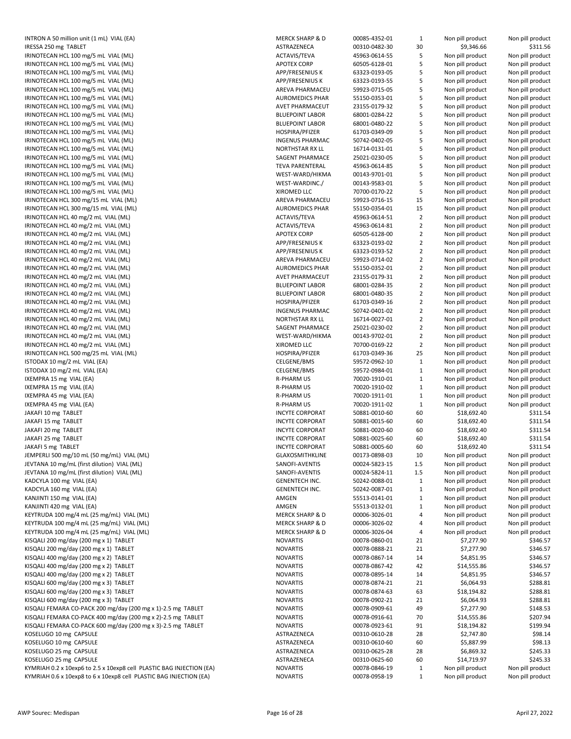| | | | | | |
|---|---|---|---|---|---|
| INTRON A 50 million unit (1 mL) VIAL (EA) | MERCK SHARP & D | 00085-4352-01 | 1 | Non pill product | Non pill product |
| IRESSA 250 mg TABLET | ASTRAZENECA | 00310-0482-30 | 30 | $9,346.66 | $311.56 |
| IRINOTECAN HCL 100 mg/5 mL VIAL (ML) | ACTAVIS/TEVA | 45963-0614-55 | 5 | Non pill product | Non pill product |
| IRINOTECAN HCL 100 mg/5 mL VIAL (ML) | APOTEX CORP | 60505-6128-01 | 5 | Non pill product | Non pill product |
| IRINOTECAN HCL 100 mg/5 mL VIAL (ML) | APP/FRESENIUS K | 63323-0193-05 | 5 | Non pill product | Non pill product |
| IRINOTECAN HCL 100 mg/5 mL VIAL (ML) | APP/FRESENIUS K | 63323-0193-55 | 5 | Non pill product | Non pill product |
| IRINOTECAN HCL 100 mg/5 mL VIAL (ML) | AREVA PHARMACEU | 59923-0715-05 | 5 | Non pill product | Non pill product |
| IRINOTECAN HCL 100 mg/5 mL VIAL (ML) | AUROMEDICS PHAR | 55150-0353-01 | 5 | Non pill product | Non pill product |
| IRINOTECAN HCL 100 mg/5 mL VIAL (ML) | AVET PHARMACEUT | 23155-0179-32 | 5 | Non pill product | Non pill product |
| IRINOTECAN HCL 100 mg/5 mL VIAL (ML) | BLUEPOINT LABOR | 68001-0284-22 | 5 | Non pill product | Non pill product |
| IRINOTECAN HCL 100 mg/5 mL VIAL (ML) | BLUEPOINT LABOR | 68001-0480-22 | 5 | Non pill product | Non pill product |
| IRINOTECAN HCL 100 mg/5 mL VIAL (ML) | HOSPIRA/PFIZER | 61703-0349-09 | 5 | Non pill product | Non pill product |
| IRINOTECAN HCL 100 mg/5 mL VIAL (ML) | INGENUS PHARMAC | 50742-0402-05 | 5 | Non pill product | Non pill product |
| IRINOTECAN HCL 100 mg/5 mL VIAL (ML) | NORTHSTAR RX LL | 16714-0131-01 | 5 | Non pill product | Non pill product |
| IRINOTECAN HCL 100 mg/5 mL VIAL (ML) | SAGENT PHARMACE | 25021-0230-05 | 5 | Non pill product | Non pill product |
| IRINOTECAN HCL 100 mg/5 mL VIAL (ML) | TEVA PARENTERAL | 45963-0614-85 | 5 | Non pill product | Non pill product |
| IRINOTECAN HCL 100 mg/5 mL VIAL (ML) | WEST-WARD/HIKMA | 00143-9701-01 | 5 | Non pill product | Non pill product |
| IRINOTECAN HCL 100 mg/5 mL VIAL (ML) | WEST-WARDINC./ | 00143-9583-01 | 5 | Non pill product | Non pill product |
| IRINOTECAN HCL 100 mg/5 mL VIAL (ML) | XIROMED LLC | 70700-0170-22 | 5 | Non pill product | Non pill product |
| IRINOTECAN HCL 300 mg/15 mL VIAL (ML) | AREVA PHARMACEU | 59923-0716-15 | 15 | Non pill product | Non pill product |
| IRINOTECAN HCL 300 mg/15 mL VIAL (ML) | AUROMEDICS PHAR | 55150-0354-01 | 15 | Non pill product | Non pill product |
| IRINOTECAN HCL 40 mg/2 mL VIAL (ML) | ACTAVIS/TEVA | 45963-0614-51 | 2 | Non pill product | Non pill product |
| IRINOTECAN HCL 40 mg/2 mL VIAL (ML) | ACTAVIS/TEVA | 45963-0614-81 | 2 | Non pill product | Non pill product |
| IRINOTECAN HCL 40 mg/2 mL VIAL (ML) | APOTEX CORP | 60505-6128-00 | 2 | Non pill product | Non pill product |
| IRINOTECAN HCL 40 mg/2 mL VIAL (ML) | APP/FRESENIUS K | 63323-0193-02 | 2 | Non pill product | Non pill product |
| IRINOTECAN HCL 40 mg/2 mL VIAL (ML) | APP/FRESENIUS K | 63323-0193-52 | 2 | Non pill product | Non pill product |
| IRINOTECAN HCL 40 mg/2 mL VIAL (ML) | AREVA PHARMACEU | 59923-0714-02 | 2 | Non pill product | Non pill product |
| IRINOTECAN HCL 40 mg/2 mL VIAL (ML) | AUROMEDICS PHAR | 55150-0352-01 | 2 | Non pill product | Non pill product |
| IRINOTECAN HCL 40 mg/2 mL VIAL (ML) | AVET PHARMACEUT | 23155-0179-31 | 2 | Non pill product | Non pill product |
| IRINOTECAN HCL 40 mg/2 mL VIAL (ML) | BLUEPOINT LABOR | 68001-0284-35 | 2 | Non pill product | Non pill product |
| IRINOTECAN HCL 40 mg/2 mL VIAL (ML) | BLUEPOINT LABOR | 68001-0480-35 | 2 | Non pill product | Non pill product |
| IRINOTECAN HCL 40 mg/2 mL VIAL (ML) | HOSPIRA/PFIZER | 61703-0349-16 | 2 | Non pill product | Non pill product |
| IRINOTECAN HCL 40 mg/2 mL VIAL (ML) | INGENUS PHARMAC | 50742-0401-02 | 2 | Non pill product | Non pill product |
| IRINOTECAN HCL 40 mg/2 mL VIAL (ML) | NORTHSTAR RX LL | 16714-0027-01 | 2 | Non pill product | Non pill product |
| IRINOTECAN HCL 40 mg/2 mL VIAL (ML) | SAGENT PHARMACE | 25021-0230-02 | 2 | Non pill product | Non pill product |
| IRINOTECAN HCL 40 mg/2 mL VIAL (ML) | WEST-WARD/HIKMA | 00143-9702-01 | 2 | Non pill product | Non pill product |
| IRINOTECAN HCL 40 mg/2 mL VIAL (ML) | XIROMED LLC | 70700-0169-22 | 2 | Non pill product | Non pill product |
| IRINOTECAN HCL 500 mg/25 mL VIAL (ML) | HOSPIRA/PFIZER | 61703-0349-36 | 25 | Non pill product | Non pill product |
| ISTODAX 10 mg/2 mL VIAL (EA) | CELGENE/BMS | 59572-0962-10 | 1 | Non pill product | Non pill product |
| ISTODAX 10 mg/2 mL VIAL (EA) | CELGENE/BMS | 59572-0984-01 | 1 | Non pill product | Non pill product |
| IXEMPRA 15 mg VIAL (EA) | R-PHARM US | 70020-1910-01 | 1 | Non pill product | Non pill product |
| IXEMPRA 15 mg VIAL (EA) | R-PHARM US | 70020-1910-02 | 1 | Non pill product | Non pill product |
| IXEMPRA 45 mg VIAL (EA) | R-PHARM US | 70020-1911-01 | 1 | Non pill product | Non pill product |
| IXEMPRA 45 mg VIAL (EA) | R-PHARM US | 70020-1911-02 | 1 | Non pill product | Non pill product |
| JAKAFI 10 mg TABLET | INCYTE CORPORAT | 50881-0010-60 | 60 | $18,692.40 | $311.54 |
| JAKAFI 15 mg TABLET | INCYTE CORPORAT | 50881-0015-60 | 60 | $18,692.40 | $311.54 |
| JAKAFI 20 mg TABLET | INCYTE CORPORAT | 50881-0020-60 | 60 | $18,692.40 | $311.54 |
| JAKAFI 25 mg TABLET | INCYTE CORPORAT | 50881-0025-60 | 60 | $18,692.40 | $311.54 |
| JAKAFI 5 mg TABLET | INCYTE CORPORAT | 50881-0005-60 | 60 | $18,692.40 | $311.54 |
| JEMPERLI 500 mg/10 mL (50 mg/mL) VIAL (ML) | GLAXOSMITHKLINE | 00173-0898-03 | 10 | Non pill product | Non pill product |
| JEVTANA 10 mg/mL (first dilution) VIAL (ML) | SANOFI-AVENTIS | 00024-5823-15 | 1.5 | Non pill product | Non pill product |
| JEVTANA 10 mg/mL (first dilution) VIAL (ML) | SANOFI-AVENTIS | 00024-5824-11 | 1.5 | Non pill product | Non pill product |
| KADCYLA 100 mg VIAL (EA) | GENENTECH INC. | 50242-0088-01 | 1 | Non pill product | Non pill product |
| KADCYLA 160 mg VIAL (EA) | GENENTECH INC. | 50242-0087-01 | 1 | Non pill product | Non pill product |
| KANJINTI 150 mg VIAL (EA) | AMGEN | 55513-0141-01 | 1 | Non pill product | Non pill product |
| KANJINTI 420 mg VIAL (EA) | AMGEN | 55513-0132-01 | 1 | Non pill product | Non pill product |
| KEYTRUDA 100 mg/4 mL (25 mg/mL) VIAL (ML) | MERCK SHARP & D | 00006-3026-01 | 4 | Non pill product | Non pill product |
| KEYTRUDA 100 mg/4 mL (25 mg/mL) VIAL (ML) | MERCK SHARP & D | 00006-3026-02 | 4 | Non pill product | Non pill product |
| KEYTRUDA 100 mg/4 mL (25 mg/mL) VIAL (ML) | MERCK SHARP & D | 00006-3026-04 | 4 | Non pill product | Non pill product |
| KISQALI 200 mg/day (200 mg x 1) TABLET | NOVARTIS | 00078-0860-01 | 21 | $7,277.90 | $346.57 |
| KISQALI 200 mg/day (200 mg x 1) TABLET | NOVARTIS | 00078-0888-21 | 21 | $7,277.90 | $346.57 |
| KISQALI 400 mg/day (200 mg x 2) TABLET | NOVARTIS | 00078-0867-14 | 14 | $4,851.95 | $346.57 |
| KISQALI 400 mg/day (200 mg x 2) TABLET | NOVARTIS | 00078-0867-42 | 42 | $14,555.86 | $346.57 |
| KISQALI 400 mg/day (200 mg x 2) TABLET | NOVARTIS | 00078-0895-14 | 14 | $4,851.95 | $346.57 |
| KISQALI 600 mg/day (200 mg x 3) TABLET | NOVARTIS | 00078-0874-21 | 21 | $6,064.93 | $288.81 |
| KISQALI 600 mg/day (200 mg x 3) TABLET | NOVARTIS | 00078-0874-63 | 63 | $18,194.82 | $288.81 |
| KISQALI 600 mg/day (200 mg x 3) TABLET | NOVARTIS | 00078-0902-21 | 21 | $6,064.93 | $288.81 |
| KISQALI FEMARA CO-PACK 200 mg/day (200 mg x 1)-2.5 mg TABLET | NOVARTIS | 00078-0909-61 | 49 | $7,277.90 | $148.53 |
| KISQALI FEMARA CO-PACK 400 mg/day (200 mg x 2)-2.5 mg TABLET | NOVARTIS | 00078-0916-61 | 70 | $14,555.86 | $207.94 |
| KISQALI FEMARA CO-PACK 600 mg/day (200 mg x 3)-2.5 mg TABLET | NOVARTIS | 00078-0923-61 | 91 | $18,194.82 | $199.94 |
| KOSELUGO 10 mg CAPSULE | ASTRAZENECA | 00310-0610-28 | 28 | $2,747.80 | $98.14 |
| KOSELUGO 10 mg CAPSULE | ASTRAZENECA | 00310-0610-60 | 60 | $5,887.99 | $98.13 |
| KOSELUGO 25 mg CAPSULE | ASTRAZENECA | 00310-0625-28 | 28 | $6,869.32 | $245.33 |
| KOSELUGO 25 mg CAPSULE | ASTRAZENECA | 00310-0625-60 | 60 | $14,719.97 | $245.33 |
| KYMRIAH 0.2 x 10exp6 to 2.5 x 10exp8 cell PLASTIC BAG INJECTION (EA) | NOVARTIS | 00078-0846-19 | 1 | Non pill product | Non pill product |
| KYMRIAH 0.6 x 10exp8 to 6 x 10exp8 cell PLASTIC BAG INJECTION (EA) | NOVARTIS | 00078-0958-19 | 1 | Non pill product | Non pill product |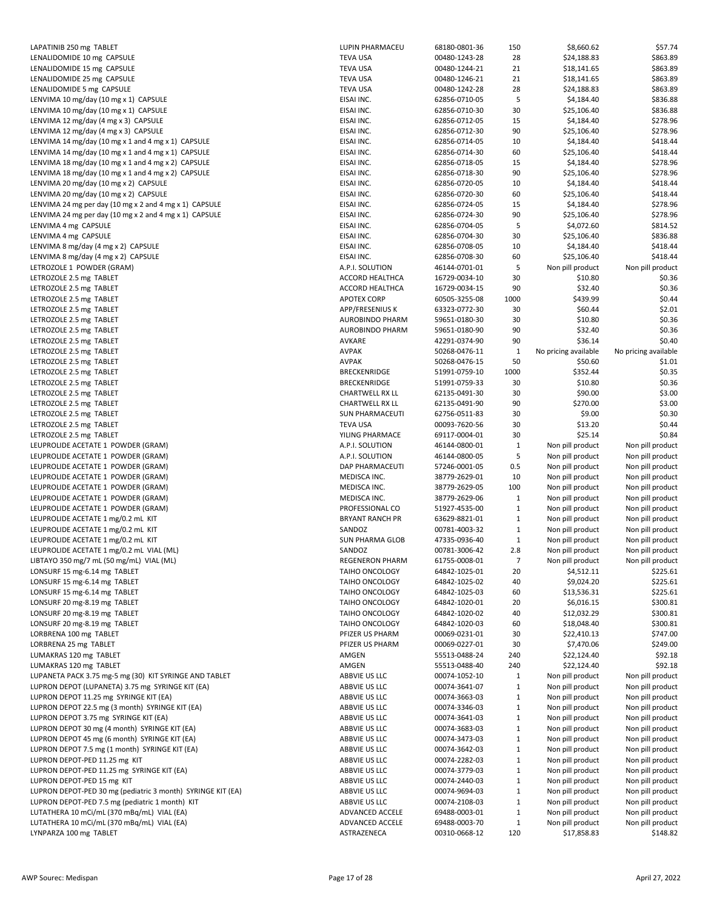| | | | | | |
|---|---|---|---|---|---|
| LAPATINIB 250 mg TABLET | LUPIN PHARMACEU | 68180-0801-36 | 150 | $8,660.62 | $57.74 |
| LENALIDOMIDE 10 mg CAPSULE | TEVA USA | 00480-1243-28 | 28 | $24,188.83 | $863.89 |
| LENALIDOMIDE 15 mg CAPSULE | TEVA USA | 00480-1244-21 | 21 | $18,141.65 | $863.89 |
| LENALIDOMIDE 25 mg CAPSULE | TEVA USA | 00480-1246-21 | 21 | $18,141.65 | $863.89 |
| LENALIDOMIDE 5 mg CAPSULE | TEVA USA | 00480-1242-28 | 28 | $24,188.83 | $863.89 |
| LENVIMA 10 mg/day (10 mg x 1) CAPSULE | EISAI INC. | 62856-0710-05 | 5 | $4,184.40 | $836.88 |
| LENVIMA 10 mg/day (10 mg x 1) CAPSULE | EISAI INC. | 62856-0710-30 | 30 | $25,106.40 | $836.88 |
| LENVIMA 12 mg/day (4 mg x 3) CAPSULE | EISAI INC. | 62856-0712-05 | 15 | $4,184.40 | $278.96 |
| LENVIMA 12 mg/day (4 mg x 3) CAPSULE | EISAI INC. | 62856-0712-30 | 90 | $25,106.40 | $278.96 |
| LENVIMA 14 mg/day (10 mg x 1 and 4 mg x 1) CAPSULE | EISAI INC. | 62856-0714-05 | 10 | $4,184.40 | $418.44 |
| LENVIMA 14 mg/day (10 mg x 1 and 4 mg x 1) CAPSULE | EISAI INC. | 62856-0714-30 | 60 | $25,106.40 | $418.44 |
| LENVIMA 18 mg/day (10 mg x 1 and 4 mg x 2) CAPSULE | EISAI INC. | 62856-0718-05 | 15 | $4,184.40 | $278.96 |
| LENVIMA 18 mg/day (10 mg x 1 and 4 mg x 2) CAPSULE | EISAI INC. | 62856-0718-30 | 90 | $25,106.40 | $278.96 |
| LENVIMA 20 mg/day (10 mg x 2) CAPSULE | EISAI INC. | 62856-0720-05 | 10 | $4,184.40 | $418.44 |
| LENVIMA 20 mg/day (10 mg x 2) CAPSULE | EISAI INC. | 62856-0720-30 | 60 | $25,106.40 | $418.44 |
| LENVIMA 24 mg per day (10 mg x 2 and 4 mg x 1) CAPSULE | EISAI INC. | 62856-0724-05 | 15 | $4,184.40 | $278.96 |
| LENVIMA 24 mg per day (10 mg x 2 and 4 mg x 1) CAPSULE | EISAI INC. | 62856-0724-30 | 90 | $25,106.40 | $278.96 |
| LENVIMA 4 mg CAPSULE | EISAI INC. | 62856-0704-05 | 5 | $4,072.60 | $814.52 |
| LENVIMA 4 mg CAPSULE | EISAI INC. | 62856-0704-30 | 30 | $25,106.40 | $836.88 |
| LENVIMA 8 mg/day (4 mg x 2) CAPSULE | EISAI INC. | 62856-0708-05 | 10 | $4,184.40 | $418.44 |
| LENVIMA 8 mg/day (4 mg x 2) CAPSULE | EISAI INC. | 62856-0708-30 | 60 | $25,106.40 | $418.44 |
| LETROZOLE 1 POWDER (GRAM) | A.P.I. SOLUTION | 46144-0701-01 | 5 | Non pill product | Non pill product |
| LETROZOLE 2.5 mg TABLET | ACCORD HEALTHCA | 16729-0034-10 | 30 | $10.80 | $0.36 |
| LETROZOLE 2.5 mg TABLET | ACCORD HEALTHCA | 16729-0034-15 | 90 | $32.40 | $0.36 |
| LETROZOLE 2.5 mg TABLET | APOTEX CORP | 60505-3255-08 | 1000 | $439.99 | $0.44 |
| LETROZOLE 2.5 mg TABLET | APP/FRESENIUS K | 63323-0772-30 | 30 | $60.44 | $2.01 |
| LETROZOLE 2.5 mg TABLET | AUROBINDO PHARM | 59651-0180-30 | 30 | $10.80 | $0.36 |
| LETROZOLE 2.5 mg TABLET | AUROBINDO PHARM | 59651-0180-90 | 90 | $32.40 | $0.36 |
| LETROZOLE 2.5 mg TABLET | AVKARE | 42291-0374-90 | 90 | $36.14 | $0.40 |
| LETROZOLE 2.5 mg TABLET | AVPAK | 50268-0476-11 | 1 | No pricing available | No pricing available |
| LETROZOLE 2.5 mg TABLET | AVPAK | 50268-0476-15 | 50 | $50.60 | $1.01 |
| LETROZOLE 2.5 mg TABLET | BRECKENRIDGE | 51991-0759-10 | 1000 | $352.44 | $0.35 |
| LETROZOLE 2.5 mg TABLET | BRECKENRIDGE | 51991-0759-33 | 30 | $10.80 | $0.36 |
| LETROZOLE 2.5 mg TABLET | CHARTWELL RX LL | 62135-0491-30 | 30 | $90.00 | $3.00 |
| LETROZOLE 2.5 mg TABLET | CHARTWELL RX LL | 62135-0491-90 | 90 | $270.00 | $3.00 |
| LETROZOLE 2.5 mg TABLET | SUN PHARMACEUTI | 62756-0511-83 | 30 | $9.00 | $0.30 |
| LETROZOLE 2.5 mg TABLET | TEVA USA | 00093-7620-56 | 30 | $13.20 | $0.44 |
| LETROZOLE 2.5 mg TABLET | YILING PHARMACE | 69117-0004-01 | 30 | $25.14 | $0.84 |
| LEUPROLIDE ACETATE 1 POWDER (GRAM) | A.P.I. SOLUTION | 46144-0800-01 | 1 | Non pill product | Non pill product |
| LEUPROLIDE ACETATE 1 POWDER (GRAM) | A.P.I. SOLUTION | 46144-0800-05 | 5 | Non pill product | Non pill product |
| LEUPROLIDE ACETATE 1 POWDER (GRAM) | DAP PHARMACEUTI | 57246-0001-05 | 0.5 | Non pill product | Non pill product |
| LEUPROLIDE ACETATE 1 POWDER (GRAM) | MEDISCA INC. | 38779-2629-01 | 10 | Non pill product | Non pill product |
| LEUPROLIDE ACETATE 1 POWDER (GRAM) | MEDISCA INC. | 38779-2629-05 | 100 | Non pill product | Non pill product |
| LEUPROLIDE ACETATE 1 POWDER (GRAM) | MEDISCA INC. | 38779-2629-06 | 1 | Non pill product | Non pill product |
| LEUPROLIDE ACETATE 1 POWDER (GRAM) | PROFESSIONAL CO | 51927-4535-00 | 1 | Non pill product | Non pill product |
| LEUPROLIDE ACETATE 1 mg/0.2 mL KIT | BRYANT RANCH PR | 63629-8821-01 | 1 | Non pill product | Non pill product |
| LEUPROLIDE ACETATE 1 mg/0.2 mL KIT | SANDOZ | 00781-4003-32 | 1 | Non pill product | Non pill product |
| LEUPROLIDE ACETATE 1 mg/0.2 mL KIT | SUN PHARMA GLOB | 47335-0936-40 | 1 | Non pill product | Non pill product |
| LEUPROLIDE ACETATE 1 mg/0.2 mL VIAL (ML) | SANDOZ | 00781-3006-42 | 2.8 | Non pill product | Non pill product |
| LIBTAYO 350 mg/7 mL (50 mg/mL) VIAL (ML) | REGENERON PHARM | 61755-0008-01 | 7 | Non pill product | Non pill product |
| LONSURF 15 mg-6.14 mg TABLET | TAIHO ONCOLOGY | 64842-1025-01 | 20 | $4,512.11 | $225.61 |
| LONSURF 15 mg-6.14 mg TABLET | TAIHO ONCOLOGY | 64842-1025-02 | 40 | $9,024.20 | $225.61 |
| LONSURF 15 mg-6.14 mg TABLET | TAIHO ONCOLOGY | 64842-1025-03 | 60 | $13,536.31 | $225.61 |
| LONSURF 20 mg-8.19 mg TABLET | TAIHO ONCOLOGY | 64842-1020-01 | 20 | $6,016.15 | $300.81 |
| LONSURF 20 mg-8.19 mg TABLET | TAIHO ONCOLOGY | 64842-1020-02 | 40 | $12,032.29 | $300.81 |
| LONSURF 20 mg-8.19 mg TABLET | TAIHO ONCOLOGY | 64842-1020-03 | 60 | $18,048.40 | $300.81 |
| LORBRENA 100 mg TABLET | PFIZER US PHARM | 00069-0231-01 | 30 | $22,410.13 | $747.00 |
| LORBRENA 25 mg TABLET | PFIZER US PHARM | 00069-0227-01 | 30 | $7,470.06 | $249.00 |
| LUMAKRAS 120 mg TABLET | AMGEN | 55513-0488-24 | 240 | $22,124.40 | $92.18 |
| LUMAKRAS 120 mg TABLET | AMGEN | 55513-0488-40 | 240 | $22,124.40 | $92.18 |
| LUPANETA PACK 3.75 mg-5 mg (30) KIT SYRINGE AND TABLET | ABBVIE US LLC | 00074-1052-10 | 1 | Non pill product | Non pill product |
| LUPRON DEPOT (LUPANETA) 3.75 mg SYRINGE KIT (EA) | ABBVIE US LLC | 00074-3641-07 | 1 | Non pill product | Non pill product |
| LUPRON DEPOT 11.25 mg SYRINGE KIT (EA) | ABBVIE US LLC | 00074-3663-03 | 1 | Non pill product | Non pill product |
| LUPRON DEPOT 22.5 mg (3 month) SYRINGE KIT (EA) | ABBVIE US LLC | 00074-3346-03 | 1 | Non pill product | Non pill product |
| LUPRON DEPOT 3.75 mg SYRINGE KIT (EA) | ABBVIE US LLC | 00074-3641-03 | 1 | Non pill product | Non pill product |
| LUPRON DEPOT 30 mg (4 month) SYRINGE KIT (EA) | ABBVIE US LLC | 00074-3683-03 | 1 | Non pill product | Non pill product |
| LUPRON DEPOT 45 mg (6 month) SYRINGE KIT (EA) | ABBVIE US LLC | 00074-3473-03 | 1 | Non pill product | Non pill product |
| LUPRON DEPOT 7.5 mg (1 month) SYRINGE KIT (EA) | ABBVIE US LLC | 00074-3642-03 | 1 | Non pill product | Non pill product |
| LUPRON DEPOT-PED 11.25 mg KIT | ABBVIE US LLC | 00074-2282-03 | 1 | Non pill product | Non pill product |
| LUPRON DEPOT-PED 11.25 mg SYRINGE KIT (EA) | ABBVIE US LLC | 00074-3779-03 | 1 | Non pill product | Non pill product |
| LUPRON DEPOT-PED 15 mg KIT | ABBVIE US LLC | 00074-2440-03 | 1 | Non pill product | Non pill product |
| LUPRON DEPOT-PED 30 mg (pediatric 3 month) SYRINGE KIT (EA) | ABBVIE US LLC | 00074-9694-03 | 1 | Non pill product | Non pill product |
| LUPRON DEPOT-PED 7.5 mg (pediatric 1 month) KIT | ABBVIE US LLC | 00074-2108-03 | 1 | Non pill product | Non pill product |
| LUTATHERA 10 mCi/mL (370 mBq/mL) VIAL (EA) | ADVANCED ACCELE | 69488-0003-01 | 1 | Non pill product | Non pill product |
| LUTATHERA 10 mCi/mL (370 mBq/mL) VIAL (EA) | ADVANCED ACCELE | 69488-0003-70 | 1 | Non pill product | Non pill product |
| LYNPARZA 100 mg TABLET | ASTRAZENECA | 00310-0668-12 | 120 | $17,858.83 | $148.82 |

AWP Sourec: Medispan April 27, 2022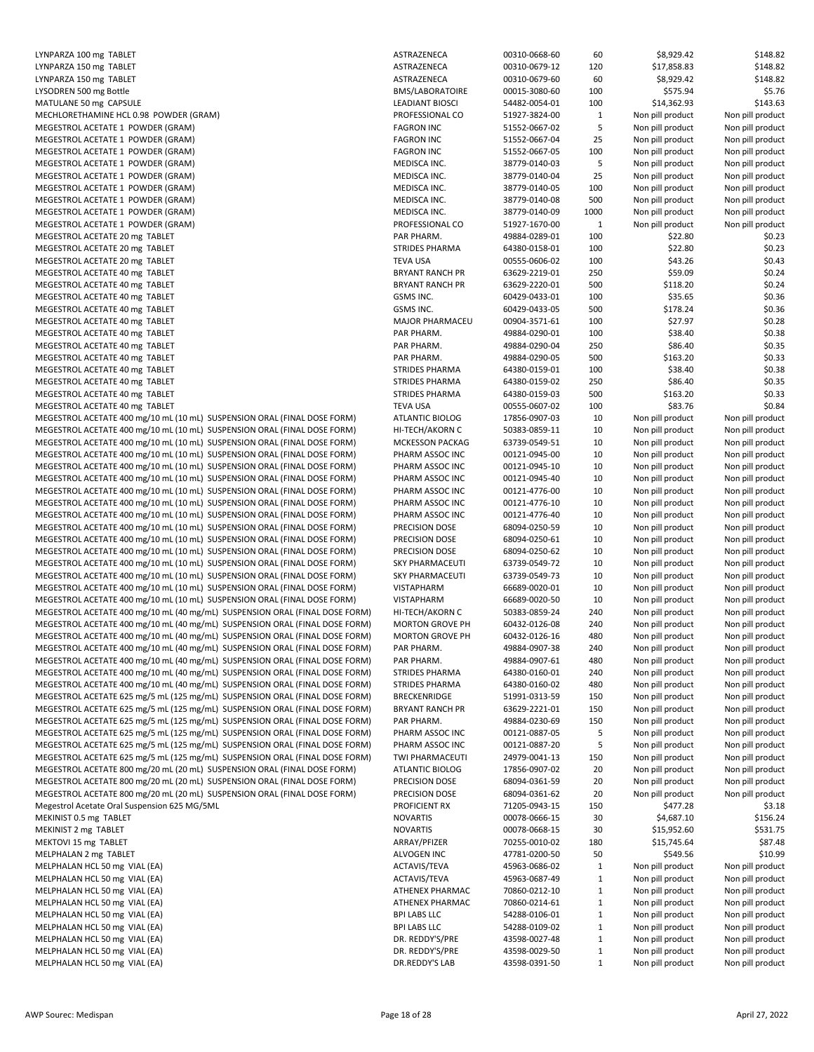| | | | | | |
|---|---|---|---|---|---|
| LYNPARZA 100 mg TABLET | ASTRAZENECA | 00310-0668-60 | 60 | $8,929.42 | $148.82 |
| LYNPARZA 150 mg TABLET | ASTRAZENECA | 00310-0679-12 | 120 | $17,858.83 | $148.82 |
| LYNPARZA 150 mg TABLET | ASTRAZENECA | 00310-0679-60 | 60 | $8,929.42 | $148.82 |
| LYSODREN 500 mg Bottle | BMS/LABORATOIRE | 00015-3080-60 | 100 | $575.94 | $5.76 |
| MATULANE 50 mg CAPSULE | LEADIANT BIOSCI | 54482-0054-01 | 100 | $14,362.93 | $143.63 |
| MECHLORETHAMINE HCL 0.98 POWDER (GRAM) | PROFESSIONAL CO | 51927-3824-00 | 1 | Non pill product | Non pill product |
| MEGESTROL ACETATE 1 POWDER (GRAM) | FAGRON INC | 51552-0667-02 | 5 | Non pill product | Non pill product |
| MEGESTROL ACETATE 1 POWDER (GRAM) | FAGRON INC | 51552-0667-04 | 25 | Non pill product | Non pill product |
| MEGESTROL ACETATE 1 POWDER (GRAM) | FAGRON INC | 51552-0667-05 | 100 | Non pill product | Non pill product |
| MEGESTROL ACETATE 1 POWDER (GRAM) | MEDISCA INC. | 38779-0140-03 | 5 | Non pill product | Non pill product |
| MEGESTROL ACETATE 1 POWDER (GRAM) | MEDISCA INC. | 38779-0140-04 | 25 | Non pill product | Non pill product |
| MEGESTROL ACETATE 1 POWDER (GRAM) | MEDISCA INC. | 38779-0140-05 | 100 | Non pill product | Non pill product |
| MEGESTROL ACETATE 1 POWDER (GRAM) | MEDISCA INC. | 38779-0140-08 | 500 | Non pill product | Non pill product |
| MEGESTROL ACETATE 1 POWDER (GRAM) | MEDISCA INC. | 38779-0140-09 | 1000 | Non pill product | Non pill product |
| MEGESTROL ACETATE 1 POWDER (GRAM) | PROFESSIONAL CO | 51927-1670-00 | 1 | Non pill product | Non pill product |
| MEGESTROL ACETATE 20 mg TABLET | PAR PHARM. | 49884-0289-01 | 100 | $22.80 | $0.23 |
| MEGESTROL ACETATE 20 mg TABLET | STRIDES PHARMA | 64380-0158-01 | 100 | $22.80 | $0.23 |
| MEGESTROL ACETATE 20 mg TABLET | TEVA USA | 00555-0606-02 | 100 | $43.26 | $0.43 |
| MEGESTROL ACETATE 40 mg TABLET | BRYANT RANCH PR | 63629-2219-01 | 250 | $59.09 | $0.24 |
| MEGESTROL ACETATE 40 mg TABLET | BRYANT RANCH PR | 63629-2220-01 | 500 | $118.20 | $0.24 |
| MEGESTROL ACETATE 40 mg TABLET | GSMS INC. | 60429-0433-01 | 100 | $35.65 | $0.36 |
| MEGESTROL ACETATE 40 mg TABLET | GSMS INC. | 60429-0433-05 | 500 | $178.24 | $0.36 |
| MEGESTROL ACETATE 40 mg TABLET | MAJOR PHARMACEU | 00904-3571-61 | 100 | $27.97 | $0.28 |
| MEGESTROL ACETATE 40 mg TABLET | PAR PHARM. | 49884-0290-01 | 100 | $38.40 | $0.38 |
| MEGESTROL ACETATE 40 mg TABLET | PAR PHARM. | 49884-0290-04 | 250 | $86.40 | $0.35 |
| MEGESTROL ACETATE 40 mg TABLET | PAR PHARM. | 49884-0290-05 | 500 | $163.20 | $0.33 |
| MEGESTROL ACETATE 40 mg TABLET | STRIDES PHARMA | 64380-0159-01 | 100 | $38.40 | $0.38 |
| MEGESTROL ACETATE 40 mg TABLET | STRIDES PHARMA | 64380-0159-02 | 250 | $86.40 | $0.35 |
| MEGESTROL ACETATE 40 mg TABLET | STRIDES PHARMA | 64380-0159-03 | 500 | $163.20 | $0.33 |
| MEGESTROL ACETATE 40 mg TABLET | TEVA USA | 00555-0607-02 | 100 | $83.76 | $0.84 |
| MEGESTROL ACETATE 400 mg/10 mL (10 mL) SUSPENSION ORAL (FINAL DOSE FORM) | ATLANTIC BIOLOG | 17856-0907-03 | 10 | Non pill product | Non pill product |
| MEGESTROL ACETATE 400 mg/10 mL (10 mL) SUSPENSION ORAL (FINAL DOSE FORM) | HI-TECH/AKORN C | 50383-0859-11 | 10 | Non pill product | Non pill product |
| MEGESTROL ACETATE 400 mg/10 mL (10 mL) SUSPENSION ORAL (FINAL DOSE FORM) | MCKESSON PACKAG | 63739-0549-51 | 10 | Non pill product | Non pill product |
| MEGESTROL ACETATE 400 mg/10 mL (10 mL) SUSPENSION ORAL (FINAL DOSE FORM) | PHARM ASSOC INC | 00121-0945-00 | 10 | Non pill product | Non pill product |
| MEGESTROL ACETATE 400 mg/10 mL (10 mL) SUSPENSION ORAL (FINAL DOSE FORM) | PHARM ASSOC INC | 00121-0945-10 | 10 | Non pill product | Non pill product |
| MEGESTROL ACETATE 400 mg/10 mL (10 mL) SUSPENSION ORAL (FINAL DOSE FORM) | PHARM ASSOC INC | 00121-0945-40 | 10 | Non pill product | Non pill product |
| MEGESTROL ACETATE 400 mg/10 mL (10 mL) SUSPENSION ORAL (FINAL DOSE FORM) | PHARM ASSOC INC | 00121-4776-00 | 10 | Non pill product | Non pill product |
| MEGESTROL ACETATE 400 mg/10 mL (10 mL) SUSPENSION ORAL (FINAL DOSE FORM) | PHARM ASSOC INC | 00121-4776-10 | 10 | Non pill product | Non pill product |
| MEGESTROL ACETATE 400 mg/10 mL (10 mL) SUSPENSION ORAL (FINAL DOSE FORM) | PHARM ASSOC INC | 00121-4776-40 | 10 | Non pill product | Non pill product |
| MEGESTROL ACETATE 400 mg/10 mL (10 mL) SUSPENSION ORAL (FINAL DOSE FORM) | PRECISION DOSE | 68094-0250-59 | 10 | Non pill product | Non pill product |
| MEGESTROL ACETATE 400 mg/10 mL (10 mL) SUSPENSION ORAL (FINAL DOSE FORM) | PRECISION DOSE | 68094-0250-61 | 10 | Non pill product | Non pill product |
| MEGESTROL ACETATE 400 mg/10 mL (10 mL) SUSPENSION ORAL (FINAL DOSE FORM) | PRECISION DOSE | 68094-0250-62 | 10 | Non pill product | Non pill product |
| MEGESTROL ACETATE 400 mg/10 mL (10 mL) SUSPENSION ORAL (FINAL DOSE FORM) | SKY PHARMACEUTI | 63739-0549-72 | 10 | Non pill product | Non pill product |
| MEGESTROL ACETATE 400 mg/10 mL (10 mL) SUSPENSION ORAL (FINAL DOSE FORM) | SKY PHARMACEUTI | 63739-0549-73 | 10 | Non pill product | Non pill product |
| MEGESTROL ACETATE 400 mg/10 mL (10 mL) SUSPENSION ORAL (FINAL DOSE FORM) | VISTAPHARM | 66689-0020-01 | 10 | Non pill product | Non pill product |
| MEGESTROL ACETATE 400 mg/10 mL (10 mL) SUSPENSION ORAL (FINAL DOSE FORM) | VISTAPHARM | 66689-0020-50 | 10 | Non pill product | Non pill product |
| MEGESTROL ACETATE 400 mg/10 mL (40 mg/mL) SUSPENSION ORAL (FINAL DOSE FORM) | HI-TECH/AKORN C | 50383-0859-24 | 240 | Non pill product | Non pill product |
| MEGESTROL ACETATE 400 mg/10 mL (40 mg/mL) SUSPENSION ORAL (FINAL DOSE FORM) | MORTON GROVE PH | 60432-0126-08 | 240 | Non pill product | Non pill product |
| MEGESTROL ACETATE 400 mg/10 mL (40 mg/mL) SUSPENSION ORAL (FINAL DOSE FORM) | MORTON GROVE PH | 60432-0126-16 | 480 | Non pill product | Non pill product |
| MEGESTROL ACETATE 400 mg/10 mL (40 mg/mL) SUSPENSION ORAL (FINAL DOSE FORM) | PAR PHARM. | 49884-0907-38 | 240 | Non pill product | Non pill product |
| MEGESTROL ACETATE 400 mg/10 mL (40 mg/mL) SUSPENSION ORAL (FINAL DOSE FORM) | PAR PHARM. | 49884-0907-61 | 480 | Non pill product | Non pill product |
| MEGESTROL ACETATE 400 mg/10 mL (40 mg/mL) SUSPENSION ORAL (FINAL DOSE FORM) | STRIDES PHARMA | 64380-0160-01 | 240 | Non pill product | Non pill product |
| MEGESTROL ACETATE 400 mg/10 mL (40 mg/mL) SUSPENSION ORAL (FINAL DOSE FORM) | STRIDES PHARMA | 64380-0160-02 | 480 | Non pill product | Non pill product |
| MEGESTROL ACETATE 625 mg/5 mL (125 mg/mL) SUSPENSION ORAL (FINAL DOSE FORM) | BRECKENRIDGE | 51991-0313-59 | 150 | Non pill product | Non pill product |
| MEGESTROL ACETATE 625 mg/5 mL (125 mg/mL) SUSPENSION ORAL (FINAL DOSE FORM) | BRYANT RANCH PR | 63629-2221-01 | 150 | Non pill product | Non pill product |
| MEGESTROL ACETATE 625 mg/5 mL (125 mg/mL) SUSPENSION ORAL (FINAL DOSE FORM) | PAR PHARM. | 49884-0230-69 | 150 | Non pill product | Non pill product |
| MEGESTROL ACETATE 625 mg/5 mL (125 mg/mL) SUSPENSION ORAL (FINAL DOSE FORM) | PHARM ASSOC INC | 00121-0887-05 | 5 | Non pill product | Non pill product |
| MEGESTROL ACETATE 625 mg/5 mL (125 mg/mL) SUSPENSION ORAL (FINAL DOSE FORM) | PHARM ASSOC INC | 00121-0887-20 | 5 | Non pill product | Non pill product |
| MEGESTROL ACETATE 625 mg/5 mL (125 mg/mL) SUSPENSION ORAL (FINAL DOSE FORM) | TWI PHARMACEUTI | 24979-0041-13 | 150 | Non pill product | Non pill product |
| MEGESTROL ACETATE 800 mg/20 mL (20 mL) SUSPENSION ORAL (FINAL DOSE FORM) | ATLANTIC BIOLOG | 17856-0907-02 | 20 | Non pill product | Non pill product |
| MEGESTROL ACETATE 800 mg/20 mL (20 mL) SUSPENSION ORAL (FINAL DOSE FORM) | PRECISION DOSE | 68094-0361-59 | 20 | Non pill product | Non pill product |
| MEGESTROL ACETATE 800 mg/20 mL (20 mL) SUSPENSION ORAL (FINAL DOSE FORM) | PRECISION DOSE | 68094-0361-62 | 20 | Non pill product | Non pill product |
| Megestrol Acetate Oral Suspension 625 MG/5ML | PROFICIENT RX | 71205-0943-15 | 150 | $477.28 | $3.18 |
| MEKINIST 0.5 mg TABLET | NOVARTIS | 00078-0666-15 | 30 | $4,687.10 | $156.24 |
| MEKINIST 2 mg TABLET | NOVARTIS | 00078-0668-15 | 30 | $15,952.60 | $531.75 |
| MEKTOVI 15 mg TABLET | ARRAY/PFIZER | 70255-0010-02 | 180 | $15,745.64 | $87.48 |
| MELPHALAN 2 mg TABLET | ALVOGEN INC | 47781-0200-50 | 50 | $549.56 | $10.99 |
| MELPHALAN HCL 50 mg VIAL (EA) | ACTAVIS/TEVA | 45963-0686-02 | 1 | Non pill product | Non pill product |
| MELPHALAN HCL 50 mg VIAL (EA) | ACTAVIS/TEVA | 45963-0687-49 | 1 | Non pill product | Non pill product |
| MELPHALAN HCL 50 mg VIAL (EA) | ATHENEX PHARMAC | 70860-0212-10 | 1 | Non pill product | Non pill product |
| MELPHALAN HCL 50 mg VIAL (EA) | ATHENEX PHARMAC | 70860-0214-61 | 1 | Non pill product | Non pill product |
| MELPHALAN HCL 50 mg VIAL (EA) | BPI LABS LLC | 54288-0106-01 | 1 | Non pill product | Non pill product |
| MELPHALAN HCL 50 mg VIAL (EA) | BPI LABS LLC | 54288-0109-02 | 1 | Non pill product | Non pill product |
| MELPHALAN HCL 50 mg VIAL (EA) | DR. REDDY'S/PRE | 43598-0027-48 | 1 | Non pill product | Non pill product |
| MELPHALAN HCL 50 mg VIAL (EA) | DR. REDDY'S/PRE | 43598-0029-50 | 1 | Non pill product | Non pill product |
| MELPHALAN HCL 50 mg VIAL (EA) | DR.REDDY'S LAB | 43598-0391-50 | 1 | Non pill product | Non pill product |

AWP Sourec: Medispan

April 27, 2022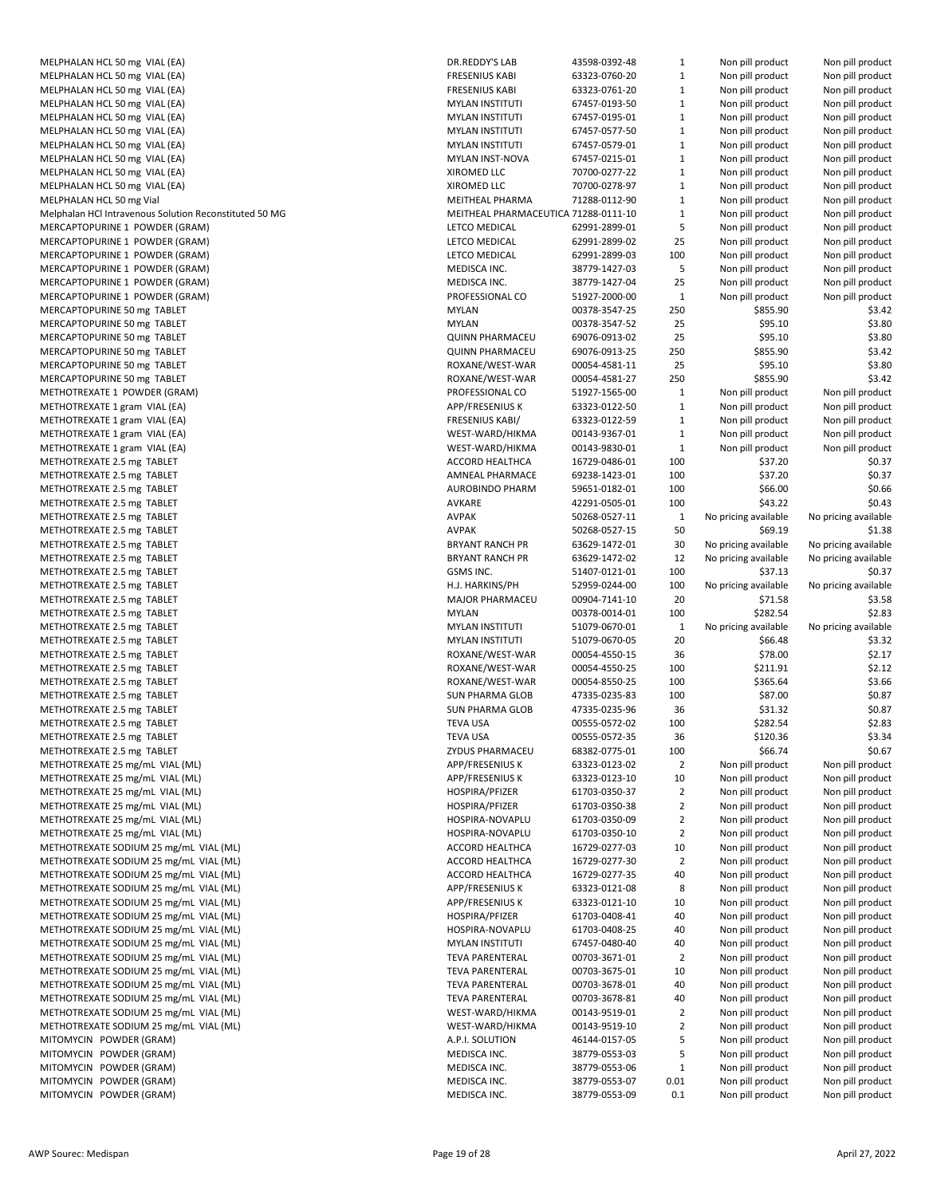| | | | | | |
|---|---|---|---|---|---|
| MELPHALAN HCL 50 mg VIAL (EA) | DR.REDDY'S LAB | 43598-0392-48 | 1 | Non pill product | Non pill product |
| MELPHALAN HCL 50 mg VIAL (EA) | FRESENIUS KABI | 63323-0760-20 | 1 | Non pill product | Non pill product |
| MELPHALAN HCL 50 mg VIAL (EA) | FRESENIUS KABI | 63323-0761-20 | 1 | Non pill product | Non pill product |
| MELPHALAN HCL 50 mg VIAL (EA) | MYLAN INSTITUTI | 67457-0193-50 | 1 | Non pill product | Non pill product |
| MELPHALAN HCL 50 mg VIAL (EA) | MYLAN INSTITUTI | 67457-0195-01 | 1 | Non pill product | Non pill product |
| MELPHALAN HCL 50 mg VIAL (EA) | MYLAN INSTITUTI | 67457-0577-50 | 1 | Non pill product | Non pill product |
| MELPHALAN HCL 50 mg VIAL (EA) | MYLAN INSTITUTI | 67457-0579-01 | 1 | Non pill product | Non pill product |
| MELPHALAN HCL 50 mg VIAL (EA) | MYLAN INST-NOVA | 67457-0215-01 | 1 | Non pill product | Non pill product |
| MELPHALAN HCL 50 mg VIAL (EA) | XIROMED LLC | 70700-0277-22 | 1 | Non pill product | Non pill product |
| MELPHALAN HCL 50 mg VIAL (EA) | XIROMED LLC | 70700-0278-97 | 1 | Non pill product | Non pill product |
| MELPHALAN HCL 50 mg Vial | MEITHEAL PHARMA | 71288-0112-90 | 1 | Non pill product | Non pill product |
| Melphalan HCl Intravenous Solution Reconstituted 50 MG | MEITHEAL PHARMACEUTICA | 71288-0111-10 | 1 | Non pill product | Non pill product |
| MERCAPTOPURINE 1 POWDER (GRAM) | LETCO MEDICAL | 62991-2899-01 | 5 | Non pill product | Non pill product |
| MERCAPTOPURINE 1 POWDER (GRAM) | LETCO MEDICAL | 62991-2899-02 | 25 | Non pill product | Non pill product |
| MERCAPTOPURINE 1 POWDER (GRAM) | LETCO MEDICAL | 62991-2899-03 | 100 | Non pill product | Non pill product |
| MERCAPTOPURINE 1 POWDER (GRAM) | MEDISCA INC. | 38779-1427-03 | 5 | Non pill product | Non pill product |
| MERCAPTOPURINE 1 POWDER (GRAM) | MEDISCA INC. | 38779-1427-04 | 25 | Non pill product | Non pill product |
| MERCAPTOPURINE 1 POWDER (GRAM) | PROFESSIONAL CO | 51927-2000-00 | 1 | Non pill product | Non pill product |
| MERCAPTOPURINE 50 mg TABLET | MYLAN | 00378-3547-25 | 250 | $855.90 | $3.42 |
| MERCAPTOPURINE 50 mg TABLET | MYLAN | 00378-3547-52 | 25 | $95.10 | $3.80 |
| MERCAPTOPURINE 50 mg TABLET | QUINN PHARMACEU | 69076-0913-02 | 25 | $95.10 | $3.80 |
| MERCAPTOPURINE 50 mg TABLET | QUINN PHARMACEU | 69076-0913-25 | 250 | $855.90 | $3.42 |
| MERCAPTOPURINE 50 mg TABLET | ROXANE/WEST-WAR | 00054-4581-11 | 25 | $95.10 | $3.80 |
| MERCAPTOPURINE 50 mg TABLET | ROXANE/WEST-WAR | 00054-4581-27 | 250 | $855.90 | $3.42 |
| METHOTREXATE 1 POWDER (GRAM) | PROFESSIONAL CO | 51927-1565-00 | 1 | Non pill product | Non pill product |
| METHOTREXATE 1 gram VIAL (EA) | APP/FRESENIUS K | 63323-0122-50 | 1 | Non pill product | Non pill product |
| METHOTREXATE 1 gram VIAL (EA) | FRESENIUS KABI/ | 63323-0122-59 | 1 | Non pill product | Non pill product |
| METHOTREXATE 1 gram VIAL (EA) | WEST-WARD/HIKMA | 00143-9367-01 | 1 | Non pill product | Non pill product |
| METHOTREXATE 1 gram VIAL (EA) | WEST-WARD/HIKMA | 00143-9830-01 | 1 | Non pill product | Non pill product |
| METHOTREXATE 2.5 mg TABLET | ACCORD HEALTHCA | 16729-0486-01 | 100 | $37.20 | $0.37 |
| METHOTREXATE 2.5 mg TABLET | AMNEAL PHARMACE | 69238-1423-01 | 100 | $37.20 | $0.37 |
| METHOTREXATE 2.5 mg TABLET | AUROBINDO PHARM | 59651-0182-01 | 100 | $66.00 | $0.66 |
| METHOTREXATE 2.5 mg TABLET | AVKARE | 42291-0505-01 | 100 | $43.22 | $0.43 |
| METHOTREXATE 2.5 mg TABLET | AVPAK | 50268-0527-11 | 1 | No pricing available | No pricing available |
| METHOTREXATE 2.5 mg TABLET | AVPAK | 50268-0527-15 | 50 | $69.19 | $1.38 |
| METHOTREXATE 2.5 mg TABLET | BRYANT RANCH PR | 63629-1472-01 | 30 | No pricing available | No pricing available |
| METHOTREXATE 2.5 mg TABLET | BRYANT RANCH PR | 63629-1472-02 | 12 | No pricing available | No pricing available |
| METHOTREXATE 2.5 mg TABLET | GSMS INC. | 51407-0121-01 | 100 | $37.13 | $0.37 |
| METHOTREXATE 2.5 mg TABLET | H.J. HARKINS/PH | 52959-0244-00 | 100 | No pricing available | No pricing available |
| METHOTREXATE 2.5 mg TABLET | MAJOR PHARMACEU | 00904-7141-10 | 20 | $71.58 | $3.58 |
| METHOTREXATE 2.5 mg TABLET | MYLAN | 00378-0014-01 | 100 | $282.54 | $2.83 |
| METHOTREXATE 2.5 mg TABLET | MYLAN INSTITUTI | 51079-0670-01 | 1 | No pricing available | No pricing available |
| METHOTREXATE 2.5 mg TABLET | MYLAN INSTITUTI | 51079-0670-05 | 20 | $66.48 | $3.32 |
| METHOTREXATE 2.5 mg TABLET | ROXANE/WEST-WAR | 00054-4550-15 | 36 | $78.00 | $2.17 |
| METHOTREXATE 2.5 mg TABLET | ROXANE/WEST-WAR | 00054-4550-25 | 100 | $211.91 | $2.12 |
| METHOTREXATE 2.5 mg TABLET | ROXANE/WEST-WAR | 00054-8550-25 | 100 | $365.64 | $3.66 |
| METHOTREXATE 2.5 mg TABLET | SUN PHARMA GLOB | 47335-0235-83 | 100 | $87.00 | $0.87 |
| METHOTREXATE 2.5 mg TABLET | SUN PHARMA GLOB | 47335-0235-96 | 36 | $31.32 | $0.87 |
| METHOTREXATE 2.5 mg TABLET | TEVA USA | 00555-0572-02 | 100 | $282.54 | $2.83 |
| METHOTREXATE 2.5 mg TABLET | TEVA USA | 00555-0572-35 | 36 | $120.36 | $3.34 |
| METHOTREXATE 2.5 mg TABLET | ZYDUS PHARMACEU | 68382-0775-01 | 100 | $66.74 | $0.67 |
| METHOTREXATE 25 mg/mL VIAL (ML) | APP/FRESENIUS K | 63323-0123-02 | 2 | Non pill product | Non pill product |
| METHOTREXATE 25 mg/mL VIAL (ML) | APP/FRESENIUS K | 63323-0123-10 | 10 | Non pill product | Non pill product |
| METHOTREXATE 25 mg/mL VIAL (ML) | HOSPIRA/PFIZER | 61703-0350-37 | 2 | Non pill product | Non pill product |
| METHOTREXATE 25 mg/mL VIAL (ML) | HOSPIRA/PFIZER | 61703-0350-38 | 2 | Non pill product | Non pill product |
| METHOTREXATE 25 mg/mL VIAL (ML) | HOSPIRA-NOVAPLU | 61703-0350-09 | 2 | Non pill product | Non pill product |
| METHOTREXATE 25 mg/mL VIAL (ML) | HOSPIRA-NOVAPLU | 61703-0350-10 | 2 | Non pill product | Non pill product |
| METHOTREXATE SODIUM 25 mg/mL VIAL (ML) | ACCORD HEALTHCA | 16729-0277-03 | 10 | Non pill product | Non pill product |
| METHOTREXATE SODIUM 25 mg/mL VIAL (ML) | ACCORD HEALTHCA | 16729-0277-30 | 2 | Non pill product | Non pill product |
| METHOTREXATE SODIUM 25 mg/mL VIAL (ML) | ACCORD HEALTHCA | 16729-0277-35 | 40 | Non pill product | Non pill product |
| METHOTREXATE SODIUM 25 mg/mL VIAL (ML) | APP/FRESENIUS K | 63323-0121-08 | 8 | Non pill product | Non pill product |
| METHOTREXATE SODIUM 25 mg/mL VIAL (ML) | APP/FRESENIUS K | 63323-0121-10 | 10 | Non pill product | Non pill product |
| METHOTREXATE SODIUM 25 mg/mL VIAL (ML) | HOSPIRA/PFIZER | 61703-0408-41 | 40 | Non pill product | Non pill product |
| METHOTREXATE SODIUM 25 mg/mL VIAL (ML) | HOSPIRA-NOVAPLU | 61703-0408-25 | 40 | Non pill product | Non pill product |
| METHOTREXATE SODIUM 25 mg/mL VIAL (ML) | MYLAN INSTITUTI | 67457-0480-40 | 40 | Non pill product | Non pill product |
| METHOTREXATE SODIUM 25 mg/mL VIAL (ML) | TEVA PARENTERAL | 00703-3671-01 | 2 | Non pill product | Non pill product |
| METHOTREXATE SODIUM 25 mg/mL VIAL (ML) | TEVA PARENTERAL | 00703-3675-01 | 10 | Non pill product | Non pill product |
| METHOTREXATE SODIUM 25 mg/mL VIAL (ML) | TEVA PARENTERAL | 00703-3678-01 | 40 | Non pill product | Non pill product |
| METHOTREXATE SODIUM 25 mg/mL VIAL (ML) | TEVA PARENTERAL | 00703-3678-81 | 40 | Non pill product | Non pill product |
| METHOTREXATE SODIUM 25 mg/mL VIAL (ML) | WEST-WARD/HIKMA | 00143-9519-01 | 2 | Non pill product | Non pill product |
| METHOTREXATE SODIUM 25 mg/mL VIAL (ML) | WEST-WARD/HIKMA | 00143-9519-10 | 2 | Non pill product | Non pill product |
| MITOMYCIN POWDER (GRAM) | A.P.I. SOLUTION | 46144-0157-05 | 5 | Non pill product | Non pill product |
| MITOMYCIN POWDER (GRAM) | MEDISCA INC. | 38779-0553-03 | 5 | Non pill product | Non pill product |
| MITOMYCIN POWDER (GRAM) | MEDISCA INC. | 38779-0553-06 | 1 | Non pill product | Non pill product |
| MITOMYCIN POWDER (GRAM) | MEDISCA INC. | 38779-0553-07 | 0.01 | Non pill product | Non pill product |
| MITOMYCIN POWDER (GRAM) | MEDISCA INC. | 38779-0553-09 | 0.1 | Non pill product | Non pill product |

AWP Sourec: Medispan

April 27, 2022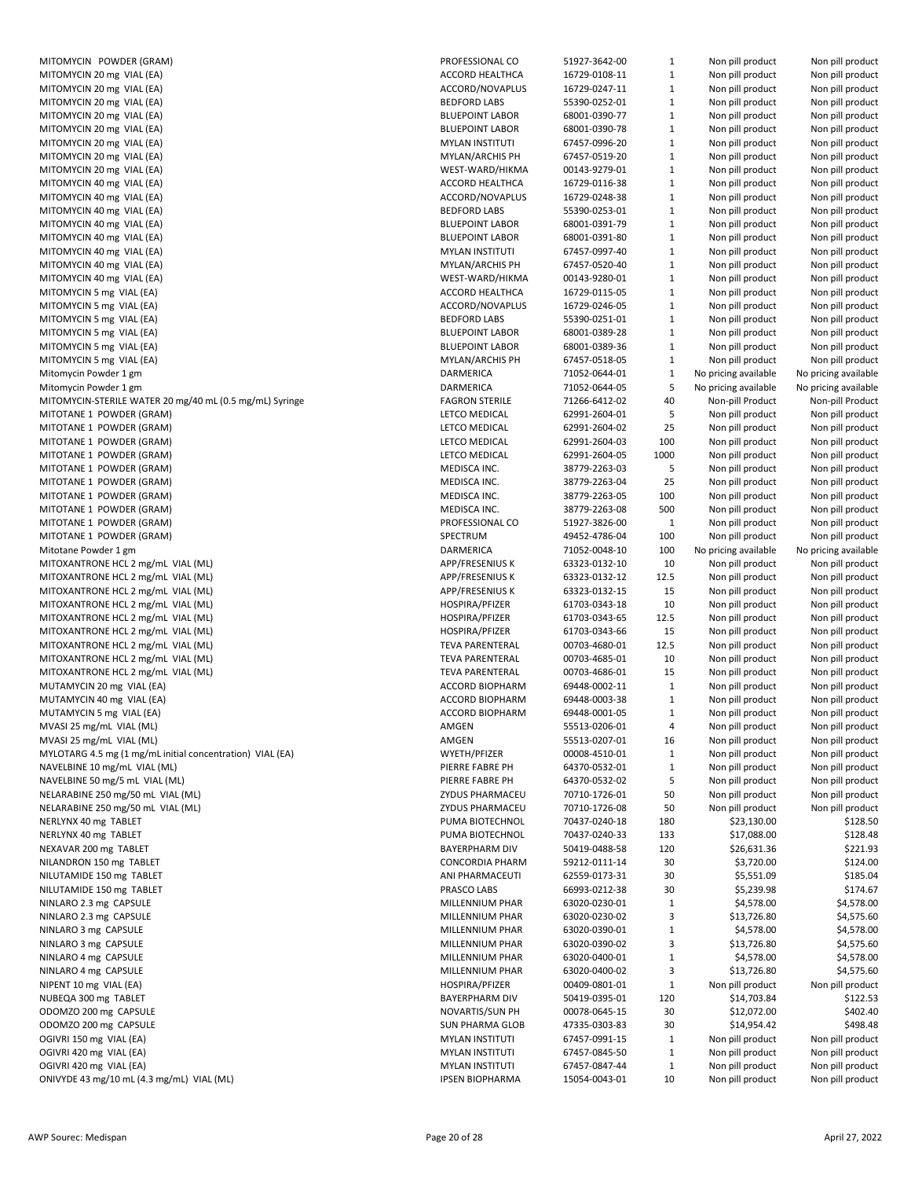| | | | | | |
|---|---|---|---|---|---|
| MITOMYCIN POWDER (GRAM) | PROFESSIONAL CO | 51927-3642-00 | 1 | Non pill product | Non pill product |
| MITOMYCIN 20 mg VIAL (EA) | ACCORD HEALTHCA | 16729-0108-11 | 1 | Non pill product | Non pill product |
| MITOMYCIN 20 mg VIAL (EA) | ACCORD/NOVAPLUS | 16729-0247-11 | 1 | Non pill product | Non pill product |
| MITOMYCIN 20 mg VIAL (EA) | BEDFORD LABS | 55390-0252-01 | 1 | Non pill product | Non pill product |
| MITOMYCIN 20 mg VIAL (EA) | BLUEPOINT LABOR | 68001-0390-77 | 1 | Non pill product | Non pill product |
| MITOMYCIN 20 mg VIAL (EA) | BLUEPOINT LABOR | 68001-0390-78 | 1 | Non pill product | Non pill product |
| MITOMYCIN 20 mg VIAL (EA) | MYLAN INSTITUTI | 67457-0996-20 | 1 | Non pill product | Non pill product |
| MITOMYCIN 20 mg VIAL (EA) | MYLAN/ARCHIS PH | 67457-0519-20 | 1 | Non pill product | Non pill product |
| MITOMYCIN 20 mg VIAL (EA) | WEST-WARD/HIKMA | 00143-9279-01 | 1 | Non pill product | Non pill product |
| MITOMYCIN 40 mg VIAL (EA) | ACCORD HEALTHCA | 16729-0116-38 | 1 | Non pill product | Non pill product |
| MITOMYCIN 40 mg VIAL (EA) | ACCORD/NOVAPLUS | 16729-0248-38 | 1 | Non pill product | Non pill product |
| MITOMYCIN 40 mg VIAL (EA) | BEDFORD LABS | 55390-0253-01 | 1 | Non pill product | Non pill product |
| MITOMYCIN 40 mg VIAL (EA) | BLUEPOINT LABOR | 68001-0391-79 | 1 | Non pill product | Non pill product |
| MITOMYCIN 40 mg VIAL (EA) | BLUEPOINT LABOR | 68001-0391-80 | 1 | Non pill product | Non pill product |
| MITOMYCIN 40 mg VIAL (EA) | MYLAN INSTITUTI | 67457-0997-40 | 1 | Non pill product | Non pill product |
| MITOMYCIN 40 mg VIAL (EA) | MYLAN/ARCHIS PH | 67457-0520-40 | 1 | Non pill product | Non pill product |
| MITOMYCIN 40 mg VIAL (EA) | WEST-WARD/HIKMA | 00143-9280-01 | 1 | Non pill product | Non pill product |
| MITOMYCIN 5 mg VIAL (EA) | ACCORD HEALTHCA | 16729-0115-05 | 1 | Non pill product | Non pill product |
| MITOMYCIN 5 mg VIAL (EA) | ACCORD/NOVAPLUS | 16729-0246-05 | 1 | Non pill product | Non pill product |
| MITOMYCIN 5 mg VIAL (EA) | BEDFORD LABS | 55390-0251-01 | 1 | Non pill product | Non pill product |
| MITOMYCIN 5 mg VIAL (EA) | BLUEPOINT LABOR | 68001-0389-28 | 1 | Non pill product | Non pill product |
| MITOMYCIN 5 mg VIAL (EA) | BLUEPOINT LABOR | 68001-0389-36 | 1 | Non pill product | Non pill product |
| MITOMYCIN 5 mg VIAL (EA) | MYLAN/ARCHIS PH | 67457-0518-05 | 1 | Non pill product | Non pill product |
| Mitomycin Powder 1 gm | DARMERICA | 71052-0644-01 | 1 | No pricing available | No pricing available |
| Mitomycin Powder 1 gm | DARMERICA | 71052-0644-05 | 5 | No pricing available | No pricing available |
| MITOMYCIN-STERILE WATER 20 mg/40 mL (0.5 mg/mL) Syringe | FAGRON STERILE | 71266-6412-02 | 40 | Non-pill Product | Non-pill Product |
| MITOTANE 1 POWDER (GRAM) | LETCO MEDICAL | 62991-2604-01 | 5 | Non pill product | Non pill product |
| MITOTANE 1 POWDER (GRAM) | LETCO MEDICAL | 62991-2604-02 | 25 | Non pill product | Non pill product |
| MITOTANE 1 POWDER (GRAM) | LETCO MEDICAL | 62991-2604-03 | 100 | Non pill product | Non pill product |
| MITOTANE 1 POWDER (GRAM) | LETCO MEDICAL | 62991-2604-05 | 1000 | Non pill product | Non pill product |
| MITOTANE 1 POWDER (GRAM) | MEDISCA INC. | 38779-2263-03 | 5 | Non pill product | Non pill product |
| MITOTANE 1 POWDER (GRAM) | MEDISCA INC. | 38779-2263-04 | 25 | Non pill product | Non pill product |
| MITOTANE 1 POWDER (GRAM) | MEDISCA INC. | 38779-2263-05 | 100 | Non pill product | Non pill product |
| MITOTANE 1 POWDER (GRAM) | MEDISCA INC. | 38779-2263-08 | 500 | Non pill product | Non pill product |
| MITOTANE 1 POWDER (GRAM) | PROFESSIONAL CO | 51927-3826-00 | 1 | Non pill product | Non pill product |
| MITOTANE 1 POWDER (GRAM) | SPECTRUM | 49452-4786-04 | 100 | Non pill product | Non pill product |
| Mitotane Powder 1 gm | DARMERICA | 71052-0048-10 | 100 | No pricing available | No pricing available |
| MITOXANTRONE HCL 2 mg/mL VIAL (ML) | APP/FRESENIUS K | 63323-0132-10 | 10 | Non pill product | Non pill product |
| MITOXANTRONE HCL 2 mg/mL VIAL (ML) | APP/FRESENIUS K | 63323-0132-12 | 12.5 | Non pill product | Non pill product |
| MITOXANTRONE HCL 2 mg/mL VIAL (ML) | APP/FRESENIUS K | 63323-0132-15 | 15 | Non pill product | Non pill product |
| MITOXANTRONE HCL 2 mg/mL VIAL (ML) | HOSPIRA/PFIZER | 61703-0343-18 | 10 | Non pill product | Non pill product |
| MITOXANTRONE HCL 2 mg/mL VIAL (ML) | HOSPIRA/PFIZER | 61703-0343-65 | 12.5 | Non pill product | Non pill product |
| MITOXANTRONE HCL 2 mg/mL VIAL (ML) | HOSPIRA/PFIZER | 61703-0343-66 | 15 | Non pill product | Non pill product |
| MITOXANTRONE HCL 2 mg/mL VIAL (ML) | TEVA PARENTERAL | 00703-4680-01 | 12.5 | Non pill product | Non pill product |
| MITOXANTRONE HCL 2 mg/mL VIAL (ML) | TEVA PARENTERAL | 00703-4685-01 | 10 | Non pill product | Non pill product |
| MITOXANTRONE HCL 2 mg/mL VIAL (ML) | TEVA PARENTERAL | 00703-4686-01 | 15 | Non pill product | Non pill product |
| MUTAMYCIN 20 mg VIAL (EA) | ACCORD BIOPHARM | 69448-0002-11 | 1 | Non pill product | Non pill product |
| MUTAMYCIN 40 mg VIAL (EA) | ACCORD BIOPHARM | 69448-0003-38 | 1 | Non pill product | Non pill product |
| MUTAMYCIN 5 mg VIAL (EA) | ACCORD BIOPHARM | 69448-0001-05 | 1 | Non pill product | Non pill product |
| MVASI 25 mg/mL VIAL (ML) | AMGEN | 55513-0206-01 | 4 | Non pill product | Non pill product |
| MVASI 25 mg/mL VIAL (ML) | AMGEN | 55513-0207-01 | 16 | Non pill product | Non pill product |
| MYLOTARG 4.5 mg (1 mg/mL initial concentration) VIAL (EA) | WYETH/PFIZER | 00008-4510-01 | 1 | Non pill product | Non pill product |
| NAVELBINE 10 mg/mL VIAL (ML) | PIERRE FABRE PH | 64370-0532-01 | 1 | Non pill product | Non pill product |
| NAVELBINE 50 mg/5 mL VIAL (ML) | PIERRE FABRE PH | 64370-0532-02 | 5 | Non pill product | Non pill product |
| NELARABINE 250 mg/50 mL VIAL (ML) | ZYDUS PHARMACEU | 70710-1726-01 | 50 | Non pill product | Non pill product |
| NELARABINE 250 mg/50 mL VIAL (ML) | ZYDUS PHARMACEU | 70710-1726-08 | 50 | Non pill product | Non pill product |
| NERLYNX 40 mg TABLET | PUMA BIOTECHNOL | 70437-0240-18 | 180 | $23,130.00 | $128.50 |
| NERLYNX 40 mg TABLET | PUMA BIOTECHNOL | 70437-0240-33 | 133 | $17,088.00 | $128.48 |
| NEXAVAR 200 mg TABLET | BAYERPHARM DIV | 50419-0488-58 | 120 | $26,631.36 | $221.93 |
| NILANDRON 150 mg TABLET | CONCORDIA PHARM | 59212-0111-14 | 30 | $3,720.00 | $124.00 |
| NILUTAMIDE 150 mg TABLET | ANI PHARMACEUTI | 62559-0173-31 | 30 | $5,551.09 | $185.04 |
| NILUTAMIDE 150 mg TABLET | PRASCO LABS | 66993-0212-38 | 30 | $5,239.98 | $174.67 |
| NINLARO 2.3 mg CAPSULE | MILLENNIUM PHAR | 63020-0230-01 | 1 | $4,578.00 | $4,578.00 |
| NINLARO 2.3 mg CAPSULE | MILLENNIUM PHAR | 63020-0230-02 | 3 | $13,726.80 | $4,575.60 |
| NINLARO 3 mg CAPSULE | MILLENNIUM PHAR | 63020-0390-01 | 1 | $4,578.00 | $4,578.00 |
| NINLARO 3 mg CAPSULE | MILLENNIUM PHAR | 63020-0390-02 | 3 | $13,726.80 | $4,575.60 |
| NINLARO 4 mg CAPSULE | MILLENNIUM PHAR | 63020-0400-01 | 1 | $4,578.00 | $4,578.00 |
| NINLARO 4 mg CAPSULE | MILLENNIUM PHAR | 63020-0400-02 | 3 | $13,726.80 | $4,575.60 |
| NIPENT 10 mg VIAL (EA) | HOSPIRA/PFIZER | 00409-0801-01 | 1 | Non pill product | Non pill product |
| NUBEQA 300 mg TABLET | BAYERPHARM DIV | 50419-0395-01 | 120 | $14,703.84 | $122.53 |
| ODOMZO 200 mg CAPSULE | NOVARTIS/SUN PH | 00078-0645-15 | 30 | $12,072.00 | $402.40 |
| ODOMZO 200 mg CAPSULE | SUN PHARMA GLOB | 47335-0303-83 | 30 | $14,954.42 | $498.48 |
| OGIVRI 150 mg VIAL (EA) | MYLAN INSTITUTI | 67457-0991-15 | 1 | Non pill product | Non pill product |
| OGIVRI 420 mg VIAL (EA) | MYLAN INSTITUTI | 67457-0845-50 | 1 | Non pill product | Non pill product |
| OGIVRI 420 mg VIAL (EA) | MYLAN INSTITUTI | 67457-0847-44 | 1 | Non pill product | Non pill product |
| ONIVYDE 43 mg/10 mL (4.3 mg/mL) VIAL (ML) | IPSEN BIOPHARMA | 15054-0043-01 | 10 | Non pill product | Non pill product |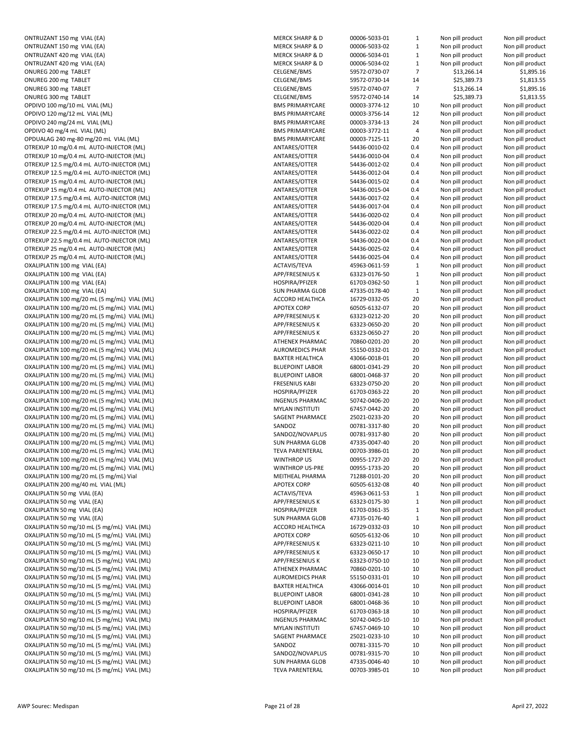| | | | | | |
|---|---|---|---|---|---|
| ONTRUZANT 150 mg VIAL (EA) | MERCK SHARP & D | 00006-5033-01 | 1 | Non pill product | Non pill product |
| ONTRUZANT 150 mg VIAL (EA) | MERCK SHARP & D | 00006-5033-02 | 1 | Non pill product | Non pill product |
| ONTRUZANT 420 mg VIAL (EA) | MERCK SHARP & D | 00006-5034-01 | 1 | Non pill product | Non pill product |
| ONTRUZANT 420 mg VIAL (EA) | MERCK SHARP & D | 00006-5034-02 | 1 | Non pill product | Non pill product |
| ONUREG 200 mg TABLET | CELGENE/BMS | 59572-0730-07 | 7 | $13,266.14 | $1,895.16 |
| ONUREG 200 mg TABLET | CELGENE/BMS | 59572-0730-14 | 14 | $25,389.73 | $1,813.55 |
| ONUREG 300 mg TABLET | CELGENE/BMS | 59572-0740-07 | 7 | $13,266.14 | $1,895.16 |
| ONUREG 300 mg TABLET | CELGENE/BMS | 59572-0740-14 | 14 | $25,389.73 | $1,813.55 |
| OPDIVO 100 mg/10 mL VIAL (ML) | BMS PRIMARYCARE | 00003-3774-12 | 10 | Non pill product | Non pill product |
| OPDIVO 120 mg/12 mL VIAL (ML) | BMS PRIMARYCARE | 00003-3756-14 | 12 | Non pill product | Non pill product |
| OPDIVO 240 mg/24 mL VIAL (ML) | BMS PRIMARYCARE | 00003-3734-13 | 24 | Non pill product | Non pill product |
| OPDIVO 40 mg/4 mL VIAL (ML) | BMS PRIMARYCARE | 00003-3772-11 | 4 | Non pill product | Non pill product |
| OPDUALAG 240 mg-80 mg/20 mL VIAL (ML) | BMS PRIMARYCARE | 00003-7125-11 | 20 | Non pill product | Non pill product |
| OTREXUP 10 mg/0.4 mL AUTO-INJECTOR (ML) | ANTARES/OTTER | 54436-0010-02 | 0.4 | Non pill product | Non pill product |
| OTREXUP 10 mg/0.4 mL AUTO-INJECTOR (ML) | ANTARES/OTTER | 54436-0010-04 | 0.4 | Non pill product | Non pill product |
| OTREXUP 12.5 mg/0.4 mL AUTO-INJECTOR (ML) | ANTARES/OTTER | 54436-0012-02 | 0.4 | Non pill product | Non pill product |
| OTREXUP 12.5 mg/0.4 mL AUTO-INJECTOR (ML) | ANTARES/OTTER | 54436-0012-04 | 0.4 | Non pill product | Non pill product |
| OTREXUP 15 mg/0.4 mL AUTO-INJECTOR (ML) | ANTARES/OTTER | 54436-0015-02 | 0.4 | Non pill product | Non pill product |
| OTREXUP 15 mg/0.4 mL AUTO-INJECTOR (ML) | ANTARES/OTTER | 54436-0015-04 | 0.4 | Non pill product | Non pill product |
| OTREXUP 17.5 mg/0.4 mL AUTO-INJECTOR (ML) | ANTARES/OTTER | 54436-0017-02 | 0.4 | Non pill product | Non pill product |
| OTREXUP 17.5 mg/0.4 mL AUTO-INJECTOR (ML) | ANTARES/OTTER | 54436-0017-04 | 0.4 | Non pill product | Non pill product |
| OTREXUP 20 mg/0.4 mL AUTO-INJECTOR (ML) | ANTARES/OTTER | 54436-0020-02 | 0.4 | Non pill product | Non pill product |
| OTREXUP 20 mg/0.4 mL AUTO-INJECTOR (ML) | ANTARES/OTTER | 54436-0020-04 | 0.4 | Non pill product | Non pill product |
| OTREXUP 22.5 mg/0.4 mL AUTO-INJECTOR (ML) | ANTARES/OTTER | 54436-0022-02 | 0.4 | Non pill product | Non pill product |
| OTREXUP 22.5 mg/0.4 mL AUTO-INJECTOR (ML) | ANTARES/OTTER | 54436-0022-04 | 0.4 | Non pill product | Non pill product |
| OTREXUP 25 mg/0.4 mL AUTO-INJECTOR (ML) | ANTARES/OTTER | 54436-0025-02 | 0.4 | Non pill product | Non pill product |
| OTREXUP 25 mg/0.4 mL AUTO-INJECTOR (ML) | ANTARES/OTTER | 54436-0025-04 | 0.4 | Non pill product | Non pill product |
| OXALIPLATIN 100 mg VIAL (EA) | ACTAVIS/TEVA | 45963-0611-59 | 1 | Non pill product | Non pill product |
| OXALIPLATIN 100 mg VIAL (EA) | APP/FRESENIUS K | 63323-0176-50 | 1 | Non pill product | Non pill product |
| OXALIPLATIN 100 mg VIAL (EA) | HOSPIRA/PFIZER | 61703-0362-50 | 1 | Non pill product | Non pill product |
| OXALIPLATIN 100 mg VIAL (EA) | SUN PHARMA GLOB | 47335-0178-40 | 1 | Non pill product | Non pill product |
| OXALIPLATIN 100 mg/20 mL (5 mg/mL) VIAL (ML) | ACCORD HEALTHCA | 16729-0332-05 | 20 | Non pill product | Non pill product |
| OXALIPLATIN 100 mg/20 mL (5 mg/mL) VIAL (ML) | APOTEX CORP | 60505-6132-07 | 20 | Non pill product | Non pill product |
| OXALIPLATIN 100 mg/20 mL (5 mg/mL) VIAL (ML) | APP/FRESENIUS K | 63323-0212-20 | 20 | Non pill product | Non pill product |
| OXALIPLATIN 100 mg/20 mL (5 mg/mL) VIAL (ML) | APP/FRESENIUS K | 63323-0650-20 | 20 | Non pill product | Non pill product |
| OXALIPLATIN 100 mg/20 mL (5 mg/mL) VIAL (ML) | APP/FRESENIUS K | 63323-0650-27 | 20 | Non pill product | Non pill product |
| OXALIPLATIN 100 mg/20 mL (5 mg/mL) VIAL (ML) | ATHENEX PHARMAC | 70860-0201-20 | 20 | Non pill product | Non pill product |
| OXALIPLATIN 100 mg/20 mL (5 mg/mL) VIAL (ML) | AUROMEDICS PHAR | 55150-0332-01 | 20 | Non pill product | Non pill product |
| OXALIPLATIN 100 mg/20 mL (5 mg/mL) VIAL (ML) | BAXTER HEALTHCA | 43066-0018-01 | 20 | Non pill product | Non pill product |
| OXALIPLATIN 100 mg/20 mL (5 mg/mL) VIAL (ML) | BLUEPOINT LABOR | 68001-0341-29 | 20 | Non pill product | Non pill product |
| OXALIPLATIN 100 mg/20 mL (5 mg/mL) VIAL (ML) | BLUEPOINT LABOR | 68001-0468-37 | 20 | Non pill product | Non pill product |
| OXALIPLATIN 100 mg/20 mL (5 mg/mL) VIAL (ML) | FRESENIUS KABI | 63323-0750-20 | 20 | Non pill product | Non pill product |
| OXALIPLATIN 100 mg/20 mL (5 mg/mL) VIAL (ML) | HOSPIRA/PFIZER | 61703-0363-22 | 20 | Non pill product | Non pill product |
| OXALIPLATIN 100 mg/20 mL (5 mg/mL) VIAL (ML) | INGENUS PHARMAC | 50742-0406-20 | 20 | Non pill product | Non pill product |
| OXALIPLATIN 100 mg/20 mL (5 mg/mL) VIAL (ML) | MYLAN INSTITUTI | 67457-0442-20 | 20 | Non pill product | Non pill product |
| OXALIPLATIN 100 mg/20 mL (5 mg/mL) VIAL (ML) | SAGENT PHARMACE | 25021-0233-20 | 20 | Non pill product | Non pill product |
| OXALIPLATIN 100 mg/20 mL (5 mg/mL) VIAL (ML) | SANDOZ | 00781-3317-80 | 20 | Non pill product | Non pill product |
| OXALIPLATIN 100 mg/20 mL (5 mg/mL) VIAL (ML) | SANDOZ/NOVAPLUS | 00781-9317-80 | 20 | Non pill product | Non pill product |
| OXALIPLATIN 100 mg/20 mL (5 mg/mL) VIAL (ML) | SUN PHARMA GLOB | 47335-0047-40 | 20 | Non pill product | Non pill product |
| OXALIPLATIN 100 mg/20 mL (5 mg/mL) VIAL (ML) | TEVA PARENTERAL | 00703-3986-01 | 20 | Non pill product | Non pill product |
| OXALIPLATIN 100 mg/20 mL (5 mg/mL) VIAL (ML) | WINTHROP US | 00955-1727-20 | 20 | Non pill product | Non pill product |
| OXALIPLATIN 100 mg/20 mL (5 mg/mL) VIAL (ML) | WINTHROP US-PRE | 00955-1733-20 | 20 | Non pill product | Non pill product |
| OXALIPLATIN 100 mg/20 mL (5 mg/mL) Vial | MEITHEAL PHARMA | 71288-0101-20 | 20 | Non pill product | Non pill product |
| OXALIPLATIN 200 mg/40 mL VIAL (ML) | APOTEX CORP | 60505-6132-08 | 40 | Non pill product | Non pill product |
| OXALIPLATIN 50 mg VIAL (EA) | ACTAVIS/TEVA | 45963-0611-53 | 1 | Non pill product | Non pill product |
| OXALIPLATIN 50 mg VIAL (EA) | APP/FRESENIUS K | 63323-0175-30 | 1 | Non pill product | Non pill product |
| OXALIPLATIN 50 mg VIAL (EA) | HOSPIRA/PFIZER | 61703-0361-35 | 1 | Non pill product | Non pill product |
| OXALIPLATIN 50 mg VIAL (EA) | SUN PHARMA GLOB | 47335-0176-40 | 1 | Non pill product | Non pill product |
| OXALIPLATIN 50 mg/10 mL (5 mg/mL) VIAL (ML) | ACCORD HEALTHCA | 16729-0332-03 | 10 | Non pill product | Non pill product |
| OXALIPLATIN 50 mg/10 mL (5 mg/mL) VIAL (ML) | APOTEX CORP | 60505-6132-06 | 10 | Non pill product | Non pill product |
| OXALIPLATIN 50 mg/10 mL (5 mg/mL) VIAL (ML) | APP/FRESENIUS K | 63323-0211-10 | 10 | Non pill product | Non pill product |
| OXALIPLATIN 50 mg/10 mL (5 mg/mL) VIAL (ML) | APP/FRESENIUS K | 63323-0650-17 | 10 | Non pill product | Non pill product |
| OXALIPLATIN 50 mg/10 mL (5 mg/mL) VIAL (ML) | APP/FRESENIUS K | 63323-0750-10 | 10 | Non pill product | Non pill product |
| OXALIPLATIN 50 mg/10 mL (5 mg/mL) VIAL (ML) | ATHENEX PHARMAC | 70860-0201-10 | 10 | Non pill product | Non pill product |
| OXALIPLATIN 50 mg/10 mL (5 mg/mL) VIAL (ML) | AUROMEDICS PHAR | 55150-0331-01 | 10 | Non pill product | Non pill product |
| OXALIPLATIN 50 mg/10 mL (5 mg/mL) VIAL (ML) | BAXTER HEALTHCA | 43066-0014-01 | 10 | Non pill product | Non pill product |
| OXALIPLATIN 50 mg/10 mL (5 mg/mL) VIAL (ML) | BLUEPOINT LABOR | 68001-0341-28 | 10 | Non pill product | Non pill product |
| OXALIPLATIN 50 mg/10 mL (5 mg/mL) VIAL (ML) | BLUEPOINT LABOR | 68001-0468-36 | 10 | Non pill product | Non pill product |
| OXALIPLATIN 50 mg/10 mL (5 mg/mL) VIAL (ML) | HOSPIRA/PFIZER | 61703-0363-18 | 10 | Non pill product | Non pill product |
| OXALIPLATIN 50 mg/10 mL (5 mg/mL) VIAL (ML) | INGENUS PHARMAC | 50742-0405-10 | 10 | Non pill product | Non pill product |
| OXALIPLATIN 50 mg/10 mL (5 mg/mL) VIAL (ML) | MYLAN INSTITUTI | 67457-0469-10 | 10 | Non pill product | Non pill product |
| OXALIPLATIN 50 mg/10 mL (5 mg/mL) VIAL (ML) | SAGENT PHARMACE | 25021-0233-10 | 10 | Non pill product | Non pill product |
| OXALIPLATIN 50 mg/10 mL (5 mg/mL) VIAL (ML) | SANDOZ | 00781-3315-70 | 10 | Non pill product | Non pill product |
| OXALIPLATIN 50 mg/10 mL (5 mg/mL) VIAL (ML) | SANDOZ/NOVAPLUS | 00781-9315-70 | 10 | Non pill product | Non pill product |
| OXALIPLATIN 50 mg/10 mL (5 mg/mL) VIAL (ML) | SUN PHARMA GLOB | 47335-0046-40 | 10 | Non pill product | Non pill product |
| OXALIPLATIN 50 mg/10 mL (5 mg/mL) VIAL (ML) | TEVA PARENTERAL | 00703-3985-01 | 10 | Non pill product | Non pill product |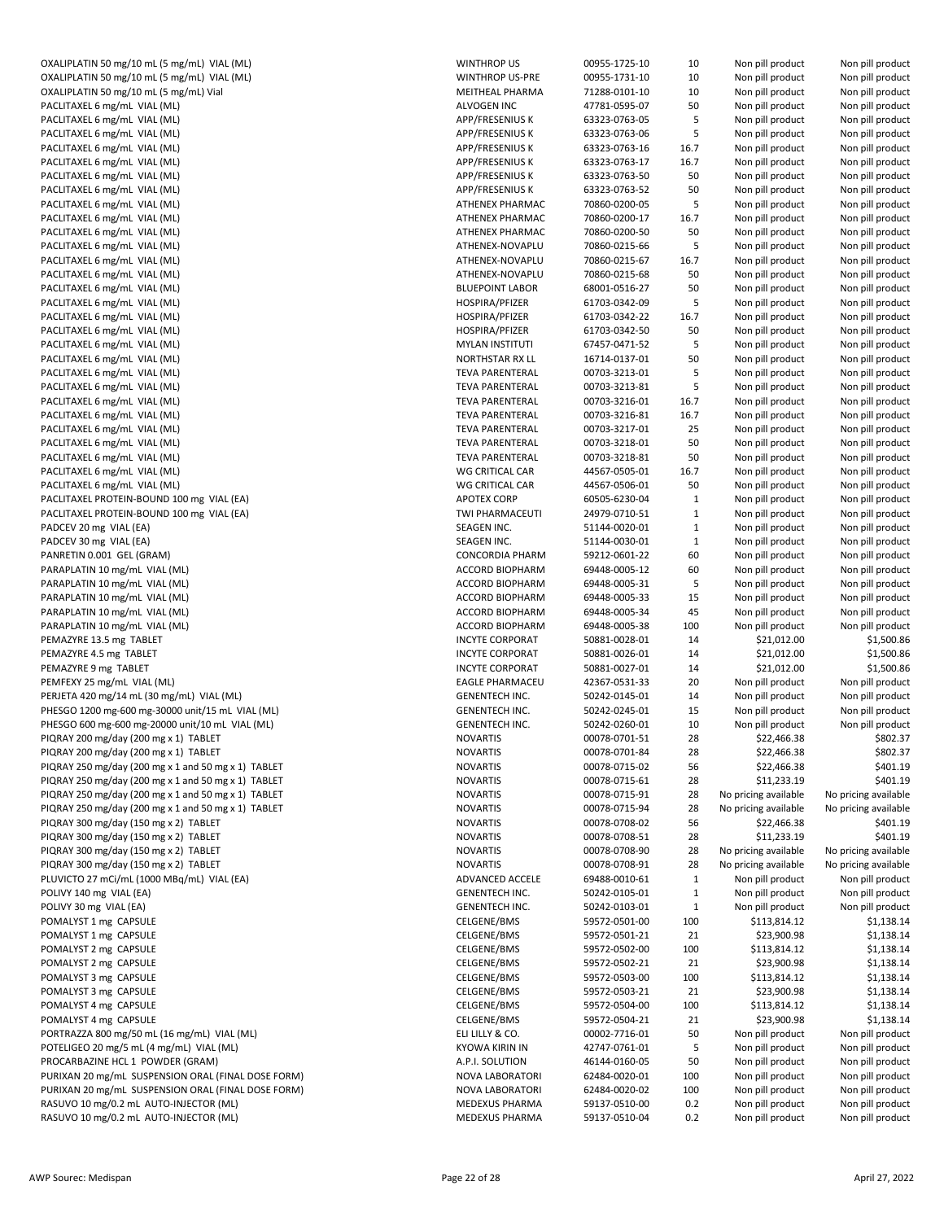| | | | | | |
|---|---|---|---|---|---|
| OXALIPLATIN 50 mg/10 mL (5 mg/mL) VIAL (ML) | WINTHROP US | 00955-1725-10 | 10 | Non pill product | Non pill product |
| OXALIPLATIN 50 mg/10 mL (5 mg/mL) VIAL (ML) | WINTHROP US-PRE | 00955-1731-10 | 10 | Non pill product | Non pill product |
| OXALIPLATIN 50 mg/10 mL (5 mg/mL) Vial | MEITHEAL PHARMA | 71288-0101-10 | 10 | Non pill product | Non pill product |
| PACLITAXEL 6 mg/mL VIAL (ML) | ALVOGEN INC | 47781-0595-07 | 50 | Non pill product | Non pill product |
| PACLITAXEL 6 mg/mL VIAL (ML) | APP/FRESENIUS K | 63323-0763-05 | 5 | Non pill product | Non pill product |
| PACLITAXEL 6 mg/mL VIAL (ML) | APP/FRESENIUS K | 63323-0763-06 | 5 | Non pill product | Non pill product |
| PACLITAXEL 6 mg/mL VIAL (ML) | APP/FRESENIUS K | 63323-0763-16 | 16.7 | Non pill product | Non pill product |
| PACLITAXEL 6 mg/mL VIAL (ML) | APP/FRESENIUS K | 63323-0763-17 | 16.7 | Non pill product | Non pill product |
| PACLITAXEL 6 mg/mL VIAL (ML) | APP/FRESENIUS K | 63323-0763-50 | 50 | Non pill product | Non pill product |
| PACLITAXEL 6 mg/mL VIAL (ML) | APP/FRESENIUS K | 63323-0763-52 | 50 | Non pill product | Non pill product |
| PACLITAXEL 6 mg/mL VIAL (ML) | ATHENEX PHARMAC | 70860-0200-05 | 5 | Non pill product | Non pill product |
| PACLITAXEL 6 mg/mL VIAL (ML) | ATHENEX PHARMAC | 70860-0200-17 | 16.7 | Non pill product | Non pill product |
| PACLITAXEL 6 mg/mL VIAL (ML) | ATHENEX PHARMAC | 70860-0200-50 | 50 | Non pill product | Non pill product |
| PACLITAXEL 6 mg/mL VIAL (ML) | ATHENEX-NOVAPLU | 70860-0215-66 | 5 | Non pill product | Non pill product |
| PACLITAXEL 6 mg/mL VIAL (ML) | ATHENEX-NOVAPLU | 70860-0215-67 | 16.7 | Non pill product | Non pill product |
| PACLITAXEL 6 mg/mL VIAL (ML) | ATHENEX-NOVAPLU | 70860-0215-68 | 50 | Non pill product | Non pill product |
| PACLITAXEL 6 mg/mL VIAL (ML) | BLUEPOINT LABOR | 68001-0516-27 | 50 | Non pill product | Non pill product |
| PACLITAXEL 6 mg/mL VIAL (ML) | HOSPIRA/PFIZER | 61703-0342-09 | 5 | Non pill product | Non pill product |
| PACLITAXEL 6 mg/mL VIAL (ML) | HOSPIRA/PFIZER | 61703-0342-22 | 16.7 | Non pill product | Non pill product |
| PACLITAXEL 6 mg/mL VIAL (ML) | HOSPIRA/PFIZER | 61703-0342-50 | 50 | Non pill product | Non pill product |
| PACLITAXEL 6 mg/mL VIAL (ML) | MYLAN INSTITUTI | 67457-0471-52 | 5 | Non pill product | Non pill product |
| PACLITAXEL 6 mg/mL VIAL (ML) | NORTHSTAR RX LL | 16714-0137-01 | 50 | Non pill product | Non pill product |
| PACLITAXEL 6 mg/mL VIAL (ML) | TEVA PARENTERAL | 00703-3213-01 | 5 | Non pill product | Non pill product |
| PACLITAXEL 6 mg/mL VIAL (ML) | TEVA PARENTERAL | 00703-3213-81 | 5 | Non pill product | Non pill product |
| PACLITAXEL 6 mg/mL VIAL (ML) | TEVA PARENTERAL | 00703-3216-01 | 16.7 | Non pill product | Non pill product |
| PACLITAXEL 6 mg/mL VIAL (ML) | TEVA PARENTERAL | 00703-3216-81 | 16.7 | Non pill product | Non pill product |
| PACLITAXEL 6 mg/mL VIAL (ML) | TEVA PARENTERAL | 00703-3217-01 | 25 | Non pill product | Non pill product |
| PACLITAXEL 6 mg/mL VIAL (ML) | TEVA PARENTERAL | 00703-3218-01 | 50 | Non pill product | Non pill product |
| PACLITAXEL 6 mg/mL VIAL (ML) | TEVA PARENTERAL | 00703-3218-81 | 50 | Non pill product | Non pill product |
| PACLITAXEL 6 mg/mL VIAL (ML) | WG CRITICAL CAR | 44567-0505-01 | 16.7 | Non pill product | Non pill product |
| PACLITAXEL 6 mg/mL VIAL (ML) | WG CRITICAL CAR | 44567-0506-01 | 50 | Non pill product | Non pill product |
| PACLITAXEL PROTEIN-BOUND 100 mg VIAL (EA) | APOTEX CORP | 60505-6230-04 | 1 | Non pill product | Non pill product |
| PACLITAXEL PROTEIN-BOUND 100 mg VIAL (EA) | TWI PHARMACEUTI | 24979-0710-51 | 1 | Non pill product | Non pill product |
| PADCEV 20 mg VIAL (EA) | SEAGEN INC. | 51144-0020-01 | 1 | Non pill product | Non pill product |
| PADCEV 30 mg VIAL (EA) | SEAGEN INC. | 51144-0030-01 | 1 | Non pill product | Non pill product |
| PANRETIN 0.001 GEL (GRAM) | CONCORDIA PHARM | 59212-0601-22 | 60 | Non pill product | Non pill product |
| PARAPLATIN 10 mg/mL VIAL (ML) | ACCORD BIOPHARM | 69448-0005-12 | 60 | Non pill product | Non pill product |
| PARAPLATIN 10 mg/mL VIAL (ML) | ACCORD BIOPHARM | 69448-0005-31 | 5 | Non pill product | Non pill product |
| PARAPLATIN 10 mg/mL VIAL (ML) | ACCORD BIOPHARM | 69448-0005-33 | 15 | Non pill product | Non pill product |
| PARAPLATIN 10 mg/mL VIAL (ML) | ACCORD BIOPHARM | 69448-0005-34 | 45 | Non pill product | Non pill product |
| PARAPLATIN 10 mg/mL VIAL (ML) | ACCORD BIOPHARM | 69448-0005-38 | 100 | Non pill product | Non pill product |
| PEMAZYRE 13.5 mg TABLET | INCYTE CORPORAT | 50881-0028-01 | 14 | $21,012.00 | $1,500.86 |
| PEMAZYRE 4.5 mg TABLET | INCYTE CORPORAT | 50881-0026-01 | 14 | $21,012.00 | $1,500.86 |
| PEMAZYRE 9 mg TABLET | INCYTE CORPORAT | 50881-0027-01 | 14 | $21,012.00 | $1,500.86 |
| PEMFEXY 25 mg/mL VIAL (ML) | EAGLE PHARMACEU | 42367-0531-33 | 20 | Non pill product | Non pill product |
| PERJETA 420 mg/14 mL (30 mg/mL) VIAL (ML) | GENENTECH INC. | 50242-0145-01 | 14 | Non pill product | Non pill product |
| PHESGO 1200 mg-600 mg-30000 unit/15 mL VIAL (ML) | GENENTECH INC. | 50242-0245-01 | 15 | Non pill product | Non pill product |
| PHESGO 600 mg-600 mg-20000 unit/10 mL VIAL (ML) | GENENTECH INC. | 50242-0260-01 | 10 | Non pill product | Non pill product |
| PIQRAY 200 mg/day (200 mg x 1) TABLET | NOVARTIS | 00078-0701-51 | 28 | $22,466.38 | $802.37 |
| PIQRAY 200 mg/day (200 mg x 1) TABLET | NOVARTIS | 00078-0701-84 | 28 | $22,466.38 | $802.37 |
| PIQRAY 250 mg/day (200 mg x 1 and 50 mg x 1) TABLET | NOVARTIS | 00078-0715-02 | 56 | $22,466.38 | $401.19 |
| PIQRAY 250 mg/day (200 mg x 1 and 50 mg x 1) TABLET | NOVARTIS | 00078-0715-61 | 28 | $11,233.19 | $401.19 |
| PIQRAY 250 mg/day (200 mg x 1 and 50 mg x 1) TABLET | NOVARTIS | 00078-0715-91 | 28 | No pricing available | No pricing available |
| PIQRAY 250 mg/day (200 mg x 1 and 50 mg x 1) TABLET | NOVARTIS | 00078-0715-94 | 28 | No pricing available | No pricing available |
| PIQRAY 300 mg/day (150 mg x 2) TABLET | NOVARTIS | 00078-0708-02 | 56 | $22,466.38 | $401.19 |
| PIQRAY 300 mg/day (150 mg x 2) TABLET | NOVARTIS | 00078-0708-51 | 28 | $11,233.19 | $401.19 |
| PIQRAY 300 mg/day (150 mg x 2) TABLET | NOVARTIS | 00078-0708-90 | 28 | No pricing available | No pricing available |
| PIQRAY 300 mg/day (150 mg x 2) TABLET | NOVARTIS | 00078-0708-91 | 28 | No pricing available | No pricing available |
| PLUVICTO 27 mCi/mL (1000 MBq/mL) VIAL (EA) | ADVANCED ACCELE | 69488-0010-61 | 1 | Non pill product | Non pill product |
| POLIVY 140 mg VIAL (EA) | GENENTECH INC. | 50242-0105-01 | 1 | Non pill product | Non pill product |
| POLIVY 30 mg VIAL (EA) | GENENTECH INC. | 50242-0103-01 | 1 | Non pill product | Non pill product |
| POMALYST 1 mg CAPSULE | CELGENE/BMS | 59572-0501-00 | 100 | $113,814.12 | $1,138.14 |
| POMALYST 1 mg CAPSULE | CELGENE/BMS | 59572-0501-21 | 21 | $23,900.98 | $1,138.14 |
| POMALYST 2 mg CAPSULE | CELGENE/BMS | 59572-0502-00 | 100 | $113,814.12 | $1,138.14 |
| POMALYST 2 mg CAPSULE | CELGENE/BMS | 59572-0502-21 | 21 | $23,900.98 | $1,138.14 |
| POMALYST 3 mg CAPSULE | CELGENE/BMS | 59572-0503-00 | 100 | $113,814.12 | $1,138.14 |
| POMALYST 3 mg CAPSULE | CELGENE/BMS | 59572-0503-21 | 21 | $23,900.98 | $1,138.14 |
| POMALYST 4 mg CAPSULE | CELGENE/BMS | 59572-0504-00 | 100 | $113,814.12 | $1,138.14 |
| POMALYST 4 mg CAPSULE | CELGENE/BMS | 59572-0504-21 | 21 | $23,900.98 | $1,138.14 |
| PORTRAZZA 800 mg/50 mL (16 mg/mL) VIAL (ML) | ELI LILLY & CO. | 00002-7716-01 | 50 | Non pill product | Non pill product |
| POTELIGEO 20 mg/5 mL (4 mg/mL) VIAL (ML) | KYOWA KIRIN IN | 42747-0761-01 | 5 | Non pill product | Non pill product |
| PROCARBAZINE HCL 1 POWDER (GRAM) | A.P.I. SOLUTION | 46144-0160-05 | 50 | Non pill product | Non pill product |
| PURIXAN 20 mg/mL SUSPENSION ORAL (FINAL DOSE FORM) | NOVA LABORATORI | 62484-0020-01 | 100 | Non pill product | Non pill product |
| PURIXAN 20 mg/mL SUSPENSION ORAL (FINAL DOSE FORM) | NOVA LABORATORI | 62484-0020-02 | 100 | Non pill product | Non pill product |
| RASUVO 10 mg/0.2 mL AUTO-INJECTOR (ML) | MEDEXUS PHARMA | 59137-0510-00 | 0.2 | Non pill product | Non pill product |
| RASUVO 10 mg/0.2 mL AUTO-INJECTOR (ML) | MEDEXUS PHARMA | 59137-0510-04 | 0.2 | Non pill product | Non pill product |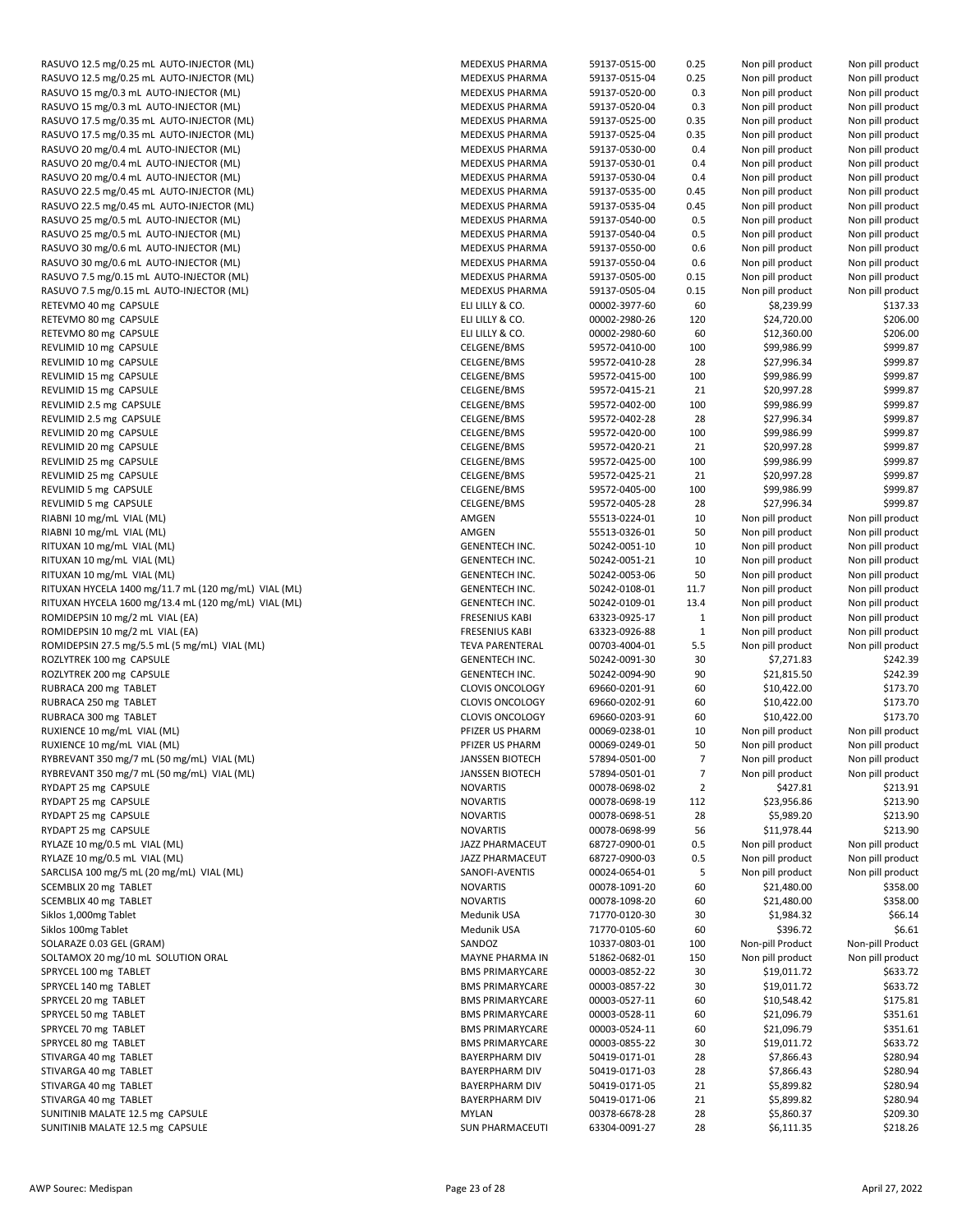| | | | | | |
|---|---|---|---|---|---|
| RASUVO 12.5 mg/0.25 mL AUTO-INJECTOR (ML) | MEDEXUS PHARMA | 59137-0515-00 | 0.25 | Non pill product | Non pill product |
| RASUVO 12.5 mg/0.25 mL AUTO-INJECTOR (ML) | MEDEXUS PHARMA | 59137-0515-04 | 0.25 | Non pill product | Non pill product |
| RASUVO 15 mg/0.3 mL AUTO-INJECTOR (ML) | MEDEXUS PHARMA | 59137-0520-00 | 0.3 | Non pill product | Non pill product |
| RASUVO 15 mg/0.3 mL AUTO-INJECTOR (ML) | MEDEXUS PHARMA | 59137-0520-04 | 0.3 | Non pill product | Non pill product |
| RASUVO 17.5 mg/0.35 mL AUTO-INJECTOR (ML) | MEDEXUS PHARMA | 59137-0525-00 | 0.35 | Non pill product | Non pill product |
| RASUVO 17.5 mg/0.35 mL AUTO-INJECTOR (ML) | MEDEXUS PHARMA | 59137-0525-04 | 0.35 | Non pill product | Non pill product |
| RASUVO 20 mg/0.4 mL AUTO-INJECTOR (ML) | MEDEXUS PHARMA | 59137-0530-00 | 0.4 | Non pill product | Non pill product |
| RASUVO 20 mg/0.4 mL AUTO-INJECTOR (ML) | MEDEXUS PHARMA | 59137-0530-01 | 0.4 | Non pill product | Non pill product |
| RASUVO 20 mg/0.4 mL AUTO-INJECTOR (ML) | MEDEXUS PHARMA | 59137-0530-04 | 0.4 | Non pill product | Non pill product |
| RASUVO 22.5 mg/0.45 mL AUTO-INJECTOR (ML) | MEDEXUS PHARMA | 59137-0535-00 | 0.45 | Non pill product | Non pill product |
| RASUVO 22.5 mg/0.45 mL AUTO-INJECTOR (ML) | MEDEXUS PHARMA | 59137-0535-04 | 0.45 | Non pill product | Non pill product |
| RASUVO 25 mg/0.5 mL AUTO-INJECTOR (ML) | MEDEXUS PHARMA | 59137-0540-00 | 0.5 | Non pill product | Non pill product |
| RASUVO 25 mg/0.5 mL AUTO-INJECTOR (ML) | MEDEXUS PHARMA | 59137-0540-04 | 0.5 | Non pill product | Non pill product |
| RASUVO 30 mg/0.6 mL AUTO-INJECTOR (ML) | MEDEXUS PHARMA | 59137-0550-00 | 0.6 | Non pill product | Non pill product |
| RASUVO 30 mg/0.6 mL AUTO-INJECTOR (ML) | MEDEXUS PHARMA | 59137-0550-04 | 0.6 | Non pill product | Non pill product |
| RASUVO 7.5 mg/0.15 mL AUTO-INJECTOR (ML) | MEDEXUS PHARMA | 59137-0505-00 | 0.15 | Non pill product | Non pill product |
| RASUVO 7.5 mg/0.15 mL AUTO-INJECTOR (ML) | MEDEXUS PHARMA | 59137-0505-04 | 0.15 | Non pill product | Non pill product |
| RETEVMO 40 mg CAPSULE | ELI LILLY & CO. | 00002-3977-60 | 60 | $8,239.99 | $137.33 |
| RETEVMO 80 mg CAPSULE | ELI LILLY & CO. | 00002-2980-26 | 120 | $24,720.00 | $206.00 |
| RETEVMO 80 mg CAPSULE | ELI LILLY & CO. | 00002-2980-60 | 60 | $12,360.00 | $206.00 |
| REVLIMID 10 mg CAPSULE | CELGENE/BMS | 59572-0410-00 | 100 | $99,986.99 | $999.87 |
| REVLIMID 10 mg CAPSULE | CELGENE/BMS | 59572-0410-28 | 28 | $27,996.34 | $999.87 |
| REVLIMID 15 mg CAPSULE | CELGENE/BMS | 59572-0415-00 | 100 | $99,986.99 | $999.87 |
| REVLIMID 15 mg CAPSULE | CELGENE/BMS | 59572-0415-21 | 21 | $20,997.28 | $999.87 |
| REVLIMID 2.5 mg CAPSULE | CELGENE/BMS | 59572-0402-00 | 100 | $99,986.99 | $999.87 |
| REVLIMID 2.5 mg CAPSULE | CELGENE/BMS | 59572-0402-28 | 28 | $27,996.34 | $999.87 |
| REVLIMID 20 mg CAPSULE | CELGENE/BMS | 59572-0420-00 | 100 | $99,986.99 | $999.87 |
| REVLIMID 20 mg CAPSULE | CELGENE/BMS | 59572-0420-21 | 21 | $20,997.28 | $999.87 |
| REVLIMID 25 mg CAPSULE | CELGENE/BMS | 59572-0425-00 | 100 | $99,986.99 | $999.87 |
| REVLIMID 25 mg CAPSULE | CELGENE/BMS | 59572-0425-21 | 21 | $20,997.28 | $999.87 |
| REVLIMID 5 mg CAPSULE | CELGENE/BMS | 59572-0405-00 | 100 | $99,986.99 | $999.87 |
| REVLIMID 5 mg CAPSULE | CELGENE/BMS | 59572-0405-28 | 28 | $27,996.34 | $999.87 |
| RIABNI 10 mg/mL VIAL (ML) | AMGEN | 55513-0224-01 | 10 | Non pill product | Non pill product |
| RIABNI 10 mg/mL VIAL (ML) | AMGEN | 55513-0326-01 | 50 | Non pill product | Non pill product |
| RITUXAN 10 mg/mL VIAL (ML) | GENENTECH INC. | 50242-0051-10 | 10 | Non pill product | Non pill product |
| RITUXAN 10 mg/mL VIAL (ML) | GENENTECH INC. | 50242-0051-21 | 10 | Non pill product | Non pill product |
| RITUXAN 10 mg/mL VIAL (ML) | GENENTECH INC. | 50242-0053-06 | 50 | Non pill product | Non pill product |
| RITUXAN HYCELA 1400 mg/11.7 mL (120 mg/mL) VIAL (ML) | GENENTECH INC. | 50242-0108-01 | 11.7 | Non pill product | Non pill product |
| RITUXAN HYCELA 1600 mg/13.4 mL (120 mg/mL) VIAL (ML) | GENENTECH INC. | 50242-0109-01 | 13.4 | Non pill product | Non pill product |
| ROMIDEPSIN 10 mg/2 mL VIAL (EA) | FRESENIUS KABI | 63323-0925-17 | 1 | Non pill product | Non pill product |
| ROMIDEPSIN 10 mg/2 mL VIAL (EA) | FRESENIUS KABI | 63323-0926-88 | 1 | Non pill product | Non pill product |
| ROMIDEPSIN 27.5 mg/5.5 mL (5 mg/mL) VIAL (ML) | TEVA PARENTERAL | 00703-4004-01 | 5.5 | Non pill product | Non pill product |
| ROZLYTREK 100 mg CAPSULE | GENENTECH INC. | 50242-0091-30 | 30 | $7,271.83 | $242.39 |
| ROZLYTREK 200 mg CAPSULE | GENENTECH INC. | 50242-0094-90 | 90 | $21,815.50 | $242.39 |
| RUBRACA 200 mg TABLET | CLOVIS ONCOLOGY | 69660-0201-91 | 60 | $10,422.00 | $173.70 |
| RUBRACA 250 mg TABLET | CLOVIS ONCOLOGY | 69660-0202-91 | 60 | $10,422.00 | $173.70 |
| RUBRACA 300 mg TABLET | CLOVIS ONCOLOGY | 69660-0203-91 | 60 | $10,422.00 | $173.70 |
| RUXIENCE 10 mg/mL VIAL (ML) | PFIZER US PHARM | 00069-0238-01 | 10 | Non pill product | Non pill product |
| RUXIENCE 10 mg/mL VIAL (ML) | PFIZER US PHARM | 00069-0249-01 | 50 | Non pill product | Non pill product |
| RYBREVANT 350 mg/7 mL (50 mg/mL) VIAL (ML) | JANSSEN BIOTECH | 57894-0501-00 | 7 | Non pill product | Non pill product |
| RYBREVANT 350 mg/7 mL (50 mg/mL) VIAL (ML) | JANSSEN BIOTECH | 57894-0501-01 | 7 | Non pill product | Non pill product |
| RYDAPT 25 mg CAPSULE | NOVARTIS | 00078-0698-02 | 2 | $427.81 | $213.91 |
| RYDAPT 25 mg CAPSULE | NOVARTIS | 00078-0698-19 | 112 | $23,956.86 | $213.90 |
| RYDAPT 25 mg CAPSULE | NOVARTIS | 00078-0698-51 | 28 | $5,989.20 | $213.90 |
| RYDAPT 25 mg CAPSULE | NOVARTIS | 00078-0698-99 | 56 | $11,978.44 | $213.90 |
| RYLAZE 10 mg/0.5 mL VIAL (ML) | JAZZ PHARMACEUT | 68727-0900-01 | 0.5 | Non pill product | Non pill product |
| RYLAZE 10 mg/0.5 mL VIAL (ML) | JAZZ PHARMACEUT | 68727-0900-03 | 0.5 | Non pill product | Non pill product |
| SARCLISA 100 mg/5 mL (20 mg/mL) VIAL (ML) | SANOFI-AVENTIS | 00024-0654-01 | 5 | Non pill product | Non pill product |
| SCEMBLIX 20 mg TABLET | NOVARTIS | 00078-1091-20 | 60 | $21,480.00 | $358.00 |
| SCEMBLIX 40 mg TABLET | NOVARTIS | 00078-1098-20 | 60 | $21,480.00 | $358.00 |
| Siklos 1,000mg Tablet | Medunik USA | 71770-0120-30 | 30 | $1,984.32 | $66.14 |
| Siklos 100mg Tablet | Medunik USA | 71770-0105-60 | 60 | $396.72 | $6.61 |
| SOLARAZE 0.03 GEL (GRAM) | SANDOZ | 10337-0803-01 | 100 | Non-pill Product | Non-pill Product |
| SOLTAMOX 20 mg/10 mL SOLUTION ORAL | MAYNE PHARMA IN | 51862-0682-01 | 150 | Non pill product | Non pill product |
| SPRYCEL 100 mg TABLET | BMS PRIMARYCARE | 00003-0852-22 | 30 | $19,011.72 | $633.72 |
| SPRYCEL 140 mg TABLET | BMS PRIMARYCARE | 00003-0857-22 | 30 | $19,011.72 | $633.72 |
| SPRYCEL 20 mg TABLET | BMS PRIMARYCARE | 00003-0527-11 | 60 | $10,548.42 | $175.81 |
| SPRYCEL 50 mg TABLET | BMS PRIMARYCARE | 00003-0528-11 | 60 | $21,096.79 | $351.61 |
| SPRYCEL 70 mg TABLET | BMS PRIMARYCARE | 00003-0524-11 | 60 | $21,096.79 | $351.61 |
| SPRYCEL 80 mg TABLET | BMS PRIMARYCARE | 00003-0855-22 | 30 | $19,011.72 | $633.72 |
| STIVARGA 40 mg TABLET | BAYERPHARM DIV | 50419-0171-01 | 28 | $7,866.43 | $280.94 |
| STIVARGA 40 mg TABLET | BAYERPHARM DIV | 50419-0171-03 | 28 | $7,866.43 | $280.94 |
| STIVARGA 40 mg TABLET | BAYERPHARM DIV | 50419-0171-05 | 21 | $5,899.82 | $280.94 |
| STIVARGA 40 mg TABLET | BAYERPHARM DIV | 50419-0171-06 | 21 | $5,899.82 | $280.94 |
| SUNITINIB MALATE 12.5 mg CAPSULE | MYLAN | 00378-6678-28 | 28 | $5,860.37 | $209.30 |
| SUNITINIB MALATE 12.5 mg CAPSULE | SUN PHARMACEUTI | 63304-0091-27 | 28 | $6,111.35 | $218.26 |

AWP Sourec: Medispan

April 27, 2022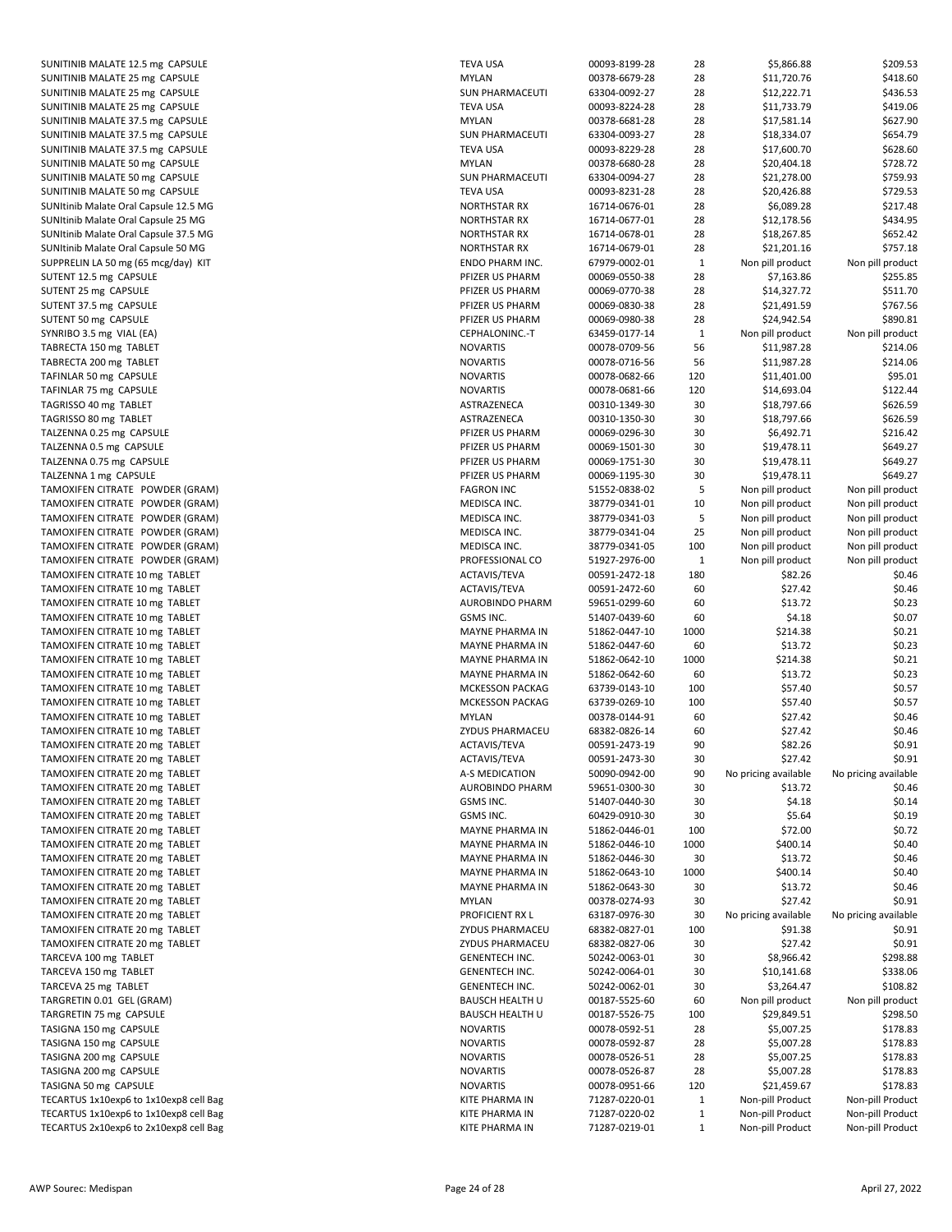| | | | | | |
|---|---|---|---|---|---|
| SUNITINIB MALATE 12.5 mg CAPSULE | TEVA USA | 00093-8199-28 | 28 | $5,866.88 | $209.53 |
| SUNITINIB MALATE 25 mg CAPSULE | MYLAN | 00378-6679-28 | 28 | $11,720.76 | $418.60 |
| SUNITINIB MALATE 25 mg CAPSULE | SUN PHARMACEUTI | 63304-0092-27 | 28 | $12,222.71 | $436.53 |
| SUNITINIB MALATE 25 mg CAPSULE | TEVA USA | 00093-8224-28 | 28 | $11,733.79 | $419.06 |
| SUNITINIB MALATE 37.5 mg CAPSULE | MYLAN | 00378-6681-28 | 28 | $17,581.14 | $627.90 |
| SUNITINIB MALATE 37.5 mg CAPSULE | SUN PHARMACEUTI | 63304-0093-27 | 28 | $18,334.07 | $654.79 |
| SUNITINIB MALATE 37.5 mg CAPSULE | TEVA USA | 00093-8229-28 | 28 | $17,600.70 | $628.60 |
| SUNITINIB MALATE 50 mg CAPSULE | MYLAN | 00378-6680-28 | 28 | $20,404.18 | $728.72 |
| SUNITINIB MALATE 50 mg CAPSULE | SUN PHARMACEUTI | 63304-0094-27 | 28 | $21,278.00 | $759.93 |
| SUNITINIB MALATE 50 mg CAPSULE | TEVA USA | 00093-8231-28 | 28 | $20,426.88 | $729.53 |
| SUNItinib Malate Oral Capsule 12.5 MG | NORTHSTAR RX | 16714-0676-01 | 28 | $6,089.28 | $217.48 |
| SUNItinib Malate Oral Capsule 25 MG | NORTHSTAR RX | 16714-0677-01 | 28 | $12,178.56 | $434.95 |
| SUNItinib Malate Oral Capsule 37.5 MG | NORTHSTAR RX | 16714-0678-01 | 28 | $18,267.85 | $652.42 |
| SUNItinib Malate Oral Capsule 50 MG | NORTHSTAR RX | 16714-0679-01 | 28 | $21,201.16 | $757.18 |
| SUPPRELIN LA 50 mg (65 mcg/day) KIT | ENDO PHARM INC. | 67979-0002-01 | 1 | Non pill product | Non pill product |
| SUTENT 12.5 mg CAPSULE | PFIZER US PHARM | 00069-0550-38 | 28 | $7,163.86 | $255.85 |
| SUTENT 25 mg CAPSULE | PFIZER US PHARM | 00069-0770-38 | 28 | $14,327.72 | $511.70 |
| SUTENT 37.5 mg CAPSULE | PFIZER US PHARM | 00069-0830-38 | 28 | $21,491.59 | $767.56 |
| SUTENT 50 mg CAPSULE | PFIZER US PHARM | 00069-0980-38 | 28 | $24,942.54 | $890.81 |
| SYNRIBO 3.5 mg VIAL (EA) | CEPHALONINC.-T | 63459-0177-14 | 1 | Non pill product | Non pill product |
| TABRECTA 150 mg TABLET | NOVARTIS | 00078-0709-56 | 56 | $11,987.28 | $214.06 |
| TABRECTA 200 mg TABLET | NOVARTIS | 00078-0716-56 | 56 | $11,987.28 | $214.06 |
| TAFINLAR 50 mg CAPSULE | NOVARTIS | 00078-0682-66 | 120 | $11,401.00 | $95.01 |
| TAFINLAR 75 mg CAPSULE | NOVARTIS | 00078-0681-66 | 120 | $14,693.04 | $122.44 |
| TAGRISSO 40 mg TABLET | ASTRAZENECA | 00310-1349-30 | 30 | $18,797.66 | $626.59 |
| TAGRISSO 80 mg TABLET | ASTRAZENECA | 00310-1350-30 | 30 | $18,797.66 | $626.59 |
| TALZENNA 0.25 mg CAPSULE | PFIZER US PHARM | 00069-0296-30 | 30 | $6,492.71 | $216.42 |
| TALZENNA 0.5 mg CAPSULE | PFIZER US PHARM | 00069-1501-30 | 30 | $19,478.11 | $649.27 |
| TALZENNA 0.75 mg CAPSULE | PFIZER US PHARM | 00069-1751-30 | 30 | $19,478.11 | $649.27 |
| TALZENNA 1 mg CAPSULE | PFIZER US PHARM | 00069-1195-30 | 30 | $19,478.11 | $649.27 |
| TAMOXIFEN CITRATE POWDER (GRAM) | FAGRON INC | 51552-0838-02 | 5 | Non pill product | Non pill product |
| TAMOXIFEN CITRATE POWDER (GRAM) | MEDISCA INC. | 38779-0341-01 | 10 | Non pill product | Non pill product |
| TAMOXIFEN CITRATE POWDER (GRAM) | MEDISCA INC. | 38779-0341-03 | 5 | Non pill product | Non pill product |
| TAMOXIFEN CITRATE POWDER (GRAM) | MEDISCA INC. | 38779-0341-04 | 25 | Non pill product | Non pill product |
| TAMOXIFEN CITRATE POWDER (GRAM) | MEDISCA INC. | 38779-0341-05 | 100 | Non pill product | Non pill product |
| TAMOXIFEN CITRATE POWDER (GRAM) | PROFESSIONAL CO | 51927-2976-00 | 1 | Non pill product | Non pill product |
| TAMOXIFEN CITRATE 10 mg TABLET | ACTAVIS/TEVA | 00591-2472-18 | 180 | $82.26 | $0.46 |
| TAMOXIFEN CITRATE 10 mg TABLET | ACTAVIS/TEVA | 00591-2472-60 | 60 | $27.42 | $0.46 |
| TAMOXIFEN CITRATE 10 mg TABLET | AUROBINDO PHARM | 59651-0299-60 | 60 | $13.72 | $0.23 |
| TAMOXIFEN CITRATE 10 mg TABLET | GSMS INC. | 51407-0439-60 | 60 | $4.18 | $0.07 |
| TAMOXIFEN CITRATE 10 mg TABLET | MAYNE PHARMA IN | 51862-0447-10 | 1000 | $214.38 | $0.21 |
| TAMOXIFEN CITRATE 10 mg TABLET | MAYNE PHARMA IN | 51862-0447-60 | 60 | $13.72 | $0.23 |
| TAMOXIFEN CITRATE 10 mg TABLET | MAYNE PHARMA IN | 51862-0642-10 | 1000 | $214.38 | $0.21 |
| TAMOXIFEN CITRATE 10 mg TABLET | MAYNE PHARMA IN | 51862-0642-60 | 60 | $13.72 | $0.23 |
| TAMOXIFEN CITRATE 10 mg TABLET | MCKESSON PACKAG | 63739-0143-10 | 100 | $57.40 | $0.57 |
| TAMOXIFEN CITRATE 10 mg TABLET | MCKESSON PACKAG | 63739-0269-10 | 100 | $57.40 | $0.57 |
| TAMOXIFEN CITRATE 10 mg TABLET | MYLAN | 00378-0144-91 | 60 | $27.42 | $0.46 |
| TAMOXIFEN CITRATE 10 mg TABLET | ZYDUS PHARMACEU | 68382-0826-14 | 60 | $27.42 | $0.46 |
| TAMOXIFEN CITRATE 20 mg TABLET | ACTAVIS/TEVA | 00591-2473-19 | 90 | $82.26 | $0.91 |
| TAMOXIFEN CITRATE 20 mg TABLET | ACTAVIS/TEVA | 00591-2473-30 | 30 | $27.42 | $0.91 |
| TAMOXIFEN CITRATE 20 mg TABLET | A-S MEDICATION | 50090-0942-00 | 90 | No pricing available | No pricing available |
| TAMOXIFEN CITRATE 20 mg TABLET | AUROBINDO PHARM | 59651-0300-30 | 30 | $13.72 | $0.46 |
| TAMOXIFEN CITRATE 20 mg TABLET | GSMS INC. | 51407-0440-30 | 30 | $4.18 | $0.14 |
| TAMOXIFEN CITRATE 20 mg TABLET | GSMS INC. | 60429-0910-30 | 30 | $5.64 | $0.19 |
| TAMOXIFEN CITRATE 20 mg TABLET | MAYNE PHARMA IN | 51862-0446-01 | 100 | $72.00 | $0.72 |
| TAMOXIFEN CITRATE 20 mg TABLET | MAYNE PHARMA IN | 51862-0446-10 | 1000 | $400.14 | $0.40 |
| TAMOXIFEN CITRATE 20 mg TABLET | MAYNE PHARMA IN | 51862-0446-30 | 30 | $13.72 | $0.46 |
| TAMOXIFEN CITRATE 20 mg TABLET | MAYNE PHARMA IN | 51862-0643-10 | 1000 | $400.14 | $0.40 |
| TAMOXIFEN CITRATE 20 mg TABLET | MAYNE PHARMA IN | 51862-0643-30 | 30 | $13.72 | $0.46 |
| TAMOXIFEN CITRATE 20 mg TABLET | MYLAN | 00378-0274-93 | 30 | $27.42 | $0.91 |
| TAMOXIFEN CITRATE 20 mg TABLET | PROFICIENT RX L | 63187-0976-30 | 30 | No pricing available | No pricing available |
| TAMOXIFEN CITRATE 20 mg TABLET | ZYDUS PHARMACEU | 68382-0827-01 | 100 | $91.38 | $0.91 |
| TAMOXIFEN CITRATE 20 mg TABLET | ZYDUS PHARMACEU | 68382-0827-06 | 30 | $27.42 | $0.91 |
| TARCEVA 100 mg TABLET | GENENTECH INC. | 50242-0063-01 | 30 | $8,966.42 | $298.88 |
| TARCEVA 150 mg TABLET | GENENTECH INC. | 50242-0064-01 | 30 | $10,141.68 | $338.06 |
| TARCEVA 25 mg TABLET | GENENTECH INC. | 50242-0062-01 | 30 | $3,264.47 | $108.82 |
| TARGRETIN 0.01 GEL (GRAM) | BAUSCH HEALTH U | 00187-5525-60 | 60 | Non pill product | Non pill product |
| TARGRETIN 75 mg CAPSULE | BAUSCH HEALTH U | 00187-5526-75 | 100 | $29,849.51 | $298.50 |
| TASIGNA 150 mg CAPSULE | NOVARTIS | 00078-0592-51 | 28 | $5,007.25 | $178.83 |
| TASIGNA 150 mg CAPSULE | NOVARTIS | 00078-0592-87 | 28 | $5,007.28 | $178.83 |
| TASIGNA 200 mg CAPSULE | NOVARTIS | 00078-0526-51 | 28 | $5,007.25 | $178.83 |
| TASIGNA 200 mg CAPSULE | NOVARTIS | 00078-0526-87 | 28 | $5,007.28 | $178.83 |
| TASIGNA 50 mg CAPSULE | NOVARTIS | 00078-0951-66 | 120 | $21,459.67 | $178.83 |
| TECARTUS 1x10exp6 to 1x10exp8 cell Bag | KITE PHARMA IN | 71287-0220-01 | 1 | Non-pill Product | Non-pill Product |
| TECARTUS 1x10exp6 to 1x10exp8 cell Bag | KITE PHARMA IN | 71287-0220-02 | 1 | Non-pill Product | Non-pill Product |
| TECARTUS 2x10exp6 to 2x10exp8 cell Bag | KITE PHARMA IN | 71287-0219-01 | 1 | Non-pill Product | Non-pill Product |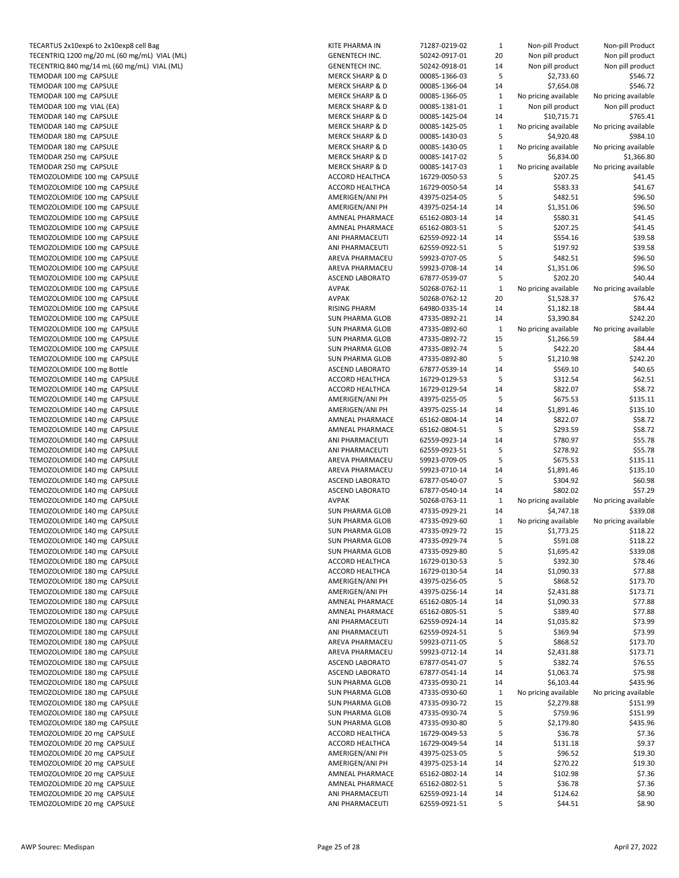| | | | | | |
|---|---|---|---|---|---|
| TECARTUS 2x10exp6 to 2x10exp8 cell Bag | KITE PHARMA IN | 71287-0219-02 | 1 | Non-pill Product | Non-pill Product |
| TECENTRIQ 1200 mg/20 mL (60 mg/mL) VIAL (ML) | GENENTECH INC. | 50242-0917-01 | 20 | Non pill product | Non pill product |
| TECENTRIQ 840 mg/14 mL (60 mg/mL) VIAL (ML) | GENENTECH INC. | 50242-0918-01 | 14 | Non pill product | Non pill product |
| TEMODAR 100 mg CAPSULE | MERCK SHARP & D | 00085-1366-03 | 5 | $2,733.60 | $546.72 |
| TEMODAR 100 mg CAPSULE | MERCK SHARP & D | 00085-1366-04 | 14 | $7,654.08 | $546.72 |
| TEMODAR 100 mg CAPSULE | MERCK SHARP & D | 00085-1366-05 | 1 | No pricing available | No pricing available |
| TEMODAR 100 mg VIAL (EA) | MERCK SHARP & D | 00085-1381-01 | 1 | Non pill product | Non pill product |
| TEMODAR 140 mg CAPSULE | MERCK SHARP & D | 00085-1425-04 | 14 | $10,715.71 | $765.41 |
| TEMODAR 140 mg CAPSULE | MERCK SHARP & D | 00085-1425-05 | 1 | No pricing available | No pricing available |
| TEMODAR 180 mg CAPSULE | MERCK SHARP & D | 00085-1430-03 | 5 | $4,920.48 | $984.10 |
| TEMODAR 180 mg CAPSULE | MERCK SHARP & D | 00085-1430-05 | 1 | No pricing available | No pricing available |
| TEMODAR 250 mg CAPSULE | MERCK SHARP & D | 00085-1417-02 | 5 | $6,834.00 | $1,366.80 |
| TEMODAR 250 mg CAPSULE | MERCK SHARP & D | 00085-1417-03 | 1 | No pricing available | No pricing available |
| TEMOZOLOMIDE 100 mg CAPSULE | ACCORD HEALTHCA | 16729-0050-53 | 5 | $207.25 | $41.45 |
| TEMOZOLOMIDE 100 mg CAPSULE | ACCORD HEALTHCA | 16729-0050-54 | 14 | $583.33 | $41.67 |
| TEMOZOLOMIDE 100 mg CAPSULE | AMERIGEN/ANI PH | 43975-0254-05 | 5 | $482.51 | $96.50 |
| TEMOZOLOMIDE 100 mg CAPSULE | AMERIGEN/ANI PH | 43975-0254-14 | 14 | $1,351.06 | $96.50 |
| TEMOZOLOMIDE 100 mg CAPSULE | AMNEAL PHARMACE | 65162-0803-14 | 14 | $580.31 | $41.45 |
| TEMOZOLOMIDE 100 mg CAPSULE | AMNEAL PHARMACE | 65162-0803-51 | 5 | $207.25 | $41.45 |
| TEMOZOLOMIDE 100 mg CAPSULE | ANI PHARMACEUTI | 62559-0922-14 | 14 | $554.16 | $39.58 |
| TEMOZOLOMIDE 100 mg CAPSULE | ANI PHARMACEUTI | 62559-0922-51 | 5 | $197.92 | $39.58 |
| TEMOZOLOMIDE 100 mg CAPSULE | AREVA PHARMACEU | 59923-0707-05 | 5 | $482.51 | $96.50 |
| TEMOZOLOMIDE 100 mg CAPSULE | AREVA PHARMACEU | 59923-0708-14 | 14 | $1,351.06 | $96.50 |
| TEMOZOLOMIDE 100 mg CAPSULE | ASCEND LABORATO | 67877-0539-07 | 5 | $202.20 | $40.44 |
| TEMOZOLOMIDE 100 mg CAPSULE | AVPAK | 50268-0762-11 | 1 | No pricing available | No pricing available |
| TEMOZOLOMIDE 100 mg CAPSULE | AVPAK | 50268-0762-12 | 20 | $1,528.37 | $76.42 |
| TEMOZOLOMIDE 100 mg CAPSULE | RISING PHARM | 64980-0335-14 | 14 | $1,182.18 | $84.44 |
| TEMOZOLOMIDE 100 mg CAPSULE | SUN PHARMA GLOB | 47335-0892-21 | 14 | $3,390.84 | $242.20 |
| TEMOZOLOMIDE 100 mg CAPSULE | SUN PHARMA GLOB | 47335-0892-60 | 1 | No pricing available | No pricing available |
| TEMOZOLOMIDE 100 mg CAPSULE | SUN PHARMA GLOB | 47335-0892-72 | 15 | $1,266.59 | $84.44 |
| TEMOZOLOMIDE 100 mg CAPSULE | SUN PHARMA GLOB | 47335-0892-74 | 5 | $422.20 | $84.44 |
| TEMOZOLOMIDE 100 mg CAPSULE | SUN PHARMA GLOB | 47335-0892-80 | 5 | $1,210.98 | $242.20 |
| TEMOZOLOMIDE 100 mg Bottle | ASCEND LABORATO | 67877-0539-14 | 14 | $569.10 | $40.65 |
| TEMOZOLOMIDE 140 mg CAPSULE | ACCORD HEALTHCA | 16729-0129-53 | 5 | $312.54 | $62.51 |
| TEMOZOLOMIDE 140 mg CAPSULE | ACCORD HEALTHCA | 16729-0129-54 | 14 | $822.07 | $58.72 |
| TEMOZOLOMIDE 140 mg CAPSULE | AMERIGEN/ANI PH | 43975-0255-05 | 5 | $675.53 | $135.11 |
| TEMOZOLOMIDE 140 mg CAPSULE | AMERIGEN/ANI PH | 43975-0255-14 | 14 | $1,891.46 | $135.10 |
| TEMOZOLOMIDE 140 mg CAPSULE | AMNEAL PHARMACE | 65162-0804-14 | 14 | $822.07 | $58.72 |
| TEMOZOLOMIDE 140 mg CAPSULE | AMNEAL PHARMACE | 65162-0804-51 | 5 | $293.59 | $58.72 |
| TEMOZOLOMIDE 140 mg CAPSULE | ANI PHARMACEUTI | 62559-0923-14 | 14 | $780.97 | $55.78 |
| TEMOZOLOMIDE 140 mg CAPSULE | ANI PHARMACEUTI | 62559-0923-51 | 5 | $278.92 | $55.78 |
| TEMOZOLOMIDE 140 mg CAPSULE | AREVA PHARMACEU | 59923-0709-05 | 5 | $675.53 | $135.11 |
| TEMOZOLOMIDE 140 mg CAPSULE | AREVA PHARMACEU | 59923-0710-14 | 14 | $1,891.46 | $135.10 |
| TEMOZOLOMIDE 140 mg CAPSULE | ASCEND LABORATO | 67877-0540-07 | 5 | $304.92 | $60.98 |
| TEMOZOLOMIDE 140 mg CAPSULE | ASCEND LABORATO | 67877-0540-14 | 14 | $802.02 | $57.29 |
| TEMOZOLOMIDE 140 mg CAPSULE | AVPAK | 50268-0763-11 | 1 | No pricing available | No pricing available |
| TEMOZOLOMIDE 140 mg CAPSULE | SUN PHARMA GLOB | 47335-0929-21 | 14 | $4,747.18 | $339.08 |
| TEMOZOLOMIDE 140 mg CAPSULE | SUN PHARMA GLOB | 47335-0929-60 | 1 | No pricing available | No pricing available |
| TEMOZOLOMIDE 140 mg CAPSULE | SUN PHARMA GLOB | 47335-0929-72 | 15 | $1,773.25 | $118.22 |
| TEMOZOLOMIDE 140 mg CAPSULE | SUN PHARMA GLOB | 47335-0929-74 | 5 | $591.08 | $118.22 |
| TEMOZOLOMIDE 140 mg CAPSULE | SUN PHARMA GLOB | 47335-0929-80 | 5 | $1,695.42 | $339.08 |
| TEMOZOLOMIDE 180 mg CAPSULE | ACCORD HEALTHCA | 16729-0130-53 | 5 | $392.30 | $78.46 |
| TEMOZOLOMIDE 180 mg CAPSULE | ACCORD HEALTHCA | 16729-0130-54 | 14 | $1,090.33 | $77.88 |
| TEMOZOLOMIDE 180 mg CAPSULE | AMERIGEN/ANI PH | 43975-0256-05 | 5 | $868.52 | $173.70 |
| TEMOZOLOMIDE 180 mg CAPSULE | AMERIGEN/ANI PH | 43975-0256-14 | 14 | $2,431.88 | $173.71 |
| TEMOZOLOMIDE 180 mg CAPSULE | AMNEAL PHARMACE | 65162-0805-14 | 14 | $1,090.33 | $77.88 |
| TEMOZOLOMIDE 180 mg CAPSULE | AMNEAL PHARMACE | 65162-0805-51 | 5 | $389.40 | $77.88 |
| TEMOZOLOMIDE 180 mg CAPSULE | ANI PHARMACEUTI | 62559-0924-14 | 14 | $1,035.82 | $73.99 |
| TEMOZOLOMIDE 180 mg CAPSULE | ANI PHARMACEUTI | 62559-0924-51 | 5 | $369.94 | $73.99 |
| TEMOZOLOMIDE 180 mg CAPSULE | AREVA PHARMACEU | 59923-0711-05 | 5 | $868.52 | $173.70 |
| TEMOZOLOMIDE 180 mg CAPSULE | AREVA PHARMACEU | 59923-0712-14 | 14 | $2,431.88 | $173.71 |
| TEMOZOLOMIDE 180 mg CAPSULE | ASCEND LABORATO | 67877-0541-07 | 5 | $382.74 | $76.55 |
| TEMOZOLOMIDE 180 mg CAPSULE | ASCEND LABORATO | 67877-0541-14 | 14 | $1,063.74 | $75.98 |
| TEMOZOLOMIDE 180 mg CAPSULE | SUN PHARMA GLOB | 47335-0930-21 | 14 | $6,103.44 | $435.96 |
| TEMOZOLOMIDE 180 mg CAPSULE | SUN PHARMA GLOB | 47335-0930-60 | 1 | No pricing available | No pricing available |
| TEMOZOLOMIDE 180 mg CAPSULE | SUN PHARMA GLOB | 47335-0930-72 | 15 | $2,279.88 | $151.99 |
| TEMOZOLOMIDE 180 mg CAPSULE | SUN PHARMA GLOB | 47335-0930-74 | 5 | $759.96 | $151.99 |
| TEMOZOLOMIDE 180 mg CAPSULE | SUN PHARMA GLOB | 47335-0930-80 | 5 | $2,179.80 | $435.96 |
| TEMOZOLOMIDE 20 mg CAPSULE | ACCORD HEALTHCA | 16729-0049-53 | 5 | $36.78 | $7.36 |
| TEMOZOLOMIDE 20 mg CAPSULE | ACCORD HEALTHCA | 16729-0049-54 | 14 | $131.18 | $9.37 |
| TEMOZOLOMIDE 20 mg CAPSULE | AMERIGEN/ANI PH | 43975-0253-05 | 5 | $96.52 | $19.30 |
| TEMOZOLOMIDE 20 mg CAPSULE | AMERIGEN/ANI PH | 43975-0253-14 | 14 | $270.22 | $19.30 |
| TEMOZOLOMIDE 20 mg CAPSULE | AMNEAL PHARMACE | 65162-0802-14 | 14 | $102.98 | $7.36 |
| TEMOZOLOMIDE 20 mg CAPSULE | AMNEAL PHARMACE | 65162-0802-51 | 5 | $36.78 | $7.36 |
| TEMOZOLOMIDE 20 mg CAPSULE | ANI PHARMACEUTI | 62559-0921-14 | 14 | $124.62 | $8.90 |
| TEMOZOLOMIDE 20 mg CAPSULE | ANI PHARMACEUTI | 62559-0921-51 | 5 | $44.51 | $8.90 |

AWP Sourec: Medispan

April 27, 2022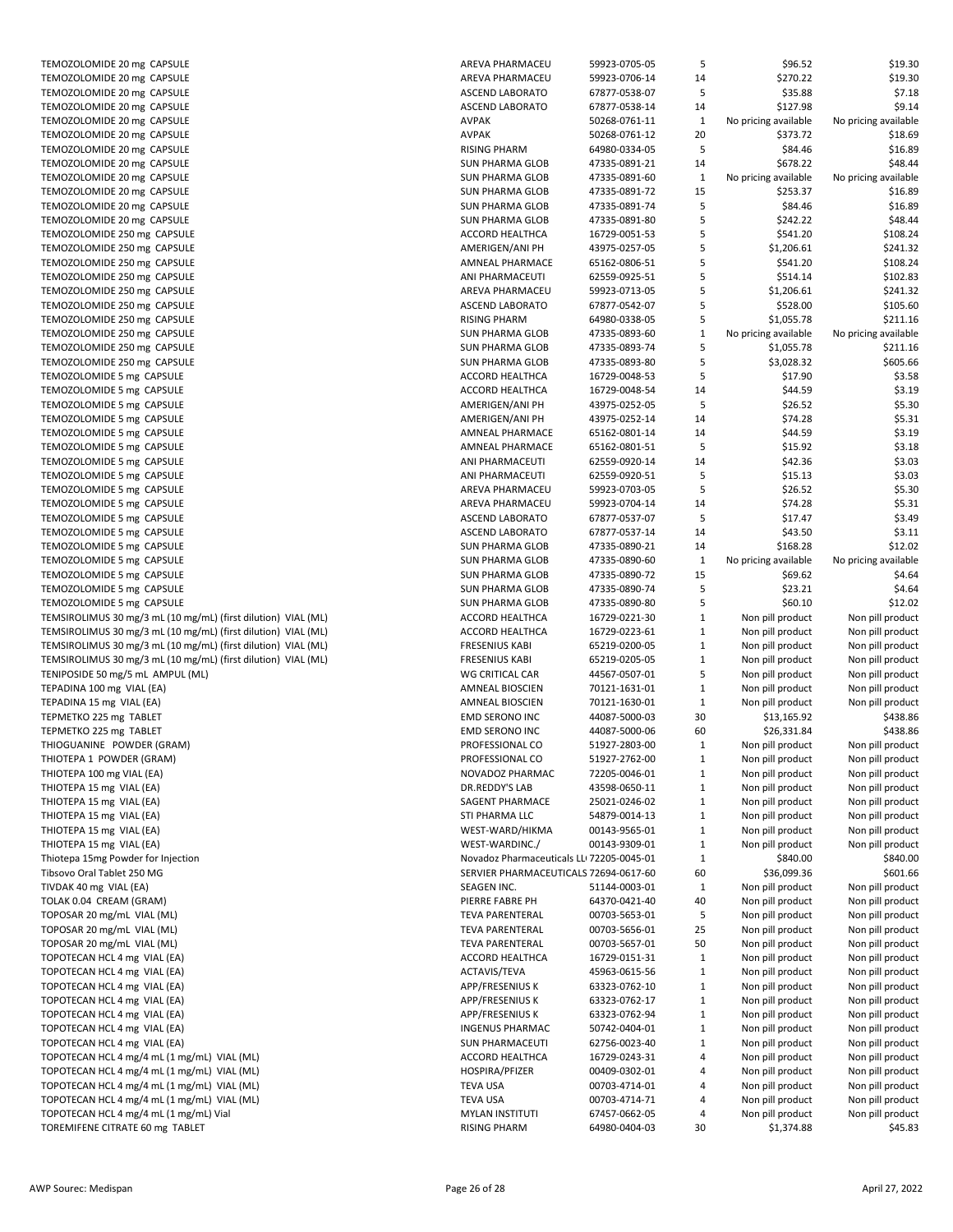| | | | | | |
|---|---|---|---|---|---|
| TEMOZOLOMIDE 20 mg CAPSULE | AREVA PHARMACEU | 59923-0705-05 | 5 | $96.52 | $19.30 |
| TEMOZOLOMIDE 20 mg CAPSULE | AREVA PHARMACEU | 59923-0706-14 | 14 | $270.22 | $19.30 |
| TEMOZOLOMIDE 20 mg CAPSULE | ASCEND LABORATO | 67877-0538-07 | 5 | $35.88 | $7.18 |
| TEMOZOLOMIDE 20 mg CAPSULE | ASCEND LABORATO | 67877-0538-14 | 14 | $127.98 | $9.14 |
| TEMOZOLOMIDE 20 mg CAPSULE | AVPAK | 50268-0761-11 | 1 | No pricing available | No pricing available |
| TEMOZOLOMIDE 20 mg CAPSULE | AVPAK | 50268-0761-12 | 20 | $373.72 | $18.69 |
| TEMOZOLOMIDE 20 mg CAPSULE | RISING PHARM | 64980-0334-05 | 5 | $84.46 | $16.89 |
| TEMOZOLOMIDE 20 mg CAPSULE | SUN PHARMA GLOB | 47335-0891-21 | 14 | $678.22 | $48.44 |
| TEMOZOLOMIDE 20 mg CAPSULE | SUN PHARMA GLOB | 47335-0891-60 | 1 | No pricing available | No pricing available |
| TEMOZOLOMIDE 20 mg CAPSULE | SUN PHARMA GLOB | 47335-0891-72 | 15 | $253.37 | $16.89 |
| TEMOZOLOMIDE 20 mg CAPSULE | SUN PHARMA GLOB | 47335-0891-74 | 5 | $84.46 | $16.89 |
| TEMOZOLOMIDE 20 mg CAPSULE | SUN PHARMA GLOB | 47335-0891-80 | 5 | $242.22 | $48.44 |
| TEMOZOLOMIDE 250 mg CAPSULE | ACCORD HEALTHCA | 16729-0051-53 | 5 | $541.20 | $108.24 |
| TEMOZOLOMIDE 250 mg CAPSULE | AMERIGEN/ANI PH | 43975-0257-05 | 5 | $1,206.61 | $241.32 |
| TEMOZOLOMIDE 250 mg CAPSULE | AMNEAL PHARMACE | 65162-0806-51 | 5 | $541.20 | $108.24 |
| TEMOZOLOMIDE 250 mg CAPSULE | ANI PHARMACEUTI | 62559-0925-51 | 5 | $514.14 | $102.83 |
| TEMOZOLOMIDE 250 mg CAPSULE | AREVA PHARMACEU | 59923-0713-05 | 5 | $1,206.61 | $241.32 |
| TEMOZOLOMIDE 250 mg CAPSULE | ASCEND LABORATO | 67877-0542-07 | 5 | $528.00 | $105.60 |
| TEMOZOLOMIDE 250 mg CAPSULE | RISING PHARM | 64980-0338-05 | 5 | $1,055.78 | $211.16 |
| TEMOZOLOMIDE 250 mg CAPSULE | SUN PHARMA GLOB | 47335-0893-60 | 1 | No pricing available | No pricing available |
| TEMOZOLOMIDE 250 mg CAPSULE | SUN PHARMA GLOB | 47335-0893-74 | 5 | $1,055.78 | $211.16 |
| TEMOZOLOMIDE 250 mg CAPSULE | SUN PHARMA GLOB | 47335-0893-80 | 5 | $3,028.32 | $605.66 |
| TEMOZOLOMIDE 5 mg CAPSULE | ACCORD HEALTHCA | 16729-0048-53 | 5 | $17.90 | $3.58 |
| TEMOZOLOMIDE 5 mg CAPSULE | ACCORD HEALTHCA | 16729-0048-54 | 14 | $44.59 | $3.19 |
| TEMOZOLOMIDE 5 mg CAPSULE | AMERIGEN/ANI PH | 43975-0252-05 | 5 | $26.52 | $5.30 |
| TEMOZOLOMIDE 5 mg CAPSULE | AMERIGEN/ANI PH | 43975-0252-14 | 14 | $74.28 | $5.31 |
| TEMOZOLOMIDE 5 mg CAPSULE | AMNEAL PHARMACE | 65162-0801-14 | 14 | $44.59 | $3.19 |
| TEMOZOLOMIDE 5 mg CAPSULE | AMNEAL PHARMACE | 65162-0801-51 | 5 | $15.92 | $3.18 |
| TEMOZOLOMIDE 5 mg CAPSULE | ANI PHARMACEUTI | 62559-0920-14 | 14 | $42.36 | $3.03 |
| TEMOZOLOMIDE 5 mg CAPSULE | ANI PHARMACEUTI | 62559-0920-51 | 5 | $15.13 | $3.03 |
| TEMOZOLOMIDE 5 mg CAPSULE | AREVA PHARMACEU | 59923-0703-05 | 5 | $26.52 | $5.30 |
| TEMOZOLOMIDE 5 mg CAPSULE | AREVA PHARMACEU | 59923-0704-14 | 14 | $74.28 | $5.31 |
| TEMOZOLOMIDE 5 mg CAPSULE | ASCEND LABORATO | 67877-0537-07 | 5 | $17.47 | $3.49 |
| TEMOZOLOMIDE 5 mg CAPSULE | ASCEND LABORATO | 67877-0537-14 | 14 | $43.50 | $3.11 |
| TEMOZOLOMIDE 5 mg CAPSULE | SUN PHARMA GLOB | 47335-0890-21 | 14 | $168.28 | $12.02 |
| TEMOZOLOMIDE 5 mg CAPSULE | SUN PHARMA GLOB | 47335-0890-60 | 1 | No pricing available | No pricing available |
| TEMOZOLOMIDE 5 mg CAPSULE | SUN PHARMA GLOB | 47335-0890-72 | 15 | $69.62 | $4.64 |
| TEMOZOLOMIDE 5 mg CAPSULE | SUN PHARMA GLOB | 47335-0890-74 | 5 | $23.21 | $4.64 |
| TEMOZOLOMIDE 5 mg CAPSULE | SUN PHARMA GLOB | 47335-0890-80 | 5 | $60.10 | $12.02 |
| TEMSIROLIMUS 30 mg/3 mL (10 mg/mL) (first dilution) VIAL (ML) | ACCORD HEALTHCA | 16729-0221-30 | 1 | Non pill product | Non pill product |
| TEMSIROLIMUS 30 mg/3 mL (10 mg/mL) (first dilution) VIAL (ML) | ACCORD HEALTHCA | 16729-0223-61 | 1 | Non pill product | Non pill product |
| TEMSIROLIMUS 30 mg/3 mL (10 mg/mL) (first dilution) VIAL (ML) | FRESENIUS KABI | 65219-0200-05 | 1 | Non pill product | Non pill product |
| TEMSIROLIMUS 30 mg/3 mL (10 mg/mL) (first dilution) VIAL (ML) | FRESENIUS KABI | 65219-0205-05 | 1 | Non pill product | Non pill product |
| TENIPOSIDE 50 mg/5 mL AMPUL (ML) | WG CRITICAL CAR | 44567-0507-01 | 5 | Non pill product | Non pill product |
| TEPADINA 100 mg VIAL (EA) | AMNEAL BIOSCIEN | 70121-1631-01 | 1 | Non pill product | Non pill product |
| TEPADINA 15 mg VIAL (EA) | AMNEAL BIOSCIEN | 70121-1630-01 | 1 | Non pill product | Non pill product |
| TEPMETKO 225 mg TABLET | EMD SERONO INC | 44087-5000-03 | 30 | $13,165.92 | $438.86 |
| TEPMETKO 225 mg TABLET | EMD SERONO INC | 44087-5000-06 | 60 | $26,331.84 | $438.86 |
| THIOGUANINE POWDER (GRAM) | PROFESSIONAL CO | 51927-2803-00 | 1 | Non pill product | Non pill product |
| THIOTEPA 1 POWDER (GRAM) | PROFESSIONAL CO | 51927-2762-00 | 1 | Non pill product | Non pill product |
| THIOTEPA 100 mg VIAL (EA) | NOVADOZ PHARMAC | 72205-0046-01 | 1 | Non pill product | Non pill product |
| THIOTEPA 15 mg VIAL (EA) | DR.REDDY'S LAB | 43598-0650-11 | 1 | Non pill product | Non pill product |
| THIOTEPA 15 mg VIAL (EA) | SAGENT PHARMACE | 25021-0246-02 | 1 | Non pill product | Non pill product |
| THIOTEPA 15 mg VIAL (EA) | STI PHARMA LLC | 54879-0014-13 | 1 | Non pill product | Non pill product |
| THIOTEPA 15 mg VIAL (EA) | WEST-WARD/HIKMA | 00143-9565-01 | 1 | Non pill product | Non pill product |
| THIOTEPA 15 mg VIAL (EA) | WEST-WARDINC./ | 00143-9309-01 | 1 | Non pill product | Non pill product |
| Thiotepa 15mg Powder for Injection | Novadoz Pharmaceuticals LL | 72205-0045-01 | 1 | $840.00 | $840.00 |
| Tibsovo Oral Tablet 250 MG | SERVIER PHARMACEUTICALS | 72694-0617-60 | 60 | $36,099.36 | $601.66 |
| TIVDAK 40 mg VIAL (EA) | SEAGEN INC. | 51144-0003-01 | 1 | Non pill product | Non pill product |
| TOLAK 0.04 CREAM (GRAM) | PIERRE FABRE PH | 64370-0421-40 | 40 | Non pill product | Non pill product |
| TOPOSAR 20 mg/mL VIAL (ML) | TEVA PARENTERAL | 00703-5653-01 | 5 | Non pill product | Non pill product |
| TOPOSAR 20 mg/mL VIAL (ML) | TEVA PARENTERAL | 00703-5656-01 | 25 | Non pill product | Non pill product |
| TOPOSAR 20 mg/mL VIAL (ML) | TEVA PARENTERAL | 00703-5657-01 | 50 | Non pill product | Non pill product |
| TOPOTECAN HCL 4 mg VIAL (EA) | ACCORD HEALTHCA | 16729-0151-31 | 1 | Non pill product | Non pill product |
| TOPOTECAN HCL 4 mg VIAL (EA) | ACTAVIS/TEVA | 45963-0615-56 | 1 | Non pill product | Non pill product |
| TOPOTECAN HCL 4 mg VIAL (EA) | APP/FRESENIUS K | 63323-0762-10 | 1 | Non pill product | Non pill product |
| TOPOTECAN HCL 4 mg VIAL (EA) | APP/FRESENIUS K | 63323-0762-17 | 1 | Non pill product | Non pill product |
| TOPOTECAN HCL 4 mg VIAL (EA) | APP/FRESENIUS K | 63323-0762-94 | 1 | Non pill product | Non pill product |
| TOPOTECAN HCL 4 mg VIAL (EA) | INGENUS PHARMAC | 50742-0404-01 | 1 | Non pill product | Non pill product |
| TOPOTECAN HCL 4 mg VIAL (EA) | SUN PHARMACEUTI | 62756-0023-40 | 1 | Non pill product | Non pill product |
| TOPOTECAN HCL 4 mg/4 mL (1 mg/mL) VIAL (ML) | ACCORD HEALTHCA | 16729-0243-31 | 4 | Non pill product | Non pill product |
| TOPOTECAN HCL 4 mg/4 mL (1 mg/mL) VIAL (ML) | HOSPIRA/PFIZER | 00409-0302-01 | 4 | Non pill product | Non pill product |
| TOPOTECAN HCL 4 mg/4 mL (1 mg/mL) VIAL (ML) | TEVA USA | 00703-4714-01 | 4 | Non pill product | Non pill product |
| TOPOTECAN HCL 4 mg/4 mL (1 mg/mL) VIAL (ML) | TEVA USA | 00703-4714-71 | 4 | Non pill product | Non pill product |
| TOPOTECAN HCL 4 mg/4 mL (1 mg/mL) Vial | MYLAN INSTITUTI | 67457-0662-05 | 4 | Non pill product | Non pill product |
| TOREMIFENE CITRATE 60 mg TABLET | RISING PHARM | 64980-0404-03 | 30 | $1,374.88 | $45.83 |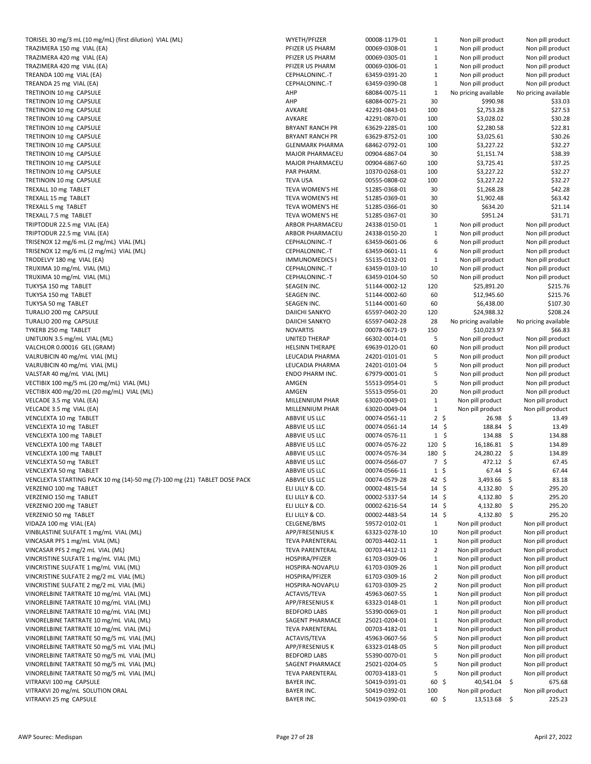| | | | | | |
|---|---|---|---|---|---|
| TORISEL 30 mg/3 mL (10 mg/mL) (first dilution) VIAL (ML) | WYETH/PFIZER | 00008-1179-01 | 1 | Non pill product | Non pill product |
| TRAZIMERA 150 mg VIAL (EA) | PFIZER US PHARM | 00069-0308-01 | 1 | Non pill product | Non pill product |
| TRAZIMERA 420 mg VIAL (EA) | PFIZER US PHARM | 00069-0305-01 | 1 | Non pill product | Non pill product |
| TRAZIMERA 420 mg VIAL (EA) | PFIZER US PHARM | 00069-0306-01 | 1 | Non pill product | Non pill product |
| TREANDA 100 mg VIAL (EA) | CEPHALONINC.-T | 63459-0391-20 | 1 | Non pill product | Non pill product |
| TREANDA 25 mg VIAL (EA) | CEPHALONINC.-T | 63459-0390-08 | 1 | Non pill product | Non pill product |
| TRETINOIN 10 mg CAPSULE | AHP | 68084-0075-11 | 1 | No pricing available | No pricing available |
| TRETINOIN 10 mg CAPSULE | AHP | 68084-0075-21 | 30 | $990.98 | $33.03 |
| TRETINOIN 10 mg CAPSULE | AVKARE | 42291-0843-01 | 100 | $2,753.28 | $27.53 |
| TRETINOIN 10 mg CAPSULE | AVKARE | 42291-0870-01 | 100 | $3,028.02 | $30.28 |
| TRETINOIN 10 mg CAPSULE | BRYANT RANCH PR | 63629-2285-01 | 100 | $2,280.58 | $22.81 |
| TRETINOIN 10 mg CAPSULE | BRYANT RANCH PR | 63629-8752-01 | 100 | $3,025.61 | $30.26 |
| TRETINOIN 10 mg CAPSULE | GLENMARK PHARMA | 68462-0792-01 | 100 | $3,227.22 | $32.27 |
| TRETINOIN 10 mg CAPSULE | MAJOR PHARMACEU | 00904-6867-04 | 30 | $1,151.74 | $38.39 |
| TRETINOIN 10 mg CAPSULE | MAJOR PHARMACEU | 00904-6867-60 | 100 | $3,725.41 | $37.25 |
| TRETINOIN 10 mg CAPSULE | PAR PHARM. | 10370-0268-01 | 100 | $3,227.22 | $32.27 |
| TRETINOIN 10 mg CAPSULE | TEVA USA | 00555-0808-02 | 100 | $3,227.22 | $32.27 |
| TREXALL 10 mg TABLET | TEVA WOMEN'S HE | 51285-0368-01 | 30 | $1,268.28 | $42.28 |
| TREXALL 15 mg TABLET | TEVA WOMEN'S HE | 51285-0369-01 | 30 | $1,902.48 | $63.42 |
| TREXALL 5 mg TABLET | TEVA WOMEN'S HE | 51285-0366-01 | 30 | $634.20 | $21.14 |
| TREXALL 7.5 mg TABLET | TEVA WOMEN'S HE | 51285-0367-01 | 30 | $951.24 | $31.71 |
| TRIPTODUR 22.5 mg VIAL (EA) | ARBOR PHARMACEU | 24338-0150-01 | 1 | Non pill product | Non pill product |
| TRIPTODUR 22.5 mg VIAL (EA) | ARBOR PHARMACEU | 24338-0150-20 | 1 | Non pill product | Non pill product |
| TRISENOX 12 mg/6 mL (2 mg/mL) VIAL (ML) | CEPHALONINC.-T | 63459-0601-06 | 6 | Non pill product | Non pill product |
| TRISENOX 12 mg/6 mL (2 mg/mL) VIAL (ML) | CEPHALONINC.-T | 63459-0601-11 | 6 | Non pill product | Non pill product |
| TRODELVY 180 mg VIAL (EA) | IMMUNOMEDICS I | 55135-0132-01 | 1 | Non pill product | Non pill product |
| TRUXIMA 10 mg/mL VIAL (ML) | CEPHALONINC.-T | 63459-0103-10 | 10 | Non pill product | Non pill product |
| TRUXIMA 10 mg/mL VIAL (ML) | CEPHALONINC.-T | 63459-0104-50 | 50 | Non pill product | Non pill product |
| TUKYSA 150 mg TABLET | SEAGEN INC. | 51144-0002-12 | 120 | $25,891.20 | $215.76 |
| TUKYSA 150 mg TABLET | SEAGEN INC. | 51144-0002-60 | 60 | $12,945.60 | $215.76 |
| TUKYSA 50 mg TABLET | SEAGEN INC. | 51144-0001-60 | 60 | $6,438.00 | $107.30 |
| TURALIO 200 mg CAPSULE | DAIICHI SANKYO | 65597-0402-20 | 120 | $24,988.32 | $208.24 |
| TURALIO 200 mg CAPSULE | DAIICHI SANKYO | 65597-0402-28 | 28 | No pricing available | No pricing available |
| TYKERB 250 mg TABLET | NOVARTIS | 00078-0671-19 | 150 | $10,023.97 | $66.83 |
| UNITUXIN 3.5 mg/mL VIAL (ML) | UNITED THERAP | 66302-0014-01 | 5 | Non pill product | Non pill product |
| VALCHLOR 0.00016 GEL (GRAM) | HELSINN THERAPE | 69639-0120-01 | 60 | Non pill product | Non pill product |
| VALRUBICIN 40 mg/mL VIAL (ML) | LEUCADIA PHARMA | 24201-0101-01 | 5 | Non pill product | Non pill product |
| VALRUBICIN 40 mg/mL VIAL (ML) | LEUCADIA PHARMA | 24201-0101-04 | 5 | Non pill product | Non pill product |
| VALSTAR 40 mg/mL VIAL (ML) | ENDO PHARM INC. | 67979-0001-01 | 5 | Non pill product | Non pill product |
| VECTIBIX 100 mg/5 mL (20 mg/mL) VIAL (ML) | AMGEN | 55513-0954-01 | 5 | Non pill product | Non pill product |
| VECTIBIX 400 mg/20 mL (20 mg/mL) VIAL (ML) | AMGEN | 55513-0956-01 | 20 | Non pill product | Non pill product |
| VELCADE 3.5 mg VIAL (EA) | MILLENNIUM PHAR | 63020-0049-01 | 1 | Non pill product | Non pill product |
| VELCADE 3.5 mg VIAL (EA) | MILLENNIUM PHAR | 63020-0049-04 | 1 | Non pill product | Non pill product |
| VENCLEXTA 10 mg TABLET | ABBVIE US LLC | 00074-0561-11 | 2 | $ 26.98 | $ 13.49 |
| VENCLEXTA 10 mg TABLET | ABBVIE US LLC | 00074-0561-14 | 14 | $ 188.84 | $ 13.49 |
| VENCLEXTA 100 mg TABLET | ABBVIE US LLC | 00074-0576-11 | 1 | $ 134.88 | $ 134.88 |
| VENCLEXTA 100 mg TABLET | ABBVIE US LLC | 00074-0576-22 | 120 | $ 16,186.81 | $ 134.89 |
| VENCLEXTA 100 mg TABLET | ABBVIE US LLC | 00074-0576-34 | 180 | $ 24,280.22 | $ 134.89 |
| VENCLEXTA 50 mg TABLET | ABBVIE US LLC | 00074-0566-07 | 7 | $ 472.12 | $ 67.45 |
| VENCLEXTA 50 mg TABLET | ABBVIE US LLC | 00074-0566-11 | 1 | $ 67.44 | $ 67.44 |
| VENCLEXTA STARTING PACK 10 mg (14)-50 mg (7)-100 mg (21) TABLET DOSE PACK | ABBVIE US LLC | 00074-0579-28 | 42 | $ 3,493.66 | $ 83.18 |
| VERZENIO 100 mg TABLET | ELI LILLY & CO. | 00002-4815-54 | 14 | $ 4,132.80 | $ 295.20 |
| VERZENIO 150 mg TABLET | ELI LILLY & CO. | 00002-5337-54 | 14 | $ 4,132.80 | $ 295.20 |
| VERZENIO 200 mg TABLET | ELI LILLY & CO. | 00002-6216-54 | 14 | $ 4,132.80 | $ 295.20 |
| VERZENIO 50 mg TABLET | ELI LILLY & CO. | 00002-4483-54 | 14 | $ 4,132.80 | $ 295.20 |
| VIDAZA 100 mg VIAL (EA) | CELGENE/BMS | 59572-0102-01 | 1 | Non pill product | Non pill product |
| VINBLASTINE SULFATE 1 mg/mL VIAL (ML) | APP/FRESENIUS K | 63323-0278-10 | 10 | Non pill product | Non pill product |
| VINCASAR PFS 1 mg/mL VIAL (ML) | TEVA PARENTERAL | 00703-4402-11 | 1 | Non pill product | Non pill product |
| VINCASAR PFS 2 mg/2 mL VIAL (ML) | TEVA PARENTERAL | 00703-4412-11 | 2 | Non pill product | Non pill product |
| VINCRISTINE SULFATE 1 mg/mL VIAL (ML) | HOSPIRA/PFIZER | 61703-0309-06 | 1 | Non pill product | Non pill product |
| VINCRISTINE SULFATE 1 mg/mL VIAL (ML) | HOSPIRA-NOVAPLU | 61703-0309-26 | 1 | Non pill product | Non pill product |
| VINCRISTINE SULFATE 2 mg/2 mL VIAL (ML) | HOSPIRA/PFIZER | 61703-0309-16 | 2 | Non pill product | Non pill product |
| VINCRISTINE SULFATE 2 mg/2 mL VIAL (ML) | HOSPIRA-NOVAPLU | 61703-0309-25 | 2 | Non pill product | Non pill product |
| VINORELBINE TARTRATE 10 mg/mL VIAL (ML) | ACTAVIS/TEVA | 45963-0607-55 | 1 | Non pill product | Non pill product |
| VINORELBINE TARTRATE 10 mg/mL VIAL (ML) | APP/FRESENIUS K | 63323-0148-01 | 1 | Non pill product | Non pill product |
| VINORELBINE TARTRATE 10 mg/mL VIAL (ML) | BEDFORD LABS | 55390-0069-01 | 1 | Non pill product | Non pill product |
| VINORELBINE TARTRATE 10 mg/mL VIAL (ML) | SAGENT PHARMACE | 25021-0204-01 | 1 | Non pill product | Non pill product |
| VINORELBINE TARTRATE 10 mg/mL VIAL (ML) | TEVA PARENTERAL | 00703-4182-01 | 1 | Non pill product | Non pill product |
| VINORELBINE TARTRATE 50 mg/5 mL VIAL (ML) | ACTAVIS/TEVA | 45963-0607-56 | 5 | Non pill product | Non pill product |
| VINORELBINE TARTRATE 50 mg/5 mL VIAL (ML) | APP/FRESENIUS K | 63323-0148-05 | 5 | Non pill product | Non pill product |
| VINORELBINE TARTRATE 50 mg/5 mL VIAL (ML) | BEDFORD LABS | 55390-0070-01 | 5 | Non pill product | Non pill product |
| VINORELBINE TARTRATE 50 mg/5 mL VIAL (ML) | SAGENT PHARMACE | 25021-0204-05 | 5 | Non pill product | Non pill product |
| VINORELBINE TARTRATE 50 mg/5 mL VIAL (ML) | TEVA PARENTERAL | 00703-4183-01 | 5 | Non pill product | Non pill product |
| VITRAKVI 100 mg CAPSULE | BAYER INC. | 50419-0391-01 | 60 | $ 40,541.04 | $ 675.68 |
| VITRAKVI 20 mg/mL SOLUTION ORAL | BAYER INC. | 50419-0392-01 | 100 | Non pill product | Non pill product |
| VITRAKVI 25 mg CAPSULE | BAYER INC. | 50419-0390-01 | 60 | $ 13,513.68 | $ 225.23 |

AWP Sourec: Medispan

April 27, 2022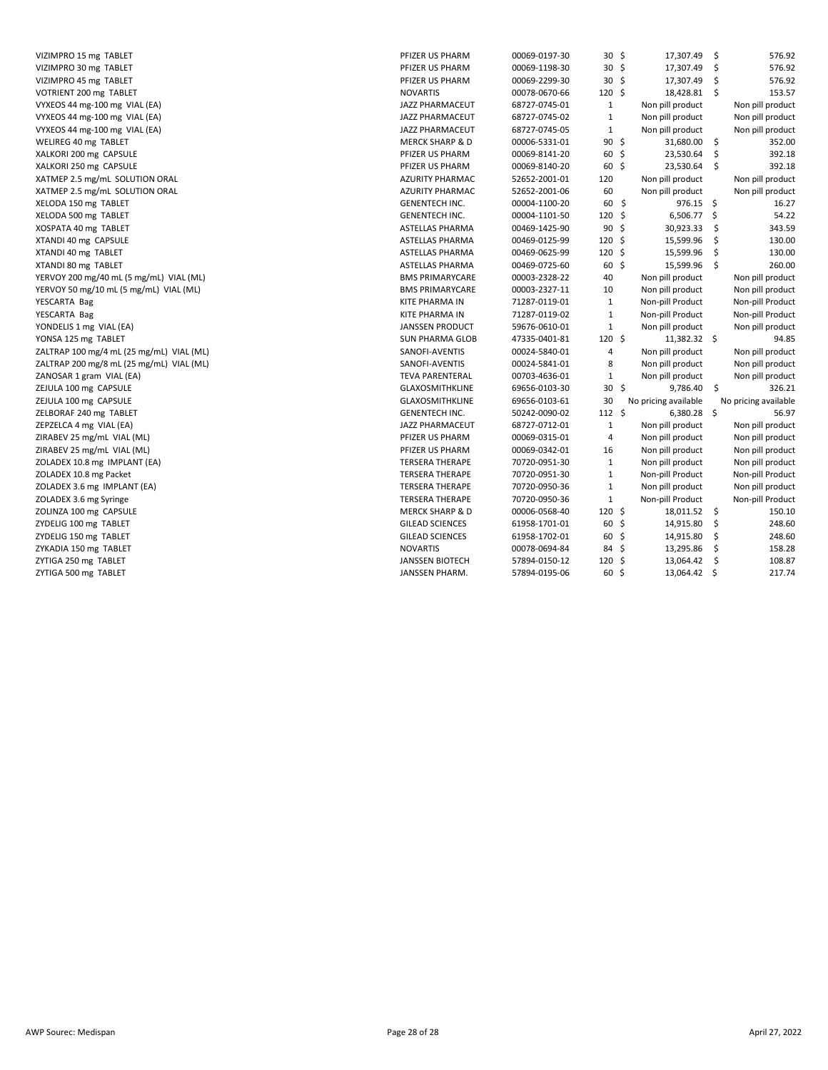| | | | | | |
|---|---|---|---|---|---|
| VIZIMPRO 15 mg TABLET | PFIZER US PHARM | 00069-0197-30 | 30 | $ 17,307.49 | $ 576.92 |
| VIZIMPRO 30 mg TABLET | PFIZER US PHARM | 00069-1198-30 | 30 | $ 17,307.49 | $ 576.92 |
| VIZIMPRO 45 mg TABLET | PFIZER US PHARM | 00069-2299-30 | 30 | $ 17,307.49 | $ 576.92 |
| VOTRIENT 200 mg TABLET | NOVARTIS | 00078-0670-66 | 120 | $ 18,428.81 | $ 153.57 |
| VYXEOS 44 mg-100 mg VIAL (EA) | JAZZ PHARMACEUT | 68727-0745-01 | 1 | Non pill product | Non pill product |
| VYXEOS 44 mg-100 mg VIAL (EA) | JAZZ PHARMACEUT | 68727-0745-02 | 1 | Non pill product | Non pill product |
| VYXEOS 44 mg-100 mg VIAL (EA) | JAZZ PHARMACEUT | 68727-0745-05 | 1 | Non pill product | Non pill product |
| WELIREG 40 mg TABLET | MERCK SHARP & D | 00006-5331-01 | 90 | $ 31,680.00 | $ 352.00 |
| XALKORI 200 mg CAPSULE | PFIZER US PHARM | 00069-8141-20 | 60 | $ 23,530.64 | $ 392.18 |
| XALKORI 250 mg CAPSULE | PFIZER US PHARM | 00069-8140-20 | 60 | $ 23,530.64 | $ 392.18 |
| XATMEP 2.5 mg/mL SOLUTION ORAL | AZURITY PHARMAC | 52652-2001-01 | 120 | Non pill product | Non pill product |
| XATMEP 2.5 mg/mL SOLUTION ORAL | AZURITY PHARMAC | 52652-2001-06 | 60 | Non pill product | Non pill product |
| XELODA 150 mg TABLET | GENENTECH INC. | 00004-1100-20 | 60 | $ 976.15 | $ 16.27 |
| XELODA 500 mg TABLET | GENENTECH INC. | 00004-1101-50 | 120 | $ 6,506.77 | $ 54.22 |
| XOSPATA 40 mg TABLET | ASTELLAS PHARMA | 00469-1425-90 | 90 | $ 30,923.33 | $ 343.59 |
| XTANDI 40 mg CAPSULE | ASTELLAS PHARMA | 00469-0125-99 | 120 | $ 15,599.96 | $ 130.00 |
| XTANDI 40 mg TABLET | ASTELLAS PHARMA | 00469-0625-99 | 120 | $ 15,599.96 | $ 130.00 |
| XTANDI 80 mg TABLET | ASTELLAS PHARMA | 00469-0725-60 | 60 | $ 15,599.96 | $ 260.00 |
| YERVOY 200 mg/40 mL (5 mg/mL) VIAL (ML) | BMS PRIMARYCARE | 00003-2328-22 | 40 | Non pill product | Non pill product |
| YERVOY 50 mg/10 mL (5 mg/mL) VIAL (ML) | BMS PRIMARYCARE | 00003-2327-11 | 10 | Non pill product | Non pill product |
| YESCARTA Bag | KITE PHARMA IN | 71287-0119-01 | 1 | Non-pill Product | Non-pill Product |
| YESCARTA Bag | KITE PHARMA IN | 71287-0119-02 | 1 | Non-pill Product | Non-pill Product |
| YONDELIS 1 mg VIAL (EA) | JANSSEN PRODUCT | 59676-0610-01 | 1 | Non pill product | Non pill product |
| YONSA 125 mg TABLET | SUN PHARMA GLOB | 47335-0401-81 | 120 | $ 11,382.32 | $ 94.85 |
| ZALTRAP 100 mg/4 mL (25 mg/mL) VIAL (ML) | SANOFI-AVENTIS | 00024-5840-01 | 4 | Non pill product | Non pill product |
| ZALTRAP 200 mg/8 mL (25 mg/mL) VIAL (ML) | SANOFI-AVENTIS | 00024-5841-01 | 8 | Non pill product | Non pill product |
| ZANOSAR 1 gram VIAL (EA) | TEVA PARENTERAL | 00703-4636-01 | 1 | Non pill product | Non pill product |
| ZEJULA 100 mg CAPSULE | GLAXOSMITHKLINE | 69656-0103-30 | 30 | $ 9,786.40 | $ 326.21 |
| ZEJULA 100 mg CAPSULE | GLAXOSMITHKLINE | 69656-0103-61 | 30 | No pricing available | No pricing available |
| ZELBORAF 240 mg TABLET | GENENTECH INC. | 50242-0090-02 | 112 | $ 6,380.28 | $ 56.97 |
| ZEPZELCA 4 mg VIAL (EA) | JAZZ PHARMACEUT | 68727-0712-01 | 1 | Non pill product | Non pill product |
| ZIRABEV 25 mg/mL VIAL (ML) | PFIZER US PHARM | 00069-0315-01 | 4 | Non pill product | Non pill product |
| ZIRABEV 25 mg/mL VIAL (ML) | PFIZER US PHARM | 00069-0342-01 | 16 | Non pill product | Non pill product |
| ZOLADEX 10.8 mg IMPLANT (EA) | TERSERA THERAPE | 70720-0951-30 | 1 | Non pill product | Non pill product |
| ZOLADEX 10.8 mg Packet | TERSERA THERAPE | 70720-0951-30 | 1 | Non-pill Product | Non-pill Product |
| ZOLADEX 3.6 mg IMPLANT (EA) | TERSERA THERAPE | 70720-0950-36 | 1 | Non pill product | Non pill product |
| ZOLADEX 3.6 mg Syringe | TERSERA THERAPE | 70720-0950-36 | 1 | Non-pill Product | Non-pill Product |
| ZOLINZA 100 mg CAPSULE | MERCK SHARP & D | 00006-0568-40 | 120 | $ 18,011.52 | $ 150.10 |
| ZYDELIG 100 mg TABLET | GILEAD SCIENCES | 61958-1701-01 | 60 | $ 14,915.80 | $ 248.60 |
| ZYDELIG 150 mg TABLET | GILEAD SCIENCES | 61958-1702-01 | 60 | $ 14,915.80 | $ 248.60 |
| ZYKADIA 150 mg TABLET | NOVARTIS | 00078-0694-84 | 84 | $ 13,295.86 | $ 158.28 |
| ZYTIGA 250 mg TABLET | JANSSEN BIOTECH | 57894-0150-12 | 120 | $ 13,064.42 | $ 108.87 |
| ZYTIGA 500 mg TABLET | JANSSEN PHARM. | 57894-0195-06 | 60 | $ 13,064.42 | $ 217.74 |

AWP Sourec: Medispan

April 27, 2022